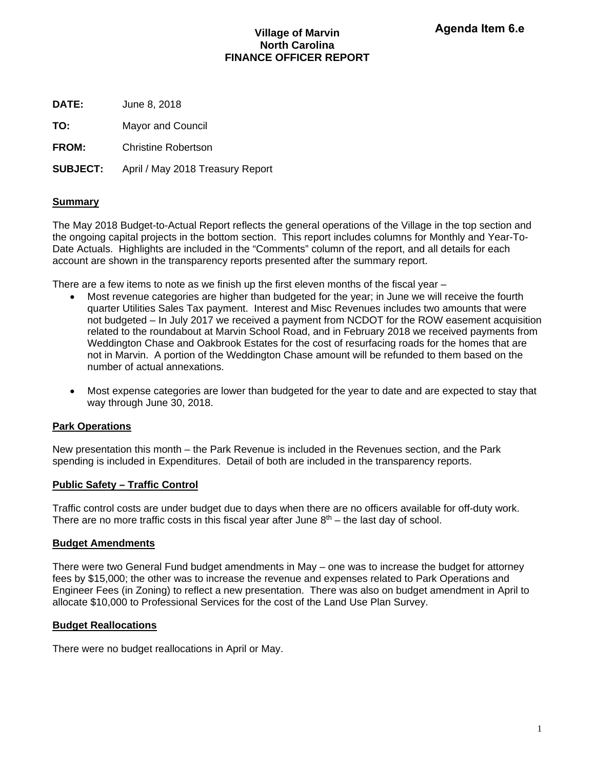**Agenda Item 6.e**

# Village of Marvin
## North Carolina
## FINANCE OFFICER REPORT

**DATE:** June 8, 2018

**TO:** Mayor and Council

**FROM:** Christine Robertson

**SUBJECT:** April / May 2018 Treasury Report

**Summary**

The May 2018 Budget-to-Actual Report reflects the general operations of the Village in the top section and the ongoing capital projects in the bottom section. This report includes columns for Monthly and Year-To-Date Actuals. Highlights are included in the "Comments" column of the report, and all details for each account are shown in the transparency reports presented after the summary report.

There are a few items to note as we finish up the first eleven months of the fiscal year –

- Most revenue categories are higher than budgeted for the year; in June we will receive the fourth quarter Utilities Sales Tax payment. Interest and Misc Revenues includes two amounts that were not budgeted – In July 2017 we received a payment from NCDOT for the ROW easement acquisition related to the roundabout at Marvin School Road, and in February 2018 we received payments from Weddington Chase and Oakbrook Estates for the cost of resurfacing roads for the homes that are not in Marvin. A portion of the Weddington Chase amount will be refunded to them based on the number of actual annexations.

- Most expense categories are lower than budgeted for the year to date and are expected to stay that way through June 30, 2018.

**Park Operations**

New presentation this month – the Park Revenue is included in the Revenues section, and the Park spending is included in Expenditures. Detail of both are included in the transparency reports.

**Public Safety – Traffic Control**

Traffic control costs are under budget due to days when there are no officers available for off-duty work. There are no more traffic costs in this fiscal year after June 8th – the last day of school.

**Budget Amendments**

There were two General Fund budget amendments in May – one was to increase the budget for attorney fees by $15,000; the other was to increase the revenue and expenses related to Park Operations and Engineer Fees (in Zoning) to reflect a new presentation. There was also on budget amendment in April to allocate $10,000 to Professional Services for the cost of the Land Use Plan Survey.

**Budget Reallocations**

There were no budget reallocations in April or May.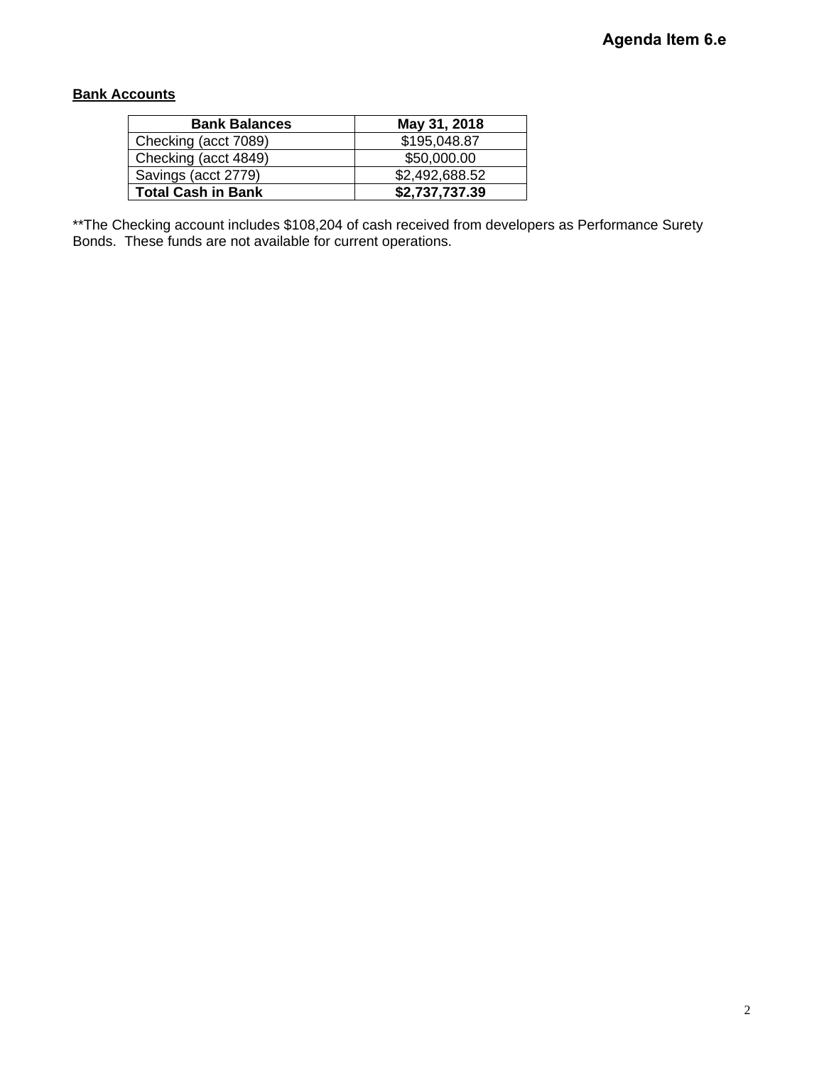Agenda Item 6.e

**Bank Accounts**

| Bank Balances | May 31, 2018 |
| --- | --- |
| Checking (acct 7089) | $195,048.87 |
| Checking (acct 4849) | $50,000.00 |
| Savings (acct 2779) | $2,492,688.52 |
| **Total Cash in Bank** | **$2,737,737.39** |

**The Checking account includes $108,204 of cash received from developers as Performance Surety Bonds. These funds are not available for current operations.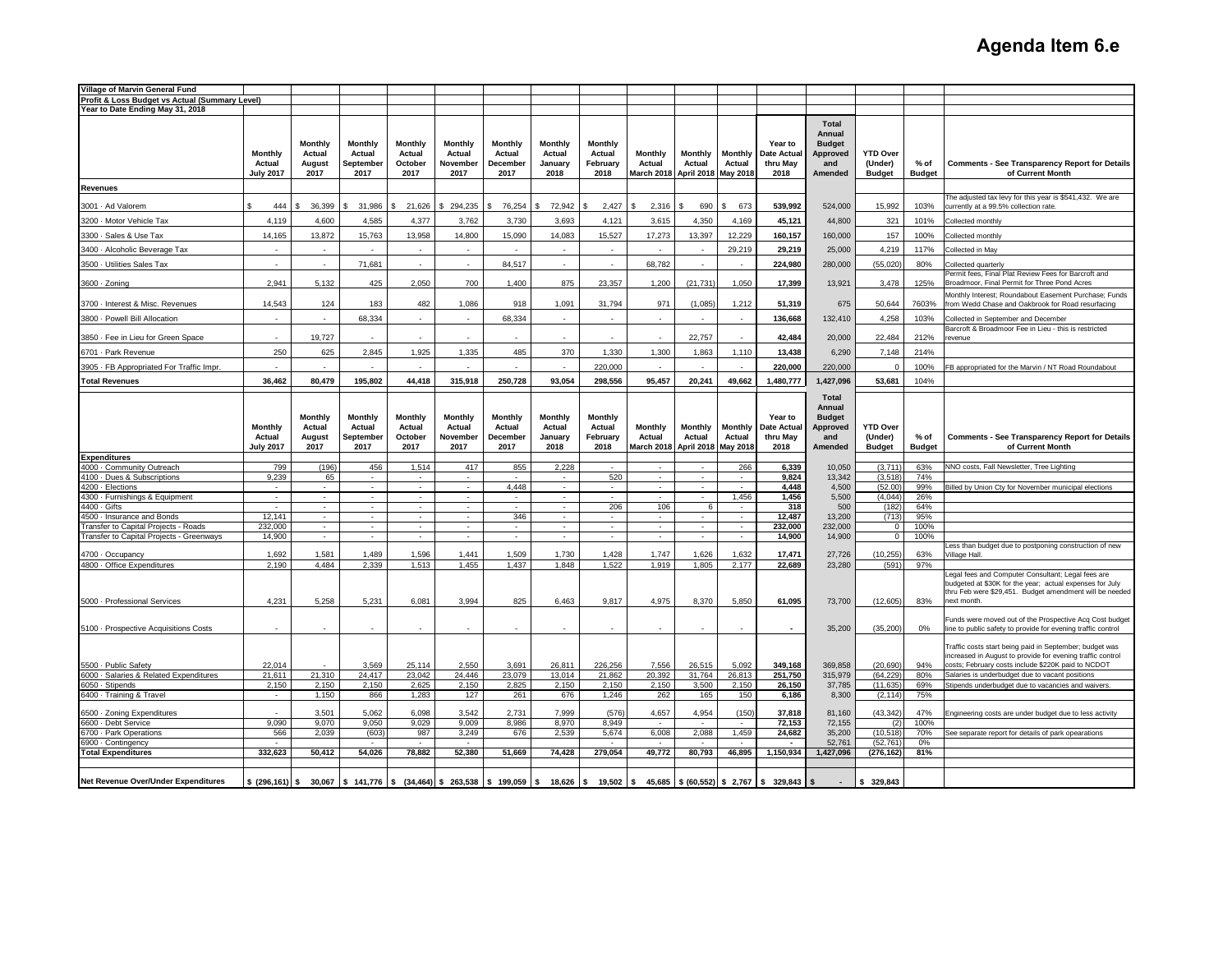# Agenda Item 6.e

**Village of Marvin General Fund**
**Profit & Loss Budget vs Actual (Summary Level)**
**Year to Date Ending May 31, 2018**

| | Monthly Actual July 2017 | Monthly Actual August 2017 | Monthly Actual September 2017 | Monthly Actual October 2017 | Monthly Actual November 2017 | Monthly Actual December 2017 | Monthly Actual January 2018 | Monthly Actual February 2018 | Monthly Actual March 2018 | Monthly Actual April 2018 | Monthly Actual May 2018 | Year to Date Actual thru May 2018 | Total Annual Budget Approved and Amended | YTD Over (Under) Budget | % of Budget | Comments - See Transparency Report for Details of Current Month |
|---|---|---|---|---|---|---|---|---|---|---|---|---|---|---|---|---|
| **Revenues** | | | | | | | | | | | | | | | | |
| 3001 · Ad Valorem | $ 444 | $ 36,399 | $ 31,986 | $ 21,626 | $ 294,235 | $ 76,254 | $ 72,942 | $ 2,427 | $ 2,316 | $ 690 | $ 673 | 539,992 | 524,000 | 15,992 | 103% | The adjusted tax levy for this year is $541,432. We are currently at a 99.5% collection rate. |
| 3200 · Motor Vehicle Tax | 4,119 | 4,600 | 4,585 | 4,377 | 3,762 | 3,730 | 3,693 | 4,121 | 3,615 | 4,350 | 4,169 | 45,121 | 44,800 | 321 | 101% | Collected monthly |
| 3300 · Sales & Use Tax | 14,165 | 13,872 | 15,763 | 13,958 | 14,800 | 15,090 | 14,083 | 15,527 | 17,273 | 13,397 | 12,229 | 160,157 | 160,000 | 157 | 100% | Collected monthly |
| 3400 · Alcoholic Beverage Tax | - | - | - | - | - | - | - | - | - | - | 29,219 | 29,219 | 25,000 | 4,219 | 117% | Collected in May |
| 3500 · Utilities Sales Tax | - | - | 71,681 | - | - | 84,517 | - | - | 68,782 | - | - | 224,980 | 280,000 | (55,020) | 80% | Collected quarterly |
| 3600 · Zoning | 2,941 | 5,132 | 425 | 2,050 | 700 | 1,400 | 875 | 23,357 | 1,200 | (21,731) | 1,050 | 17,399 | 13,921 | 3,478 | 125% | Permit fees, Final Plat Review Fees for Barcroft and Broadmoor, Final Permit for Three Pond Acres |
| 3700 · Interest & Misc. Revenues | 14,543 | 124 | 183 | 482 | 1,086 | 918 | 1,091 | 31,794 | 971 | (1,085) | 1,212 | 51,319 | 675 | 50,644 | 7603% | Monthly Interest; Roundabout Easement Purchase; Funds from Wedd Chase and Oakbrook for Road resurfacing |
| 3800 · Powell Bill Allocation | - | - | 68,334 | - | - | 68,334 | - | - | - | - | - | 136,668 | 132,410 | 4,258 | 103% | Collected in September and December |
| 3850 · Fee in Lieu for Green Space | - | 19,727 | - | - | - | - | - | - | - | 22,757 | - | 42,484 | 20,000 | 22,484 | 212% | Barcroft & Broadmoor Fee in Lieu - this is restricted revenue |
| 6701 · Park Revenue | 250 | 625 | 2,845 | 1,925 | 1,335 | 485 | 370 | 1,330 | 1,300 | 1,863 | 1,110 | 13,438 | 6,290 | 7,148 | 214% | |
| 3905 · FB Appropriated For Traffic Impr. | - | - | - | - | - | - | - | 220,000 | - | - | - | 220,000 | 220,000 | 0 | 100% | FB appropriated for the Marvin / NT Road Roundabout |
| **Total Revenues** | **36,462** | **80,479** | **195,802** | **44,418** | **315,918** | **250,728** | **93,054** | **298,556** | **95,457** | **20,241** | **49,662** | **1,480,777** | **1,427,096** | **53,681** | **104%** | |

| | Monthly Actual July 2017 | Monthly Actual August 2017 | Monthly Actual September 2017 | Monthly Actual October 2017 | Monthly Actual November 2017 | Monthly Actual December 2017 | Monthly Actual January 2018 | Monthly Actual February 2018 | Monthly Actual March 2018 | Monthly Actual April 2018 | Monthly Actual May 2018 | Year to Date Actual thru May 2018 | Total Annual Budget Approved and Amended | YTD Over (Under) Budget | % of Budget | Comments - See Transparency Report for Details of Current Month |
|---|---|---|---|---|---|---|---|---|---|---|---|---|---|---|---|---|
| **Expenditures** | | | | | | | | | | | | | | | | |
| 4000 · Community Outreach | 799 | (196) | 456 | 1,514 | 417 | 855 | 2,228 | - | - | - | 266 | 6,339 | 10,050 | (3,711) | 63% | NNO costs, Fall Newsletter, Tree Lighting |
| 4100 · Dues & Subscriptions | 9,239 | 65 | - | - | - | - | - | 520 | - | - | - | 9,824 | 13,342 | (3,518) | 74% | |
| 4200 · Elections | - | - | - | - | - | 4,448 | - | - | - | - | - | 4,448 | 4,500 | (52.00) | 99% | Billed by Union Cty for November municipal elections |
| 4300 · Furnishings & Equipment | - | - | - | - | - | - | - | - | - | - | 1,456 | 1,456 | 5,500 | (4,044) | 26% | |
| 4400 · Gifts | - | - | - | - | - | - | - | 206 | 106 | 6 | - | 318 | 500 | (182) | 64% | |
| 4500 · Insurance and Bonds | 12,141 | - | - | - | - | 346 | - | - | - | - | - | 12,487 | 13,200 | (713) | 95% | |
| Transfer to Capital Projects - Roads | 232,000 | - | - | - | - | - | - | - | - | - | - | 232,000 | 232,000 | 0 | 100% | |
| Transfer to Capital Projects - Greenways | 14,900 | - | - | - | - | - | - | - | - | - | - | 14,900 | 14,900 | 0 | 100% | |
| 4700 · Occupancy | 1,692 | 1,581 | 1,489 | 1,596 | 1,441 | 1,509 | 1,730 | 1,428 | 1,747 | 1,626 | 1,632 | 17,471 | 27,726 | (10,255) | 63% | Less than budget due to postponing construction of new Village Hall. |
| 4800 · Office Expenditures | 2,190 | 4,484 | 2,339 | 1,513 | 1,455 | 1,437 | 1,848 | 1,522 | 1,919 | 1,805 | 2,177 | 22,689 | 23,280 | (591) | 97% | |
| 5000 · Professional Services | 4,231 | 5,258 | 5,231 | 6,081 | 3,994 | 825 | 6,463 | 9,817 | 4,975 | 8,370 | 5,850 | 61,095 | 73,700 | (12,605) | 83% | Legal fees and Computer Consultant; Legal fees are budgeted at $30K for the year; actual expenses for July thru Feb were $29,451. Budget amendment will be needed next month. |
| 5100 · Prospective Acquisitions Costs | - | - | - | - | - | - | - | - | - | - | - | - | 35,200 | (35,200) | 0% | Funds were moved out of the Prospective Acq Cost budget line to public safety to provide for evening traffic control |
| 5500 · Public Safety | 22,014 | - | 3,569 | 25,114 | 2,550 | 3,691 | 26,811 | 226,256 | 7,556 | 26,515 | 5,092 | 349,168 | 369,858 | (20,690) | 94% | Traffic costs start being paid in September; budget was increased in August to provide for evening traffic control costs; February costs include $220K paid to NCDOT |
| 6000 · Salaries & Related Expenditures | 21,611 | 21,310 | 24,417 | 23,042 | 24,446 | 23,079 | 13,014 | 21,862 | 20,392 | 31,764 | 26,813 | 251,750 | 315,979 | (64,229) | 80% | Salaries is underbudget due to vacant positions |
| 6050 · Stipends | 2,150 | 2,150 | 2,150 | 2,625 | 2,150 | 2,825 | 2,150 | 2,150 | 2,150 | 3,500 | 2,150 | 26,150 | 37,785 | (11,635) | 69% | Stipends underbudget due to vacancies and waivers. |
| 6400 · Training & Travel | - | 1,150 | 866 | 1,283 | 127 | 261 | 676 | 1,246 | 262 | 165 | 150 | 6,186 | 8,300 | (2,114) | 75% | |
| 6500 · Zoning Expenditures | - | 3,501 | 5,062 | 6,098 | 3,542 | 2,731 | 7,999 | (576) | 4,657 | 4,954 | (150) | 37,818 | 81,160 | (43,342) | 47% | Engineering costs are under budget due to less activity |
| 6600 · Debt Service | 9,090 | 9,070 | 9,050 | 9,029 | 9,009 | 8,986 | 8,970 | 8,949 | - | - | - | 72,153 | 72,155 | (2) | 100% | |
| 6700 · Park Operations | 566 | 2,039 | (603) | 987 | 3,249 | 676 | 2,539 | 5,674 | 6,008 | 2,088 | 1,459 | 24,682 | 35,200 | (10,518) | 70% | See separate report for details of park opearations |
| 6900 · Contingency | - | | - | - | - | | | - | - | - | - | - | 52,761 | (52,761) | 0% | |
| **Total Expenditures** | **332,623** | **50,412** | **54,026** | **78,882** | **52,380** | **51,669** | **74,428** | **279,054** | **49,772** | **80,793** | **46,895** | **1,150,934** | **1,427,096** | **(276,162)** | **81%** | |
| | | | | | | | | | | | | | | | | |
| **Net Revenue Over/Under Expenditures** | **$ (296,161)** | **$ 30,067** | **$ 141,776** | **$ (34,464)** | **$ 263,538** | **$ 199,059** | **$ 18,626** | **$ 19,502** | **$ 45,685** | **$ (60,552)** | **$ 2,767** | **$ 329,843** | **$ -** | **$ 329,843** | | |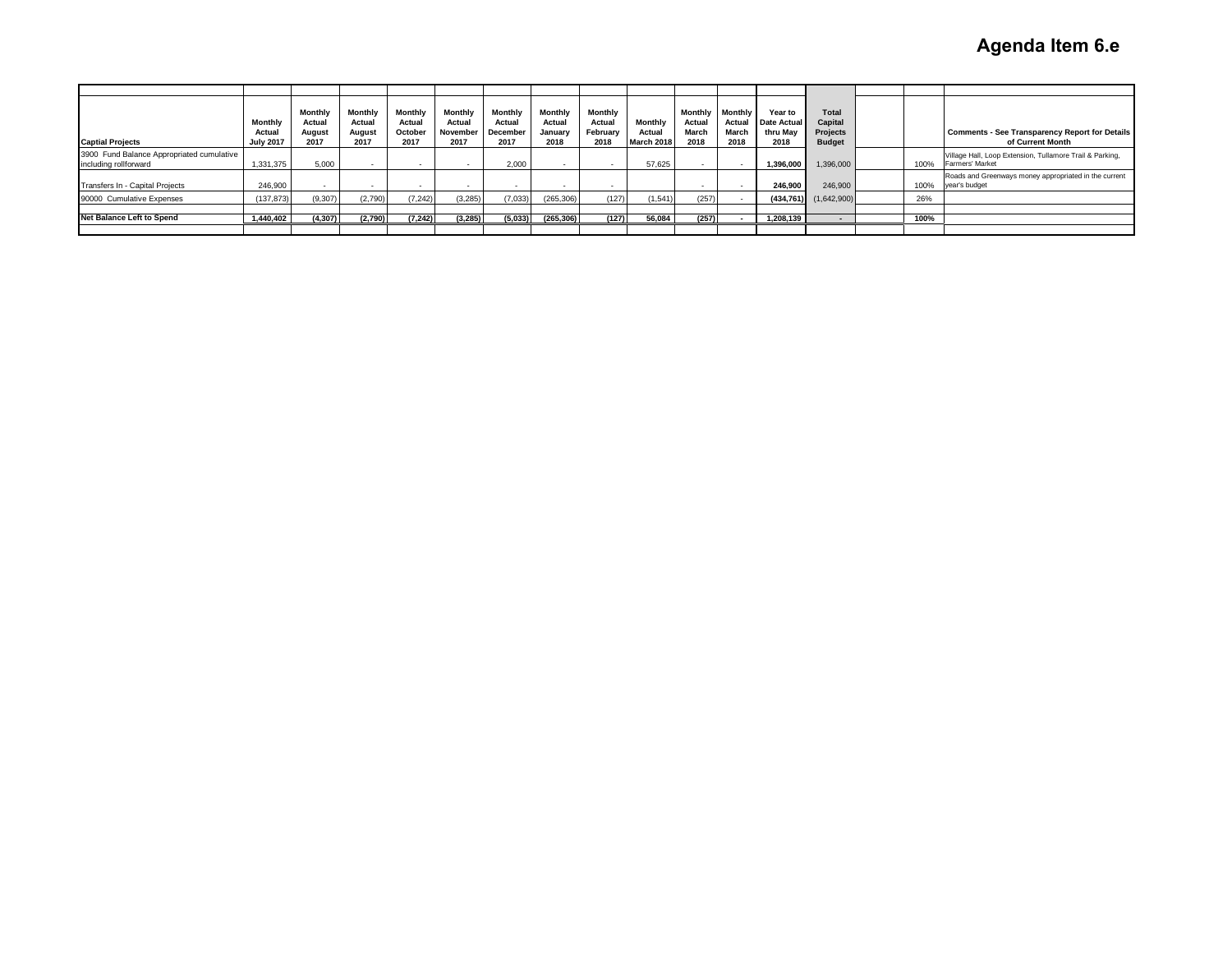# Agenda Item 6.e

| Captial Projects | Monthly Actual July 2017 | Monthly Actual August 2017 | Monthly Actual August 2017 | Monthly Actual October 2017 | Monthly Actual November 2017 | Monthly Actual December 2017 | Monthly Actual January 2018 | Monthly Actual February 2018 | Monthly Actual March 2018 | Monthly Actual March 2018 | Monthly Actual March 2018 | Year to Date Actual thru May 2018 | Total Capital Projects Budget | | | Comments - See Transparency Report for Details of Current Month |
|---|---|---|---|---|---|---|---|---|---|---|---|---|---|---|---|---|
| 3900 Fund Balance Appropriated cumulative including rollforward | 1,331,375 | 5,000 | - | - | - | 2,000 | - | - | 57,625 | - | - | **1,396,000** | 1,396,000 | | 100% | Village Hall, Loop Extension, Tullamore Trail & Parking, Farmers' Market |
| Transfers In - Capital Projects | 246,900 | - | - | - | - | - | - | - | | - | - | **246,900** | 246,900 | | 100% | Roads and Greenways money appropriated in the current year's budget |
| 90000 Cumulative Expenses | (137,873) | (9,307) | (2,790) | (7,242) | (3,285) | (7,033) | (265,306) | (127) | (1,541) | (257) | - | **(434,761)** | (1,642,900) | | 26% | |
| **Net Balance Left to Spend** | **1,440,402** | **(4,307)** | **(2,790)** | **(7,242)** | **(3,285)** | **(5,033)** | **(265,306)** | **(127)** | **56,084** | **(257)** | **-** | **1,208,139** | **-** | | **100%** | |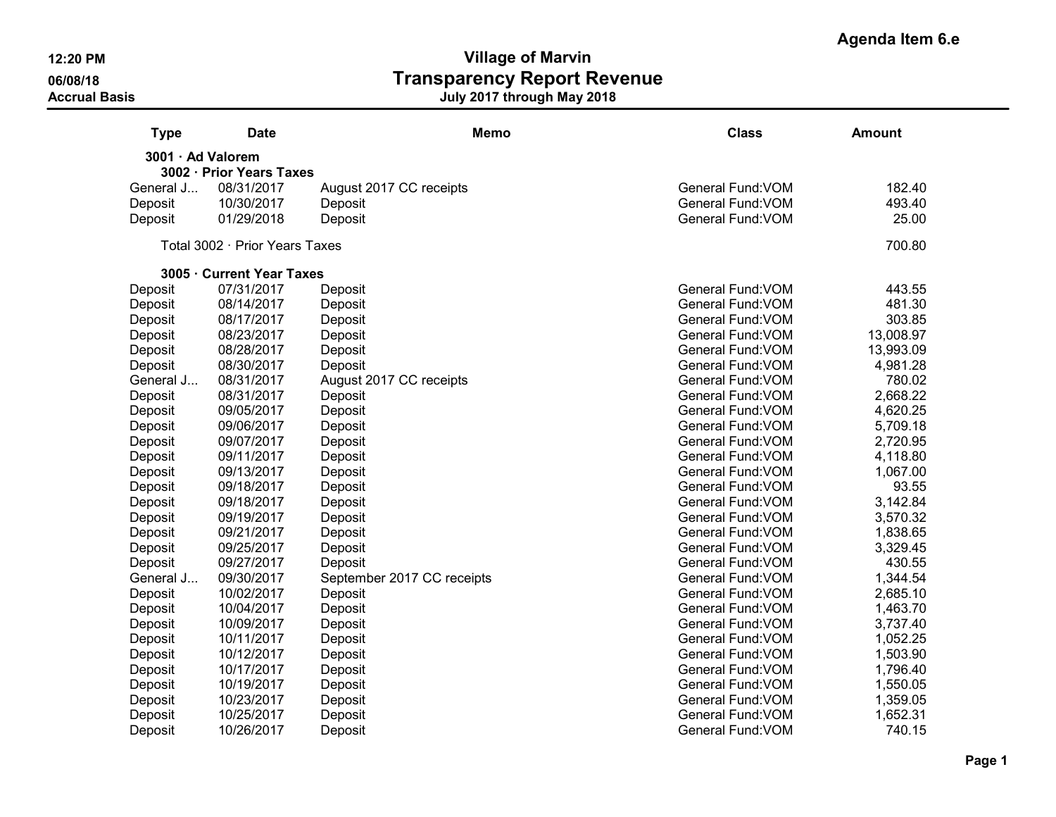Agenda Item 6.e

# Village of Marvin
## Transparency Report Revenue
### July 2017 through May 2018

12:20 PM
06/08/18
Accrual Basis

| Type | Date | Memo | Class | Amount |
|---|---|---|---|---|
| **3001 · Ad Valorem** | | | | |
| **3002 · Prior Years Taxes** | | | | |
| General J... | 08/31/2017 | August 2017 CC receipts | General Fund:VOM | 182.40 |
| Deposit | 10/30/2017 | Deposit | General Fund:VOM | 493.40 |
| Deposit | 01/29/2018 | Deposit | General Fund:VOM | 25.00 |
| Total 3002 · Prior Years Taxes | | | | 700.80 |
| **3005 · Current Year Taxes** | | | | |
| Deposit | 07/31/2017 | Deposit | General Fund:VOM | 443.55 |
| Deposit | 08/14/2017 | Deposit | General Fund:VOM | 481.30 |
| Deposit | 08/17/2017 | Deposit | General Fund:VOM | 303.85 |
| Deposit | 08/23/2017 | Deposit | General Fund:VOM | 13,008.97 |
| Deposit | 08/28/2017 | Deposit | General Fund:VOM | 13,993.09 |
| Deposit | 08/30/2017 | Deposit | General Fund:VOM | 4,981.28 |
| General J... | 08/31/2017 | August 2017 CC receipts | General Fund:VOM | 780.02 |
| Deposit | 08/31/2017 | Deposit | General Fund:VOM | 2,668.22 |
| Deposit | 09/05/2017 | Deposit | General Fund:VOM | 4,620.25 |
| Deposit | 09/06/2017 | Deposit | General Fund:VOM | 5,709.18 |
| Deposit | 09/07/2017 | Deposit | General Fund:VOM | 2,720.95 |
| Deposit | 09/11/2017 | Deposit | General Fund:VOM | 4,118.80 |
| Deposit | 09/13/2017 | Deposit | General Fund:VOM | 1,067.00 |
| Deposit | 09/18/2017 | Deposit | General Fund:VOM | 93.55 |
| Deposit | 09/18/2017 | Deposit | General Fund:VOM | 3,142.84 |
| Deposit | 09/19/2017 | Deposit | General Fund:VOM | 3,570.32 |
| Deposit | 09/21/2017 | Deposit | General Fund:VOM | 1,838.65 |
| Deposit | 09/25/2017 | Deposit | General Fund:VOM | 3,329.45 |
| Deposit | 09/27/2017 | Deposit | General Fund:VOM | 430.55 |
| General J... | 09/30/2017 | September 2017 CC receipts | General Fund:VOM | 1,344.54 |
| Deposit | 10/02/2017 | Deposit | General Fund:VOM | 2,685.10 |
| Deposit | 10/04/2017 | Deposit | General Fund:VOM | 1,463.70 |
| Deposit | 10/09/2017 | Deposit | General Fund:VOM | 3,737.40 |
| Deposit | 10/11/2017 | Deposit | General Fund:VOM | 1,052.25 |
| Deposit | 10/12/2017 | Deposit | General Fund:VOM | 1,503.90 |
| Deposit | 10/17/2017 | Deposit | General Fund:VOM | 1,796.40 |
| Deposit | 10/19/2017 | Deposit | General Fund:VOM | 1,550.05 |
| Deposit | 10/23/2017 | Deposit | General Fund:VOM | 1,359.05 |
| Deposit | 10/25/2017 | Deposit | General Fund:VOM | 1,652.31 |
| Deposit | 10/26/2017 | Deposit | General Fund:VOM | 740.15 |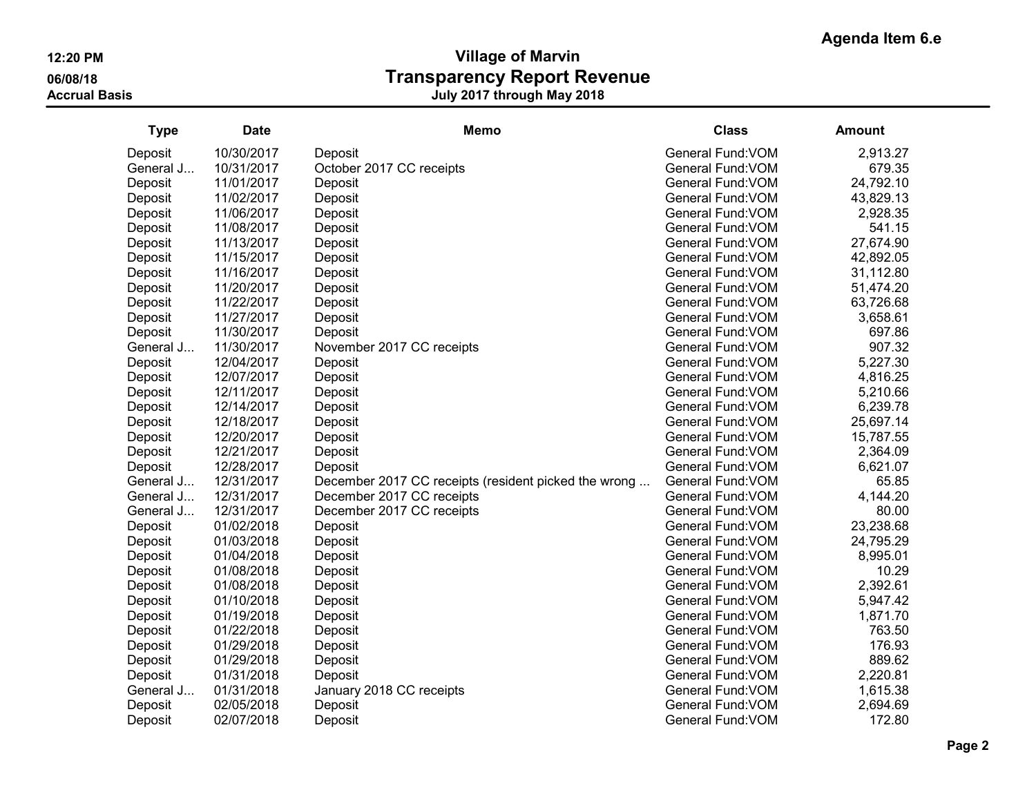Agenda Item 6.e

**Village of Marvin**
# Transparency Report Revenue
**July 2017 through May 2018**

12:20 PM
06/08/18
Accrual Basis

| Type | Date | Memo | Class | Amount |
|---|---|---|---|---|
| Deposit | 10/30/2017 | Deposit | General Fund:VOM | 2,913.27 |
| General J... | 10/31/2017 | October 2017 CC receipts | General Fund:VOM | 679.35 |
| Deposit | 11/01/2017 | Deposit | General Fund:VOM | 24,792.10 |
| Deposit | 11/02/2017 | Deposit | General Fund:VOM | 43,829.13 |
| Deposit | 11/06/2017 | Deposit | General Fund:VOM | 2,928.35 |
| Deposit | 11/08/2017 | Deposit | General Fund:VOM | 541.15 |
| Deposit | 11/13/2017 | Deposit | General Fund:VOM | 27,674.90 |
| Deposit | 11/15/2017 | Deposit | General Fund:VOM | 42,892.05 |
| Deposit | 11/16/2017 | Deposit | General Fund:VOM | 31,112.80 |
| Deposit | 11/20/2017 | Deposit | General Fund:VOM | 51,474.20 |
| Deposit | 11/22/2017 | Deposit | General Fund:VOM | 63,726.68 |
| Deposit | 11/27/2017 | Deposit | General Fund:VOM | 3,658.61 |
| Deposit | 11/30/2017 | Deposit | General Fund:VOM | 697.86 |
| General J... | 11/30/2017 | November 2017 CC receipts | General Fund:VOM | 907.32 |
| Deposit | 12/04/2017 | Deposit | General Fund:VOM | 5,227.30 |
| Deposit | 12/07/2017 | Deposit | General Fund:VOM | 4,816.25 |
| Deposit | 12/11/2017 | Deposit | General Fund:VOM | 5,210.66 |
| Deposit | 12/14/2017 | Deposit | General Fund:VOM | 6,239.78 |
| Deposit | 12/18/2017 | Deposit | General Fund:VOM | 25,697.14 |
| Deposit | 12/20/2017 | Deposit | General Fund:VOM | 15,787.55 |
| Deposit | 12/21/2017 | Deposit | General Fund:VOM | 2,364.09 |
| Deposit | 12/28/2017 | Deposit | General Fund:VOM | 6,621.07 |
| General J... | 12/31/2017 | December 2017 CC receipts (resident picked the wrong ... | General Fund:VOM | 65.85 |
| General J... | 12/31/2017 | December 2017 CC receipts | General Fund:VOM | 4,144.20 |
| General J... | 12/31/2017 | December 2017 CC receipts | General Fund:VOM | 80.00 |
| Deposit | 01/02/2018 | Deposit | General Fund:VOM | 23,238.68 |
| Deposit | 01/03/2018 | Deposit | General Fund:VOM | 24,795.29 |
| Deposit | 01/04/2018 | Deposit | General Fund:VOM | 8,995.01 |
| Deposit | 01/08/2018 | Deposit | General Fund:VOM | 10.29 |
| Deposit | 01/08/2018 | Deposit | General Fund:VOM | 2,392.61 |
| Deposit | 01/10/2018 | Deposit | General Fund:VOM | 5,947.42 |
| Deposit | 01/19/2018 | Deposit | General Fund:VOM | 1,871.70 |
| Deposit | 01/22/2018 | Deposit | General Fund:VOM | 763.50 |
| Deposit | 01/29/2018 | Deposit | General Fund:VOM | 176.93 |
| Deposit | 01/29/2018 | Deposit | General Fund:VOM | 889.62 |
| Deposit | 01/31/2018 | Deposit | General Fund:VOM | 2,220.81 |
| General J... | 01/31/2018 | January 2018 CC receipts | General Fund:VOM | 1,615.38 |
| Deposit | 02/05/2018 | Deposit | General Fund:VOM | 2,694.69 |
| Deposit | 02/07/2018 | Deposit | General Fund:VOM | 172.80 |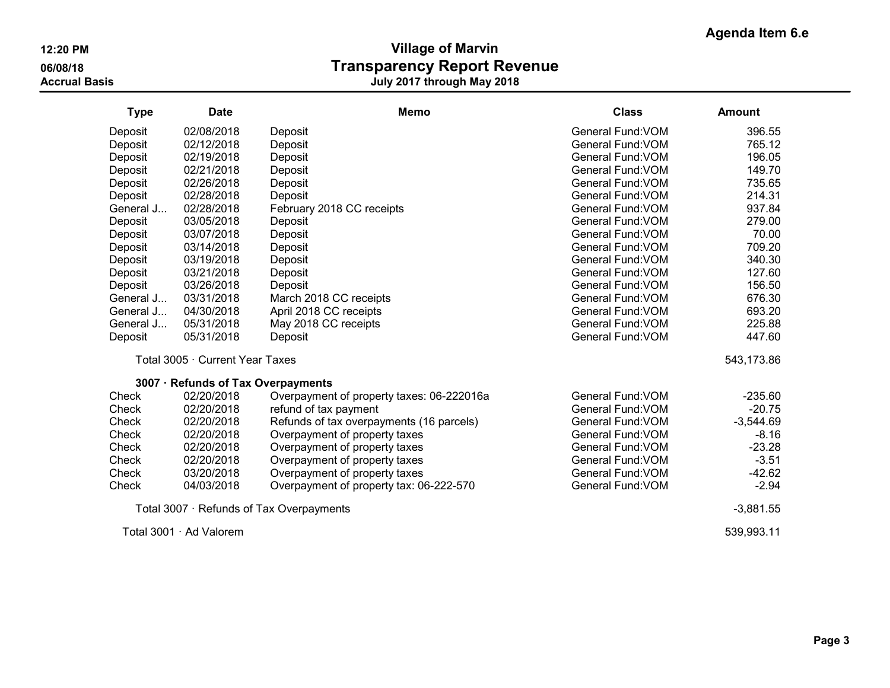Agenda Item 6.e

# Village of Marvin
## Transparency Report Revenue
### July 2017 through May 2018

12:20 PM
06/08/18
Accrual Basis

| Type | Date | Memo | Class | Amount |
|---|---|---|---|---|
| Deposit | 02/08/2018 | Deposit | General Fund:VOM | 396.55 |
| Deposit | 02/12/2018 | Deposit | General Fund:VOM | 765.12 |
| Deposit | 02/19/2018 | Deposit | General Fund:VOM | 196.05 |
| Deposit | 02/21/2018 | Deposit | General Fund:VOM | 149.70 |
| Deposit | 02/26/2018 | Deposit | General Fund:VOM | 735.65 |
| Deposit | 02/28/2018 | Deposit | General Fund:VOM | 214.31 |
| General J... | 02/28/2018 | February 2018 CC receipts | General Fund:VOM | 937.84 |
| Deposit | 03/05/2018 | Deposit | General Fund:VOM | 279.00 |
| Deposit | 03/07/2018 | Deposit | General Fund:VOM | 70.00 |
| Deposit | 03/14/2018 | Deposit | General Fund:VOM | 709.20 |
| Deposit | 03/19/2018 | Deposit | General Fund:VOM | 340.30 |
| Deposit | 03/21/2018 | Deposit | General Fund:VOM | 127.60 |
| Deposit | 03/26/2018 | Deposit | General Fund:VOM | 156.50 |
| General J... | 03/31/2018 | March 2018 CC receipts | General Fund:VOM | 676.30 |
| General J... | 04/30/2018 | April 2018 CC receipts | General Fund:VOM | 693.20 |
| General J... | 05/31/2018 | May 2018 CC receipts | General Fund:VOM | 225.88 |
| Deposit | 05/31/2018 | Deposit | General Fund:VOM | 447.60 |
| Total 3005 · Current Year Taxes | | | | 543,173.86 |
| **3007 · Refunds of Tax Overpayments** | | | | |
| Check | 02/20/2018 | Overpayment of property taxes: 06-222016a | General Fund:VOM | -235.60 |
| Check | 02/20/2018 | refund of tax payment | General Fund:VOM | -20.75 |
| Check | 02/20/2018 | Refunds of tax overpayments (16 parcels) | General Fund:VOM | -3,544.69 |
| Check | 02/20/2018 | Overpayment of property taxes | General Fund:VOM | -8.16 |
| Check | 02/20/2018 | Overpayment of property taxes | General Fund:VOM | -23.28 |
| Check | 02/20/2018 | Overpayment of property taxes | General Fund:VOM | -3.51 |
| Check | 03/20/2018 | Overpayment of property taxes | General Fund:VOM | -42.62 |
| Check | 04/03/2018 | Overpayment of property tax: 06-222-570 | General Fund:VOM | -2.94 |
| Total 3007 · Refunds of Tax Overpayments | | | | -3,881.55 |
| Total 3001 · Ad Valorem | | | | 539,993.11 |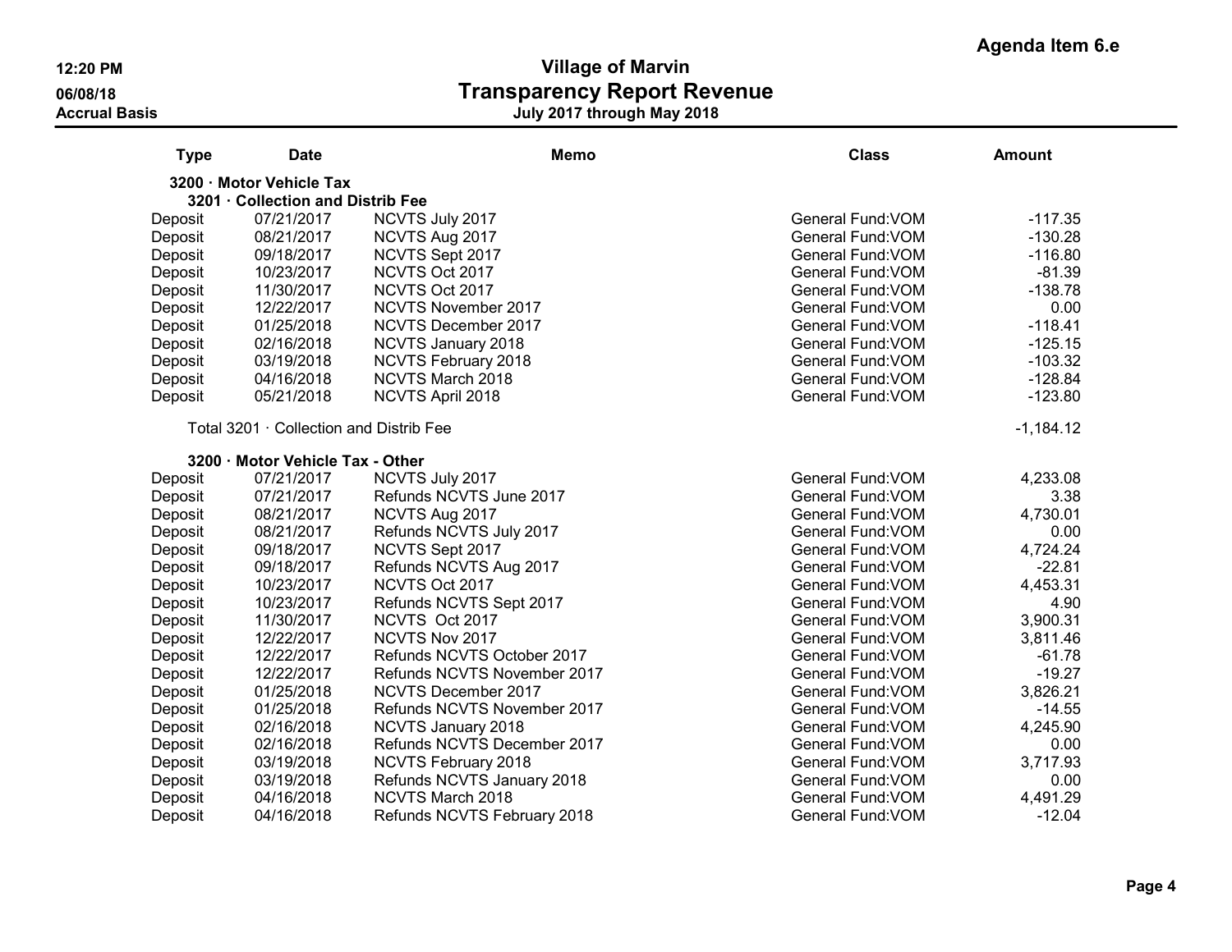Agenda Item 6.e

12:20 PM
06/08/18
Accrual Basis

# Village of Marvin
## Transparency Report Revenue
### July 2017 through May 2018

| Type | Date | Memo | Class | Amount |
|---|---|---|---|---|
| **3200 · Motor Vehicle Tax** | | | | |
| **3201 · Collection and Distrib Fee** | | | | |
| Deposit | 07/21/2017 | NCVTS July 2017 | General Fund:VOM | -117.35 |
| Deposit | 08/21/2017 | NCVTS Aug 2017 | General Fund:VOM | -130.28 |
| Deposit | 09/18/2017 | NCVTS Sept 2017 | General Fund:VOM | -116.80 |
| Deposit | 10/23/2017 | NCVTS Oct 2017 | General Fund:VOM | -81.39 |
| Deposit | 11/30/2017 | NCVTS Oct 2017 | General Fund:VOM | -138.78 |
| Deposit | 12/22/2017 | NCVTS November 2017 | General Fund:VOM | 0.00 |
| Deposit | 01/25/2018 | NCVTS December 2017 | General Fund:VOM | -118.41 |
| Deposit | 02/16/2018 | NCVTS January 2018 | General Fund:VOM | -125.15 |
| Deposit | 03/19/2018 | NCVTS February 2018 | General Fund:VOM | -103.32 |
| Deposit | 04/16/2018 | NCVTS March 2018 | General Fund:VOM | -128.84 |
| Deposit | 05/21/2018 | NCVTS April 2018 | General Fund:VOM | -123.80 |
| Total 3201 · Collection and Distrib Fee | | | | -1,184.12 |
| **3200 · Motor Vehicle Tax - Other** | | | | |
| Deposit | 07/21/2017 | NCVTS July 2017 | General Fund:VOM | 4,233.08 |
| Deposit | 07/21/2017 | Refunds NCVTS June 2017 | General Fund:VOM | 3.38 |
| Deposit | 08/21/2017 | NCVTS Aug 2017 | General Fund:VOM | 4,730.01 |
| Deposit | 08/21/2017 | Refunds NCVTS July 2017 | General Fund:VOM | 0.00 |
| Deposit | 09/18/2017 | NCVTS Sept 2017 | General Fund:VOM | 4,724.24 |
| Deposit | 09/18/2017 | Refunds NCVTS Aug 2017 | General Fund:VOM | -22.81 |
| Deposit | 10/23/2017 | NCVTS Oct 2017 | General Fund:VOM | 4,453.31 |
| Deposit | 10/23/2017 | Refunds NCVTS Sept 2017 | General Fund:VOM | 4.90 |
| Deposit | 11/30/2017 | NCVTS Oct 2017 | General Fund:VOM | 3,900.31 |
| Deposit | 12/22/2017 | NCVTS Nov 2017 | General Fund:VOM | 3,811.46 |
| Deposit | 12/22/2017 | Refunds NCVTS October 2017 | General Fund:VOM | -61.78 |
| Deposit | 12/22/2017 | Refunds NCVTS November 2017 | General Fund:VOM | -19.27 |
| Deposit | 01/25/2018 | NCVTS December 2017 | General Fund:VOM | 3,826.21 |
| Deposit | 01/25/2018 | Refunds NCVTS November 2017 | General Fund:VOM | -14.55 |
| Deposit | 02/16/2018 | NCVTS January 2018 | General Fund:VOM | 4,245.90 |
| Deposit | 02/16/2018 | Refunds NCVTS December 2017 | General Fund:VOM | 0.00 |
| Deposit | 03/19/2018 | NCVTS February 2018 | General Fund:VOM | 3,717.93 |
| Deposit | 03/19/2018 | Refunds NCVTS January 2018 | General Fund:VOM | 0.00 |
| Deposit | 04/16/2018 | NCVTS March 2018 | General Fund:VOM | 4,491.29 |
| Deposit | 04/16/2018 | Refunds NCVTS February 2018 | General Fund:VOM | -12.04 |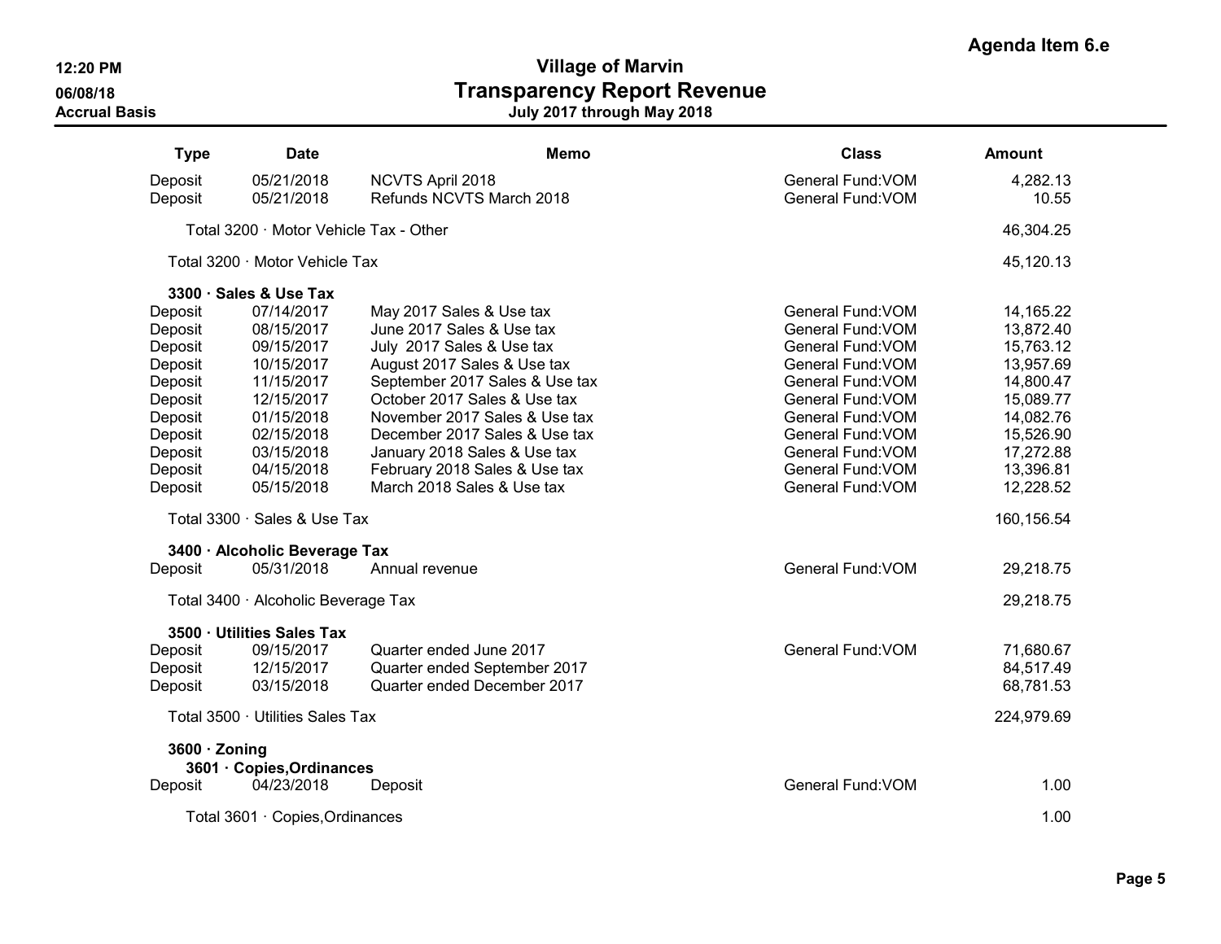Agenda Item 6.e

# Village of Marvin
## Transparency Report Revenue
### July 2017 through May 2018

12:20 PM
06/08/18
Accrual Basis

| Type | Date | Memo | Class | Amount |
|---|---|---|---|---|
| Deposit | 05/21/2018 | NCVTS April 2018 | General Fund:VOM | 4,282.13 |
| Deposit | 05/21/2018 | Refunds NCVTS March 2018 | General Fund:VOM | 10.55 |
| Total 3200 · Motor Vehicle Tax - Other | | | | 46,304.25 |
| Total 3200 · Motor Vehicle Tax | | | | 45,120.13 |
| **3300 · Sales & Use Tax** | | | | |
| Deposit | 07/14/2017 | May 2017 Sales & Use tax | General Fund:VOM | 14,165.22 |
| Deposit | 08/15/2017 | June 2017 Sales & Use tax | General Fund:VOM | 13,872.40 |
| Deposit | 09/15/2017 | July 2017 Sales & Use tax | General Fund:VOM | 15,763.12 |
| Deposit | 10/15/2017 | August 2017 Sales & Use tax | General Fund:VOM | 13,957.69 |
| Deposit | 11/15/2017 | September 2017 Sales & Use tax | General Fund:VOM | 14,800.47 |
| Deposit | 12/15/2017 | October 2017 Sales & Use tax | General Fund:VOM | 15,089.77 |
| Deposit | 01/15/2018 | November 2017 Sales & Use tax | General Fund:VOM | 14,082.76 |
| Deposit | 02/15/2018 | December 2017 Sales & Use tax | General Fund:VOM | 15,526.90 |
| Deposit | 03/15/2018 | January 2018 Sales & Use tax | General Fund:VOM | 17,272.88 |
| Deposit | 04/15/2018 | February 2018 Sales & Use tax | General Fund:VOM | 13,396.81 |
| Deposit | 05/15/2018 | March 2018 Sales & Use tax | General Fund:VOM | 12,228.52 |
| Total 3300 · Sales & Use Tax | | | | 160,156.54 |
| **3400 · Alcoholic Beverage Tax** | | | | |
| Deposit | 05/31/2018 | Annual revenue | General Fund:VOM | 29,218.75 |
| Total 3400 · Alcoholic Beverage Tax | | | | 29,218.75 |
| **3500 · Utilities Sales Tax** | | | | |
| Deposit | 09/15/2017 | Quarter ended June 2017 | General Fund:VOM | 71,680.67 |
| Deposit | 12/15/2017 | Quarter ended September 2017 | | 84,517.49 |
| Deposit | 03/15/2018 | Quarter ended December 2017 | | 68,781.53 |
| Total 3500 · Utilities Sales Tax | | | | 224,979.69 |
| **3600 · Zoning** | | | | |
| **3601 · Copies,Ordinances** | | | | |
| Deposit | 04/23/2018 | Deposit | General Fund:VOM | 1.00 |
| Total 3601 · Copies,Ordinances | | | | 1.00 |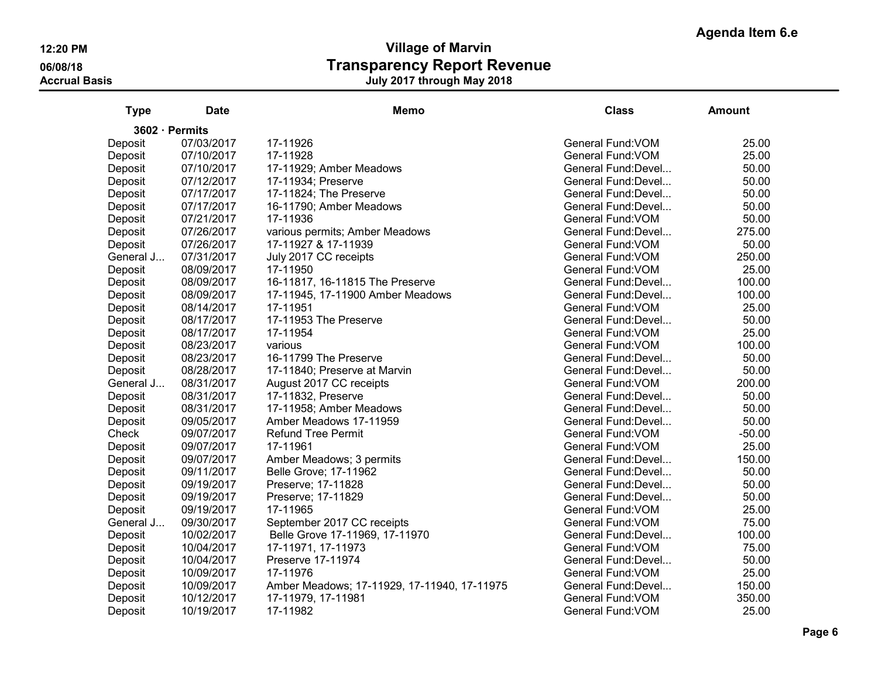Agenda Item 6.e

**12:20 PM**
**06/08/18**
**Accrual Basis**

# Village of Marvin
## Transparency Report Revenue
### July 2017 through May 2018

| Type | Date | Memo | Class | Amount |
|---|---|---|---|---|
| **3602 · Permits** | | | | |
| Deposit | 07/03/2017 | 17-11926 | General Fund:VOM | 25.00 |
| Deposit | 07/10/2017 | 17-11928 | General Fund:VOM | 25.00 |
| Deposit | 07/10/2017 | 17-11929; Amber Meadows | General Fund:Devel... | 50.00 |
| Deposit | 07/12/2017 | 17-11934; Preserve | General Fund:Devel... | 50.00 |
| Deposit | 07/17/2017 | 17-11824; The Preserve | General Fund:Devel... | 50.00 |
| Deposit | 07/17/2017 | 16-11790; Amber Meadows | General Fund:Devel... | 50.00 |
| Deposit | 07/21/2017 | 17-11936 | General Fund:VOM | 50.00 |
| Deposit | 07/26/2017 | various permits; Amber Meadows | General Fund:Devel... | 275.00 |
| Deposit | 07/26/2017 | 17-11927 & 17-11939 | General Fund:VOM | 50.00 |
| General J... | 07/31/2017 | July 2017 CC receipts | General Fund:VOM | 250.00 |
| Deposit | 08/09/2017 | 17-11950 | General Fund:VOM | 25.00 |
| Deposit | 08/09/2017 | 16-11817, 16-11815 The Preserve | General Fund:Devel... | 100.00 |
| Deposit | 08/09/2017 | 17-11945, 17-11900 Amber Meadows | General Fund:Devel... | 100.00 |
| Deposit | 08/14/2017 | 17-11951 | General Fund:VOM | 25.00 |
| Deposit | 08/17/2017 | 17-11953 The Preserve | General Fund:Devel... | 50.00 |
| Deposit | 08/17/2017 | 17-11954 | General Fund:VOM | 25.00 |
| Deposit | 08/23/2017 | various | General Fund:VOM | 100.00 |
| Deposit | 08/23/2017 | 16-11799 The Preserve | General Fund:Devel... | 50.00 |
| Deposit | 08/28/2017 | 17-11840; Preserve at Marvin | General Fund:Devel... | 50.00 |
| General J... | 08/31/2017 | August 2017 CC receipts | General Fund:VOM | 200.00 |
| Deposit | 08/31/2017 | 17-11832, Preserve | General Fund:Devel... | 50.00 |
| Deposit | 08/31/2017 | 17-11958; Amber Meadows | General Fund:Devel... | 50.00 |
| Deposit | 09/05/2017 | Amber Meadows 17-11959 | General Fund:Devel... | 50.00 |
| Check | 09/07/2017 | Refund Tree Permit | General Fund:VOM | -50.00 |
| Deposit | 09/07/2017 | 17-11961 | General Fund:VOM | 25.00 |
| Deposit | 09/07/2017 | Amber Meadows; 3 permits | General Fund:Devel... | 150.00 |
| Deposit | 09/11/2017 | Belle Grove; 17-11962 | General Fund:Devel... | 50.00 |
| Deposit | 09/19/2017 | Preserve; 17-11828 | General Fund:Devel... | 50.00 |
| Deposit | 09/19/2017 | Preserve; 17-11829 | General Fund:Devel... | 50.00 |
| Deposit | 09/19/2017 | 17-11965 | General Fund:VOM | 25.00 |
| General J... | 09/30/2017 | September 2017 CC receipts | General Fund:VOM | 75.00 |
| Deposit | 10/02/2017 | Belle Grove 17-11969, 17-11970 | General Fund:Devel... | 100.00 |
| Deposit | 10/04/2017 | 17-11971, 17-11973 | General Fund:VOM | 75.00 |
| Deposit | 10/04/2017 | Preserve 17-11974 | General Fund:Devel... | 50.00 |
| Deposit | 10/09/2017 | 17-11976 | General Fund:VOM | 25.00 |
| Deposit | 10/09/2017 | Amber Meadows; 17-11929, 17-11940, 17-11975 | General Fund:Devel... | 150.00 |
| Deposit | 10/12/2017 | 17-11979, 17-11981 | General Fund:VOM | 350.00 |
| Deposit | 10/19/2017 | 17-11982 | General Fund:VOM | 25.00 |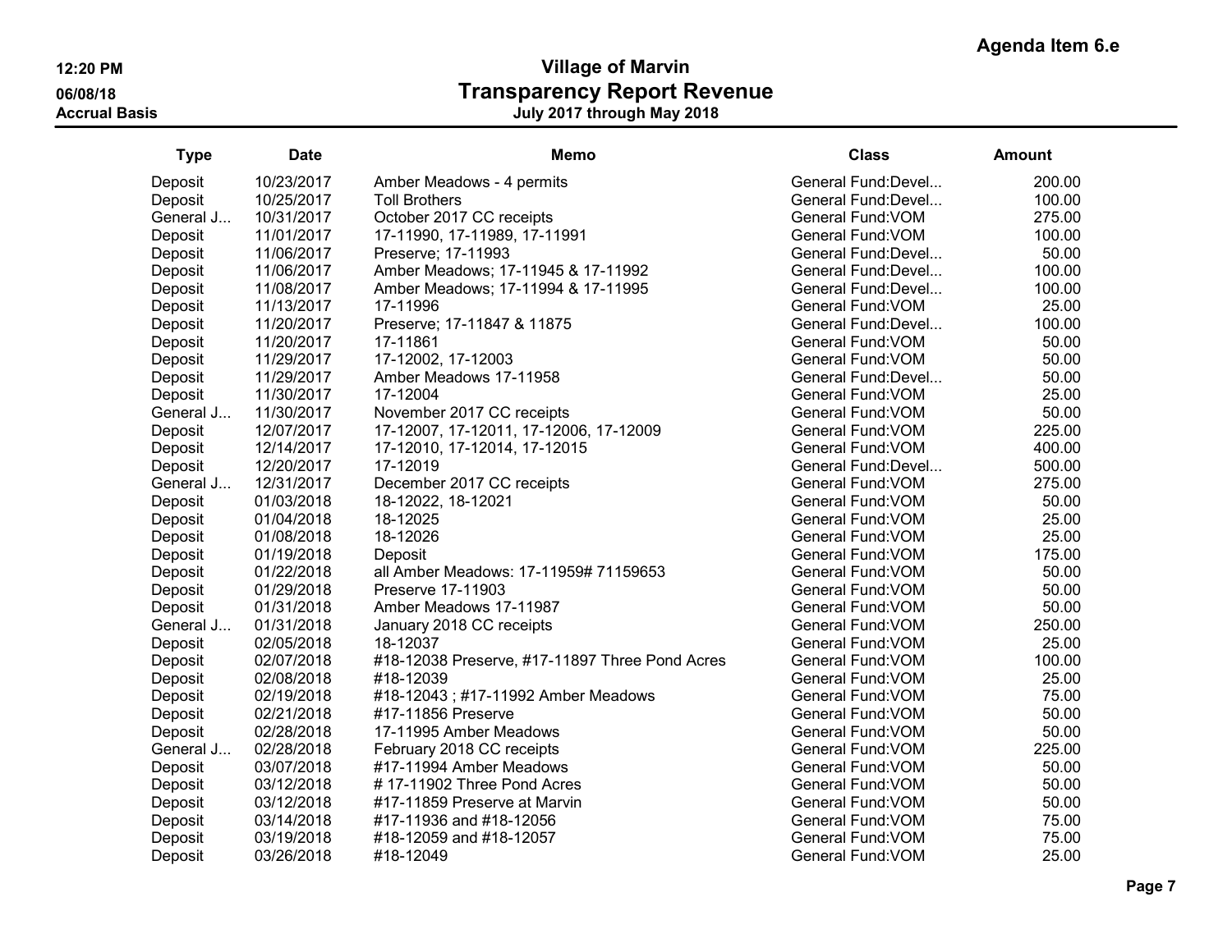Agenda Item 6.e

12:20 PM
06/08/18
Accrual Basis

# Village of Marvin
## Transparency Report Revenue
### July 2017 through May 2018

| Type | Date | Memo | Class | Amount |
|---|---|---|---|---|
| Deposit | 10/23/2017 | Amber Meadows - 4 permits | General Fund:Devel... | 200.00 |
| Deposit | 10/25/2017 | Toll Brothers | General Fund:Devel... | 100.00 |
| General J... | 10/31/2017 | October 2017 CC receipts | General Fund:VOM | 275.00 |
| Deposit | 11/01/2017 | 17-11990, 17-11989, 17-11991 | General Fund:VOM | 100.00 |
| Deposit | 11/06/2017 | Preserve; 17-11993 | General Fund:Devel... | 50.00 |
| Deposit | 11/06/2017 | Amber Meadows; 17-11945 & 17-11992 | General Fund:Devel... | 100.00 |
| Deposit | 11/08/2017 | Amber Meadows; 17-11994 & 17-11995 | General Fund:Devel... | 100.00 |
| Deposit | 11/13/2017 | 17-11996 | General Fund:VOM | 25.00 |
| Deposit | 11/20/2017 | Preserve; 17-11847 & 11875 | General Fund:Devel... | 100.00 |
| Deposit | 11/20/2017 | 17-11861 | General Fund:VOM | 50.00 |
| Deposit | 11/29/2017 | 17-12002, 17-12003 | General Fund:VOM | 50.00 |
| Deposit | 11/29/2017 | Amber Meadows 17-11958 | General Fund:Devel... | 50.00 |
| Deposit | 11/30/2017 | 17-12004 | General Fund:VOM | 25.00 |
| General J... | 11/30/2017 | November 2017 CC receipts | General Fund:VOM | 50.00 |
| Deposit | 12/07/2017 | 17-12007, 17-12011, 17-12006, 17-12009 | General Fund:VOM | 225.00 |
| Deposit | 12/14/2017 | 17-12010, 17-12014, 17-12015 | General Fund:VOM | 400.00 |
| Deposit | 12/20/2017 | 17-12019 | General Fund:Devel... | 500.00 |
| General J... | 12/31/2017 | December 2017 CC receipts | General Fund:VOM | 275.00 |
| Deposit | 01/03/2018 | 18-12022, 18-12021 | General Fund:VOM | 50.00 |
| Deposit | 01/04/2018 | 18-12025 | General Fund:VOM | 25.00 |
| Deposit | 01/08/2018 | 18-12026 | General Fund:VOM | 25.00 |
| Deposit | 01/19/2018 | Deposit | General Fund:VOM | 175.00 |
| Deposit | 01/22/2018 | all Amber Meadows: 17-11959# 71159653 | General Fund:VOM | 50.00 |
| Deposit | 01/29/2018 | Preserve 17-11903 | General Fund:VOM | 50.00 |
| Deposit | 01/31/2018 | Amber Meadows 17-11987 | General Fund:VOM | 50.00 |
| General J... | 01/31/2018 | January 2018 CC receipts | General Fund:VOM | 250.00 |
| Deposit | 02/05/2018 | 18-12037 | General Fund:VOM | 25.00 |
| Deposit | 02/07/2018 | #18-12038 Preserve, #17-11897 Three Pond Acres | General Fund:VOM | 100.00 |
| Deposit | 02/08/2018 | #18-12039 | General Fund:VOM | 25.00 |
| Deposit | 02/19/2018 | #18-12043 ; #17-11992 Amber Meadows | General Fund:VOM | 75.00 |
| Deposit | 02/21/2018 | #17-11856 Preserve | General Fund:VOM | 50.00 |
| Deposit | 02/28/2018 | 17-11995 Amber Meadows | General Fund:VOM | 50.00 |
| General J... | 02/28/2018 | February 2018 CC receipts | General Fund:VOM | 225.00 |
| Deposit | 03/07/2018 | #17-11994 Amber Meadows | General Fund:VOM | 50.00 |
| Deposit | 03/12/2018 | # 17-11902 Three Pond Acres | General Fund:VOM | 50.00 |
| Deposit | 03/12/2018 | #17-11859 Preserve at Marvin | General Fund:VOM | 50.00 |
| Deposit | 03/14/2018 | #17-11936 and #18-12056 | General Fund:VOM | 75.00 |
| Deposit | 03/19/2018 | #18-12059 and #18-12057 | General Fund:VOM | 75.00 |
| Deposit | 03/26/2018 | #18-12049 | General Fund:VOM | 25.00 |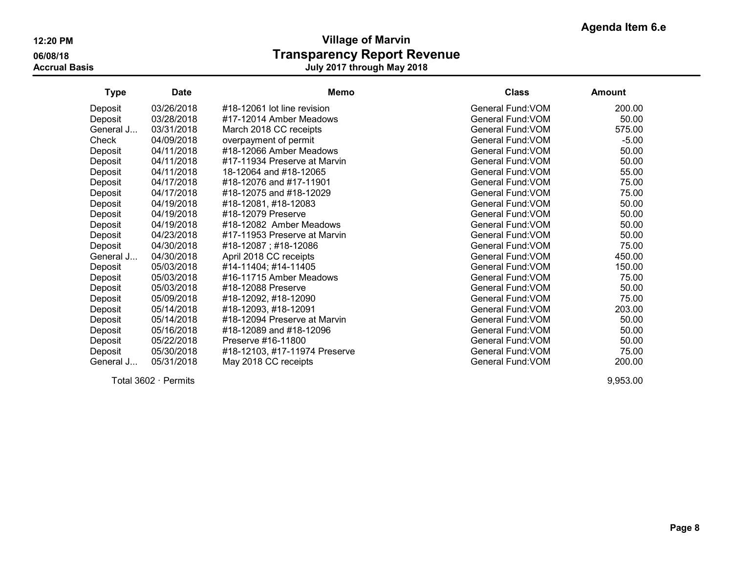Agenda Item 6.e

12:20 PM
06/08/18
Accrual Basis

# Village of Marvin
## Transparency Report Revenue
### July 2017 through May 2018

| Type | Date | Memo | Class | Amount |
|---|---|---|---|---|
| Deposit | 03/26/2018 | #18-12061 lot line revision | General Fund:VOM | 200.00 |
| Deposit | 03/28/2018 | #17-12014 Amber Meadows | General Fund:VOM | 50.00 |
| General J... | 03/31/2018 | March 2018 CC receipts | General Fund:VOM | 575.00 |
| Check | 04/09/2018 | overpayment of permit | General Fund:VOM | -5.00 |
| Deposit | 04/11/2018 | #18-12066 Amber Meadows | General Fund:VOM | 50.00 |
| Deposit | 04/11/2018 | #17-11934 Preserve at Marvin | General Fund:VOM | 50.00 |
| Deposit | 04/11/2018 | 18-12064 and #18-12065 | General Fund:VOM | 55.00 |
| Deposit | 04/17/2018 | #18-12076 and #17-11901 | General Fund:VOM | 75.00 |
| Deposit | 04/17/2018 | #18-12075 and #18-12029 | General Fund:VOM | 75.00 |
| Deposit | 04/19/2018 | #18-12081, #18-12083 | General Fund:VOM | 50.00 |
| Deposit | 04/19/2018 | #18-12079 Preserve | General Fund:VOM | 50.00 |
| Deposit | 04/19/2018 | #18-12082 Amber Meadows | General Fund:VOM | 50.00 |
| Deposit | 04/23/2018 | #17-11953 Preserve at Marvin | General Fund:VOM | 50.00 |
| Deposit | 04/30/2018 | #18-12087 ; #18-12086 | General Fund:VOM | 75.00 |
| General J... | 04/30/2018 | April 2018 CC receipts | General Fund:VOM | 450.00 |
| Deposit | 05/03/2018 | #14-11404; #14-11405 | General Fund:VOM | 150.00 |
| Deposit | 05/03/2018 | #16-11715 Amber Meadows | General Fund:VOM | 75.00 |
| Deposit | 05/03/2018 | #18-12088 Preserve | General Fund:VOM | 50.00 |
| Deposit | 05/09/2018 | #18-12092, #18-12090 | General Fund:VOM | 75.00 |
| Deposit | 05/14/2018 | #18-12093, #18-12091 | General Fund:VOM | 203.00 |
| Deposit | 05/14/2018 | #18-12094 Preserve at Marvin | General Fund:VOM | 50.00 |
| Deposit | 05/16/2018 | #18-12089 and #18-12096 | General Fund:VOM | 50.00 |
| Deposit | 05/22/2018 | Preserve #16-11800 | General Fund:VOM | 50.00 |
| Deposit | 05/30/2018 | #18-12103, #17-11974 Preserve | General Fund:VOM | 75.00 |
| General J... | 05/31/2018 | May 2018 CC receipts | General Fund:VOM | 200.00 |
| Total 3602 · Permits | | | | 9,953.00 |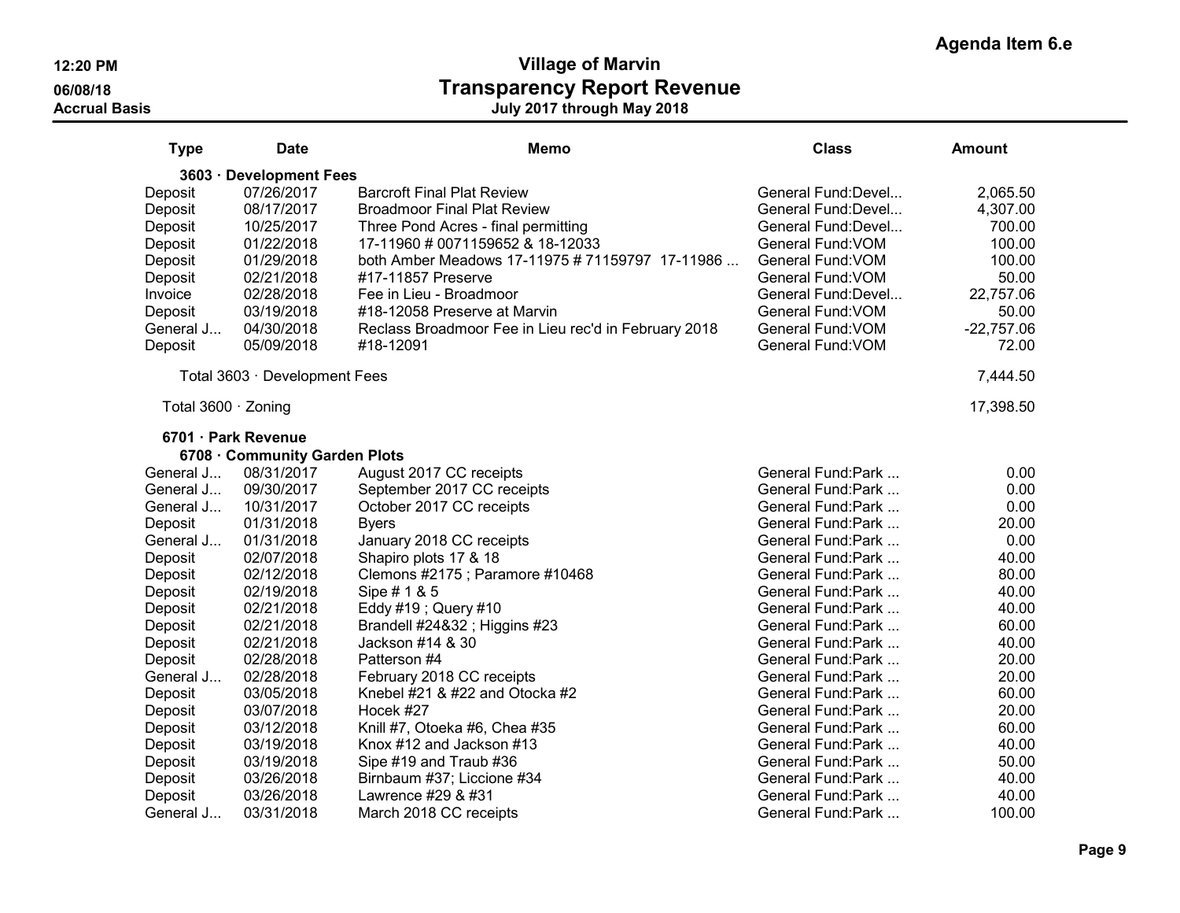Agenda Item 6.e

**Village of Marvin**
**Transparency Report Revenue**
**July 2017 through May 2018**

12:20 PM
06/08/18
Accrual Basis

| Type | Date | Memo | Class | Amount |
|---|---|---|---|---|
| **3603 · Development Fees** | | | | |
| Deposit | 07/26/2017 | Barcroft Final Plat Review | General Fund:Devel... | 2,065.50 |
| Deposit | 08/17/2017 | Broadmoor Final Plat Review | General Fund:Devel... | 4,307.00 |
| Deposit | 10/25/2017 | Three Pond Acres - final permitting | General Fund:Devel... | 700.00 |
| Deposit | 01/22/2018 | 17-11960 # 0071159652 & 18-12033 | General Fund:VOM | 100.00 |
| Deposit | 01/29/2018 | both Amber Meadows 17-11975 # 71159797 17-11986 ... | General Fund:VOM | 100.00 |
| Deposit | 02/21/2018 | #17-11857 Preserve | General Fund:VOM | 50.00 |
| Invoice | 02/28/2018 | Fee in Lieu - Broadmoor | General Fund:Devel... | 22,757.06 |
| Deposit | 03/19/2018 | #18-12058 Preserve at Marvin | General Fund:VOM | 50.00 |
| General J... | 04/30/2018 | Reclass Broadmoor Fee in Lieu rec'd in February 2018 | General Fund:VOM | -22,757.06 |
| Deposit | 05/09/2018 | #18-12091 | General Fund:VOM | 72.00 |
| Total 3603 · Development Fees | | | | 7,444.50 |
| Total 3600 · Zoning | | | | 17,398.50 |
| **6701 · Park Revenue** | | | | |
| **6708 · Community Garden Plots** | | | | |
| General J... | 08/31/2017 | August 2017 CC receipts | General Fund:Park ... | 0.00 |
| General J... | 09/30/2017 | September 2017 CC receipts | General Fund:Park ... | 0.00 |
| General J... | 10/31/2017 | October 2017 CC receipts | General Fund:Park ... | 0.00 |
| Deposit | 01/31/2018 | Byers | General Fund:Park ... | 20.00 |
| General J... | 01/31/2018 | January 2018 CC receipts | General Fund:Park ... | 0.00 |
| Deposit | 02/07/2018 | Shapiro plots 17 & 18 | General Fund:Park ... | 40.00 |
| Deposit | 02/12/2018 | Clemons #2175 ; Paramore #10468 | General Fund:Park ... | 80.00 |
| Deposit | 02/19/2018 | Sipe # 1 & 5 | General Fund:Park ... | 40.00 |
| Deposit | 02/21/2018 | Eddy #19 ; Query #10 | General Fund:Park ... | 40.00 |
| Deposit | 02/21/2018 | Brandell #24&32 ; Higgins #23 | General Fund:Park ... | 60.00 |
| Deposit | 02/21/2018 | Jackson #14 & 30 | General Fund:Park ... | 40.00 |
| Deposit | 02/28/2018 | Patterson #4 | General Fund:Park ... | 20.00 |
| General J... | 02/28/2018 | February 2018 CC receipts | General Fund:Park ... | 20.00 |
| Deposit | 03/05/2018 | Knebel #21 & #22 and Otocka #2 | General Fund:Park ... | 60.00 |
| Deposit | 03/07/2018 | Hocek #27 | General Fund:Park ... | 20.00 |
| Deposit | 03/12/2018 | Knill #7, Otoeka #6, Chea #35 | General Fund:Park ... | 60.00 |
| Deposit | 03/19/2018 | Knox #12 and Jackson #13 | General Fund:Park ... | 40.00 |
| Deposit | 03/19/2018 | Sipe #19 and Traub #36 | General Fund:Park ... | 50.00 |
| Deposit | 03/26/2018 | Birnbaum #37; Liccione #34 | General Fund:Park ... | 40.00 |
| Deposit | 03/26/2018 | Lawrence #29 & #31 | General Fund:Park ... | 40.00 |
| General J... | 03/31/2018 | March 2018 CC receipts | General Fund:Park ... | 100.00 |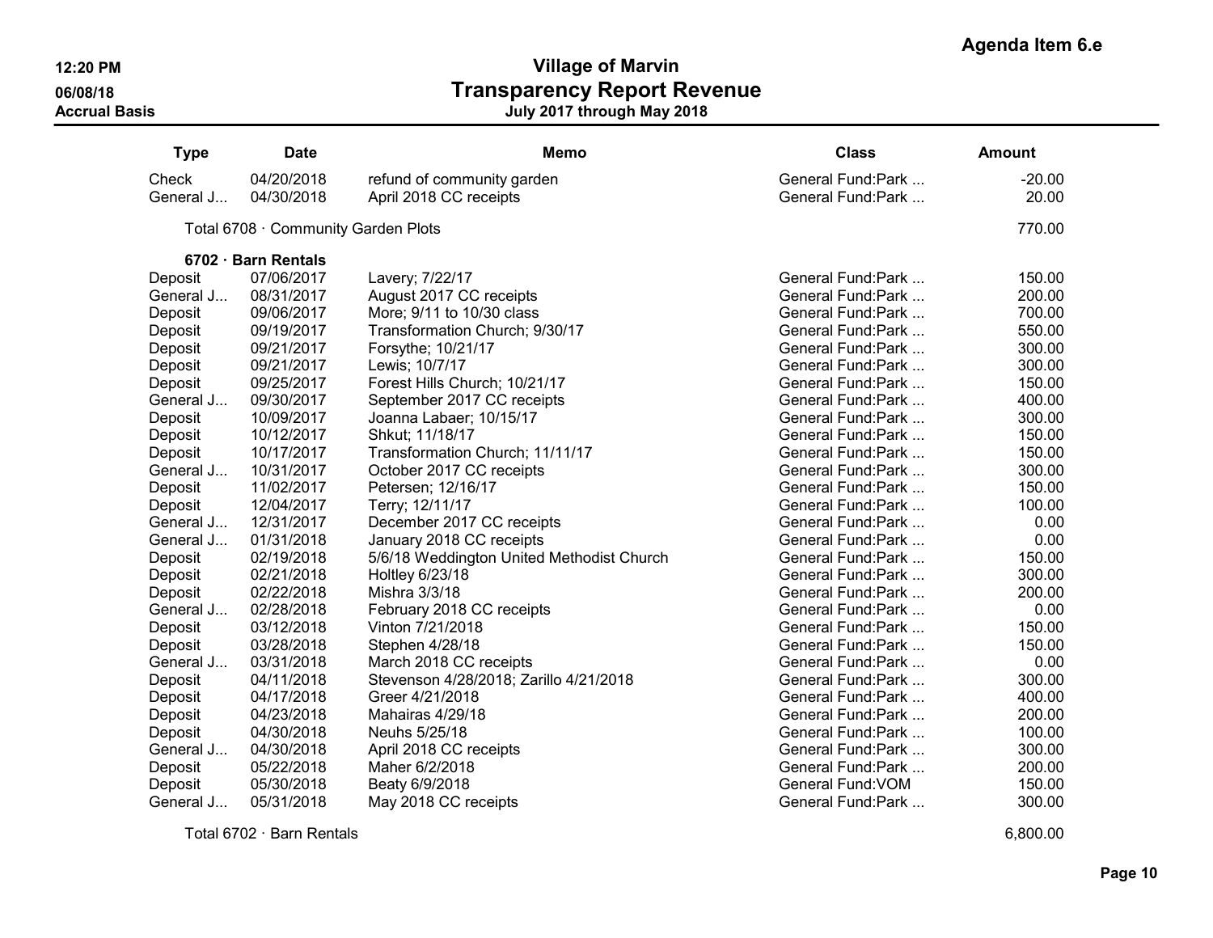Agenda Item 6.e

# Village of Marvin
## Transparency Report Revenue
### July 2017 through May 2018

12:20 PM
06/08/18
Accrual Basis

| Type | Date | Memo | Class | Amount |
|---|---|---|---|---|
| Check | 04/20/2018 | refund of community garden | General Fund:Park ... | -20.00 |
| General J... | 04/30/2018 | April 2018 CC receipts | General Fund:Park ... | 20.00 |
| Total 6708 · Community Garden Plots | | | | 770.00 |
| **6702 · Barn Rentals** | | | | |
| Deposit | 07/06/2017 | Lavery; 7/22/17 | General Fund:Park ... | 150.00 |
| General J... | 08/31/2017 | August 2017 CC receipts | General Fund:Park ... | 200.00 |
| Deposit | 09/06/2017 | More; 9/11 to 10/30 class | General Fund:Park ... | 700.00 |
| Deposit | 09/19/2017 | Transformation Church; 9/30/17 | General Fund:Park ... | 550.00 |
| Deposit | 09/21/2017 | Forsythe; 10/21/17 | General Fund:Park ... | 300.00 |
| Deposit | 09/21/2017 | Lewis; 10/7/17 | General Fund:Park ... | 300.00 |
| Deposit | 09/25/2017 | Forest Hills Church; 10/21/17 | General Fund:Park ... | 150.00 |
| General J... | 09/30/2017 | September 2017 CC receipts | General Fund:Park ... | 400.00 |
| Deposit | 10/09/2017 | Joanna Labaer; 10/15/17 | General Fund:Park ... | 300.00 |
| Deposit | 10/12/2017 | Shkut; 11/18/17 | General Fund:Park ... | 150.00 |
| Deposit | 10/17/2017 | Transformation Church; 11/11/17 | General Fund:Park ... | 150.00 |
| General J... | 10/31/2017 | October 2017 CC receipts | General Fund:Park ... | 300.00 |
| Deposit | 11/02/2017 | Petersen; 12/16/17 | General Fund:Park ... | 150.00 |
| Deposit | 12/04/2017 | Terry; 12/11/17 | General Fund:Park ... | 100.00 |
| General J... | 12/31/2017 | December 2017 CC receipts | General Fund:Park ... | 0.00 |
| General J... | 01/31/2018 | January 2018 CC receipts | General Fund:Park ... | 0.00 |
| Deposit | 02/19/2018 | 5/6/18 Weddington United Methodist Church | General Fund:Park ... | 150.00 |
| Deposit | 02/21/2018 | Holtley 6/23/18 | General Fund:Park ... | 300.00 |
| Deposit | 02/22/2018 | Mishra 3/3/18 | General Fund:Park ... | 200.00 |
| General J... | 02/28/2018 | February 2018 CC receipts | General Fund:Park ... | 0.00 |
| Deposit | 03/12/2018 | Vinton 7/21/2018 | General Fund:Park ... | 150.00 |
| Deposit | 03/28/2018 | Stephen 4/28/18 | General Fund:Park ... | 150.00 |
| General J... | 03/31/2018 | March 2018 CC receipts | General Fund:Park ... | 0.00 |
| Deposit | 04/11/2018 | Stevenson 4/28/2018; Zarillo 4/21/2018 | General Fund:Park ... | 300.00 |
| Deposit | 04/17/2018 | Greer 4/21/2018 | General Fund:Park ... | 400.00 |
| Deposit | 04/23/2018 | Mahairas 4/29/18 | General Fund:Park ... | 200.00 |
| Deposit | 04/30/2018 | Neuhs 5/25/18 | General Fund:Park ... | 100.00 |
| General J... | 04/30/2018 | April 2018 CC receipts | General Fund:Park ... | 300.00 |
| Deposit | 05/22/2018 | Maher 6/2/2018 | General Fund:Park ... | 200.00 |
| Deposit | 05/30/2018 | Beaty 6/9/2018 | General Fund:VOM | 150.00 |
| General J... | 05/31/2018 | May 2018 CC receipts | General Fund:Park ... | 300.00 |
| Total 6702 · Barn Rentals | | | | 6,800.00 |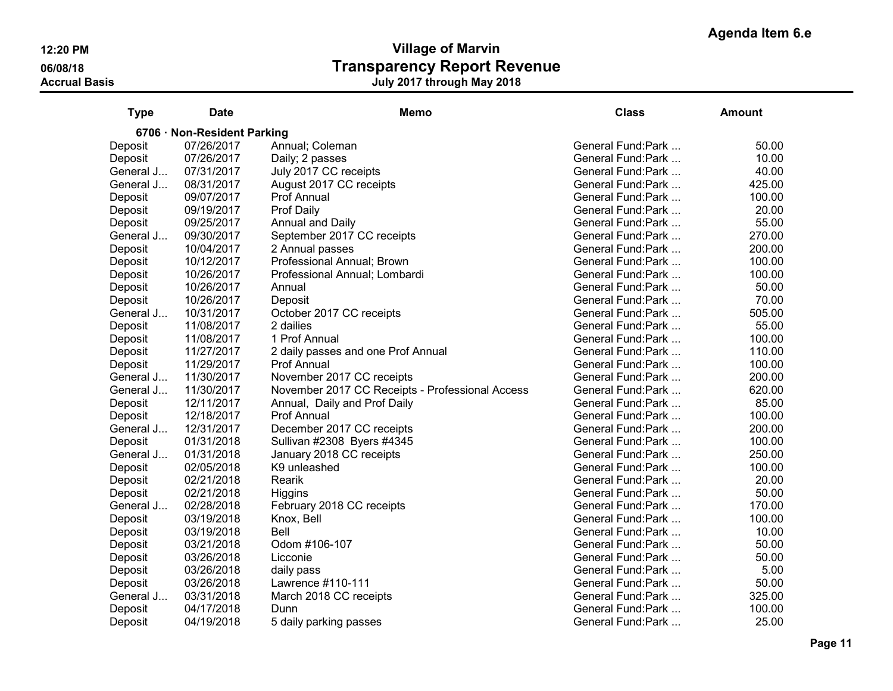Agenda Item 6.e

12:20 PM
06/08/18
Accrual Basis

# Village of Marvin
## Transparency Report Revenue
### July 2017 through May 2018

| Type | Date | Memo | Class | Amount |
|---|---|---|---|---|
| **6706 · Non-Resident Parking** | | | | |
| Deposit | 07/26/2017 | Annual; Coleman | General Fund:Park ... | 50.00 |
| Deposit | 07/26/2017 | Daily; 2 passes | General Fund:Park ... | 10.00 |
| General J... | 07/31/2017 | July 2017 CC receipts | General Fund:Park ... | 40.00 |
| General J... | 08/31/2017 | August 2017 CC receipts | General Fund:Park ... | 425.00 |
| Deposit | 09/07/2017 | Prof Annual | General Fund:Park ... | 100.00 |
| Deposit | 09/19/2017 | Prof Daily | General Fund:Park ... | 20.00 |
| Deposit | 09/25/2017 | Annual and Daily | General Fund:Park ... | 55.00 |
| General J... | 09/30/2017 | September 2017 CC receipts | General Fund:Park ... | 270.00 |
| Deposit | 10/04/2017 | 2 Annual passes | General Fund:Park ... | 200.00 |
| Deposit | 10/12/2017 | Professional Annual; Brown | General Fund:Park ... | 100.00 |
| Deposit | 10/26/2017 | Professional Annual; Lombardi | General Fund:Park ... | 100.00 |
| Deposit | 10/26/2017 | Annual | General Fund:Park ... | 50.00 |
| Deposit | 10/26/2017 | Deposit | General Fund:Park ... | 70.00 |
| General J... | 10/31/2017 | October 2017 CC receipts | General Fund:Park ... | 505.00 |
| Deposit | 11/08/2017 | 2 dailies | General Fund:Park ... | 55.00 |
| Deposit | 11/08/2017 | 1 Prof Annual | General Fund:Park ... | 100.00 |
| Deposit | 11/27/2017 | 2 daily passes and one Prof Annual | General Fund:Park ... | 110.00 |
| Deposit | 11/29/2017 | Prof Annual | General Fund:Park ... | 100.00 |
| General J... | 11/30/2017 | November 2017 CC receipts | General Fund:Park ... | 200.00 |
| General J... | 11/30/2017 | November 2017 CC Receipts - Professional Access | General Fund:Park ... | 620.00 |
| Deposit | 12/11/2017 | Annual, Daily and Prof Daily | General Fund:Park ... | 85.00 |
| Deposit | 12/18/2017 | Prof Annual | General Fund:Park ... | 100.00 |
| General J... | 12/31/2017 | December 2017 CC receipts | General Fund:Park ... | 200.00 |
| Deposit | 01/31/2018 | Sullivan #2308 Byers #4345 | General Fund:Park ... | 100.00 |
| General J... | 01/31/2018 | January 2018 CC receipts | General Fund:Park ... | 250.00 |
| Deposit | 02/05/2018 | K9 unleashed | General Fund:Park ... | 100.00 |
| Deposit | 02/21/2018 | Rearik | General Fund:Park ... | 20.00 |
| Deposit | 02/21/2018 | Higgins | General Fund:Park ... | 50.00 |
| General J... | 02/28/2018 | February 2018 CC receipts | General Fund:Park ... | 170.00 |
| Deposit | 03/19/2018 | Knox, Bell | General Fund:Park ... | 100.00 |
| Deposit | 03/19/2018 | Bell | General Fund:Park ... | 10.00 |
| Deposit | 03/21/2018 | Odom #106-107 | General Fund:Park ... | 50.00 |
| Deposit | 03/26/2018 | Licconie | General Fund:Park ... | 50.00 |
| Deposit | 03/26/2018 | daily pass | General Fund:Park ... | 5.00 |
| Deposit | 03/26/2018 | Lawrence #110-111 | General Fund:Park ... | 50.00 |
| General J... | 03/31/2018 | March 2018 CC receipts | General Fund:Park ... | 325.00 |
| Deposit | 04/17/2018 | Dunn | General Fund:Park ... | 100.00 |
| Deposit | 04/19/2018 | 5 daily parking passes | General Fund:Park ... | 25.00 |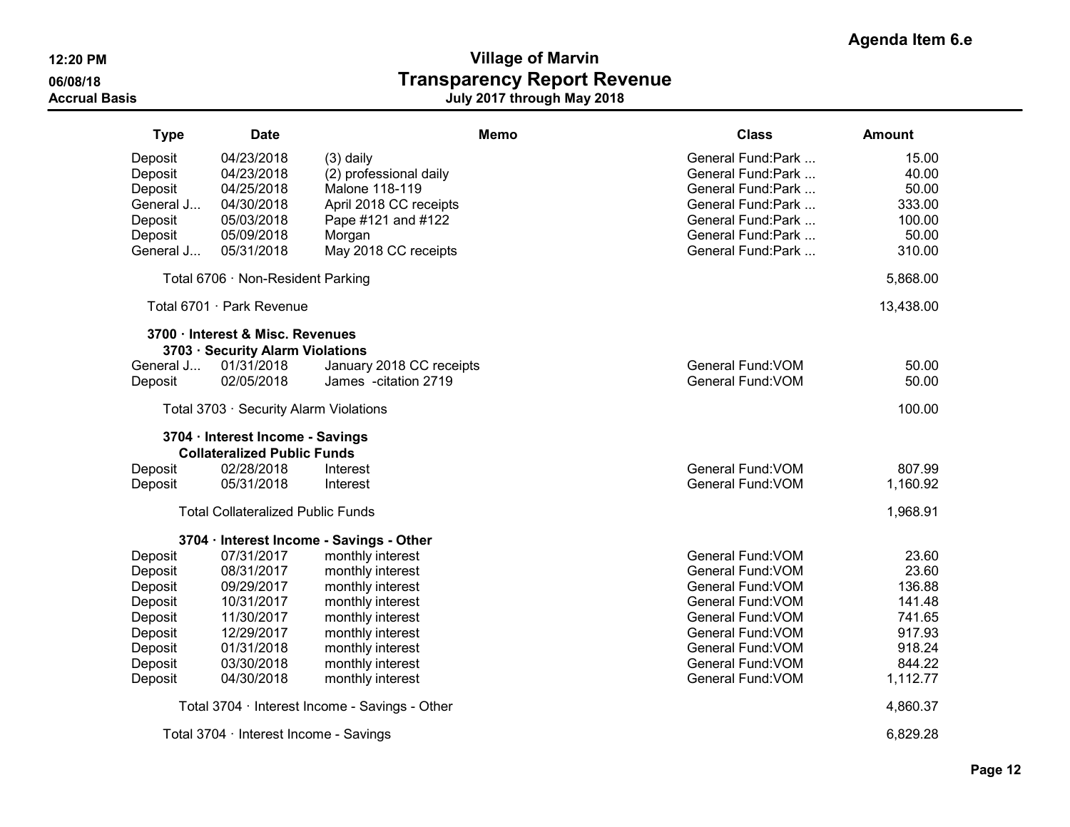Agenda Item 6.e

# Village of Marvin

## Transparency Report Revenue

### July 2017 through May 2018

12:20 PM
06/08/18
Accrual Basis

| Type | Date | Memo | Class | Amount |
|---|---|---|---|---|
| Deposit | 04/23/2018 | (3) daily | General Fund:Park ... | 15.00 |
| Deposit | 04/23/2018 | (2) professional daily | General Fund:Park ... | 40.00 |
| Deposit | 04/25/2018 | Malone 118-119 | General Fund:Park ... | 50.00 |
| General J... | 04/30/2018 | April 2018 CC receipts | General Fund:Park ... | 333.00 |
| Deposit | 05/03/2018 | Pape #121 and #122 | General Fund:Park ... | 100.00 |
| Deposit | 05/09/2018 | Morgan | General Fund:Park ... | 50.00 |
| General J... | 05/31/2018 | May 2018 CC receipts | General Fund:Park ... | 310.00 |
| Total 6706 · Non-Resident Parking | | | | 5,868.00 |
| Total 6701 · Park Revenue | | | | 13,438.00 |
| **3700 · Interest & Misc. Revenues** | | | | |
| **3703 · Security Alarm Violations** | | | | |
| General J... | 01/31/2018 | January 2018 CC receipts | General Fund:VOM | 50.00 |
| Deposit | 02/05/2018 | James -citation 2719 | General Fund:VOM | 50.00 |
| Total 3703 · Security Alarm Violations | | | | 100.00 |
| **3704 · Interest Income - Savings** | | | | |
| **Collateralized Public Funds** | | | | |
| Deposit | 02/28/2018 | Interest | General Fund:VOM | 807.99 |
| Deposit | 05/31/2018 | Interest | General Fund:VOM | 1,160.92 |
| Total Collateralized Public Funds | | | | 1,968.91 |
| **3704 · Interest Income - Savings - Other** | | | | |
| Deposit | 07/31/2017 | monthly interest | General Fund:VOM | 23.60 |
| Deposit | 08/31/2017 | monthly interest | General Fund:VOM | 23.60 |
| Deposit | 09/29/2017 | monthly interest | General Fund:VOM | 136.88 |
| Deposit | 10/31/2017 | monthly interest | General Fund:VOM | 141.48 |
| Deposit | 11/30/2017 | monthly interest | General Fund:VOM | 741.65 |
| Deposit | 12/29/2017 | monthly interest | General Fund:VOM | 917.93 |
| Deposit | 01/31/2018 | monthly interest | General Fund:VOM | 918.24 |
| Deposit | 03/30/2018 | monthly interest | General Fund:VOM | 844.22 |
| Deposit | 04/30/2018 | monthly interest | General Fund:VOM | 1,112.77 |
| Total 3704 · Interest Income - Savings - Other | | | | 4,860.37 |
| Total 3704 · Interest Income - Savings | | | | 6,829.28 |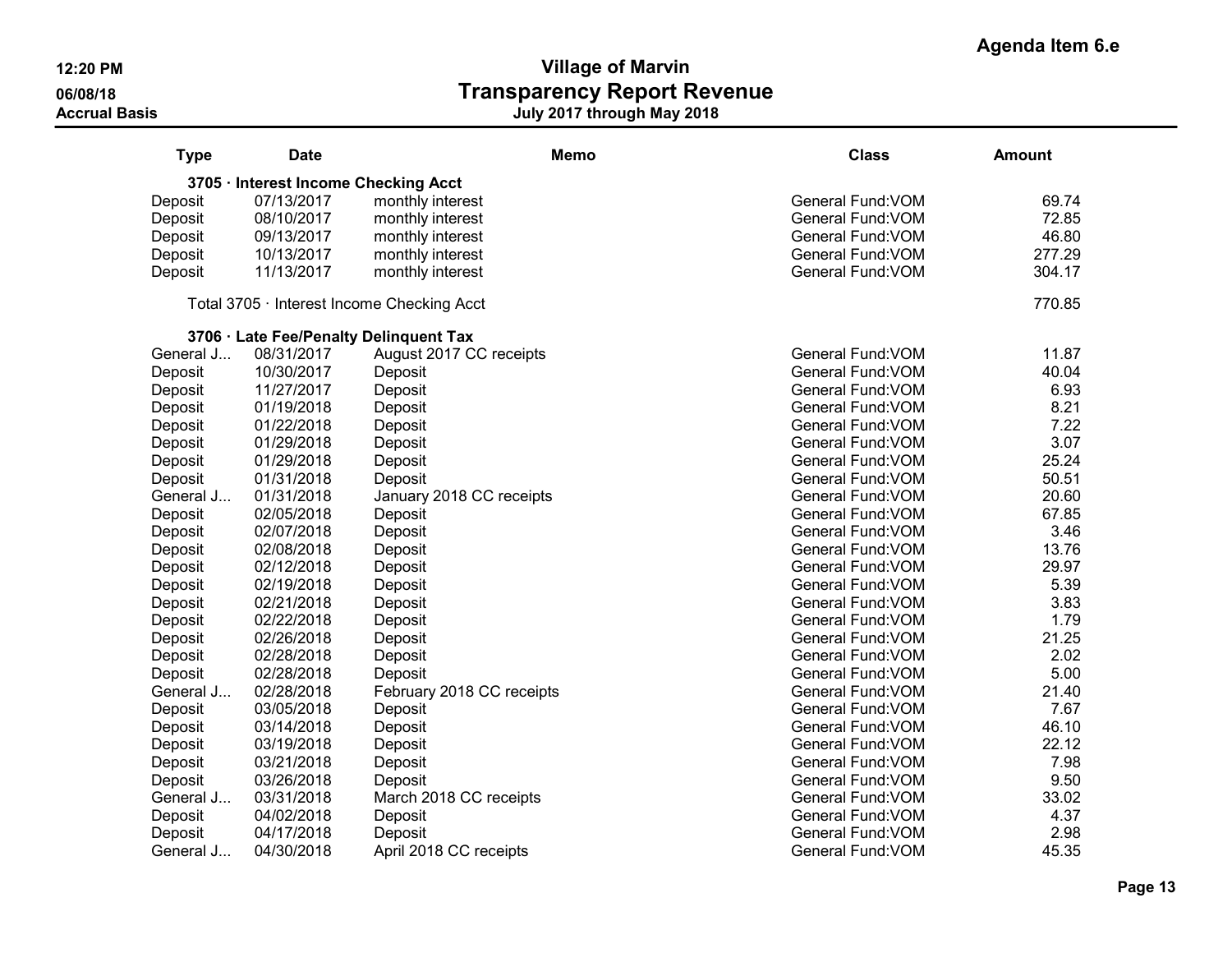Agenda Item 6.e

**Village of Marvin**

# Transparency Report Revenue

**July 2017 through May 2018**

12:20 PM
06/08/18
Accrual Basis

| Type | Date | Memo | Class | Amount |
|---|---|---|---|---|
| **3705 · Interest Income Checking Acct** | | | | |
| Deposit | 07/13/2017 | monthly interest | General Fund:VOM | 69.74 |
| Deposit | 08/10/2017 | monthly interest | General Fund:VOM | 72.85 |
| Deposit | 09/13/2017 | monthly interest | General Fund:VOM | 46.80 |
| Deposit | 10/13/2017 | monthly interest | General Fund:VOM | 277.29 |
| Deposit | 11/13/2017 | monthly interest | General Fund:VOM | 304.17 |
| Total 3705 · Interest Income Checking Acct | | | | 770.85 |
| **3706 · Late Fee/Penalty Delinquent Tax** | | | | |
| General J... | 08/31/2017 | August 2017 CC receipts | General Fund:VOM | 11.87 |
| Deposit | 10/30/2017 | Deposit | General Fund:VOM | 40.04 |
| Deposit | 11/27/2017 | Deposit | General Fund:VOM | 6.93 |
| Deposit | 01/19/2018 | Deposit | General Fund:VOM | 8.21 |
| Deposit | 01/22/2018 | Deposit | General Fund:VOM | 7.22 |
| Deposit | 01/29/2018 | Deposit | General Fund:VOM | 3.07 |
| Deposit | 01/29/2018 | Deposit | General Fund:VOM | 25.24 |
| Deposit | 01/31/2018 | Deposit | General Fund:VOM | 50.51 |
| General J... | 01/31/2018 | January 2018 CC receipts | General Fund:VOM | 20.60 |
| Deposit | 02/05/2018 | Deposit | General Fund:VOM | 67.85 |
| Deposit | 02/07/2018 | Deposit | General Fund:VOM | 3.46 |
| Deposit | 02/08/2018 | Deposit | General Fund:VOM | 13.76 |
| Deposit | 02/12/2018 | Deposit | General Fund:VOM | 29.97 |
| Deposit | 02/19/2018 | Deposit | General Fund:VOM | 5.39 |
| Deposit | 02/21/2018 | Deposit | General Fund:VOM | 3.83 |
| Deposit | 02/22/2018 | Deposit | General Fund:VOM | 1.79 |
| Deposit | 02/26/2018 | Deposit | General Fund:VOM | 21.25 |
| Deposit | 02/28/2018 | Deposit | General Fund:VOM | 2.02 |
| Deposit | 02/28/2018 | Deposit | General Fund:VOM | 5.00 |
| General J... | 02/28/2018 | February 2018 CC receipts | General Fund:VOM | 21.40 |
| Deposit | 03/05/2018 | Deposit | General Fund:VOM | 7.67 |
| Deposit | 03/14/2018 | Deposit | General Fund:VOM | 46.10 |
| Deposit | 03/19/2018 | Deposit | General Fund:VOM | 22.12 |
| Deposit | 03/21/2018 | Deposit | General Fund:VOM | 7.98 |
| Deposit | 03/26/2018 | Deposit | General Fund:VOM | 9.50 |
| General J... | 03/31/2018 | March 2018 CC receipts | General Fund:VOM | 33.02 |
| Deposit | 04/02/2018 | Deposit | General Fund:VOM | 4.37 |
| Deposit | 04/17/2018 | Deposit | General Fund:VOM | 2.98 |
| General J... | 04/30/2018 | April 2018 CC receipts | General Fund:VOM | 45.35 |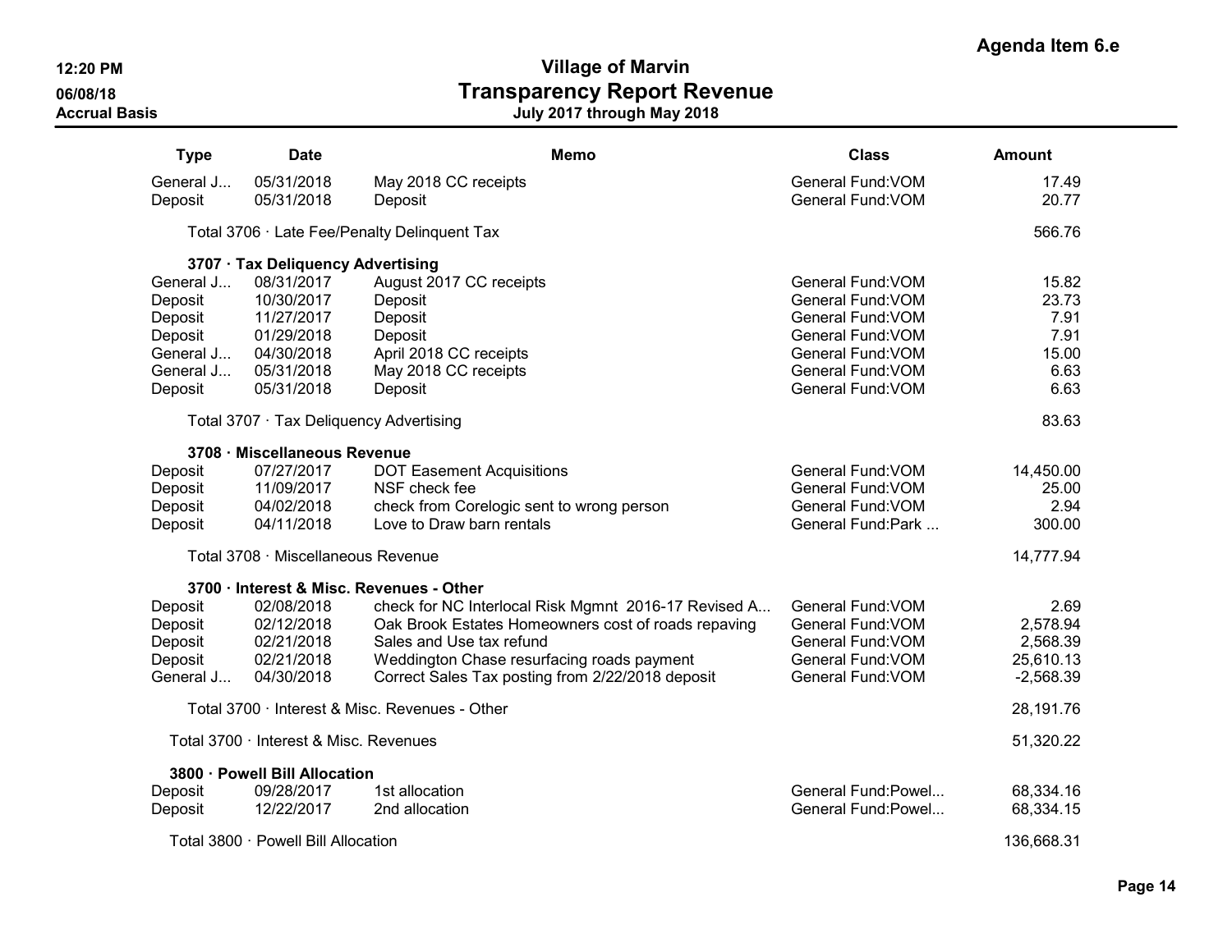Agenda Item 6.e

# Village of Marvin
## Transparency Report Revenue
### July 2017 through May 2018

12:20 PM
06/08/18
Accrual Basis

| Type | Date | Memo | Class | Amount |
|---|---|---|---|---|
| General J... | 05/31/2018 | May 2018 CC receipts | General Fund:VOM | 17.49 |
| Deposit | 05/31/2018 | Deposit | General Fund:VOM | 20.77 |
| | | Total 3706 · Late Fee/Penalty Delinquent Tax | | 566.76 |
| | | **3707 · Tax Deliquency Advertising** | | |
| General J... | 08/31/2017 | August 2017 CC receipts | General Fund:VOM | 15.82 |
| Deposit | 10/30/2017 | Deposit | General Fund:VOM | 23.73 |
| Deposit | 11/27/2017 | Deposit | General Fund:VOM | 7.91 |
| Deposit | 01/29/2018 | Deposit | General Fund:VOM | 7.91 |
| General J... | 04/30/2018 | April 2018 CC receipts | General Fund:VOM | 15.00 |
| General J... | 05/31/2018 | May 2018 CC receipts | General Fund:VOM | 6.63 |
| Deposit | 05/31/2018 | Deposit | General Fund:VOM | 6.63 |
| | | Total 3707 · Tax Deliquency Advertising | | 83.63 |
| | | **3708 · Miscellaneous Revenue** | | |
| Deposit | 07/27/2017 | DOT Easement Acquisitions | General Fund:VOM | 14,450.00 |
| Deposit | 11/09/2017 | NSF check fee | General Fund:VOM | 25.00 |
| Deposit | 04/02/2018 | check from Corelogic sent to wrong person | General Fund:VOM | 2.94 |
| Deposit | 04/11/2018 | Love to Draw barn rentals | General Fund:Park ... | 300.00 |
| | | Total 3708 · Miscellaneous Revenue | | 14,777.94 |
| | | **3700 · Interest & Misc. Revenues - Other** | | |
| Deposit | 02/08/2018 | check for NC Interlocal Risk Mgmnt 2016-17 Revised A... | General Fund:VOM | 2.69 |
| Deposit | 02/12/2018 | Oak Brook Estates Homeowners cost of roads repaving | General Fund:VOM | 2,578.94 |
| Deposit | 02/21/2018 | Sales and Use tax refund | General Fund:VOM | 2,568.39 |
| Deposit | 02/21/2018 | Weddington Chase resurfacing roads payment | General Fund:VOM | 25,610.13 |
| General J... | 04/30/2018 | Correct Sales Tax posting from 2/22/2018 deposit | General Fund:VOM | -2,568.39 |
| | | Total 3700 · Interest & Misc. Revenues - Other | | 28,191.76 |
| | | Total 3700 · Interest & Misc. Revenues | | 51,320.22 |
| | | **3800 · Powell Bill Allocation** | | |
| Deposit | 09/28/2017 | 1st allocation | General Fund:Powel... | 68,334.16 |
| Deposit | 12/22/2017 | 2nd allocation | General Fund:Powel... | 68,334.15 |
| | | Total 3800 · Powell Bill Allocation | | 136,668.31 |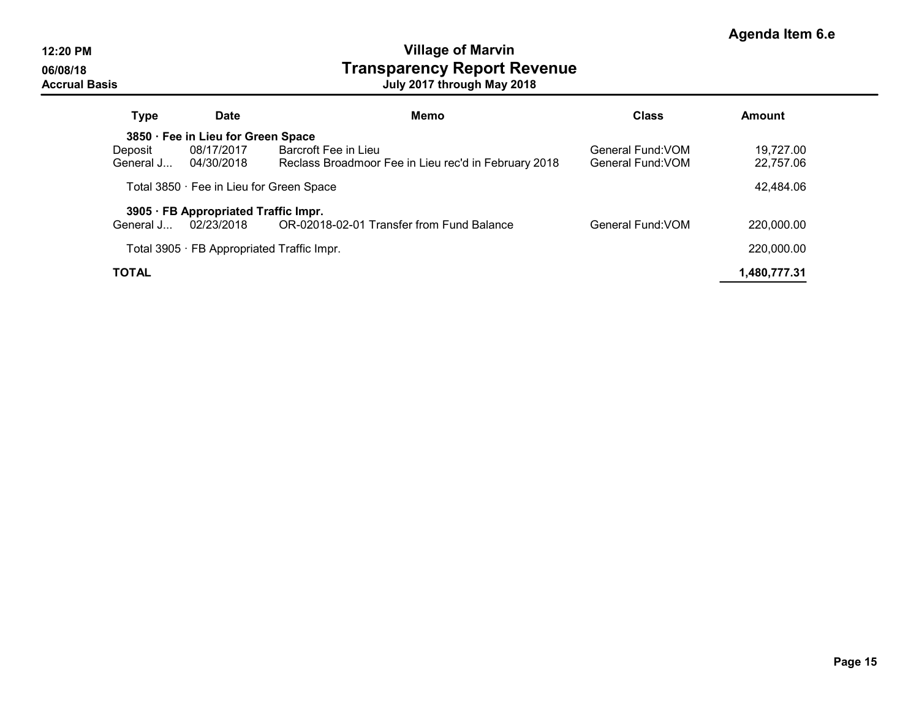Agenda Item 6.e

12:20 PM
06/08/18
Accrual Basis

# Village of Marvin
## Transparency Report Revenue
### July 2017 through May 2018

| Type | Date | Memo | Class | Amount |
|---|---|---|---|---|
| **3850 · Fee in Lieu for Green Space** | | | | |
| Deposit | 08/17/2017 | Barcroft Fee in Lieu | General Fund:VOM | 19,727.00 |
| General J... | 04/30/2018 | Reclass Broadmoor Fee in Lieu rec'd in February 2018 | General Fund:VOM | 22,757.06 |
| Total 3850 · Fee in Lieu for Green Space | | | | 42,484.06 |
| **3905 · FB Appropriated Traffic Impr.** | | | | |
| General J... | 02/23/2018 | OR-02018-02-01 Transfer from Fund Balance | General Fund:VOM | 220,000.00 |
| Total 3905 · FB Appropriated Traffic Impr. | | | | 220,000.00 |
| **TOTAL** | | | | **1,480,777.31** |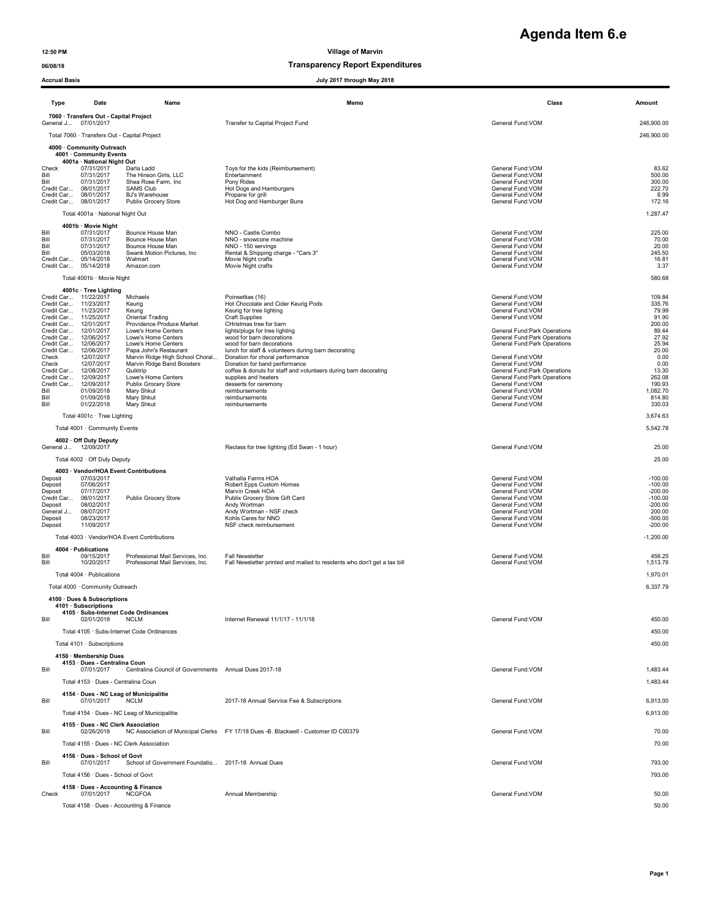# Agenda Item 6.e

12:50 PM
06/08/18
Accrual Basis

**Village of Marvin**
**Transparency Report Expenditures**
**July 2017 through May 2018**

| Type | Date | Name | Memo | Class | Amount |
|---|---|---|---|---|---|
| **7060 · Transfers Out - Capital Project** | | | | | |
| General J... | 07/01/2017 | | Transfer to Capital Project Fund | General Fund:VOM | 246,900.00 |
| Total 7060 · Transfers Out - Capital Project | | | | | 246,900.00 |
| **4000 · Community Outreach** | | | | | |
| **4001 · Community Events** | | | | | |
| **4001a · National Night Out** | | | | | |
| Check | 07/31/2017 | Darla Ladd | Toys for the kids (Reimbursement) | General Fund:VOM | 83.62 |
| Bill | 07/31/2017 | The Hinson Girls, LLC | Entertainment | General Fund:VOM | 500.00 |
| Bill | 07/31/2017 | Shea Rose Farm, Inc | Pony Rides | General Fund:VOM | 300.00 |
| Credit Car... | 08/01/2017 | SAMS Club | Hot Dogs and Hamburgers | General Fund:VOM | 222.70 |
| Credit Car... | 08/01/2017 | BJ's Warehouse | Propane for grill | General Fund:VOM | 8.99 |
| Credit Car... | 08/01/2017 | Publix Grocery Store | Hot Dog and Hamburger Buns | General Fund:VOM | 172.16 |
| Total 4001a · National Night Out | | | | | 1,287.47 |
| **4001b · Movie Night** | | | | | |
| Bill | 07/31/2017 | Bounce House Man | NNO - Castle Combo | General Fund:VOM | 225.00 |
| Bill | 07/31/2017 | Bounce House Man | NNO - snowcone machine | General Fund:VOM | 70.00 |
| Bill | 07/31/2017 | Bounce House Man | NNO - 150 servings | General Fund:VOM | 20.00 |
| Bill | 05/03/2018 | Swank Motion Pictures, Inc | Rental & Shipping charge - "Cars 3" | General Fund:VOM | 245.50 |
| Credit Car... | 05/14/2018 | Walmart | Movie Night crafts | General Fund:VOM | 16.81 |
| Credit Car... | 05/14/2018 | Amazon.com | Movie Night crafts | General Fund:VOM | 3.37 |
| Total 4001b · Movie Night | | | | | 580.68 |
| **4001c · Tree Lighting** | | | | | |
| Credit Car... | 11/22/2017 | Michaels | Poinsettias (16) | General Fund:VOM | 109.84 |
| Credit Car... | 11/23/2017 | Keurig | Hot Chocolate and Cider Keurig Pods | General Fund:VOM | 335.76 |
| Credit Car... | 11/23/2017 | Keurig | Keurig for tree lighting | General Fund:VOM | 79.99 |
| Credit Car... | 11/25/2017 | Oriental Trading | Craft Supplies | General Fund:VOM | 91.90 |
| Credit Car... | 12/01/2017 | Providence Produce Market | CHristmas tree for barn | | 200.00 |
| Credit Car... | 12/01/2017 | Lowe's Home Centers | lights/plugs for tree lighting | General Fund:Park Operations | 89.44 |
| Credit Car... | 12/06/2017 | Lowe's Home Centers | wood for barn decorations | General Fund:Park Operations | 27.92 |
| Credit Car... | 12/06/2017 | Lowe's Home Centers | wood for barn decorations | General Fund:Park Operations | 25.94 |
| Credit Car... | 12/06/2017 | Papa John's Restaurant | lunch for staff & volunteers during barn decorating | | 20.00 |
| Check | 12/07/2017 | Marvin Ridge High School Choral... | Donation for choral performance | General Fund:VOM | 0.00 |
| Check | 12/07/2017 | Marvin Ridge Band Boosters | Donation for band performance | General Fund:VOM | 0.00 |
| Credit Car... | 12/08/2017 | Quiktrip | coffee & donuts for staff and volunteers during barn decorating | General Fund:Park Operations | 13.30 |
| Credit Car... | 12/09/2017 | Lowe's Home Centers | supplies and heaters | General Fund:Park Operations | 262.08 |
| Credit Car... | 12/09/2017 | Publix Grocery Store | desserts for ceremony | General Fund:VOM | 190.93 |
| Bill | 01/09/2018 | Mary Shkut | reimbursements | General Fund:VOM | 1,082.70 |
| Bill | 01/09/2018 | Mary Shkut | reimbursements | General Fund:VOM | 814.80 |
| Bill | 01/22/2018 | Mary Shkut | reimbursements | General Fund:VOM | 330.03 |
| Total 4001c · Tree Lighting | | | | | 3,674.63 |
| Total 4001 · Community Events | | | | | 5,542.78 |
| **4002 · Off Duty Deputy** | | | | | |
| General J... | 12/09/2017 | | Reclass for tree lighting (Ed Swan - 1 hour) | General Fund:VOM | 25.00 |
| Total 4002 · Off Duty Deputy | | | | | 25.00 |
| **4003 · Vendor/HOA Event Contributions** | | | | | |
| Deposit | 07/03/2017 | | Valhalla Farms HOA | General Fund:VOM | -100.00 |
| Deposit | 07/06/2017 | | Robert Epps Custom Homes | General Fund:VOM | -100.00 |
| Deposit | 07/17/2017 | | Marvin Creek HOA | General Fund:VOM | -200.00 |
| Credit Car... | 08/01/2017 | Publix Grocery Store | Publix Grocery Store Gift Card | General Fund:VOM | -100.00 |
| Deposit | 08/02/2017 | | Andy Wortman | General Fund:VOM | -200.00 |
| General J... | 08/07/2017 | | Andy Wortman - NSF check | General Fund:VOM | 200.00 |
| Deposit | 08/23/2017 | | Kohls Cares for NNO | General Fund:VOM | -500.00 |
| Deposit | 11/09/2017 | | NSF check reimbursement | General Fund:VOM | -200.00 |
| Total 4003 · Vendor/HOA Event Contributions | | | | | -1,200.00 |
| **4004 · Publications** | | | | | |
| Bill | 09/15/2017 | Professional Mail Services, Inc. | Fall Newsletter | General Fund:VOM | 456.25 |
| Bill | 10/20/2017 | Professional Mail Services, Inc. | Fall Newsletter printed and mailed to residents who don't get a tax bill | General Fund:VOM | 1,513.76 |
| Total 4004 · Publications | | | | | 1,970.01 |
| Total 4000 · Community Outreach | | | | | 6,337.79 |
| **4100 · Dues & Subscriptions** | | | | | |
| **4101 · Subscriptions** | | | | | |
| **4105 · Subs-Internet Code Ordinances** | | | | | |
| Bill | 02/01/2018 | NCLM | Internet Renewal 11/1/17 - 11/1/18 | General Fund:VOM | 450.00 |
| Total 4105 · Subs-Internet Code Ordinances | | | | | 450.00 |
| Total 4101 · Subscriptions | | | | | 450.00 |
| **4150 · Membership Dues** | | | | | |
| **4153 · Dues - Centralina Coun** | | | | | |
| Bill | 07/01/2017 | Centralina Council of Governments | Annual Dues 2017-18 | General Fund:VOM | 1,483.44 |
| Total 4153 · Dues - Centralina Coun | | | | | 1,483.44 |
| **4154 · Dues - NC Leag of Municipalitie** | | | | | |
| Bill | 07/01/2017 | NCLM | 2017-18 Annual Service Fee & Subscriptions | General Fund:VOM | 6,913.00 |
| Total 4154 · Dues - NC Leag of Municipalitie | | | | | 6,913.00 |
| **4155 · Dues - NC Clerk Association** | | | | | |
| Bill | 02/26/2018 | NC Association of Municipal Clerks | FY 17/18 Dues -B. Blackwell - Customer ID C00379 | General Fund:VOM | 70.00 |
| Total 4155 · Dues - NC Clerk Association | | | | | 70.00 |
| **4156 · Dues - School of Govt** | | | | | |
| Bill | 07/01/2017 | School of Government Foundatio... | 2017-18 Annual Dues | General Fund:VOM | 793.00 |
| Total 4156 · Dues - School of Govt | | | | | 793.00 |
| **4158 · Dues - Accounting & Finance** | | | | | |
| Check | 07/01/2017 | NCGFOA | Annual Membership | General Fund:VOM | 50.00 |
| Total 4158 · Dues - Accounting & Finance | | | | | 50.00 |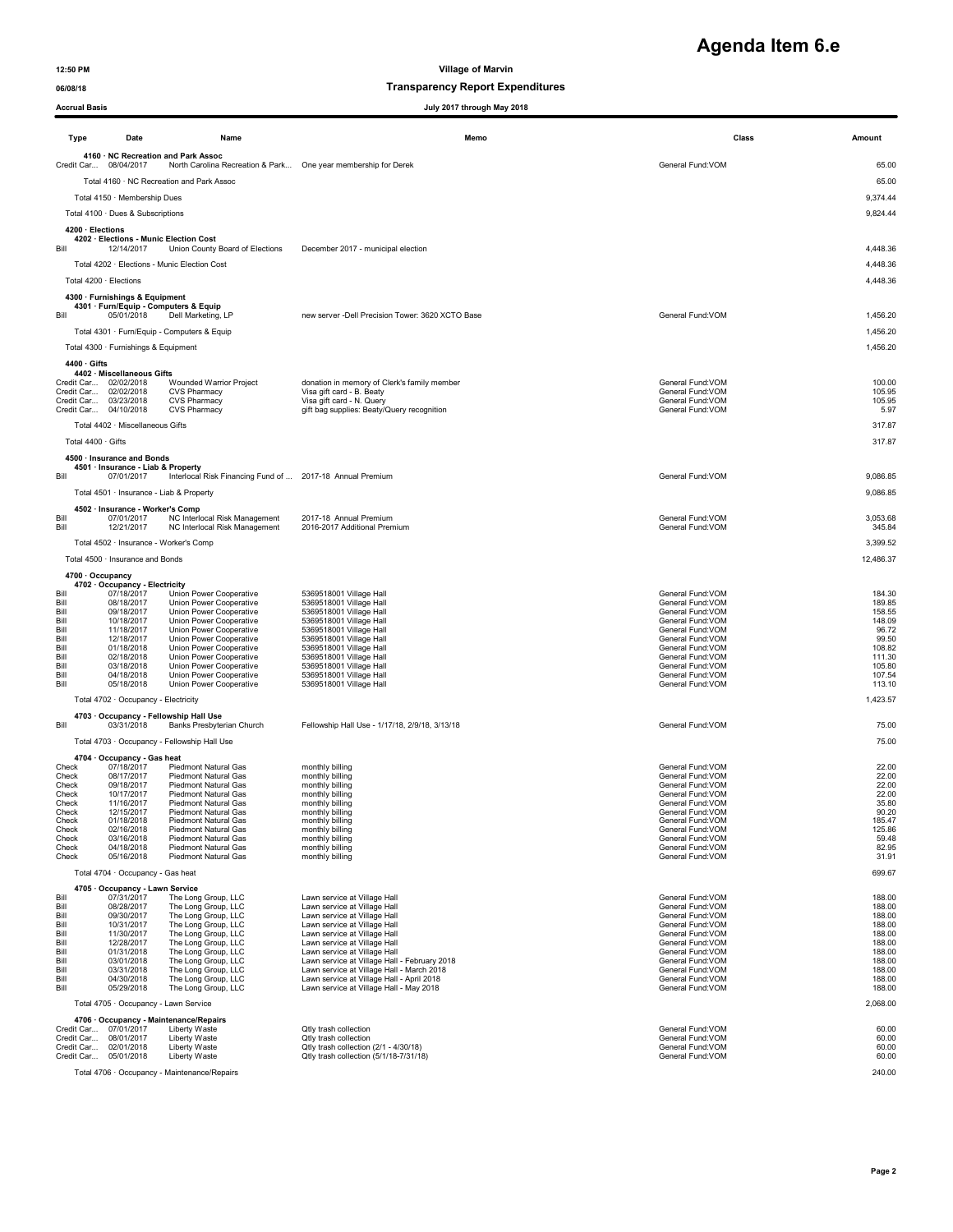# Agenda Item 6.e

**Village of Marvin**
**Transparency Report Expenditures**
**July 2017 through May 2018**

12:50 PM
06/08/18
Accrual Basis

| Type | Date | Name | Memo | Class | Amount |
|---|---|---|---|---|---|
| **4160 · NC Recreation and Park Assoc** | | | | | |
| Credit Car... | 08/04/2017 | North Carolina Recreation & Park... | One year membership for Derek | General Fund:VOM | 65.00 |
| Total 4160 · NC Recreation and Park Assoc | | | | | 65.00 |
| Total 4150 · Membership Dues | | | | | 9,374.44 |
| Total 4100 · Dues & Subscriptions | | | | | 9,824.44 |
| **4200 · Elections** | | | | | |
| **4202 · Elections - Munic Election Cost** | | | | | |
| Bill | 12/14/2017 | Union County Board of Elections | December 2017 - municipal election | | 4,448.36 |
| Total 4202 · Elections - Munic Election Cost | | | | | 4,448.36 |
| Total 4200 · Elections | | | | | 4,448.36 |
| **4300 · Furnishings & Equipment** | | | | | |
| **4301 · Furn/Equip - Computers & Equip** | | | | | |
| Bill | 05/01/2018 | Dell Marketing, LP | new server -Dell Precision Tower: 3620 XCTO Base | General Fund:VOM | 1,456.20 |
| Total 4301 · Furn/Equip - Computers & Equip | | | | | 1,456.20 |
| Total 4300 · Furnishings & Equipment | | | | | 1,456.20 |
| **4400 · Gifts** | | | | | |
| **4402 · Miscellaneous Gifts** | | | | | |
| Credit Car... | 02/02/2018 | Wounded Warrior Project | donation in memory of Clerk's family member | General Fund:VOM | 100.00 |
| Credit Car... | 02/02/2018 | CVS Pharmacy | Visa gift card - B. Beaty | General Fund:VOM | 105.95 |
| Credit Car... | 03/23/2018 | CVS Pharmacy | Visa gift card - N. Query | General Fund:VOM | 105.95 |
| Credit Car... | 04/10/2018 | CVS Pharmacy | gift bag supplies: Beaty/Query recognition | General Fund:VOM | 5.97 |
| Total 4402 · Miscellaneous Gifts | | | | | 317.87 |
| Total 4400 · Gifts | | | | | 317.87 |
| **4500 · Insurance and Bonds** | | | | | |
| **4501 · Insurance - Liab & Property** | | | | | |
| Bill | 07/01/2017 | Interlocal Risk Financing Fund of ... | 2017-18 Annual Premium | General Fund:VOM | 9,086.85 |
| Total 4501 · Insurance - Liab & Property | | | | | 9,086.85 |
| **4502 · Insurance - Worker's Comp** | | | | | |
| Bill | 07/01/2017 | NC Interlocal Risk Management | 2017-18 Annual Premium | General Fund:VOM | 3,053.68 |
| Bill | 12/21/2017 | NC Interlocal Risk Management | 2016-2017 Additional Premium | General Fund:VOM | 345.84 |
| Total 4502 · Insurance - Worker's Comp | | | | | 3,399.52 |
| Total 4500 · Insurance and Bonds | | | | | 12,486.37 |
| **4700 · Occupancy** | | | | | |
| **4702 · Occupancy - Electricity** | | | | | |
| Bill | 07/18/2017 | Union Power Cooperative | 5369518001 Village Hall | General Fund:VOM | 184.30 |
| Bill | 08/18/2017 | Union Power Cooperative | 5369518001 Village Hall | General Fund:VOM | 189.85 |
| Bill | 09/18/2017 | Union Power Cooperative | 5369518001 Village Hall | General Fund:VOM | 158.55 |
| Bill | 10/18/2017 | Union Power Cooperative | 5369518001 Village Hall | General Fund:VOM | 148.09 |
| Bill | 11/18/2017 | Union Power Cooperative | 5369518001 Village Hall | General Fund:VOM | 96.72 |
| Bill | 12/18/2017 | Union Power Cooperative | 5369518001 Village Hall | General Fund:VOM | 99.50 |
| Bill | 01/18/2018 | Union Power Cooperative | 5369518001 Village Hall | General Fund:VOM | 108.82 |
| Bill | 02/18/2018 | Union Power Cooperative | 5369518001 Village Hall | General Fund:VOM | 111.30 |
| Bill | 03/18/2018 | Union Power Cooperative | 5369518001 Village Hall | General Fund:VOM | 105.80 |
| Bill | 04/18/2018 | Union Power Cooperative | 5369518001 Village Hall | General Fund:VOM | 107.54 |
| Bill | 05/18/2018 | Union Power Cooperative | 5369518001 Village Hall | General Fund:VOM | 113.10 |
| Total 4702 · Occupancy - Electricity | | | | | 1,423.57 |
| **4703 · Occupancy - Fellowship Hall Use** | | | | | |
| Bill | 03/31/2018 | Banks Presbyterian Church | Fellowship Hall Use - 1/17/18, 2/9/18, 3/13/18 | General Fund:VOM | 75.00 |
| Total 4703 · Occupancy - Fellowship Hall Use | | | | | 75.00 |
| **4704 · Occupancy - Gas heat** | | | | | |
| Check | 07/18/2017 | Piedmont Natural Gas | monthly billing | General Fund:VOM | 22.00 |
| Check | 08/17/2017 | Piedmont Natural Gas | monthly billing | General Fund:VOM | 22.00 |
| Check | 09/18/2017 | Piedmont Natural Gas | monthly billing | General Fund:VOM | 22.00 |
| Check | 10/17/2017 | Piedmont Natural Gas | monthly billing | General Fund:VOM | 22.00 |
| Check | 11/16/2017 | Piedmont Natural Gas | monthly billing | General Fund:VOM | 35.80 |
| Check | 12/15/2017 | Piedmont Natural Gas | monthly billing | General Fund:VOM | 90.20 |
| Check | 01/18/2018 | Piedmont Natural Gas | monthly billing | General Fund:VOM | 185.47 |
| Check | 02/16/2018 | Piedmont Natural Gas | monthly billing | General Fund:VOM | 125.86 |
| Check | 03/16/2018 | Piedmont Natural Gas | monthly billing | General Fund:VOM | 59.48 |
| Check | 04/18/2018 | Piedmont Natural Gas | monthly billing | General Fund:VOM | 82.95 |
| Check | 05/16/2018 | Piedmont Natural Gas | monthly billing | General Fund:VOM | 31.91 |
| Total 4704 · Occupancy - Gas heat | | | | | 699.67 |
| **4705 · Occupancy - Lawn Service** | | | | | |
| Bill | 07/31/2017 | The Long Group, LLC | Lawn service at Village Hall | General Fund:VOM | 188.00 |
| Bill | 08/28/2017 | The Long Group, LLC | Lawn service at Village Hall | General Fund:VOM | 188.00 |
| Bill | 09/30/2017 | The Long Group, LLC | Lawn service at Village Hall | General Fund:VOM | 188.00 |
| Bill | 10/31/2017 | The Long Group, LLC | Lawn service at Village Hall | General Fund:VOM | 188.00 |
| Bill | 11/30/2017 | The Long Group, LLC | Lawn service at Village Hall | General Fund:VOM | 188.00 |
| Bill | 12/28/2017 | The Long Group, LLC | Lawn service at Village Hall | General Fund:VOM | 188.00 |
| Bill | 01/31/2018 | The Long Group, LLC | Lawn service at Village Hall | General Fund:VOM | 188.00 |
| Bill | 03/01/2018 | The Long Group, LLC | Lawn service at Village Hall - February 2018 | General Fund:VOM | 188.00 |
| Bill | 03/31/2018 | The Long Group, LLC | Lawn service at Village Hall - March 2018 | General Fund:VOM | 188.00 |
| Bill | 04/30/2018 | The Long Group, LLC | Lawn service at Village Hall - April 2018 | General Fund:VOM | 188.00 |
| Bill | 05/29/2018 | The Long Group, LLC | Lawn service at Village Hall - May 2018 | General Fund:VOM | 188.00 |
| Total 4705 · Occupancy - Lawn Service | | | | | 2,068.00 |
| **4706 · Occupancy - Maintenance/Repairs** | | | | | |
| Credit Car... | 07/01/2017 | Liberty Waste | Qtly trash collection | General Fund:VOM | 60.00 |
| Credit Car... | 08/01/2017 | Liberty Waste | Qtly trash collection | General Fund:VOM | 60.00 |
| Credit Car... | 02/01/2018 | Liberty Waste | Qtly trash collection (2/1 - 4/30/18) | General Fund:VOM | 60.00 |
| Credit Car... | 05/01/2018 | Liberty Waste | Qtly trash collection (5/1/18-7/31/18) | General Fund:VOM | 60.00 |
| Total 4706 · Occupancy - Maintenance/Repairs | | | | | 240.00 |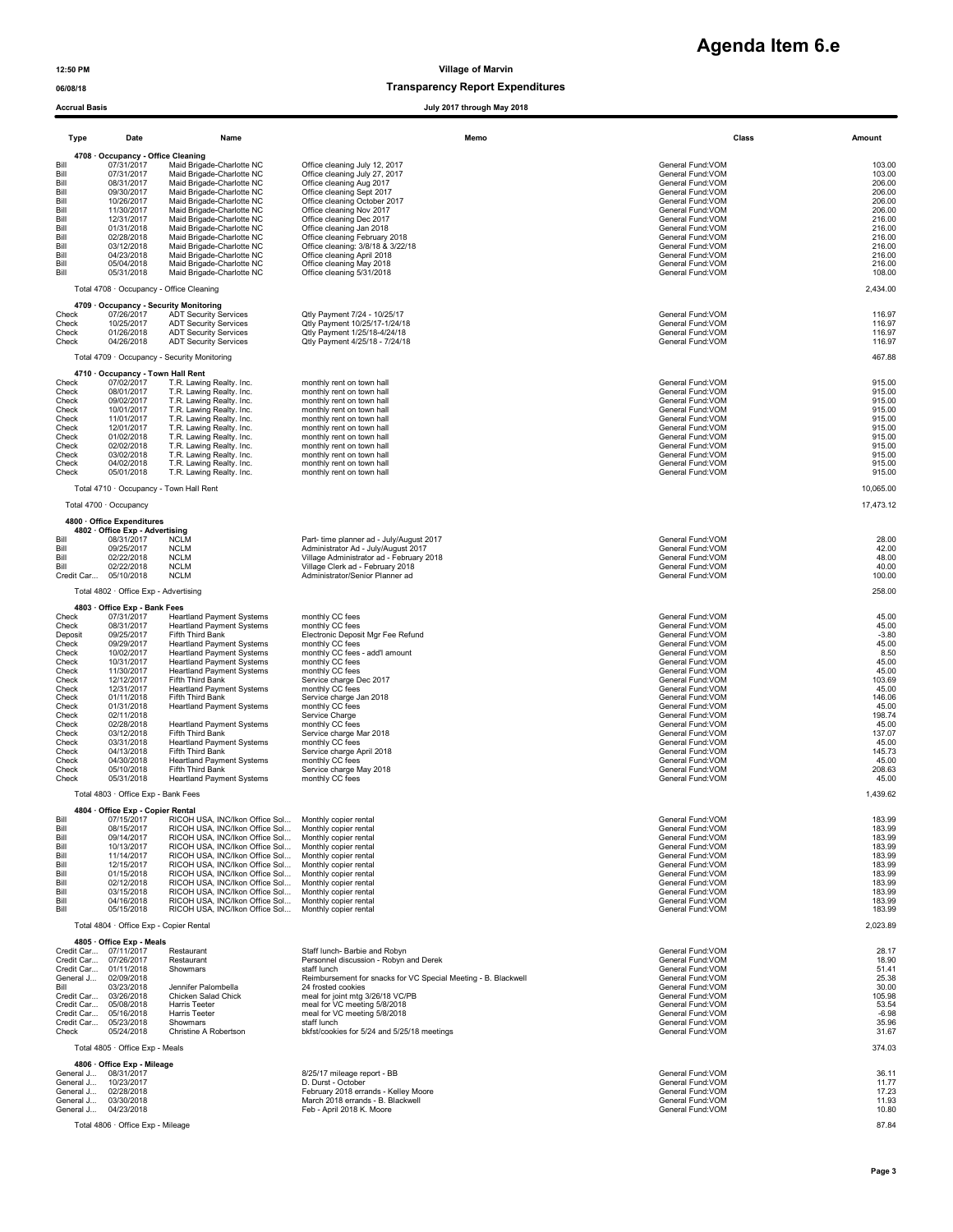# Agenda Item 6.e

**Village of Marvin**

**Transparency Report Expenditures**

**July 2017 through May 2018**

12:50 PM
06/08/18
Accrual Basis

| Type | Date | Name | Memo | Class | Amount |
|---|---|---|---|---|---|
| **4708 · Occupancy - Office Cleaning** | | | | | |
| Bill | 07/31/2017 | Maid Brigade-Charlotte NC | Office cleaning July 12, 2017 | General Fund:VOM | 103.00 |
| Bill | 07/31/2017 | Maid Brigade-Charlotte NC | Office cleaning July 27, 2017 | General Fund:VOM | 103.00 |
| Bill | 08/31/2017 | Maid Brigade-Charlotte NC | Office cleaning Aug 2017 | General Fund:VOM | 206.00 |
| Bill | 09/30/2017 | Maid Brigade-Charlotte NC | Office cleaning Sept 2017 | General Fund:VOM | 206.00 |
| Bill | 10/26/2017 | Maid Brigade-Charlotte NC | Office cleaning October 2017 | General Fund:VOM | 206.00 |
| Bill | 11/30/2017 | Maid Brigade-Charlotte NC | Office cleaning Nov 2017 | General Fund:VOM | 206.00 |
| Bill | 12/31/2017 | Maid Brigade-Charlotte NC | Office cleaning Dec 2017 | General Fund:VOM | 216.00 |
| Bill | 01/31/2018 | Maid Brigade-Charlotte NC | Office cleaning Jan 2018 | General Fund:VOM | 216.00 |
| Bill | 02/28/2018 | Maid Brigade-Charlotte NC | Office cleaning February 2018 | General Fund:VOM | 216.00 |
| Bill | 03/12/2018 | Maid Brigade-Charlotte NC | Office cleaning: 3/8/18 & 3/22/18 | General Fund:VOM | 216.00 |
| Bill | 04/23/2018 | Maid Brigade-Charlotte NC | Office cleaning April 2018 | General Fund:VOM | 216.00 |
| Bill | 05/04/2018 | Maid Brigade-Charlotte NC | Office cleaning May 2018 | General Fund:VOM | 216.00 |
| Bill | 05/31/2018 | Maid Brigade-Charlotte NC | Office cleaning 5/31/2018 | General Fund:VOM | 108.00 |
| Total 4708 · Occupancy - Office Cleaning | | | | | 2,434.00 |
| **4709 · Occupancy - Security Monitoring** | | | | | |
| Check | 07/26/2017 | ADT Security Services | Qtly Payment 7/24 - 10/25/17 | General Fund:VOM | 116.97 |
| Check | 10/25/2017 | ADT Security Services | Qtly Payment 10/25/17-1/24/18 | General Fund:VOM | 116.97 |
| Check | 01/26/2018 | ADT Security Services | Qtly Payment 1/25/18-4/24/18 | General Fund:VOM | 116.97 |
| Check | 04/26/2018 | ADT Security Services | Qtly Payment 4/25/18 - 7/24/18 | General Fund:VOM | 116.97 |
| Total 4709 · Occupancy - Security Monitoring | | | | | 467.88 |
| **4710 · Occupancy - Town Hall Rent** | | | | | |
| Check | 07/02/2017 | T.R. Lawing Realty. Inc. | monthly rent on town hall | General Fund:VOM | 915.00 |
| Check | 08/01/2017 | T.R. Lawing Realty. Inc. | monthly rent on town hall | General Fund:VOM | 915.00 |
| Check | 09/02/2017 | T.R. Lawing Realty. Inc. | monthly rent on town hall | General Fund:VOM | 915.00 |
| Check | 10/01/2017 | T.R. Lawing Realty. Inc. | monthly rent on town hall | General Fund:VOM | 915.00 |
| Check | 11/01/2017 | T.R. Lawing Realty. Inc. | monthly rent on town hall | General Fund:VOM | 915.00 |
| Check | 12/01/2017 | T.R. Lawing Realty. Inc. | monthly rent on town hall | General Fund:VOM | 915.00 |
| Check | 01/02/2018 | T.R. Lawing Realty. Inc. | monthly rent on town hall | General Fund:VOM | 915.00 |
| Check | 02/02/2018 | T.R. Lawing Realty. Inc. | monthly rent on town hall | General Fund:VOM | 915.00 |
| Check | 03/02/2018 | T.R. Lawing Realty. Inc. | monthly rent on town hall | General Fund:VOM | 915.00 |
| Check | 04/02/2018 | T.R. Lawing Realty. Inc. | monthly rent on town hall | General Fund:VOM | 915.00 |
| Check | 05/01/2018 | T.R. Lawing Realty. Inc. | monthly rent on town hall | General Fund:VOM | 915.00 |
| Total 4710 · Occupancy - Town Hall Rent | | | | | 10,065.00 |
| Total 4700 · Occupancy | | | | | 17,473.12 |
| **4800 · Office Expenditures** | | | | | |
| **4802 · Office Exp - Advertising** | | | | | |
| Bill | 08/31/2017 | NCLM | Part- time planner ad - July/August 2017 | General Fund:VOM | 28.00 |
| Bill | 09/25/2017 | NCLM | Administrator Ad - July/August 2017 | General Fund:VOM | 42.00 |
| Bill | 02/22/2018 | NCLM | Village Administrator ad - February 2018 | General Fund:VOM | 48.00 |
| Bill | 02/22/2018 | NCLM | Village Clerk ad - February 2018 | General Fund:VOM | 40.00 |
| Credit Car... | 05/10/2018 | NCLM | Administrator/Senior Planner ad | General Fund:VOM | 100.00 |
| Total 4802 · Office Exp - Advertising | | | | | 258.00 |
| **4803 · Office Exp - Bank Fees** | | | | | |
| Check | 07/31/2017 | Heartland Payment Systems | monthly CC fees | General Fund:VOM | 45.00 |
| Check | 08/31/2017 | Heartland Payment Systems | monthly CC fees | General Fund:VOM | 45.00 |
| Deposit | 09/25/2017 | Fifth Third Bank | Electronic Deposit Mgr Fee Refund | General Fund:VOM | -3.80 |
| Check | 09/29/2017 | Heartland Payment Systems | monthly CC fees | General Fund:VOM | 45.00 |
| Check | 10/02/2017 | Heartland Payment Systems | monthly CC fees - add'l amount | General Fund:VOM | 8.50 |
| Check | 10/31/2017 | Heartland Payment Systems | monthly CC fees | General Fund:VOM | 45.00 |
| Check | 11/30/2017 | Heartland Payment Systems | monthly CC fees | General Fund:VOM | 45.00 |
| Check | 12/12/2017 | Fifth Third Bank | Service charge Dec 2017 | General Fund:VOM | 103.69 |
| Check | 12/31/2017 | Heartland Payment Systems | monthly CC fees | General Fund:VOM | 45.00 |
| Check | 01/11/2018 | Fifth Third Bank | Service charge Jan 2018 | General Fund:VOM | 146.06 |
| Check | 01/31/2018 | Heartland Payment Systems | monthly CC fees | General Fund:VOM | 45.00 |
| Check | 02/11/2018 | | Service Charge | General Fund:VOM | 198.74 |
| Check | 02/28/2018 | Heartland Payment Systems | monthly CC fees | General Fund:VOM | 45.00 |
| Check | 03/12/2018 | Fifth Third Bank | Service charge Mar 2018 | General Fund:VOM | 137.07 |
| Check | 03/31/2018 | Heartland Payment Systems | monthly CC fees | General Fund:VOM | 45.00 |
| Check | 04/13/2018 | Fifth Third Bank | Service charge April 2018 | General Fund:VOM | 145.73 |
| Check | 04/30/2018 | Heartland Payment Systems | monthly CC fees | General Fund:VOM | 45.00 |
| Check | 05/10/2018 | Fifth Third Bank | Service charge May 2018 | General Fund:VOM | 208.63 |
| Check | 05/31/2018 | Heartland Payment Systems | monthly CC fees | General Fund:VOM | 45.00 |
| Total 4803 · Office Exp - Bank Fees | | | | | 1,439.62 |
| **4804 · Office Exp - Copier Rental** | | | | | |
| Bill | 07/15/2017 | RICOH USA, INC/Ikon Office Sol... | Monthly copier rental | General Fund:VOM | 183.99 |
| Bill | 08/15/2017 | RICOH USA, INC/Ikon Office Sol... | Monthly copier rental | General Fund:VOM | 183.99 |
| Bill | 09/14/2017 | RICOH USA, INC/Ikon Office Sol... | Monthly copier rental | General Fund:VOM | 183.99 |
| Bill | 10/13/2017 | RICOH USA, INC/Ikon Office Sol... | Monthly copier rental | General Fund:VOM | 183.99 |
| Bill | 11/14/2017 | RICOH USA, INC/Ikon Office Sol... | Monthly copier rental | General Fund:VOM | 183.99 |
| Bill | 12/15/2017 | RICOH USA, INC/Ikon Office Sol... | Monthly copier rental | General Fund:VOM | 183.99 |
| Bill | 01/15/2018 | RICOH USA, INC/Ikon Office Sol... | Monthly copier rental | General Fund:VOM | 183.99 |
| Bill | 02/12/2018 | RICOH USA, INC/Ikon Office Sol... | Monthly copier rental | General Fund:VOM | 183.99 |
| Bill | 03/15/2018 | RICOH USA, INC/Ikon Office Sol... | Monthly copier rental | General Fund:VOM | 183.99 |
| Bill | 04/16/2018 | RICOH USA, INC/Ikon Office Sol... | Monthly copier rental | General Fund:VOM | 183.99 |
| Bill | 05/15/2018 | RICOH USA, INC/Ikon Office Sol... | Monthly copier rental | General Fund:VOM | 183.99 |
| Total 4804 · Office Exp - Copier Rental | | | | | 2,023.89 |
| **4805 · Office Exp - Meals** | | | | | |
| Credit Car... | 07/11/2017 | Restaurant | Staff lunch- Barbie and Robyn | General Fund:VOM | 28.17 |
| Credit Car... | 07/26/2017 | Restaurant | Personnel discussion - Robyn and Derek | General Fund:VOM | 18.90 |
| Credit Car... | 01/11/2018 | Showmars | staff lunch | General Fund:VOM | 51.41 |
| General J... | 02/09/2018 | | Reimbursement for snacks for VC Special Meeting - B. Blackwell | General Fund:VOM | 25.38 |
| Bill | 03/23/2018 | Jennifer Palombella | 24 frosted cookies | General Fund:VOM | 30.00 |
| Credit Car... | 03/26/2018 | Chicken Salad Chick | meal for joint mtg 3/26/18 VC/PB | General Fund:VOM | 105.98 |
| Credit Car... | 05/08/2018 | Harris Teeter | meal for VC meeting 5/8/2018 | General Fund:VOM | 53.54 |
| Credit Car... | 05/16/2018 | Harris Teeter | meal for VC meeting 5/8/2018 | General Fund:VOM | -6.98 |
| Credit Car... | 05/23/2018 | Showmars | staff lunch | General Fund:VOM | 35.96 |
| Check | 05/24/2018 | Christine A Robertson | bkfst/cookies for 5/24 and 5/25/18 meetings | General Fund:VOM | 31.67 |
| Total 4805 · Office Exp - Meals | | | | | 374.03 |
| **4806 · Office Exp - Mileage** | | | | | |
| General J... | 08/31/2017 | | 8/25/17 mileage report - BB | General Fund:VOM | 36.11 |
| General J... | 10/23/2017 | | D. Durst - October | General Fund:VOM | 11.77 |
| General J... | 02/28/2018 | | February 2018 errands - Kelley Moore | General Fund:VOM | 17.23 |
| General J... | 03/30/2018 | | March 2018 errands - B. Blackwell | General Fund:VOM | 11.93 |
| General J... | 04/23/2018 | | Feb - April 2018 K. Moore | General Fund:VOM | 10.80 |
| Total 4806 · Office Exp - Mileage | | | | | 87.84 |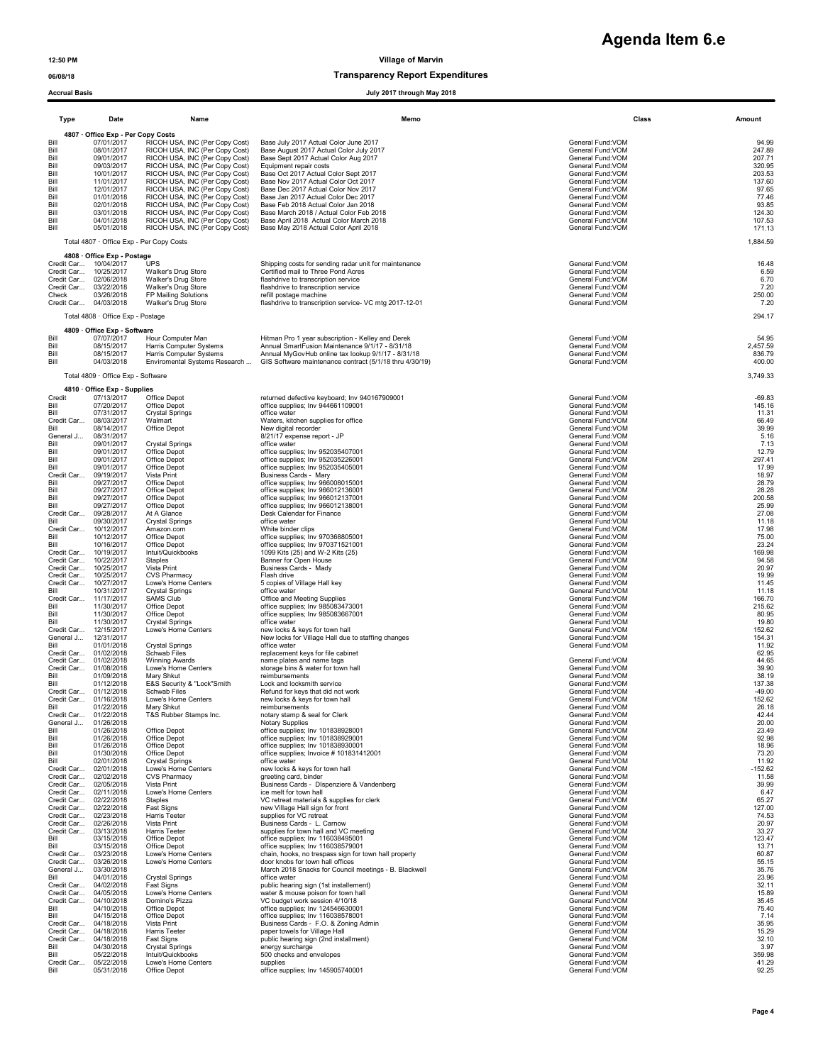# Agenda Item 6.e

12:50 PM

06/08/18

Accrual Basis

**Village of Marvin**

**Transparency Report Expenditures**

**July 2017 through May 2018**

| Type | Date | Name | Memo | Class | Amount |
|---|---|---|---|---|---|
| **4807 · Office Exp - Per Copy Costs** | | | | | |
| Bill | 07/01/2017 | RICOH USA, INC (Per Copy Cost) | Base July 2017 Actual Color June 2017 | General Fund:VOM | 94.99 |
| Bill | 08/01/2017 | RICOH USA, INC (Per Copy Cost) | Base August 2017 Actual Color July 2017 | General Fund:VOM | 247.89 |
| Bill | 09/01/2017 | RICOH USA, INC (Per Copy Cost) | Base Sept 2017 Actual Color Aug 2017 | General Fund:VOM | 207.71 |
| Bill | 09/03/2017 | RICOH USA, INC (Per Copy Cost) | Equipment repair costs | General Fund:VOM | 320.95 |
| Bill | 10/01/2017 | RICOH USA, INC (Per Copy Cost) | Base Oct 2017 Actual Color Sept 2017 | General Fund:VOM | 203.53 |
| Bill | 11/01/2017 | RICOH USA, INC (Per Copy Cost) | Base Nov 2017 Actual Color Oct 2017 | General Fund:VOM | 137.60 |
| Bill | 12/01/2017 | RICOH USA, INC (Per Copy Cost) | Base Dec 2017 Actual Color Nov 2017 | General Fund:VOM | 97.65 |
| Bill | 01/01/2018 | RICOH USA, INC (Per Copy Cost) | Base Jan 2017 Actual Color Dec 2017 | General Fund:VOM | 77.46 |
| Bill | 02/01/2018 | RICOH USA, INC (Per Copy Cost) | Base Feb 2018 Actual Color Jan 2018 | General Fund:VOM | 93.85 |
| Bill | 03/01/2018 | RICOH USA, INC (Per Copy Cost) | Base March 2018 / Actual Color Feb 2018 | General Fund:VOM | 124.30 |
| Bill | 04/01/2018 | RICOH USA, INC (Per Copy Cost) | Base April 2018 Actual Color March 2018 | General Fund:VOM | 107.53 |
| Bill | 05/01/2018 | RICOH USA, INC (Per Copy Cost) | Base May 2018 Actual Color April 2018 | General Fund:VOM | 171.13 |
| Total 4807 · Office Exp - Per Copy Costs | | | | | 1,884.59 |
| **4808 · Office Exp - Postage** | | | | | |
| Credit Car... | 10/04/2017 | UPS | Shipping costs for sending radar unit for maintenance | General Fund:VOM | 16.48 |
| Credit Car... | 10/25/2017 | Walker's Drug Store | Certified mail to Three Pond Acres | General Fund:VOM | 6.59 |
| Credit Car... | 02/06/2018 | Walker's Drug Store | flashdrive to transcription service | General Fund:VOM | 6.70 |
| Credit Car... | 03/22/2018 | Walker's Drug Store | flashdrive to transcription service | General Fund:VOM | 7.20 |
| Check | 03/26/2018 | FP Mailing Solutions | refill postage machine | General Fund:VOM | 250.00 |
| Credit Car... | 04/03/2018 | Walker's Drug Store | flashdrive to transcription service- VC mtg 2017-12-01 | General Fund:VOM | 7.20 |
| Total 4808 · Office Exp - Postage | | | | | 294.17 |
| **4809 · Office Exp - Software** | | | | | |
| Bill | 07/07/2017 | Hour Computer Man | Hitman Pro 1 year subscription - Kelley and Derek | General Fund:VOM | 54.95 |
| Bill | 08/15/2017 | Harris Computer Systems | Annual SmartFusion Maintenance 9/1/17 - 8/31/18 | General Fund:VOM | 2,457.59 |
| Bill | 08/15/2017 | Harris Computer Systems | Annual MyGovHub online tax lookup 9/1/17 - 8/31/18 | General Fund:VOM | 836.79 |
| Bill | 04/03/2018 | Enviromental Systems Research ... | GIS Software maintenance contract (5/1/18 thru 4/30/19) | General Fund:VOM | 400.00 |
| Total 4809 · Office Exp - Software | | | | | 3,749.33 |
| **4810 · Office Exp - Supplies** | | | | | |
| Credit | 07/13/2017 | Office Depot | returned defective keyboard; Inv 940167909001 | General Fund:VOM | -69.83 |
| Bill | 07/20/2017 | Office Depot | office supplies; Inv 944661109001 | General Fund:VOM | 145.16 |
| Bill | 07/31/2017 | Crystal Springs | office water | General Fund:VOM | 11.31 |
| Credit Car... | 08/03/2017 | Walmart | Waters, kitchen supplies for office | General Fund:VOM | 66.49 |
| Bill | 08/14/2017 | Office Depot | New digital recorder | General Fund:VOM | 39.99 |
| General J... | 08/31/2017 | | 8/21/17 expense report - JP | General Fund:VOM | 5.16 |
| Bill | 09/01/2017 | Crystal Springs | office water | General Fund:VOM | 7.13 |
| Bill | 09/01/2017 | Office Depot | office supplies; Inv 952035407001 | General Fund:VOM | 12.79 |
| Bill | 09/01/2017 | Office Depot | office supplies; Inv 952035226001 | General Fund:VOM | 297.41 |
| Bill | 09/01/2017 | Office Depot | office supplies; Inv 952035405001 | General Fund:VOM | 17.99 |
| Credit Car... | 09/19/2017 | Vista Print | Business Cards - Mary | General Fund:VOM | 18.97 |
| Bill | 09/27/2017 | Office Depot | office supplies; Inv 966008015001 | General Fund:VOM | 28.79 |
| Bill | 09/27/2017 | Office Depot | office supplies; Inv 966012136001 | General Fund:VOM | 28.28 |
| Bill | 09/27/2017 | Office Depot | office supplies; Inv 966012137001 | General Fund:VOM | 200.58 |
| Bill | 09/27/2017 | Office Depot | office supplies; Inv 966012138001 | General Fund:VOM | 25.99 |
| Credit Car... | 09/28/2017 | At A Glance | Desk Calendar for Finance | General Fund:VOM | 27.08 |
| Bill | 09/30/2017 | Crystal Springs | office water | General Fund:VOM | 11.18 |
| Credit Car... | 10/12/2017 | Amazon.com | White binder clips | General Fund:VOM | 17.98 |
| Bill | 10/12/2017 | Office Depot | office supplies; Inv 970368805001 | General Fund:VOM | 75.00 |
| Bill | 10/16/2017 | Office Depot | office supplies; Inv 970371521001 | General Fund:VOM | 23.24 |
| Credit Car... | 10/19/2017 | Intuit/Quickbooks | 1099 Kits (25) and W-2 Kits (25) | General Fund:VOM | 169.98 |
| Credit Car... | 10/22/2017 | Staples | Banner for Open House | General Fund:VOM | 94.58 |
| Credit Car... | 10/25/2017 | Vista Print | Business Cards - Mady | General Fund:VOM | 20.97 |
| Credit Car... | 10/25/2017 | CVS Pharmacy | Flash drive | General Fund:VOM | 19.99 |
| Credit Car... | 10/27/2017 | Lowe's Home Centers | 5 copies of Village Hall key | General Fund:VOM | 11.45 |
| Bill | 10/31/2017 | Crystal Springs | office water | General Fund:VOM | 11.18 |
| Credit Car... | 11/17/2017 | SAMS Club | Office and Meeting Supplies | General Fund:VOM | 166.70 |
| Bill | 11/30/2017 | Office Depot | office supplies; Inv 985083473001 | General Fund:VOM | 215.62 |
| Bill | 11/30/2017 | Office Depot | office supplies; Inv 985083667001 | General Fund:VOM | 80.95 |
| Bill | 11/30/2017 | Crystal Springs | office water | General Fund:VOM | 19.80 |
| Credit Car... | 12/15/2017 | Lowe's Home Centers | new locks & keys for town hall | General Fund:VOM | 152.62 |
| General J... | 12/31/2017 | | New locks for Village Hall due to staffing changes | General Fund:VOM | 154.31 |
| Bill | 01/01/2018 | Crystal Springs | office water | General Fund:VOM | 11.92 |
| Credit Car... | 01/02/2018 | Schwab Files | replacement keys for file cabinet | | 62.95 |
| Credit Car... | 01/02/2018 | Winning Awards | name plates and name tags | General Fund:VOM | 44.65 |
| Credit Car... | 01/08/2018 | Lowe's Home Centers | storage bins & water for town hall | General Fund:VOM | 39.90 |
| Bill | 01/09/2018 | Mary Shkut | reimbursements | General Fund:VOM | 38.19 |
| Bill | 01/12/2018 | E&S Security & "Lock"Smith | Lock and locksmith service | General Fund:VOM | 137.38 |
| Credit Car... | 01/12/2018 | Schwab Files | Refund for keys that did not work | General Fund:VOM | -49.00 |
| Credit Car... | 01/16/2018 | Lowe's Home Centers | new locks & keys for town hall | General Fund:VOM | 152.62 |
| Bill | 01/22/2018 | Mary Shkut | reimbursements | General Fund:VOM | 26.18 |
| Credit Car... | 01/22/2018 | T&S Rubber Stamps Inc. | notary stamp & seal for Clerk | General Fund:VOM | 42.44 |
| General J... | 01/26/2018 | | Notary Supplies | General Fund:VOM | 20.00 |
| Bill | 01/26/2018 | Office Depot | office supplies; Inv 101838928001 | General Fund:VOM | 23.49 |
| Bill | 01/26/2018 | Office Depot | office supplies; Inv 101838929001 | General Fund:VOM | 92.98 |
| Bill | 01/26/2018 | Office Depot | office supplies; Inv 101838930001 | General Fund:VOM | 18.96 |
| Bill | 01/30/2018 | Office Depot | office supplies; Invoice # 101831412001 | General Fund:VOM | 73.20 |
| Bill | 02/01/2018 | Crystal Springs | office water | General Fund:VOM | 11.92 |
| Credit Car... | 02/01/2018 | Lowe's Home Centers | new locks & keys for town hall | General Fund:VOM | -152.62 |
| Credit Car... | 02/02/2018 | CVS Pharmacy | greeting card, binder | General Fund:VOM | 11.58 |
| Credit Car... | 02/05/2018 | Vista Print | Business Cards - DIspenziere & Vandenberg | General Fund:VOM | 39.99 |
| Credit Car... | 02/11/2018 | Lowe's Home Centers | ice melt for town hall | General Fund:VOM | 6.47 |
| Credit Car... | 02/22/2018 | Staples | VC retreat materials & supplies for clerk | General Fund:VOM | 65.27 |
| Credit Car... | 02/22/2018 | Fast Signs | new Village Hall sign for front | General Fund:VOM | 127.00 |
| Credit Car... | 02/23/2018 | Harris Teeter | supplies for VC retreat | General Fund:VOM | 74.53 |
| Credit Car... | 02/26/2018 | Vista Print | Business Cards - L. Carnow | General Fund:VOM | 20.97 |
| Credit Car... | 03/13/2018 | Harris Teeter | supplies for town hall and VC meeting | General Fund:VOM | 33.27 |
| Bill | 03/15/2018 | Office Depot | office supplies; Inv 116038495001 | General Fund:VOM | 123.47 |
| Bill | 03/15/2018 | Office Depot | office supplies; Inv 116038579001 | General Fund:VOM | 13.71 |
| Credit Car... | 03/23/2018 | Lowe's Home Centers | chain, hooks, no trespass sign for town hall property | General Fund:VOM | 60.87 |
| Credit Car... | 03/26/2018 | Lowe's Home Centers | door knobs for town hall offices | General Fund:VOM | 55.15 |
| General J... | 03/30/2018 | | March 2018 Snacks for Council meetings - B. Blackwell | General Fund:VOM | 35.76 |
| Bill | 04/01/2018 | Crystal Springs | office water | General Fund:VOM | 23.96 |
| Credit Car... | 04/02/2018 | Fast Signs | public hearing sign (1st installement) | General Fund:VOM | 32.11 |
| Credit Car... | 04/05/2018 | Lowe's Home Centers | water & mouse poison for town hall | General Fund:VOM | 15.89 |
| Credit Car... | 04/10/2018 | Domino's Pizza | VC budget work session 4/10/18 | General Fund:VOM | 35.45 |
| Bill | 04/10/2018 | Office Depot | office supplies; Inv 124546630001 | General Fund:VOM | 75.40 |
| Bill | 04/15/2018 | Office Depot | office supplies; Inv 116038578001 | General Fund:VOM | 7.14 |
| Credit Car... | 04/18/2018 | Vista Print | Business Cards - F.O. & Zoning Admin | General Fund:VOM | 35.95 |
| Credit Car... | 04/18/2018 | Harris Teeter | paper towels for Village Hall | General Fund:VOM | 15.29 |
| Credit Car... | 04/18/2018 | Fast Signs | public hearing sign (2nd installment) | General Fund:VOM | 32.10 |
| Bill | 04/30/2018 | Crystal Springs | energy surcharge | General Fund:VOM | 3.97 |
| Bill | 05/22/2018 | Intuit/Quickbooks | 500 checks and envelopes | General Fund:VOM | 359.98 |
| Credit Car... | 05/22/2018 | Lowe's Home Centers | supplies | General Fund:VOM | 41.29 |
| Bill | 05/31/2018 | Office Depot | office supplies; Inv 145905740001 | General Fund:VOM | 92.25 |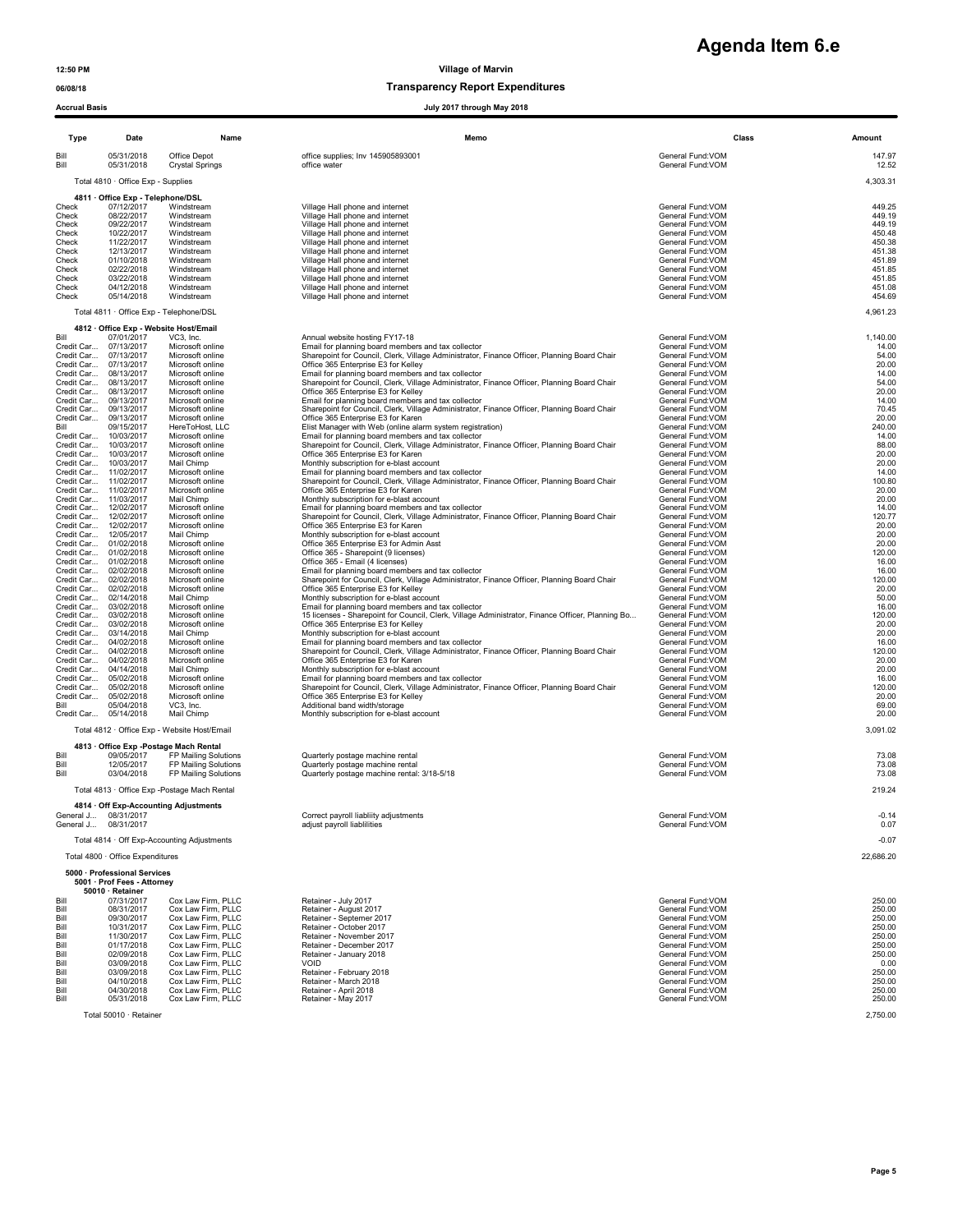# Agenda Item 6.e

**Village of Marvin**

**Transparency Report Expenditures**

**July 2017 through May 2018**

12:50 PM
06/08/18
Accrual Basis

| Type | Date | Name | Memo | Class | Amount |
|---|---|---|---|---|---|
| Bill | 05/31/2018 | Office Depot | office supplies; Inv 145905893001 | General Fund:VOM | 147.97 |
| Bill | 05/31/2018 | Crystal Springs | office water | General Fund:VOM | 12.52 |
| Total 4810 · Office Exp - Supplies | | | | | 4,303.31 |
| **4811 · Office Exp - Telephone/DSL** | | | | | |
| Check | 07/12/2017 | Windstream | Village Hall phone and internet | General Fund:VOM | 449.25 |
| Check | 08/22/2017 | Windstream | Village Hall phone and internet | General Fund:VOM | 449.19 |
| Check | 09/22/2017 | Windstream | Village Hall phone and internet | General Fund:VOM | 449.19 |
| Check | 10/22/2017 | Windstream | Village Hall phone and internet | General Fund:VOM | 450.48 |
| Check | 11/22/2017 | Windstream | Village Hall phone and internet | General Fund:VOM | 450.38 |
| Check | 12/13/2017 | Windstream | Village Hall phone and internet | General Fund:VOM | 451.38 |
| Check | 01/10/2018 | Windstream | Village Hall phone and internet | General Fund:VOM | 451.89 |
| Check | 02/22/2018 | Windstream | Village Hall phone and internet | General Fund:VOM | 451.85 |
| Check | 03/22/2018 | Windstream | Village Hall phone and internet | General Fund:VOM | 451.85 |
| Check | 04/12/2018 | Windstream | Village Hall phone and internet | General Fund:VOM | 451.08 |
| Check | 05/14/2018 | Windstream | Village Hall phone and internet | General Fund:VOM | 454.69 |
| Total 4811 · Office Exp - Telephone/DSL | | | | | 4,961.23 |
| **4812 · Office Exp - Website Host/Email** | | | | | |
| Bill | 07/01/2017 | VC3, Inc. | Annual website hosting FY17-18 | General Fund:VOM | 1,140.00 |
| Credit Car... | 07/13/2017 | Microsoft online | Email for planning board members and tax collector | General Fund:VOM | 14.00 |
| Credit Car... | 07/13/2017 | Microsoft online | Sharepoint for Council, Clerk, Village Administrator, Finance Officer, Planning Board Chair | General Fund:VOM | 54.00 |
| Credit Car... | 07/13/2017 | Microsoft online | Office 365 Enterprise E3 for Kelley | General Fund:VOM | 20.00 |
| Credit Car... | 08/13/2017 | Microsoft online | Email for planning board members and tax collector | General Fund:VOM | 14.00 |
| Credit Car... | 08/13/2017 | Microsoft online | Sharepoint for Council, Clerk, Village Administrator, Finance Officer, Planning Board Chair | General Fund:VOM | 54.00 |
| Credit Car... | 08/13/2017 | Microsoft online | Office 365 Enterprise E3 for Kelley | General Fund:VOM | 20.00 |
| Credit Car... | 09/13/2017 | Microsoft online | Email for planning board members and tax collector | General Fund:VOM | 14.00 |
| Credit Car... | 09/13/2017 | Microsoft online | Sharepoint for Council, Clerk, Village Administrator, Finance Officer, Planning Board Chair | General Fund:VOM | 70.45 |
| Credit Car... | 09/13/2017 | Microsoft online | Office 365 Enterprise E3 for Karen | General Fund:VOM | 20.00 |
| Bill | 09/15/2017 | HereToHost, LLC | Elist Manager with Web (online alarm system registration) | General Fund:VOM | 240.00 |
| Credit Car... | 10/03/2017 | Microsoft online | Email for planning board members and tax collector | General Fund:VOM | 14.00 |
| Credit Car... | 10/03/2017 | Microsoft online | Sharepoint for Council, Clerk, Village Administrator, Finance Officer, Planning Board Chair | General Fund:VOM | 88.00 |
| Credit Car... | 10/03/2017 | Microsoft online | Office 365 Enterprise E3 for Karen | General Fund:VOM | 20.00 |
| Credit Car... | 10/03/2017 | Mail Chimp | Monthly subscription for e-blast account | General Fund:VOM | 20.00 |
| Credit Car... | 11/02/2017 | Microsoft online | Email for planning board members and tax collector | General Fund:VOM | 14.00 |
| Credit Car... | 11/02/2017 | Microsoft online | Sharepoint for Council, Clerk, Village Administrator, Finance Officer, Planning Board Chair | General Fund:VOM | 100.80 |
| Credit Car... | 11/02/2017 | Microsoft online | Office 365 Enterprise E3 for Karen | General Fund:VOM | 20.00 |
| Credit Car... | 11/03/2017 | Mail Chimp | Monthly subscription for e-blast account | General Fund:VOM | 20.00 |
| Credit Car... | 12/02/2017 | Microsoft online | Email for planning board members and tax collector | General Fund:VOM | 14.00 |
| Credit Car... | 12/02/2017 | Microsoft online | Sharepoint for Council, Clerk, Village Administrator, Finance Officer, Planning Board Chair | General Fund:VOM | 120.77 |
| Credit Car... | 12/02/2017 | Microsoft online | Office 365 Enterprise E3 for Karen | General Fund:VOM | 20.00 |
| Credit Car... | 12/05/2017 | Mail Chimp | Monthly subscription for e-blast account | General Fund:VOM | 20.00 |
| Credit Car... | 01/02/2018 | Microsoft online | Office 365 Enterprise E3 for Admin Asst | General Fund:VOM | 20.00 |
| Credit Car... | 01/02/2018 | Microsoft online | Office 365 - Sharepoint (9 licenses) | General Fund:VOM | 120.00 |
| Credit Car... | 01/02/2018 | Microsoft online | Office 365 - Email (4 licenses) | General Fund:VOM | 16.00 |
| Credit Car... | 02/02/2018 | Microsoft online | Email for planning board members and tax collector | General Fund:VOM | 16.00 |
| Credit Car... | 02/02/2018 | Microsoft online | Sharepoint for Council, Clerk, Village Administrator, Finance Officer, Planning Board Chair | General Fund:VOM | 120.00 |
| Credit Car... | 02/02/2018 | Microsoft online | Office 365 Enterprise E3 for Kelley | General Fund:VOM | 20.00 |
| Credit Car... | 02/14/2018 | Mail Chimp | Monthly subscription for e-blast account | General Fund:VOM | 50.00 |
| Credit Car... | 03/02/2018 | Microsoft online | Email for planning board members and tax collector | General Fund:VOM | 16.00 |
| Credit Car... | 03/02/2018 | Microsoft online | 15 licenses - Sharepoint for Council, Clerk, Village Administrator, Finance Officer, Planning Bo... | General Fund:VOM | 120.00 |
| Credit Car... | 03/02/2018 | Microsoft online | Office 365 Enterprise E3 for Kelley | General Fund:VOM | 20.00 |
| Credit Car... | 03/14/2018 | Mail Chimp | Monthly subscription for e-blast account | General Fund:VOM | 20.00 |
| Credit Car... | 04/02/2018 | Microsoft online | Email for planning board members and tax collector | General Fund:VOM | 16.00 |
| Credit Car... | 04/02/2018 | Microsoft online | Sharepoint for Council, Clerk, Village Administrator, Finance Officer, Planning Board Chair | General Fund:VOM | 120.00 |
| Credit Car... | 04/02/2018 | Microsoft online | Office 365 Enterprise E3 for Karen | General Fund:VOM | 20.00 |
| Credit Car... | 04/14/2018 | Mail Chimp | Monthly subscription for e-blast account | General Fund:VOM | 20.00 |
| Credit Car... | 05/02/2018 | Microsoft online | Email for planning board members and tax collector | General Fund:VOM | 16.00 |
| Credit Car... | 05/02/2018 | Microsoft online | Sharepoint for Council, Clerk, Village Administrator, Finance Officer, Planning Board Chair | General Fund:VOM | 120.00 |
| Credit Car... | 05/02/2018 | Microsoft online | Office 365 Enterprise E3 for Kelley | General Fund:VOM | 20.00 |
| Bill | 05/04/2018 | VC3, Inc. | Additional band width/storage | General Fund:VOM | 69.00 |
| Credit Car... | 05/14/2018 | Mail Chimp | Monthly subscription for e-blast account | General Fund:VOM | 20.00 |
| Total 4812 · Office Exp - Website Host/Email | | | | | 3,091.02 |
| **4813 · Office Exp -Postage Mach Rental** | | | | | |
| Bill | 09/05/2017 | FP Mailing Solutions | Quarterly postage machine rental | General Fund:VOM | 73.08 |
| Bill | 12/05/2017 | FP Mailing Solutions | Quarterly postage machine rental | General Fund:VOM | 73.08 |
| Bill | 03/04/2018 | FP Mailing Solutions | Quarterly postage machine rental: 3/18-5/18 | General Fund:VOM | 73.08 |
| Total 4813 · Office Exp -Postage Mach Rental | | | | | 219.24 |
| **4814 · Off Exp-Accounting Adjustments** | | | | | |
| General J... | 08/31/2017 | | Correct payroll liabliity adjustments | General Fund:VOM | -0.14 |
| General J... | 08/31/2017 | | adjust payroll liablilities | General Fund:VOM | 0.07 |
| Total 4814 · Off Exp-Accounting Adjustments | | | | | -0.07 |
| Total 4800 · Office Expenditures | | | | | 22,686.20 |
| **5000 · Professional Services** | | | | | |
| **5001 · Prof Fees - Attorney** | | | | | |
| **50010 · Retainer** | | | | | |
| Bill | 07/31/2017 | Cox Law Firm, PLLC | Retainer - July 2017 | General Fund:VOM | 250.00 |
| Bill | 08/31/2017 | Cox Law Firm, PLLC | Retainer - August 2017 | General Fund:VOM | 250.00 |
| Bill | 09/30/2017 | Cox Law Firm, PLLC | Retainer - Septemer 2017 | General Fund:VOM | 250.00 |
| Bill | 10/31/2017 | Cox Law Firm, PLLC | Retainer - October 2017 | General Fund:VOM | 250.00 |
| Bill | 11/30/2017 | Cox Law Firm, PLLC | Retainer - November 2017 | General Fund:VOM | 250.00 |
| Bill | 01/17/2018 | Cox Law Firm, PLLC | Retainer - December 2017 | General Fund:VOM | 250.00 |
| Bill | 02/09/2018 | Cox Law Firm, PLLC | Retainer - January 2018 | General Fund:VOM | 250.00 |
| Bill | 03/09/2018 | Cox Law Firm, PLLC | VOID | General Fund:VOM | 0.00 |
| Bill | 03/09/2018 | Cox Law Firm, PLLC | Retainer - February 2018 | General Fund:VOM | 250.00 |
| Bill | 04/10/2018 | Cox Law Firm, PLLC | Retainer - March 2018 | General Fund:VOM | 250.00 |
| Bill | 04/30/2018 | Cox Law Firm, PLLC | Retainer - April 2018 | General Fund:VOM | 250.00 |
| Bill | 05/31/2018 | Cox Law Firm, PLLC | Retainer - May 2017 | General Fund:VOM | 250.00 |
| Total 50010 · Retainer | | | | | 2,750.00 |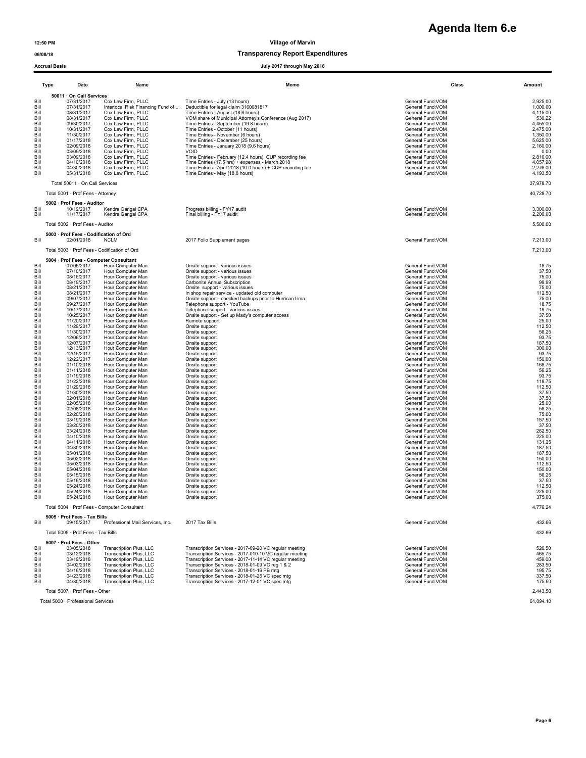# Agenda Item 6.e

12:50 PM
06/08/18
Accrual Basis

**Village of Marvin**
**Transparency Report Expenditures**
**July 2017 through May 2018**

| Type | Date | Name | Memo | Class | Amount |
|---|---|---|---|---|---|
| **50011 · On Call Services** | | | | | |
| Bill | 07/31/2017 | Cox Law Firm, PLLC | Time Entries - July (13 hours) | General Fund:VOM | 2,925.00 |
| Bill | 07/31/2017 | Interlocal Risk Financing Fund of ... | Deductible for legal claim 3160081817 | General Fund:VOM | 1,000.00 |
| Bill | 08/31/2017 | Cox Law Firm, PLLC | Time Entries - August (18.6 hours) | General Fund:VOM | 4,115.00 |
| Bill | 08/31/2017 | Cox Law Firm, PLLC | VOM share of Municipal Attorney's Conference (Aug 2017) | General Fund:VOM | 530.22 |
| Bill | 09/30/2017 | Cox Law Firm, PLLC | Time Entries - September (19.8 hours) | General Fund:VOM | 4,455.00 |
| Bill | 10/31/2017 | Cox Law Firm, PLLC | Time Entries - October (11 hours) | General Fund:VOM | 2,475.00 |
| Bill | 11/30/2017 | Cox Law Firm, PLLC | Time Entries - November (6 hours) | General Fund:VOM | 1,350.00 |
| Bill | 01/17/2018 | Cox Law Firm, PLLC | Time Entries - December (25 hours) | General Fund:VOM | 5,625.00 |
| Bill | 02/09/2018 | Cox Law Firm, PLLC | Time Entries - January 2018 (9.6 hours) | General Fund:VOM | 2,160.00 |
| Bill | 03/09/2018 | Cox Law Firm, PLLC | VOID | General Fund:VOM | 0.00 |
| Bill | 03/09/2018 | Cox Law Firm, PLLC | Time Entries - February (12.4 hours), CUP recording fee | General Fund:VOM | 2,816.00 |
| Bill | 04/10/2018 | Cox Law Firm, PLLC | Time Entries (17.5 hrs) + expenses - March 2018 | General Fund:VOM | 4,057.98 |
| Bill | 04/30/2018 | Cox Law Firm, PLLC | Time Entries - April 2018 (10.0 hours) + CUP recording fee | General Fund:VOM | 2,276.00 |
| Bill | 05/31/2018 | Cox Law Firm, PLLC | Time Entries - May (18.8 hours) | General Fund:VOM | 4,193.50 |
| Total 50011 · On Call Services | | | | | 37,978.70 |
| Total 5001 · Prof Fees - Attorney | | | | | 40,728.70 |
| **5002 · Prof Fees - Auditor** | | | | | |
| Bill | 10/19/2017 | Kendra Gangal CPA | Progress billing - FY17 audit | General Fund:VOM | 3,300.00 |
| Bill | 11/17/2017 | Kendra Gangal CPA | Final billing - FY17 audit | General Fund:VOM | 2,200.00 |
| Total 5002 · Prof Fees - Auditor | | | | | 5,500.00 |
| **5003 · Prof Fees - Codification of Ord** | | | | | |
| Bill | 02/01/2018 | NCLM | 2017 Folio Supplement pages | General Fund:VOM | 7,213.00 |
| Total 5003 · Prof Fees - Codification of Ord | | | | | 7,213.00 |
| **5004 · Prof Fees - Computer Consultant** | | | | | |
| Bill | 07/05/2017 | Hour Computer Man | Onsite support - various issues | General Fund:VOM | 18.75 |
| Bill | 07/10/2017 | Hour Computer Man | Onsite support - various issues | General Fund:VOM | 37.50 |
| Bill | 08/16/2017 | Hour Computer Man | Onsite support - various issues | General Fund:VOM | 75.00 |
| Bill | 08/19/2017 | Hour Computer Man | Carbonite Annual Subscription | General Fund:VOM | 99.99 |
| Bill | 08/21/2017 | Hour Computer Man | Onsite support - various issues | General Fund:VOM | 75.00 |
| Bill | 08/21/2017 | Hour Computer Man | In shop repair service - updated old computer | General Fund:VOM | 112.50 |
| Bill | 09/07/2017 | Hour Computer Man | Onsite support - checked backups prior to Hurrican Irma | General Fund:VOM | 75.00 |
| Bill | 09/27/2017 | Hour Computer Man | Telephone support - YouTube | General Fund:VOM | 18.75 |
| Bill | 10/17/2017 | Hour Computer Man | Telephone support - various issues | General Fund:VOM | 18.75 |
| Bill | 10/25/2017 | Hour Computer Man | Onsite support - Set up Mady's computer access | General Fund:VOM | 37.50 |
| Bill | 11/20/2017 | Hour Computer Man | Remote support | General Fund:VOM | 25.00 |
| Bill | 11/29/2017 | Hour Computer Man | Onsite support | General Fund:VOM | 112.50 |
| Bill | 11/30/2017 | Hour Computer Man | Onsite support | General Fund:VOM | 56.25 |
| Bill | 12/06/2017 | Hour Computer Man | Onsite support | General Fund:VOM | 93.75 |
| Bill | 12/07/2017 | Hour Computer Man | Onsite support | General Fund:VOM | 187.50 |
| Bill | 12/13/2017 | Hour Computer Man | Onsite support | General Fund:VOM | 300.00 |
| Bill | 12/15/2017 | Hour Computer Man | Onsite support | General Fund:VOM | 93.75 |
| Bill | 12/22/2017 | Hour Computer Man | Onsite support | General Fund:VOM | 150.00 |
| Bill | 01/10/2018 | Hour Computer Man | Onsite support | General Fund:VOM | 168.75 |
| Bill | 01/11/2018 | Hour Computer Man | Onsite support | General Fund:VOM | 56.25 |
| Bill | 01/19/2018 | Hour Computer Man | Onsite support | General Fund:VOM | 93.75 |
| Bill | 01/22/2018 | Hour Computer Man | Onsite support | General Fund:VOM | 118.75 |
| Bill | 01/29/2018 | Hour Computer Man | Onsite support | General Fund:VOM | 112.50 |
| Bill | 01/30/2018 | Hour Computer Man | Onsite support | General Fund:VOM | 37.50 |
| Bill | 02/01/2018 | Hour Computer Man | Onsite support | General Fund:VOM | 37.50 |
| Bill | 02/05/2018 | Hour Computer Man | Onsite support | General Fund:VOM | 25.00 |
| Bill | 02/08/2018 | Hour Computer Man | Onsite support | General Fund:VOM | 56.25 |
| Bill | 02/20/2018 | Hour Computer Man | Onsite support | General Fund:VOM | 75.00 |
| Bill | 03/19/2018 | Hour Computer Man | Onsite support | General Fund:VOM | 157.50 |
| Bill | 03/20/2018 | Hour Computer Man | Onsite support | General Fund:VOM | 37.50 |
| Bill | 03/24/2018 | Hour Computer Man | Onsite support | General Fund:VOM | 262.50 |
| Bill | 04/10/2018 | Hour Computer Man | Onsite support | General Fund:VOM | 225.00 |
| Bill | 04/11/2018 | Hour Computer Man | Onsite support | General Fund:VOM | 131.25 |
| Bill | 04/30/2018 | Hour Computer Man | Onsite support | General Fund:VOM | 187.50 |
| Bill | 05/01/2018 | Hour Computer Man | Onsite support | General Fund:VOM | 187.50 |
| Bill | 05/02/2018 | Hour Computer Man | Onsite support | General Fund:VOM | 150.00 |
| Bill | 05/03/2018 | Hour Computer Man | Onsite support | General Fund:VOM | 112.50 |
| Bill | 05/04/2018 | Hour Computer Man | Onsite support | General Fund:VOM | 150.00 |
| Bill | 05/15/2018 | Hour Computer Man | Onsite support | General Fund:VOM | 56.25 |
| Bill | 05/16/2018 | Hour Computer Man | Onsite support | General Fund:VOM | 37.50 |
| Bill | 05/24/2018 | Hour Computer Man | Onsite support | General Fund:VOM | 112.50 |
| Bill | 05/24/2018 | Hour Computer Man | Onsite support | General Fund:VOM | 225.00 |
| Bill | 05/24/2018 | Hour Computer Man | Onsite support | General Fund:VOM | 375.00 |
| Total 5004 · Prof Fees - Computer Consultant | | | | | 4,776.24 |
| **5005 · Prof Fees - Tax Bills** | | | | | |
| Bill | 09/15/2017 | Professional Mail Services, Inc. | 2017 Tax Bills | General Fund:VOM | 432.66 |
| Total 5005 · Prof Fees - Tax Bills | | | | | 432.66 |
| **5007 · Prof Fees - Other** | | | | | |
| Bill | 03/05/2018 | Transcription Plus, LLC | Transcription Services - 2017-09-20 VC regular meeting | General Fund:VOM | 526.50 |
| Bill | 03/12/2018 | Transcription Plus, LLC | Transcription Services - 2017-010-10 VC regular meeting | General Fund:VOM | 465.75 |
| Bill | 03/19/2018 | Transcription Plus, LLC | Transcription Services - 2017-11-14 VC regular meeting | General Fund:VOM | 459.00 |
| Bill | 04/02/2018 | Transcription Plus, LLC | Transcription Services - 2018-01-09 VC reg 1 & 2 | General Fund:VOM | 283.50 |
| Bill | 04/16/2018 | Transcription Plus, LLC | Transcription Services - 2018-01-16 PB mtg | General Fund:VOM | 195.75 |
| Bill | 04/23/2018 | Transcription Plus, LLC | Transcription Services - 2018-01-25 VC spec mtg | General Fund:VOM | 337.50 |
| Bill | 04/30/2018 | Transcription Plus, LLC | Transcription Services - 2017-12-01 VC spec mtg | General Fund:VOM | 175.50 |
| Total 5007 · Prof Fees - Other | | | | | 2,443.50 |
| Total 5000 · Professional Services | | | | | 61,094.10 |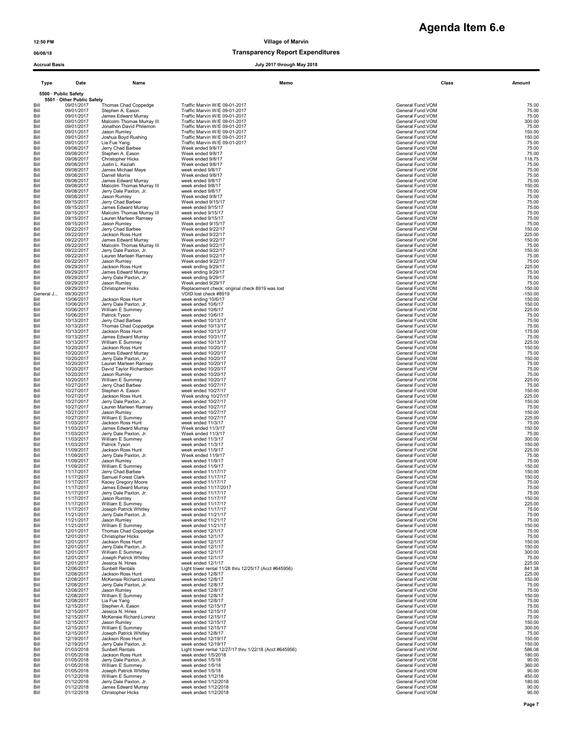# Agenda Item 6.e

12:50 PM

06/08/18

Accrual Basis

**Village of Marvin**

**Transparency Report Expenditures**

**July 2017 through May 2018**

| Type | Date | Name | Memo | Class | Amount |
|---|---|---|---|---|---|
| **5500 · Public Safety** | | | | | |
| **5501 · Other Public Safety** | | | | | |
| Bill | 09/01/2017 | Thomas Chad Coppedge | Traffic Marvin W/E 09-01-2017 | General Fund:VOM | 75.00 |
| Bill | 09/01/2017 | Stephen A. Eason | Traffic Marvin W/E 09-01-2017 | General Fund:VOM | 75.00 |
| Bill | 09/01/2017 | James Edward Murray | Traffic Marvin W/E 09-01-2017 | General Fund:VOM | 75.00 |
| Bill | 09/01/2017 | Malcolm Thomas Murray III | Traffic Marvin W/E 09-01-2017 | General Fund:VOM | 300.00 |
| Bill | 09/01/2017 | Jonathon David Philemon | Traffic Marvin W/E 09-01-2017 | General Fund:VOM | 75.00 |
| Bill | 09/01/2017 | Jason Rumley | Traffic Marvin W/E 09-01-2017 | General Fund:VOM | 150.00 |
| Bill | 09/01/2017 | Joshua Boyd Rushing | Traffic Marvin W/E 09-01-2017 | General Fund:VOM | 150.00 |
| Bill | 09/01/2017 | Lia Fue Yang | Traffic Marvin W/E 09-01-2017 | General Fund:VOM | 75.00 |
| Bill | 09/08/2017 | Jerry Chad Barbee | Week ended 9/8/17 | General Fund:VOM | 75.00 |
| Bill | 09/08/2017 | Stephen A. Eason | Week ended 9/8/17 | General Fund:VOM | 75.00 |
| Bill | 09/08/2017 | Christopher Hicks | Week ended 9/8/17 | General Fund:VOM | 118.75 |
| Bill | 09/08/2017 | Justin L. Keziah | Week ended 9/8/17 | General Fund:VOM | 75.00 |
| Bill | 09/08/2017 | James Michael Maye | week ended 9/8/17 | General Fund:VOM | 75.00 |
| Bill | 09/08/2017 | Darrell Morris | Week ended 9/8/17 | General Fund:VOM | 75.00 |
| Bill | 09/08/2017 | James Edward Murray | week ended 9/8/17 | General Fund:VOM | 75.00 |
| Bill | 09/08/2017 | Malcolm Thomas Murray III | week ended 9/8/17 | General Fund:VOM | 150.00 |
| Bill | 09/08/2017 | Jerry Dale Paxton, Jr. | week ended 9/8/17 | General Fund:VOM | 75.00 |
| Bill | 09/08/2017 | Jason Rumley | Week ended 9/8/17 | General Fund:VOM | 75.00 |
| Bill | 09/15/2017 | Jerry Chad Barbee | Week ended 9/15/17 | General Fund:VOM | 75.00 |
| Bill | 09/15/2017 | James Edward Murray | week ended 9/15/17 | General Fund:VOM | 75.00 |
| Bill | 09/15/2017 | Malcolm Thomas Murray III | week ended 9/15/17 | General Fund:VOM | 75.00 |
| Bill | 09/15/2017 | Lauren Marleen Ramsey | week ended 9/15/17 | General Fund:VOM | 75.00 |
| Bill | 09/15/2017 | Jason Rumley | Week ended 9/15/17 | General Fund:VOM | 75.00 |
| Bill | 09/22/2017 | Jerry Chad Barbee | Week ended 9/22/17 | General Fund:VOM | 150.00 |
| Bill | 09/22/2017 | Jackson Ross Hunt | Week ended 9/22/17 | General Fund:VOM | 225.00 |
| Bill | 09/22/2017 | James Edward Murray | Week ended 9/22/17 | General Fund:VOM | 150.00 |
| Bill | 09/22/2017 | Malcolm Thomas Murray III | Week ended 9/22/17 | General Fund:VOM | 75.00 |
| Bill | 09/22/2017 | Jerry Dale Paxton, Jr. | Week ended 9/22/17 | General Fund:VOM | 150.00 |
| Bill | 09/22/2017 | Lauren Marleen Ramsey | Week ended 9/22/17 | General Fund:VOM | 75.00 |
| Bill | 09/22/2017 | Jason Rumley | Week ended 9/22/17 | General Fund:VOM | 75.00 |
| Bill | 09/29/2017 | Jackson Ross Hunt | week ending 9/29/17 | General Fund:VOM | 225.00 |
| Bill | 09/29/2017 | James Edward Murray | week ending 9/29/17 | General Fund:VOM | 75.00 |
| Bill | 09/29/2017 | Jerry Dale Paxton, Jr. | week ending 9/29/17 | General Fund:VOM | 75.00 |
| Bill | 09/29/2017 | Jason Rumley | Week ended 9/29/17 | General Fund:VOM | 75.00 |
| Bill | 09/29/2017 | Christopher Hicks | Replacement check; original check 8919 was lost | General Fund:VOM | 150.00 |
| General J... | 09/30/2017 | | VOID lost check #8919 | General Fund:VOM | -150.00 |
| Bill | 10/06/2017 | Jackson Ross Hunt | week ending 10/6/17 | General Fund:VOM | 150.00 |
| Bill | 10/06/2017 | Jerry Dale Paxton, Jr. | week ended 10/6/17 | General Fund:VOM | 150.00 |
| Bill | 10/06/2017 | William E Summey | week ended 10/6/17 | General Fund:VOM | 225.00 |
| Bill | 10/06/2017 | Patrick Tyson | week ended 10/6/17 | General Fund:VOM | 75.00 |
| Bill | 10/13/2017 | Jerry Chad Barbee | week ended 10/13/17 | General Fund:VOM | 75.00 |
| Bill | 10/13/2017 | Thomas Chad Coppedge | week ended 10/13/17 | General Fund:VOM | 75.00 |
| Bill | 10/13/2017 | Jackson Ross Hunt | week ended 10/13/17 | General Fund:VOM | 175.00 |
| Bill | 10/13/2017 | James Edward Murray | week ended 10/31/17 | General Fund:VOM | 75.00 |
| Bill | 10/13/2017 | William E Summey | week ended 10/13/17 | General Fund:VOM | 225.00 |
| Bill | 10/20/2017 | Jackson Ross Hunt | week ended 10/20/17 | General Fund:VOM | 150.00 |
| Bill | 10/20/2017 | James Edward Murray | week ended 10/20/17 | General Fund:VOM | 75.00 |
| Bill | 10/20/2017 | Jerry Dale Paxton, Jr. | week ended 10/20/17 | General Fund:VOM | 150.00 |
| Bill | 10/20/2017 | Lauren Marleen Ramsey | week ended 10/20/17 | General Fund:VOM | 75.00 |
| Bill | 10/20/2017 | David Taylor Richardson | week ended 10/20/17 | General Fund:VOM | 75.00 |
| Bill | 10/20/2017 | Jason Rumley | week ended 10/20/17 | General Fund:VOM | 75.00 |
| Bill | 10/20/2017 | William E Summey | week ended 10/20/17 | General Fund:VOM | 225.00 |
| Bill | 10/27/2017 | Jerry Chad Barbee | week ended 10/27/17 | General Fund:VOM | 75.00 |
| Bill | 10/27/2017 | Stephen A. Eason | week ended 10/27/17 | General Fund:VOM | 150.00 |
| Bill | 10/27/2017 | Jackson Ross Hunt | Week ending 10/27/17 | General Fund:VOM | 225.00 |
| Bill | 10/27/2017 | Jerry Dale Paxton, Jr. | week ended 10/27/17 | General Fund:VOM | 150.00 |
| Bill | 10/27/2017 | Lauren Marleen Ramsey | week ended 10/27/17 | General Fund:VOM | 75.00 |
| Bill | 10/27/2017 | Jason Rumley | week ended 10/27/17 | General Fund:VOM | 150.00 |
| Bill | 10/27/2017 | William E Summey | week ended 10/27/17 | General Fund:VOM | 225.00 |
| Bill | 11/03/2017 | Jackson Ross Hunt | week ended 11/3/17 | General Fund:VOM | 75.00 |
| Bill | 11/03/2017 | James Edward Murray | Week ended 11/3/17 | General Fund:VOM | 150.00 |
| Bill | 11/03/2017 | Jerry Dale Paxton, Jr. | Week ended 11/3/17 | General Fund:VOM | 75.00 |
| Bill | 11/03/2017 | William E Summey | Week ended 11/3/17 | General Fund:VOM | 300.00 |
| Bill | 11/03/2017 | Patrick Tyson | week ended 11/3/17 | General Fund:VOM | 150.00 |
| Bill | 11/09/2017 | Jackson Ross Hunt | week ended 11/9/17 | General Fund:VOM | 225.00 |
| Bill | 11/09/2017 | Jerry Dale Paxton, Jr. | Week ended 11/9/17 | General Fund:VOM | 75.00 |
| Bill | 11/09/2017 | Jason Rumley | week ended 11/9/17 | General Fund:VOM | 75.00 |
| Bill | 11/09/2017 | William E Summey | week ended 11/9/17 | General Fund:VOM | 150.00 |
| Bill | 11/17/2017 | Jerry Chad Barbee | week ended 11/17/17 | General Fund:VOM | 150.00 |
| Bill | 11/17/2017 | Samuel Forest Clark | week ended 11/17/17 | General Fund:VOM | 150.00 |
| Bill | 11/17/2017 | Kacey Gregory Moore | week ended 11/17/17 | General Fund:VOM | 75.00 |
| Bill | 11/17/2017 | James Edward Murray | week ended 11/17/2017 | General Fund:VOM | 75.00 |
| Bill | 11/17/2017 | Jerry Dale Paxton, Jr. | week ended 11/17/17 | General Fund:VOM | 75.00 |
| Bill | 11/17/2017 | Jason Rumley | week ended 11/17/17 | General Fund:VOM | 150.00 |
| Bill | 11/17/2017 | William E Summey | week ended 11/17/17 | General Fund:VOM | 225.00 |
| Bill | 11/17/2017 | Joseph Patrick Whitley | week ended 11/17/17 | General Fund:VOM | 75.00 |
| Bill | 11/21/2017 | Jerry Dale Paxton, Jr. | week ended 11/21/17 | General Fund:VOM | 75.00 |
| Bill | 11/21/2017 | Jason Rumley | week ended 11/21/17 | General Fund:VOM | 75.00 |
| Bill | 11/21/2017 | William E Summey | week ended 11/21/17 | General Fund:VOM | 150.00 |
| Bill | 12/01/2017 | Thomas Chad Coppedge | week ended 12/1/17 | General Fund:VOM | 75.00 |
| Bill | 12/01/2017 | Christopher Hicks | week ended 12/1/17 | General Fund:VOM | 75.00 |
| Bill | 12/01/2017 | Jackson Ross Hunt | week ended 12/1/17 | General Fund:VOM | 150.00 |
| Bill | 12/01/2017 | Jerry Dale Paxton, Jr. | week ended 12/1/17 | General Fund:VOM | 150.00 |
| Bill | 12/01/2017 | William E Summey | week ended 12/1/17 | General Fund:VOM | 300.00 |
| Bill | 12/01/2017 | Joseph Patrick Whitley | week ended 12/1/17 | General Fund:VOM | 75.00 |
| Bill | 12/01/2017 | Jessica N. Hines | week ended 12/1/17 | General Fund:VOM | 225.00 |
| Bill | 12/06/2017 | Sunbelt Rentals | Light tower rental 11/28 thru 12/25/17 (Acct #645956) | General Fund:VOM | 841.38 |
| Bill | 12/08/2017 | Jackson Ross Hunt | week ended 12/8/17 | General Fund:VOM | 225.00 |
| Bill | 12/08/2017 | McKensie Richard Lorenz | week ended 12/8/17 | General Fund:VOM | 150.00 |
| Bill | 12/08/2017 | Jerry Dale Paxton, Jr. | week ended 12/8/17 | General Fund:VOM | 75.00 |
| Bill | 12/08/2017 | Jason Rumley | week ended 12/8/17 | General Fund:VOM | 75.00 |
| Bill | 12/08/2017 | William E Summey | week ended 12/8/17 | General Fund:VOM | 150.00 |
| Bill | 12/08/2017 | Lia Fue Yang | week ended 12/8/17 | General Fund:VOM | 75.00 |
| Bill | 12/15/2017 | Stephen A. Eason | week ended 12/15/17 | General Fund:VOM | 75.00 |
| Bill | 12/15/2017 | Jessica N. Hines | week ended 12/15/17 | General Fund:VOM | 75.00 |
| Bill | 12/15/2017 | McKensie Richard Lorenz | week ended 12/15/17 | General Fund:VOM | 75.00 |
| Bill | 12/15/2017 | Jason Rumley | week ended 12/15/17 | General Fund:VOM | 150.00 |
| Bill | 12/15/2017 | William E Summey | week ended 12/15/17 | General Fund:VOM | 300.00 |
| Bill | 12/15/2017 | Joseph Patrick Whitley | week ended 12/8/17 | General Fund:VOM | 75.00 |
| Bill | 12/19/2017 | Jackson Ross Hunt | week ended 12/19/17 | General Fund:VOM | 150.00 |
| Bill | 12/19/2017 | Jerry Dale Paxton, Jr. | week ended 12/19/17 | General Fund:VOM | 150.00 |
| Bill | 01/03/2018 | Sunbelt Rentals | Light tower rental 12/27/17 thru 1/22/18 (Acct #645956) | General Fund:VOM | 586.08 |
| Bill | 01/05/2018 | Jackson Ross Hunt | week ended 1/5/2018 | General Fund:VOM | 180.00 |
| Bill | 01/05/2018 | Jerry Dale Paxton, Jr. | week ended 1/5/18 | General Fund:VOM | 90.00 |
| Bill | 01/05/2018 | William E Summey | week ended 1/5/18 | General Fund:VOM | 360.00 |
| Bill | 01/05/2018 | Joseph Patrick Whitley | week ended 1/5/18 | General Fund:VOM | 90.00 |
| Bill | 01/12/2018 | William E Summey | week ended 1/12/18 | General Fund:VOM | 450.00 |
| Bill | 01/12/2018 | Jerry Dale Paxton, Jr. | week ended 1/12/2018 | General Fund:VOM | 180.00 |
| Bill | 01/12/2018 | James Edward Murray | week ended 1/12/2018 | General Fund:VOM | 90.00 |
| Bill | 01/12/2018 | Christopher Hicks | week ended 1/12/2018 | General Fund:VOM | 90.00 |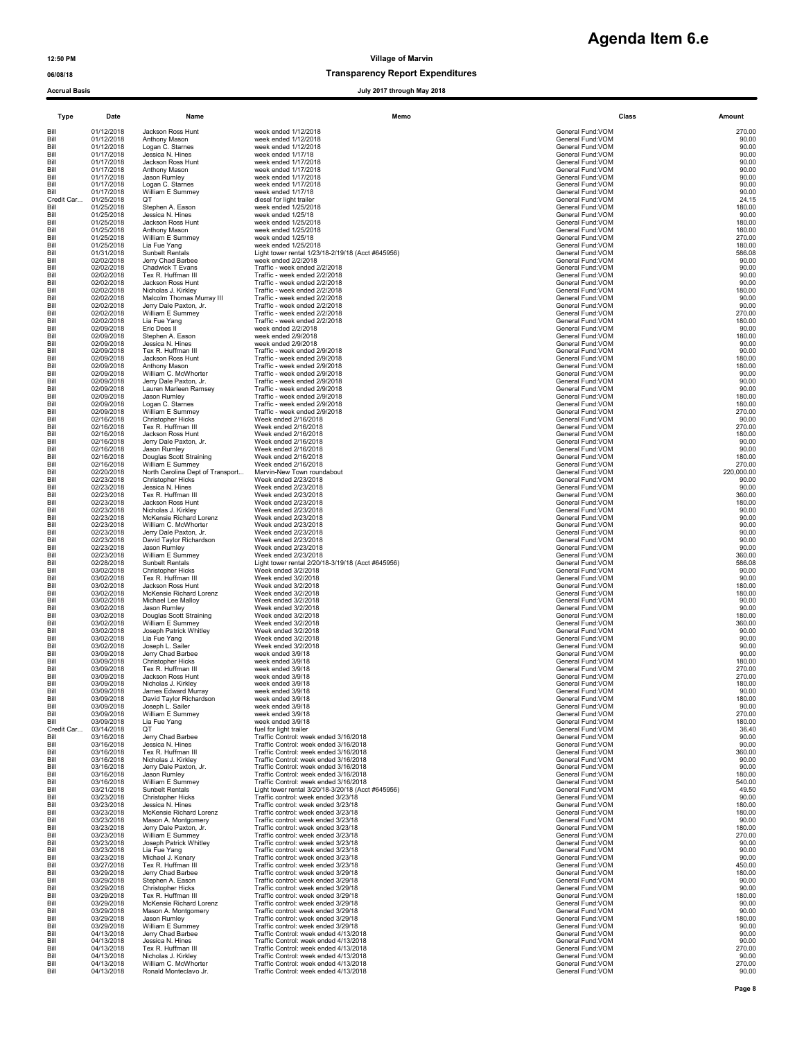# Agenda Item 6.e

**12:50 PM** **Village of Marvin**

**06/08/18** **Transparency Report Expenditures**

**Accrual Basis** **July 2017 through May 2018**

| Type | Date | Name | Memo | Class | Amount |
|---|---|---|---|---|---|
| Bill | 01/12/2018 | Jackson Ross Hunt | week ended 1/12/2018 | General Fund:VOM | 270.00 |
| Bill | 01/12/2018 | Anthony Mason | week ended 1/12/2018 | General Fund:VOM | 90.00 |
| Bill | 01/12/2018 | Logan C. Starnes | week ended 1/12/2018 | General Fund:VOM | 90.00 |
| Bill | 01/17/2018 | Jessica N. Hines | week ended 1/17/18 | General Fund:VOM | 90.00 |
| Bill | 01/17/2018 | Jackson Ross Hunt | week ended 1/17/2018 | General Fund:VOM | 90.00 |
| Bill | 01/17/2018 | Anthony Mason | week ended 1/17/2018 | General Fund:VOM | 90.00 |
| Bill | 01/17/2018 | Jason Rumley | week ended 1/17/2018 | General Fund:VOM | 90.00 |
| Bill | 01/17/2018 | Logan C. Starnes | week ended 1/17/2018 | General Fund:VOM | 90.00 |
| Bill | 01/17/2018 | William E Summey | week ended 1/17/18 | General Fund:VOM | 90.00 |
| Credit Car... | 01/25/2018 | QT | diesel for light trailer | General Fund:VOM | 24.15 |
| Bill | 01/25/2018 | Stephen A. Eason | week ended 1/25/2018 | General Fund:VOM | 180.00 |
| Bill | 01/25/2018 | Jessica N. Hines | week ended 1/25/18 | General Fund:VOM | 90.00 |
| Bill | 01/25/2018 | Jackson Ross Hunt | week ended 1/25/2018 | General Fund:VOM | 180.00 |
| Bill | 01/25/2018 | Anthony Mason | week ended 1/25/2018 | General Fund:VOM | 180.00 |
| Bill | 01/25/2018 | William E Summey | week ended 1/25/18 | General Fund:VOM | 270.00 |
| Bill | 01/25/2018 | Lia Fue Yang | week ended 1/25/2018 | General Fund:VOM | 180.00 |
| Bill | 01/31/2018 | Sunbelt Rentals | Light tower rental 1/23/18-2/19/18 (Acct #645956) | General Fund:VOM | 586.08 |
| Bill | 02/02/2018 | Jerry Chad Barbee | week ended 2/2/2018 | General Fund:VOM | 90.00 |
| Bill | 02/02/2018 | Chadwick T Evans | Traffic - week ended 2/2/2018 | General Fund:VOM | 90.00 |
| Bill | 02/02/2018 | Tex R. Huffman III | Traffic - week ended 2/2/2018 | General Fund:VOM | 90.00 |
| Bill | 02/02/2018 | Jackson Ross Hunt | Traffic - week ended 2/2/2018 | General Fund:VOM | 90.00 |
| Bill | 02/02/2018 | Nicholas J. Kirkley | Traffic - week ended 2/2/2018 | General Fund:VOM | 180.00 |
| Bill | 02/02/2018 | Malcolm Thomas Murray III | Traffic - week ended 2/2/2018 | General Fund:VOM | 90.00 |
| Bill | 02/02/2018 | Jerry Dale Paxton, Jr. | Traffic - week ended 2/2/2018 | General Fund:VOM | 90.00 |
| Bill | 02/02/2018 | William E Summey | Traffic - week ended 2/2/2018 | General Fund:VOM | 270.00 |
| Bill | 02/02/2018 | Lia Fue Yang | Traffic - week ended 2/2/2018 | General Fund:VOM | 180.00 |
| Bill | 02/09/2018 | Eric Dees II | week ended 2/2/2018 | General Fund:VOM | 90.00 |
| Bill | 02/09/2018 | Stephen A. Eason | week ended 2/9/2018 | General Fund:VOM | 180.00 |
| Bill | 02/09/2018 | Jessica N. Hines | week ended 2/9/2018 | General Fund:VOM | 90.00 |
| Bill | 02/09/2018 | Tex R. Huffman III | Traffic - week ended 2/9/2018 | General Fund:VOM | 90.00 |
| Bill | 02/09/2018 | Jackson Ross Hunt | Traffic - week ended 2/9/2018 | General Fund:VOM | 180.00 |
| Bill | 02/09/2018 | Anthony Mason | Traffic - week ended 2/9/2018 | General Fund:VOM | 180.00 |
| Bill | 02/09/2018 | William C. McWhorter | Traffic - week ended 2/9/2018 | General Fund:VOM | 90.00 |
| Bill | 02/09/2018 | Jerry Dale Paxton, Jr. | Traffic - week ended 2/9/2018 | General Fund:VOM | 90.00 |
| Bill | 02/09/2018 | Lauren Marleen Ramsey | Traffic - week ended 2/9/2018 | General Fund:VOM | 90.00 |
| Bill | 02/09/2018 | Jason Rumley | Traffic - week ended 2/9/2018 | General Fund:VOM | 180.00 |
| Bill | 02/09/2018 | Logan C. Starnes | Traffic - week ended 2/9/2018 | General Fund:VOM | 180.00 |
| Bill | 02/09/2018 | William E Summey | Traffic - week ended 2/9/2018 | General Fund:VOM | 270.00 |
| Bill | 02/16/2018 | Christopher Hicks | Week ended 2/16/2018 | General Fund:VOM | 90.00 |
| Bill | 02/16/2018 | Tex R. Huffman III | Week ended 2/16/2018 | General Fund:VOM | 270.00 |
| Bill | 02/16/2018 | Jackson Ross Hunt | Week ended 2/16/2018 | General Fund:VOM | 180.00 |
| Bill | 02/16/2018 | Jerry Dale Paxton, Jr. | Week ended 2/16/2018 | General Fund:VOM | 90.00 |
| Bill | 02/16/2018 | Jason Rumley | Week ended 2/16/2018 | General Fund:VOM | 90.00 |
| Bill | 02/16/2018 | Douglas Scott Straining | Week ended 2/16/2018 | General Fund:VOM | 180.00 |
| Bill | 02/16/2018 | William E Summey | Week ended 2/16/2018 | General Fund:VOM | 270.00 |
| Bill | 02/20/2018 | North Carolina Dept of Transport... | Marvin-New Town roundabout | General Fund:VOM | 220,000.00 |
| Bill | 02/23/2018 | Christopher Hicks | Week ended 2/23/2018 | General Fund:VOM | 90.00 |
| Bill | 02/23/2018 | Jessica N. Hines | Week ended 2/23/2018 | General Fund:VOM | 90.00 |
| Bill | 02/23/2018 | Tex R. Huffman III | Week ended 2/23/2018 | General Fund:VOM | 360.00 |
| Bill | 02/23/2018 | Jackson Ross Hunt | Week ended 2/23/2018 | General Fund:VOM | 180.00 |
| Bill | 02/23/2018 | Nicholas J. Kirkley | Week ended 2/23/2018 | General Fund:VOM | 90.00 |
| Bill | 02/23/2018 | McKensie Richard Lorenz | Week ended 2/23/2018 | General Fund:VOM | 90.00 |
| Bill | 02/23/2018 | William C. McWhorter | Week ended 2/23/2018 | General Fund:VOM | 90.00 |
| Bill | 02/23/2018 | Jerry Dale Paxton, Jr. | Week ended 2/23/2018 | General Fund:VOM | 90.00 |
| Bill | 02/23/2018 | David Taylor Richardson | Week ended 2/23/2018 | General Fund:VOM | 90.00 |
| Bill | 02/23/2018 | Jason Rumley | Week ended 2/23/2018 | General Fund:VOM | 90.00 |
| Bill | 02/23/2018 | William E Summey | Week ended 2/23/2018 | General Fund:VOM | 360.00 |
| Bill | 02/28/2018 | Sunbelt Rentals | Light tower rental 2/20/18-3/19/18 (Acct #645956) | General Fund:VOM | 586.08 |
| Bill | 03/02/2018 | Christopher Hicks | Week ended 3/2/2018 | General Fund:VOM | 90.00 |
| Bill | 03/02/2018 | Tex R. Huffman III | Week ended 3/2/2018 | General Fund:VOM | 90.00 |
| Bill | 03/02/2018 | Jackson Ross Hunt | Week ended 3/2/2018 | General Fund:VOM | 180.00 |
| Bill | 03/02/2018 | McKensie Richard Lorenz | Week ended 3/2/2018 | General Fund:VOM | 180.00 |
| Bill | 03/02/2018 | Michael Lee Malloy | Week ended 3/2/2018 | General Fund:VOM | 90.00 |
| Bill | 03/02/2018 | Jason Rumley | Week ended 3/2/2018 | General Fund:VOM | 90.00 |
| Bill | 03/02/2018 | Douglas Scott Straining | Week ended 3/2/2018 | General Fund:VOM | 180.00 |
| Bill | 03/02/2018 | William E Summey | Week ended 3/2/2018 | General Fund:VOM | 360.00 |
| Bill | 03/02/2018 | Joseph Patrick Whitley | Week ended 3/2/2018 | General Fund:VOM | 90.00 |
| Bill | 03/02/2018 | Lia Fue Yang | Week ended 3/2/2018 | General Fund:VOM | 90.00 |
| Bill | 03/02/2018 | Joseph L. Sailer | Week ended 3/2/2018 | General Fund:VOM | 90.00 |
| Bill | 03/09/2018 | Jerry Chad Barbee | week ended 3/9/18 | General Fund:VOM | 90.00 |
| Bill | 03/09/2018 | Christopher Hicks | week ended 3/9/18 | General Fund:VOM | 180.00 |
| Bill | 03/09/2018 | Tex R. Huffman III | week ended 3/9/18 | General Fund:VOM | 270.00 |
| Bill | 03/09/2018 | Jackson Ross Hunt | week ended 3/9/18 | General Fund:VOM | 270.00 |
| Bill | 03/09/2018 | Nicholas J. Kirkley | week ended 3/9/18 | General Fund:VOM | 180.00 |
| Bill | 03/09/2018 | James Edward Murray | week ended 3/9/18 | General Fund:VOM | 90.00 |
| Bill | 03/09/2018 | David Taylor Richardson | week ended 3/9/18 | General Fund:VOM | 180.00 |
| Bill | 03/09/2018 | Joseph L. Sailer | week ended 3/9/18 | General Fund:VOM | 90.00 |
| Bill | 03/09/2018 | William E Summey | week ended 3/9/18 | General Fund:VOM | 270.00 |
| Bill | 03/09/2018 | Lia Fue Yang | week ended 3/9/18 | General Fund:VOM | 180.00 |
| Credit Car... | 03/14/2018 | QT | fuel for light trailer | General Fund:VOM | 36.40 |
| Bill | 03/16/2018 | Jerry Chad Barbee | Traffic Control: week ended 3/16/2018 | General Fund:VOM | 90.00 |
| Bill | 03/16/2018 | Jessica N. Hines | Traffic Control: week ended 3/16/2018 | General Fund:VOM | 90.00 |
| Bill | 03/16/2018 | Tex R. Huffman III | Traffic Control: week ended 3/16/2018 | General Fund:VOM | 360.00 |
| Bill | 03/16/2018 | Nicholas J. Kirkley | Traffic Control: week ended 3/16/2018 | General Fund:VOM | 90.00 |
| Bill | 03/16/2018 | Jerry Dale Paxton, Jr. | Traffic Control: week ended 3/16/2018 | General Fund:VOM | 90.00 |
| Bill | 03/16/2018 | Jason Rumley | Traffic Control: week ended 3/16/2018 | General Fund:VOM | 180.00 |
| Bill | 03/16/2018 | William E Summey | Traffic Control: week ended 3/16/2018 | General Fund:VOM | 540.00 |
| Bill | 03/21/2018 | Sunbelt Rentals | Light tower rental 3/20/18-3/20/18 (Acct #645956) | General Fund:VOM | 49.50 |
| Bill | 03/23/2018 | Christopher Hicks | Traffic control: week ended 3/23/18 | General Fund:VOM | 90.00 |
| Bill | 03/23/2018 | Jessica N. Hines | Traffic control: week ended 3/23/18 | General Fund:VOM | 180.00 |
| Bill | 03/23/2018 | McKensie Richard Lorenz | Traffic control: week ended 3/23/18 | General Fund:VOM | 180.00 |
| Bill | 03/23/2018 | Mason A. Montgomery | Traffic control: week ended 3/23/18 | General Fund:VOM | 90.00 |
| Bill | 03/23/2018 | Jerry Dale Paxton, Jr. | Traffic control: week ended 3/23/18 | General Fund:VOM | 180.00 |
| Bill | 03/23/2018 | William E Summey | Traffic control: week ended 3/23/18 | General Fund:VOM | 270.00 |
| Bill | 03/23/2018 | Joseph Patrick Whitley | Traffic control: week ended 3/23/18 | General Fund:VOM | 90.00 |
| Bill | 03/23/2018 | Lia Fue Yang | Traffic control: week ended 3/23/18 | General Fund:VOM | 90.00 |
| Bill | 03/23/2018 | Michael J. Kenary | Traffic control: week ended 3/23/18 | General Fund:VOM | 90.00 |
| Bill | 03/27/2018 | Tex R. Huffman III | Traffic control: week ended 3/23/18 | General Fund:VOM | 450.00 |
| Bill | 03/29/2018 | Jerry Chad Barbee | Traffic control: week ended 3/29/18 | General Fund:VOM | 180.00 |
| Bill | 03/29/2018 | Stephen A. Eason | Traffic control: week ended 3/29/18 | General Fund:VOM | 90.00 |
| Bill | 03/29/2018 | Christopher Hicks | Traffic control: week ended 3/29/18 | General Fund:VOM | 90.00 |
| Bill | 03/29/2018 | Tex R. Huffman III | Traffic control: week ended 3/29/18 | General Fund:VOM | 180.00 |
| Bill | 03/29/2018 | McKensie Richard Lorenz | Traffic control: week ended 3/29/18 | General Fund:VOM | 90.00 |
| Bill | 03/29/2018 | Mason A. Montgomery | Traffic control: week ended 3/29/18 | General Fund:VOM | 90.00 |
| Bill | 03/29/2018 | Jason Rumley | Traffic control: week ended 3/29/18 | General Fund:VOM | 180.00 |
| Bill | 03/29/2018 | William E Summey | Traffic control: week ended 3/29/18 | General Fund:VOM | 90.00 |
| Bill | 04/13/2018 | Jerry Chad Barbee | Traffic Control: week ended 4/13/2018 | General Fund:VOM | 90.00 |
| Bill | 04/13/2018 | Jessica N. Hines | Traffic Control: week ended 4/13/2018 | General Fund:VOM | 90.00 |
| Bill | 04/13/2018 | Tex R. Huffman III | Traffic Control: week ended 4/13/2018 | General Fund:VOM | 270.00 |
| Bill | 04/13/2018 | Nicholas J. Kirkley | Traffic Control: week ended 4/13/2018 | General Fund:VOM | 90.00 |
| Bill | 04/13/2018 | William C. McWhorter | Traffic Control: week ended 4/13/2018 | General Fund:VOM | 270.00 |
| Bill | 04/13/2018 | Ronald Monteclavo Jr. | Traffic Control: week ended 4/13/2018 | General Fund:VOM | 90.00 |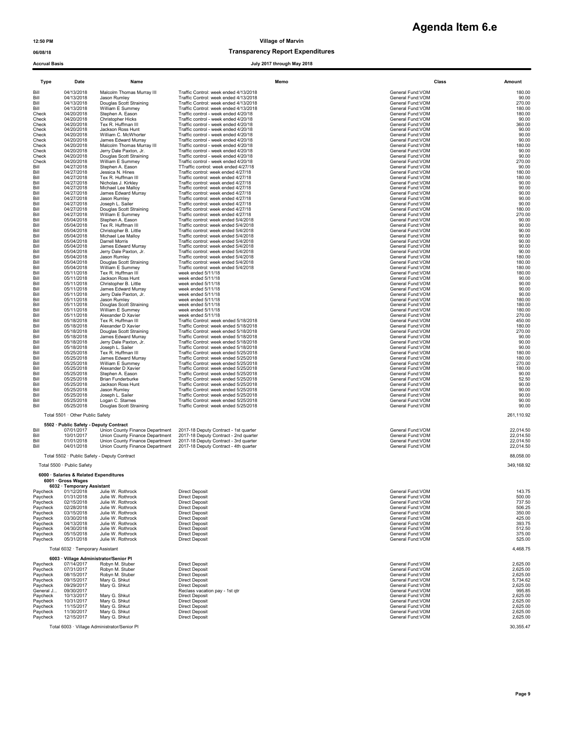# Agenda Item 6.e

12:50 PM — Village of Marvin

06/08/18 — **Transparency Report Expenditures**

Accrual Basis — July 2017 through May 2018

| Type | Date | Name | Memo | Class | Amount |
|---|---|---|---|---|---|
| Bill | 04/13/2018 | Malcolm Thomas Murray III | Traffic Control: week ended 4/13/2018 | General Fund:VOM | 180.00 |
| Bill | 04/13/2018 | Jason Rumley | Traffic Control: week ended 4/13/2018 | General Fund:VOM | 90.00 |
| Bill | 04/13/2018 | Douglas Scott Straining | Traffic Control: week ended 4/13/2018 | General Fund:VOM | 270.00 |
| Bill | 04/13/2018 | William E Summey | Traffic Control: week ended 4/13/2018 | General Fund:VOM | 180.00 |
| Check | 04/20/2018 | Stephen A. Eason | Traffic control - week ended 4/20/18 | General Fund:VOM | 180.00 |
| Check | 04/20/2018 | Christopher Hicks | Traffic control - week ended 4/20/18 | General Fund:VOM | 90.00 |
| Check | 04/20/2018 | Tex R. Huffman III | Traffic control - week ended 4/20/18 | General Fund:VOM | 360.00 |
| Check | 04/20/2018 | Jackson Ross Hunt | Traffic control - week ended 4/20/18 | General Fund:VOM | 90.00 |
| Check | 04/20/2018 | William C. McWhorter | Traffic control - week ended 4/20/18 | General Fund:VOM | 90.00 |
| Check | 04/20/2018 | James Edward Murray | Traffic control - week ended 4/20/18 | General Fund:VOM | 90.00 |
| Check | 04/20/2018 | Malcolm Thomas Murray III | Traffic control - week ended 4/20/18 | General Fund:VOM | 180.00 |
| Check | 04/20/2018 | Jerry Dale Paxton, Jr. | Traffic control - week ended 4/20/18 | General Fund:VOM | 90.00 |
| Check | 04/20/2018 | Douglas Scott Straining | Traffic control - week ended 4/20/18 | General Fund:VOM | 90.00 |
| Check | 04/20/2018 | William E Summey | Traffic control - week ended 4/20/18 | General Fund:VOM | 270.00 |
| Bill | 04/27/2018 | Stephen A. Eason | TTraffic control: week ended 4/27/18 | General Fund:VOM | 90.00 |
| Bill | 04/27/2018 | Jessica N. Hines | Traffic control: week ended 4/27/18 | General Fund:VOM | 180.00 |
| Bill | 04/27/2018 | Tex R. Huffman III | Traffic control: week ended 4/27/18 | General Fund:VOM | 180.00 |
| Bill | 04/27/2018 | Nicholas J. Kirkley | Traffic control: week ended 4/27/18 | General Fund:VOM | 90.00 |
| Bill | 04/27/2018 | Michael Lee Malloy | Traffic control: week ended 4/27/18 | General Fund:VOM | 90.00 |
| Bill | 04/27/2018 | James Edward Murray | Traffic control: week ended 4/27/18 | General Fund:VOM | 90.00 |
| Bill | 04/27/2018 | Jason Rumley | Traffic control: week ended 4/27/18 | General Fund:VOM | 90.00 |
| Bill | 04/27/2018 | Joseph L. Sailer | Traffic control: week ended 4/27/18 | General Fund:VOM | 90.00 |
| Bill | 04/27/2018 | Douglas Scott Straining | Traffic control: week ended 4/27/18 | General Fund:VOM | 180.00 |
| Bill | 04/27/2018 | William E Summey | Traffic control: week ended 4/27/18 | General Fund:VOM | 270.00 |
| Bill | 05/04/2018 | Stephen A. Eason | Traffic control: week ended 5/4/2018 | General Fund:VOM | 90.00 |
| Bill | 05/04/2018 | Tex R. Huffman III | Traffic control: week ended 5/4/2018 | General Fund:VOM | 90.00 |
| Bill | 05/04/2018 | Christopher B. Little | Traffic control: week ended 5/4/2018 | General Fund:VOM | 90.00 |
| Bill | 05/04/2018 | Michael Lee Malloy | Traffic control: week ended 5/4/2018 | General Fund:VOM | 90.00 |
| Bill | 05/04/2018 | Darrell Morris | Traffic control: week ended 5/4/2018 | General Fund:VOM | 90.00 |
| Bill | 05/04/2018 | James Edward Murray | Traffic control: week ended 5/4/2018 | General Fund:VOM | 90.00 |
| Bill | 05/04/2018 | Jerry Dale Paxton, Jr. | Traffic control: week ended 5/4/2018 | General Fund:VOM | 90.00 |
| Bill | 05/04/2018 | Jason Rumley | Traffic control: week ended 5/4/2018 | General Fund:VOM | 180.00 |
| Bill | 05/04/2018 | Douglas Scott Straining | Traffic control: week ended 5/4/2018 | General Fund:VOM | 180.00 |
| Bill | 05/04/2018 | William E Summey | Traffic control: week ended 5/4/2018 | General Fund:VOM | 180.00 |
| Bill | 05/11/2018 | Tex R. Huffman III | week ended 5/11/18 | General Fund:VOM | 180.00 |
| Bill | 05/11/2018 | Jackson Ross Hunt | week ended 5/11/18 | General Fund:VOM | 90.00 |
| Bill | 05/11/2018 | Christopher B. Little | week ended 5/11/18 | General Fund:VOM | 90.00 |
| Bill | 05/11/2018 | James Edward Murray | week ended 5/11/18 | General Fund:VOM | 90.00 |
| Bill | 05/11/2018 | Jerry Dale Paxton, Jr. | week ended 5/11/18 | General Fund:VOM | 90.00 |
| Bill | 05/11/2018 | Jason Rumley | week ended 5/11/18 | General Fund:VOM | 180.00 |
| Bill | 05/11/2018 | Douglas Scott Straining | week ended 5/11/18 | General Fund:VOM | 180.00 |
| Bill | 05/11/2018 | William E Summey | week ended 5/11/18 | General Fund:VOM | 180.00 |
| Bill | 05/11/2018 | Alexander D Xavier | week ended 5/11/18 | General Fund:VOM | 270.00 |
| Bill | 05/18/2018 | Tex R. Huffman III | Traffic Control: week ended 5/18/2018 | General Fund:VOM | 450.00 |
| Bill | 05/18/2018 | Alexander D Xavier | Traffic Control: week ended 5/18/2018 | General Fund:VOM | 180.00 |
| Bill | 05/18/2018 | Douglas Scott Straining | Traffic Control: week ended 5/18/2018 | General Fund:VOM | 270.00 |
| Bill | 05/18/2018 | James Edward Murray | Traffic Control: week ended 5/18/2018 | General Fund:VOM | 90.00 |
| Bill | 05/18/2018 | Jerry Dale Paxton, Jr. | Traffic Control: week ended 5/18/2018 | General Fund:VOM | 90.00 |
| Bill | 05/18/2018 | Joseph L. Sailer | Traffic Control: week ended 5/18/2018 | General Fund:VOM | 90.00 |
| Bill | 05/25/2018 | Tex R. Huffman III | Traffic Control: week ended 5/25/2018 | General Fund:VOM | 180.00 |
| Bill | 05/25/2018 | James Edward Murray | Traffic Control: week ended 5/25/2018 | General Fund:VOM | 180.00 |
| Bill | 05/25/2018 | William E Summey | Traffic Control: week ended 5/25/2018 | General Fund:VOM | 270.00 |
| Bill | 05/25/2018 | Alexander D Xavier | Traffic Control: week ended 5/25/2018 | General Fund:VOM | 180.00 |
| Bill | 05/25/2018 | Stephen A. Eason | Traffic Control: week ended 5/25/2018 | General Fund:VOM | 90.00 |
| Bill | 05/25/2018 | Brian Funderburke | Traffic Control: week ended 5/25/2018 | General Fund:VOM | 52.50 |
| Bill | 05/25/2018 | Jackson Ross Hunt | Traffic Control: week ended 5/25/2018 | General Fund:VOM | 90.00 |
| Bill | 05/25/2018 | Jason Rumley | Traffic Control: week ended 5/25/2018 | General Fund:VOM | 90.00 |
| Bill | 05/25/2018 | Joseph L. Sailer | Traffic Control: week ended 5/25/2018 | General Fund:VOM | 90.00 |
| Bill | 05/25/2018 | Logan C. Starnes | Traffic Control: week ended 5/25/2018 | General Fund:VOM | 90.00 |
| Bill | 05/25/2018 | Douglas Scott Straining | Traffic Control: week ended 5/25/2018 | General Fund:VOM | 90.00 |
| Total 5501 · Other Public Safety | | | | | 261,110.92 |
| **5502 · Public Safety - Deputy Contract** | | | | | |
| Bill | 07/01/2017 | Union County Finance Department | 2017-18 Deputy Contract - 1st quarter | General Fund:VOM | 22,014.50 |
| Bill | 10/01/2017 | Union County Finance Department | 2017-18 Deputy Contract - 2nd quarter | General Fund:VOM | 22,014.50 |
| Bill | 01/01/2018 | Union County Finance Department | 2017-18 Deputy Contract - 3rd quarter | General Fund:VOM | 22,014.50 |
| Bill | 04/01/2018 | Union County Finance Department | 2017-18 Deputy Contract - 4th quarter | General Fund:VOM | 22,014.50 |
| Total 5502 · Public Safety - Deputy Contract | | | | | 88,058.00 |
| Total 5500 · Public Safety | | | | | 349,168.92 |
| **6000 · Salaries & Related Expenditures** | | | | | |
| **6001 · Gross Wages** | | | | | |
| **6032 · Temporary Assistant** | | | | | |
| Paycheck | 01/12/2018 | Julie W. Rothrock | Direct Deposit | General Fund:VOM | 143.75 |
| Paycheck | 01/31/2018 | Julie W. Rothrock | Direct Deposit | General Fund:VOM | 500.00 |
| Paycheck | 02/15/2018 | Julie W. Rothrock | Direct Deposit | General Fund:VOM | 737.50 |
| Paycheck | 02/28/2018 | Julie W. Rothrock | Direct Deposit | General Fund:VOM | 506.25 |
| Paycheck | 03/15/2018 | Julie W. Rothrock | Direct Deposit | General Fund:VOM | 350.00 |
| Paycheck | 03/30/2018 | Julie W. Rothrock | Direct Deposit | General Fund:VOM | 425.00 |
| Paycheck | 04/13/2018 | Julie W. Rothrock | Direct Deposit | General Fund:VOM | 393.75 |
| Paycheck | 04/30/2018 | Julie W. Rothrock | Direct Deposit | General Fund:VOM | 512.50 |
| Paycheck | 05/15/2018 | Julie W. Rothrock | Direct Deposit | General Fund:VOM | 375.00 |
| Paycheck | 05/31/2018 | Julie W. Rothrock | Direct Deposit | General Fund:VOM | 525.00 |
| Total 6032 · Temporary Assistant | | | | | 4,468.75 |
| **6003 · Village Administrator/Senior Pl** | | | | | |
| Paycheck | 07/14/2017 | Robyn M. Stuber | Direct Deposit | General Fund:VOM | 2,625.00 |
| Paycheck | 07/31/2017 | Robyn M. Stuber | Direct Deposit | General Fund:VOM | 2,625.00 |
| Paycheck | 08/15/2017 | Robyn M. Stuber | Direct Deposit | General Fund:VOM | 2,625.00 |
| Paycheck | 09/15/2017 | Mary G. Shkut | Direct Deposit | General Fund:VOM | 5,734.62 |
| Paycheck | 09/29/2017 | Mary G. Shkut | Direct Deposit | General Fund:VOM | 2,625.00 |
| General J... | 09/30/2017 | | Reclass vacation pay - 1st qtr | General Fund:VOM | 995.85 |
| Paycheck | 10/13/2017 | Mary G. Shkut | Direct Deposit | General Fund:VOM | 2,625.00 |
| Paycheck | 10/31/2017 | Mary G. Shkut | Direct Deposit | General Fund:VOM | 2,625.00 |
| Paycheck | 11/15/2017 | Mary G. Shkut | Direct Deposit | General Fund:VOM | 2,625.00 |
| Paycheck | 11/30/2017 | Mary G. Shkut | Direct Deposit | General Fund:VOM | 2,625.00 |
| Paycheck | 12/15/2017 | Mary G. Shkut | Direct Deposit | General Fund:VOM | 2,625.00 |
| Total 6003 · Village Administrator/Senior Pl | | | | | 30,355.47 |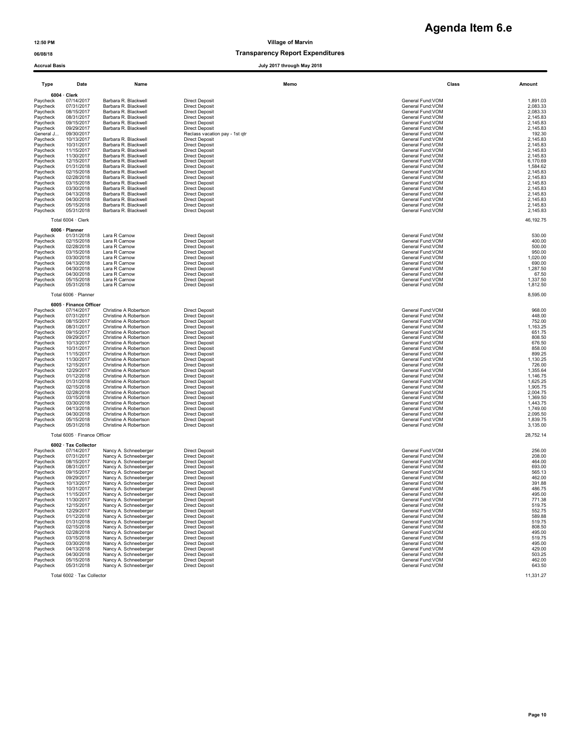# Agenda Item 6.e

12:50 PM

06/08/18

Accrual Basis

**Village of Marvin**

**Transparency Report Expenditures**

**July 2017 through May 2018**

| Type | Date | Name | Memo | Class | Amount |
|---|---|---|---|---|---|
| **6004 · Clerk** | | | | | |
| Paycheck | 07/14/2017 | Barbara R. Blackwell | Direct Deposit | General Fund:VOM | 1,891.03 |
| Paycheck | 07/31/2017 | Barbara R. Blackwell | Direct Deposit | General Fund:VOM | 2,083.33 |
| Paycheck | 08/15/2017 | Barbara R. Blackwell | Direct Deposit | General Fund:VOM | 2,083.33 |
| Paycheck | 08/31/2017 | Barbara R. Blackwell | Direct Deposit | General Fund:VOM | 2,145.83 |
| Paycheck | 09/15/2017 | Barbara R. Blackwell | Direct Deposit | General Fund:VOM | 2,145.83 |
| Paycheck | 09/29/2017 | Barbara R. Blackwell | Direct Deposit | General Fund:VOM | 2,145.83 |
| General J... | 09/30/2017 | | Reclass vacation pay - 1st qtr | General Fund:VOM | 192.30 |
| Paycheck | 10/13/2017 | Barbara R. Blackwell | Direct Deposit | General Fund:VOM | 2,145.83 |
| Paycheck | 10/31/2017 | Barbara R. Blackwell | Direct Deposit | General Fund:VOM | 2,145.83 |
| Paycheck | 11/15/2017 | Barbara R. Blackwell | Direct Deposit | General Fund:VOM | 2,145.83 |
| Paycheck | 11/30/2017 | Barbara R. Blackwell | Direct Deposit | General Fund:VOM | 2,145.83 |
| Paycheck | 12/15/2017 | Barbara R. Blackwell | Direct Deposit | General Fund:VOM | 6,170.69 |
| Paycheck | 01/31/2018 | Barbara R. Blackwell | Direct Deposit | General Fund:VOM | 1,584.62 |
| Paycheck | 02/15/2018 | Barbara R. Blackwell | Direct Deposit | General Fund:VOM | 2,145.83 |
| Paycheck | 02/28/2018 | Barbara R. Blackwell | Direct Deposit | General Fund:VOM | 2,145.83 |
| Paycheck | 03/15/2018 | Barbara R. Blackwell | Direct Deposit | General Fund:VOM | 2,145.83 |
| Paycheck | 03/30/2018 | Barbara R. Blackwell | Direct Deposit | General Fund:VOM | 2,145.83 |
| Paycheck | 04/13/2018 | Barbara R. Blackwell | Direct Deposit | General Fund:VOM | 2,145.83 |
| Paycheck | 04/30/2018 | Barbara R. Blackwell | Direct Deposit | General Fund:VOM | 2,145.83 |
| Paycheck | 05/15/2018 | Barbara R. Blackwell | Direct Deposit | General Fund:VOM | 2,145.83 |
| Paycheck | 05/31/2018 | Barbara R. Blackwell | Direct Deposit | General Fund:VOM | 2,145.83 |
| Total 6004 · Clerk | | | | | 46,192.75 |
| **6006 · Planner** | | | | | |
| Paycheck | 01/31/2018 | Lara R Carnow | Direct Deposit | General Fund:VOM | 530.00 |
| Paycheck | 02/15/2018 | Lara R Carnow | Direct Deposit | General Fund:VOM | 400.00 |
| Paycheck | 02/28/2018 | Lara R Carnow | Direct Deposit | General Fund:VOM | 500.00 |
| Paycheck | 03/15/2018 | Lara R Carnow | Direct Deposit | General Fund:VOM | 950.00 |
| Paycheck | 03/30/2018 | Lara R Carnow | Direct Deposit | General Fund:VOM | 1,020.00 |
| Paycheck | 04/13/2018 | Lara R Carnow | Direct Deposit | General Fund:VOM | 690.00 |
| Paycheck | 04/30/2018 | Lara R Carnow | Direct Deposit | General Fund:VOM | 1,287.50 |
| Paycheck | 04/30/2018 | Lara R Carnow | Direct Deposit | General Fund:VOM | 67.50 |
| Paycheck | 05/15/2018 | Lara R Carnow | Direct Deposit | General Fund:VOM | 1,337.50 |
| Paycheck | 05/31/2018 | Lara R Carnow | Direct Deposit | General Fund:VOM | 1,812.50 |
| Total 6006 · Planner | | | | | 8,595.00 |
| **6005 · Finance Officer** | | | | | |
| Paycheck | 07/14/2017 | Christine A Robertson | Direct Deposit | General Fund:VOM | 968.00 |
| Paycheck | 07/31/2017 | Christine A Robertson | Direct Deposit | General Fund:VOM | 448.00 |
| Paycheck | 08/15/2017 | Christine A Robertson | Direct Deposit | General Fund:VOM | 752.00 |
| Paycheck | 08/31/2017 | Christine A Robertson | Direct Deposit | General Fund:VOM | 1,163.25 |
| Paycheck | 09/15/2017 | Christine A Robertson | Direct Deposit | General Fund:VOM | 651.75 |
| Paycheck | 09/29/2017 | Christine A Robertson | Direct Deposit | General Fund:VOM | 808.50 |
| Paycheck | 10/13/2017 | Christine A Robertson | Direct Deposit | General Fund:VOM | 676.50 |
| Paycheck | 10/31/2017 | Christine A Robertson | Direct Deposit | General Fund:VOM | 858.00 |
| Paycheck | 11/15/2017 | Christine A Robertson | Direct Deposit | General Fund:VOM | 899.25 |
| Paycheck | 11/30/2017 | Christine A Robertson | Direct Deposit | General Fund:VOM | 1,130.25 |
| Paycheck | 12/15/2017 | Christine A Robertson | Direct Deposit | General Fund:VOM | 726.00 |
| Paycheck | 12/29/2017 | Christine A Robertson | Direct Deposit | General Fund:VOM | 1,355.64 |
| Paycheck | 01/12/2018 | Christine A Robertson | Direct Deposit | General Fund:VOM | 1,146.75 |
| Paycheck | 01/31/2018 | Christine A Robertson | Direct Deposit | General Fund:VOM | 1,625.25 |
| Paycheck | 02/15/2018 | Christine A Robertson | Direct Deposit | General Fund:VOM | 1,905.75 |
| Paycheck | 02/28/2018 | Christine A Robertson | Direct Deposit | General Fund:VOM | 2,004.75 |
| Paycheck | 03/15/2018 | Christine A Robertson | Direct Deposit | General Fund:VOM | 1,369.50 |
| Paycheck | 03/30/2018 | Christine A Robertson | Direct Deposit | General Fund:VOM | 1,443.75 |
| Paycheck | 04/13/2018 | Christine A Robertson | Direct Deposit | General Fund:VOM | 1,749.00 |
| Paycheck | 04/30/2018 | Christine A Robertson | Direct Deposit | General Fund:VOM | 2,095.50 |
| Paycheck | 05/15/2018 | Christine A Robertson | Direct Deposit | General Fund:VOM | 1,839.75 |
| Paycheck | 05/31/2018 | Christine A Robertson | Direct Deposit | General Fund:VOM | 3,135.00 |
| Total 6005 · Finance Officer | | | | | 28,752.14 |
| **6002 · Tax Collector** | | | | | |
| Paycheck | 07/14/2017 | Nancy A. Schneeberger | Direct Deposit | General Fund:VOM | 256.00 |
| Paycheck | 07/31/2017 | Nancy A. Schneeberger | Direct Deposit | General Fund:VOM | 208.00 |
| Paycheck | 08/15/2017 | Nancy A. Schneeberger | Direct Deposit | General Fund:VOM | 464.00 |
| Paycheck | 08/31/2017 | Nancy A. Schneeberger | Direct Deposit | General Fund:VOM | 693.00 |
| Paycheck | 09/15/2017 | Nancy A. Schneeberger | Direct Deposit | General Fund:VOM | 565.13 |
| Paycheck | 09/29/2017 | Nancy A. Schneeberger | Direct Deposit | General Fund:VOM | 462.00 |
| Paycheck | 10/13/2017 | Nancy A. Schneeberger | Direct Deposit | General Fund:VOM | 391.88 |
| Paycheck | 10/31/2017 | Nancy A. Schneeberger | Direct Deposit | General Fund:VOM | 486.75 |
| Paycheck | 11/15/2017 | Nancy A. Schneeberger | Direct Deposit | General Fund:VOM | 495.00 |
| Paycheck | 11/30/2017 | Nancy A. Schneeberger | Direct Deposit | General Fund:VOM | 771.38 |
| Paycheck | 12/15/2017 | Nancy A. Schneeberger | Direct Deposit | General Fund:VOM | 519.75 |
| Paycheck | 12/29/2017 | Nancy A. Schneeberger | Direct Deposit | General Fund:VOM | 552.75 |
| Paycheck | 01/12/2018 | Nancy A. Schneeberger | Direct Deposit | General Fund:VOM | 589.88 |
| Paycheck | 01/31/2018 | Nancy A. Schneeberger | Direct Deposit | General Fund:VOM | 519.75 |
| Paycheck | 02/15/2018 | Nancy A. Schneeberger | Direct Deposit | General Fund:VOM | 808.50 |
| Paycheck | 02/28/2018 | Nancy A. Schneeberger | Direct Deposit | General Fund:VOM | 495.00 |
| Paycheck | 03/15/2018 | Nancy A. Schneeberger | Direct Deposit | General Fund:VOM | 519.75 |
| Paycheck | 03/30/2018 | Nancy A. Schneeberger | Direct Deposit | General Fund:VOM | 495.00 |
| Paycheck | 04/13/2018 | Nancy A. Schneeberger | Direct Deposit | General Fund:VOM | 429.00 |
| Paycheck | 04/30/2018 | Nancy A. Schneeberger | Direct Deposit | General Fund:VOM | 503.25 |
| Paycheck | 05/15/2018 | Nancy A. Schneeberger | Direct Deposit | General Fund:VOM | 462.00 |
| Paycheck | 05/31/2018 | Nancy A. Schneeberger | Direct Deposit | General Fund:VOM | 643.50 |
| Total 6002 · Tax Collector | | | | | 11,331.27 |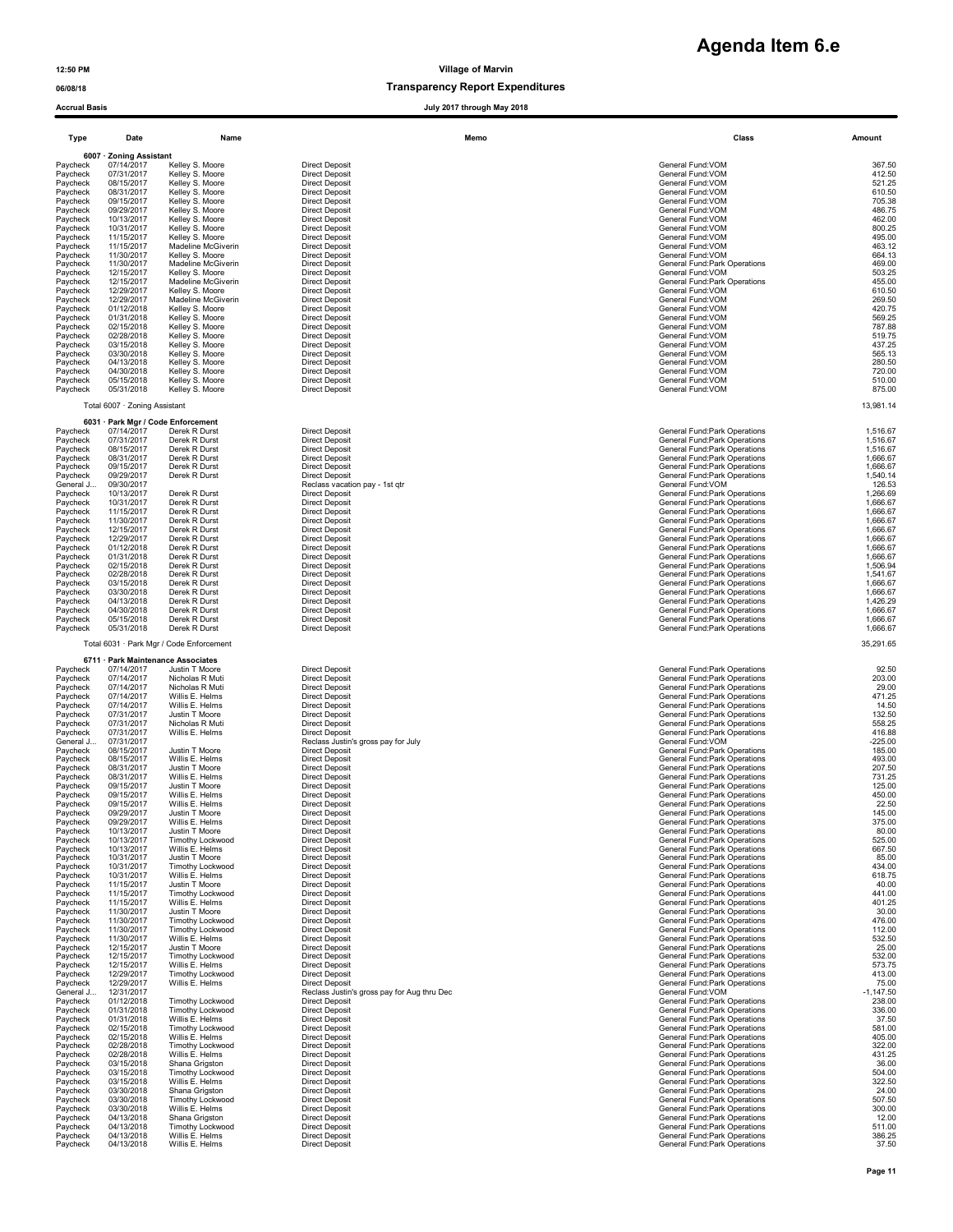# Agenda Item 6.e

12:50 PM **Village of Marvin**

06/08/18 **Transparency Report Expenditures**

Accrual Basis **July 2017 through May 2018**

| Type | Date | Name | Memo | Class | Amount |
|---|---|---|---|---|---|
| **6007 · Zoning Assistant** | | | | | |
| Paycheck | 07/14/2017 | Kelley S. Moore | Direct Deposit | General Fund:VOM | 367.50 |
| Paycheck | 07/31/2017 | Kelley S. Moore | Direct Deposit | General Fund:VOM | 412.50 |
| Paycheck | 08/15/2017 | Kelley S. Moore | Direct Deposit | General Fund:VOM | 521.25 |
| Paycheck | 08/31/2017 | Kelley S. Moore | Direct Deposit | General Fund:VOM | 610.50 |
| Paycheck | 09/15/2017 | Kelley S. Moore | Direct Deposit | General Fund:VOM | 705.38 |
| Paycheck | 09/29/2017 | Kelley S. Moore | Direct Deposit | General Fund:VOM | 486.75 |
| Paycheck | 10/13/2017 | Kelley S. Moore | Direct Deposit | General Fund:VOM | 462.00 |
| Paycheck | 10/31/2017 | Kelley S. Moore | Direct Deposit | General Fund:VOM | 800.25 |
| Paycheck | 11/15/2017 | Kelley S. Moore | Direct Deposit | General Fund:VOM | 495.00 |
| Paycheck | 11/15/2017 | Madeline McGiverin | Direct Deposit | General Fund:VOM | 463.12 |
| Paycheck | 11/30/2017 | Kelley S. Moore | Direct Deposit | General Fund:VOM | 664.13 |
| Paycheck | 11/30/2017 | Madeline McGiverin | Direct Deposit | General Fund:Park Operations | 469.00 |
| Paycheck | 12/15/2017 | Kelley S. Moore | Direct Deposit | General Fund:VOM | 503.25 |
| Paycheck | 12/15/2017 | Madeline McGiverin | Direct Deposit | General Fund:Park Operations | 455.00 |
| Paycheck | 12/29/2017 | Kelley S. Moore | Direct Deposit | General Fund:VOM | 610.50 |
| Paycheck | 12/29/2017 | Madeline McGiverin | Direct Deposit | General Fund:VOM | 269.50 |
| Paycheck | 01/12/2018 | Kelley S. Moore | Direct Deposit | General Fund:VOM | 420.75 |
| Paycheck | 01/31/2018 | Kelley S. Moore | Direct Deposit | General Fund:VOM | 569.25 |
| Paycheck | 02/15/2018 | Kelley S. Moore | Direct Deposit | General Fund:VOM | 787.88 |
| Paycheck | 02/28/2018 | Kelley S. Moore | Direct Deposit | General Fund:VOM | 519.75 |
| Paycheck | 03/15/2018 | Kelley S. Moore | Direct Deposit | General Fund:VOM | 437.25 |
| Paycheck | 03/30/2018 | Kelley S. Moore | Direct Deposit | General Fund:VOM | 565.13 |
| Paycheck | 04/13/2018 | Kelley S. Moore | Direct Deposit | General Fund:VOM | 280.50 |
| Paycheck | 04/30/2018 | Kelley S. Moore | Direct Deposit | General Fund:VOM | 720.00 |
| Paycheck | 05/15/2018 | Kelley S. Moore | Direct Deposit | General Fund:VOM | 510.00 |
| Paycheck | 05/31/2018 | Kelley S. Moore | Direct Deposit | General Fund:VOM | 875.00 |
| Total 6007 · Zoning Assistant | | | | | 13,981.14 |
| **6031 · Park Mgr / Code Enforcement** | | | | | |
| Paycheck | 07/14/2017 | Derek R Durst | Direct Deposit | General Fund:Park Operations | 1,516.67 |
| Paycheck | 07/31/2017 | Derek R Durst | Direct Deposit | General Fund:Park Operations | 1,516.67 |
| Paycheck | 08/15/2017 | Derek R Durst | Direct Deposit | General Fund:Park Operations | 1,516.67 |
| Paycheck | 08/31/2017 | Derek R Durst | Direct Deposit | General Fund:Park Operations | 1,666.67 |
| Paycheck | 09/15/2017 | Derek R Durst | Direct Deposit | General Fund:Park Operations | 1,666.67 |
| Paycheck | 09/29/2017 | Derek R Durst | Direct Deposit | General Fund:Park Operations | 1,540.14 |
| General J... | 09/30/2017 | | Reclass vacation pay - 1st qtr | General Fund:VOM | 126.53 |
| Paycheck | 10/13/2017 | Derek R Durst | Direct Deposit | General Fund:Park Operations | 1,266.69 |
| Paycheck | 10/31/2017 | Derek R Durst | Direct Deposit | General Fund:Park Operations | 1,666.67 |
| Paycheck | 11/15/2017 | Derek R Durst | Direct Deposit | General Fund:Park Operations | 1,666.67 |
| Paycheck | 11/30/2017 | Derek R Durst | Direct Deposit | General Fund:Park Operations | 1,666.67 |
| Paycheck | 12/15/2017 | Derek R Durst | Direct Deposit | General Fund:Park Operations | 1,666.67 |
| Paycheck | 12/29/2017 | Derek R Durst | Direct Deposit | General Fund:Park Operations | 1,666.67 |
| Paycheck | 01/12/2018 | Derek R Durst | Direct Deposit | General Fund:Park Operations | 1,666.67 |
| Paycheck | 01/31/2018 | Derek R Durst | Direct Deposit | General Fund:Park Operations | 1,666.67 |
| Paycheck | 02/15/2018 | Derek R Durst | Direct Deposit | General Fund:Park Operations | 1,506.94 |
| Paycheck | 02/28/2018 | Derek R Durst | Direct Deposit | General Fund:Park Operations | 1,541.67 |
| Paycheck | 03/15/2018 | Derek R Durst | Direct Deposit | General Fund:Park Operations | 1,666.67 |
| Paycheck | 03/30/2018 | Derek R Durst | Direct Deposit | General Fund:Park Operations | 1,666.67 |
| Paycheck | 04/13/2018 | Derek R Durst | Direct Deposit | General Fund:Park Operations | 1,426.29 |
| Paycheck | 04/30/2018 | Derek R Durst | Direct Deposit | General Fund:Park Operations | 1,666.67 |
| Paycheck | 05/15/2018 | Derek R Durst | Direct Deposit | General Fund:Park Operations | 1,666.67 |
| Paycheck | 05/31/2018 | Derek R Durst | Direct Deposit | General Fund:Park Operations | 1,666.67 |
| Total 6031 · Park Mgr / Code Enforcement | | | | | 35,291.65 |
| **6711 · Park Maintenance Associates** | | | | | |
| Paycheck | 07/14/2017 | Justin T Moore | Direct Deposit | General Fund:Park Operations | 92.50 |
| Paycheck | 07/14/2017 | Nicholas R Muti | Direct Deposit | General Fund:Park Operations | 203.00 |
| Paycheck | 07/14/2017 | Nicholas R Muti | Direct Deposit | General Fund:Park Operations | 29.00 |
| Paycheck | 07/14/2017 | Willis E. Helms | Direct Deposit | General Fund:Park Operations | 471.25 |
| Paycheck | 07/14/2017 | Willis E. Helms | Direct Deposit | General Fund:Park Operations | 14.50 |
| Paycheck | 07/31/2017 | Justin T Moore | Direct Deposit | General Fund:Park Operations | 132.50 |
| Paycheck | 07/31/2017 | Nicholas R Muti | Direct Deposit | General Fund:Park Operations | 558.25 |
| Paycheck | 07/31/2017 | Willis E. Helms | Direct Deposit | General Fund:Park Operations | 416.88 |
| General J... | 07/31/2017 | | Reclass Justin's gross pay for July | General Fund:VOM | -225.00 |
| Paycheck | 08/15/2017 | Justin T Moore | Direct Deposit | General Fund:Park Operations | 185.00 |
| Paycheck | 08/15/2017 | Willis E. Helms | Direct Deposit | General Fund:Park Operations | 493.00 |
| Paycheck | 08/31/2017 | Justin T Moore | Direct Deposit | General Fund:Park Operations | 207.50 |
| Paycheck | 08/31/2017 | Willis E. Helms | Direct Deposit | General Fund:Park Operations | 731.25 |
| Paycheck | 09/15/2017 | Justin T Moore | Direct Deposit | General Fund:Park Operations | 125.00 |
| Paycheck | 09/15/2017 | Willis E. Helms | Direct Deposit | General Fund:Park Operations | 450.00 |
| Paycheck | 09/15/2017 | Willis E. Helms | Direct Deposit | General Fund:Park Operations | 22.50 |
| Paycheck | 09/29/2017 | Justin T Moore | Direct Deposit | General Fund:Park Operations | 145.00 |
| Paycheck | 09/29/2017 | Willis E. Helms | Direct Deposit | General Fund:Park Operations | 375.00 |
| Paycheck | 10/13/2017 | Justin T Moore | Direct Deposit | General Fund:Park Operations | 80.00 |
| Paycheck | 10/13/2017 | Timothy Lockwood | Direct Deposit | General Fund:Park Operations | 525.00 |
| Paycheck | 10/13/2017 | Willis E. Helms | Direct Deposit | General Fund:Park Operations | 667.50 |
| Paycheck | 10/31/2017 | Justin T Moore | Direct Deposit | General Fund:Park Operations | 85.00 |
| Paycheck | 10/31/2017 | Timothy Lockwood | Direct Deposit | General Fund:Park Operations | 434.00 |
| Paycheck | 10/31/2017 | Willis E. Helms | Direct Deposit | General Fund:Park Operations | 618.75 |
| Paycheck | 11/15/2017 | Justin T Moore | Direct Deposit | General Fund:Park Operations | 40.00 |
| Paycheck | 11/15/2017 | Timothy Lockwood | Direct Deposit | General Fund:Park Operations | 441.00 |
| Paycheck | 11/15/2017 | Willis E. Helms | Direct Deposit | General Fund:Park Operations | 401.25 |
| Paycheck | 11/30/2017 | Justin T Moore | Direct Deposit | General Fund:Park Operations | 30.00 |
| Paycheck | 11/30/2017 | Timothy Lockwood | Direct Deposit | General Fund:Park Operations | 476.00 |
| Paycheck | 11/30/2017 | Timothy Lockwood | Direct Deposit | General Fund:Park Operations | 112.00 |
| Paycheck | 11/30/2017 | Willis E. Helms | Direct Deposit | General Fund:Park Operations | 532.50 |
| Paycheck | 12/15/2017 | Justin T Moore | Direct Deposit | General Fund:Park Operations | 25.00 |
| Paycheck | 12/15/2017 | Timothy Lockwood | Direct Deposit | General Fund:Park Operations | 532.00 |
| Paycheck | 12/15/2017 | Willis E. Helms | Direct Deposit | General Fund:Park Operations | 573.75 |
| Paycheck | 12/29/2017 | Timothy Lockwood | Direct Deposit | General Fund:Park Operations | 413.00 |
| Paycheck | 12/29/2017 | Willis E. Helms | Direct Deposit | General Fund:Park Operations | 75.00 |
| General J... | 12/31/2017 | | Reclass Justin's gross pay for Aug thru Dec | General Fund:VOM | -1,147.50 |
| Paycheck | 01/12/2018 | Timothy Lockwood | Direct Deposit | General Fund:Park Operations | 238.00 |
| Paycheck | 01/31/2018 | Timothy Lockwood | Direct Deposit | General Fund:Park Operations | 336.00 |
| Paycheck | 01/31/2018 | Willis E. Helms | Direct Deposit | General Fund:Park Operations | 37.50 |
| Paycheck | 02/15/2018 | Timothy Lockwood | Direct Deposit | General Fund:Park Operations | 581.00 |
| Paycheck | 02/15/2018 | Willis E. Helms | Direct Deposit | General Fund:Park Operations | 405.00 |
| Paycheck | 02/28/2018 | Timothy Lockwood | Direct Deposit | General Fund:Park Operations | 322.00 |
| Paycheck | 02/28/2018 | Willis E. Helms | Direct Deposit | General Fund:Park Operations | 431.25 |
| Paycheck | 03/15/2018 | Shana Grigston | Direct Deposit | General Fund:Park Operations | 36.00 |
| Paycheck | 03/15/2018 | Timothy Lockwood | Direct Deposit | General Fund:Park Operations | 504.00 |
| Paycheck | 03/15/2018 | Willis E. Helms | Direct Deposit | General Fund:Park Operations | 322.50 |
| Paycheck | 03/30/2018 | Shana Grigston | Direct Deposit | General Fund:Park Operations | 24.00 |
| Paycheck | 03/30/2018 | Timothy Lockwood | Direct Deposit | General Fund:Park Operations | 507.50 |
| Paycheck | 03/30/2018 | Willis E. Helms | Direct Deposit | General Fund:Park Operations | 300.00 |
| Paycheck | 04/13/2018 | Shana Grigston | Direct Deposit | General Fund:Park Operations | 12.00 |
| Paycheck | 04/13/2018 | Timothy Lockwood | Direct Deposit | General Fund:Park Operations | 511.00 |
| Paycheck | 04/13/2018 | Willis E. Helms | Direct Deposit | General Fund:Park Operations | 386.25 |
| Paycheck | 04/13/2018 | Willis E. Helms | Direct Deposit | General Fund:Park Operations | 37.50 |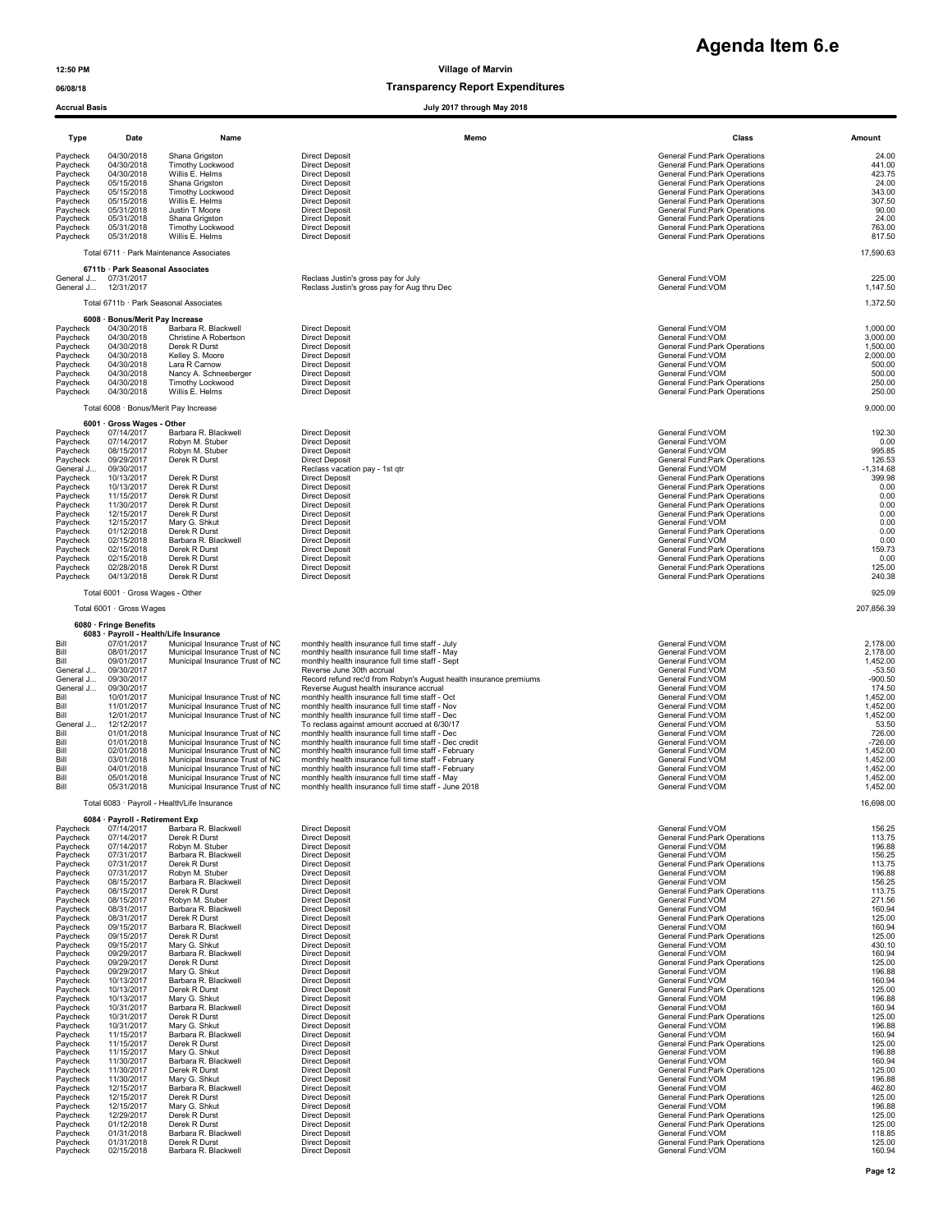# Agenda Item 6.e

12:50 PM
06/08/18
Accrual Basis

**Village of Marvin**
**Transparency Report Expenditures**
**July 2017 through May 2018**

| Type | Date | Name | Memo | Class | Amount |
|---|---|---|---|---|---|
| Paycheck | 04/30/2018 | Shana Grigston | Direct Deposit | General Fund:Park Operations | 24.00 |
| Paycheck | 04/30/2018 | Timothy Lockwood | Direct Deposit | General Fund:Park Operations | 441.00 |
| Paycheck | 04/30/2018 | Willis E. Helms | Direct Deposit | General Fund:Park Operations | 423.75 |
| Paycheck | 05/15/2018 | Shana Grigston | Direct Deposit | General Fund:Park Operations | 24.00 |
| Paycheck | 05/15/2018 | Timothy Lockwood | Direct Deposit | General Fund:Park Operations | 343.00 |
| Paycheck | 05/15/2018 | Willis E. Helms | Direct Deposit | General Fund:Park Operations | 307.50 |
| Paycheck | 05/31/2018 | Justin T Moore | Direct Deposit | General Fund:Park Operations | 90.00 |
| Paycheck | 05/31/2018 | Shana Grigston | Direct Deposit | General Fund:Park Operations | 24.00 |
| Paycheck | 05/31/2018 | Timothy Lockwood | Direct Deposit | General Fund:Park Operations | 763.00 |
| Paycheck | 05/31/2018 | Willis E. Helms | Direct Deposit | General Fund:Park Operations | 817.50 |
| Total 6711 · Park Maintenance Associates | | | | | 17,590.63 |
| **6711b · Park Seasonal Associates** | | | | | |
| General J... | 07/31/2017 | | Reclass Justin's gross pay for July | General Fund:VOM | 225.00 |
| General J... | 12/31/2017 | | Reclass Justin's gross pay for Aug thru Dec | General Fund:VOM | 1,147.50 |
| Total 6711b · Park Seasonal Associates | | | | | 1,372.50 |
| **6008 · Bonus/Merit Pay Increase** | | | | | |
| Paycheck | 04/30/2018 | Barbara R. Blackwell | Direct Deposit | General Fund:VOM | 1,000.00 |
| Paycheck | 04/30/2018 | Christine A Robertson | Direct Deposit | General Fund:VOM | 3,000.00 |
| Paycheck | 04/30/2018 | Derek R Durst | Direct Deposit | General Fund:Park Operations | 1,500.00 |
| Paycheck | 04/30/2018 | Kelley S. Moore | Direct Deposit | General Fund:VOM | 2,000.00 |
| Paycheck | 04/30/2018 | Lara R Carnow | Direct Deposit | General Fund:VOM | 500.00 |
| Paycheck | 04/30/2018 | Nancy A. Schneeberger | Direct Deposit | General Fund:VOM | 500.00 |
| Paycheck | 04/30/2018 | Timothy Lockwood | Direct Deposit | General Fund:Park Operations | 250.00 |
| Paycheck | 04/30/2018 | Willis E. Helms | Direct Deposit | General Fund:Park Operations | 250.00 |
| Total 6008 · Bonus/Merit Pay Increase | | | | | 9,000.00 |
| **6001 · Gross Wages - Other** | | | | | |
| Paycheck | 07/14/2017 | Barbara R. Blackwell | Direct Deposit | General Fund:VOM | 192.30 |
| Paycheck | 07/14/2017 | Robyn M. Stuber | Direct Deposit | General Fund:VOM | 0.00 |
| Paycheck | 08/15/2017 | Robyn M. Stuber | Direct Deposit | General Fund:VOM | 995.85 |
| Paycheck | 09/29/2017 | Derek R Durst | Direct Deposit | General Fund:Park Operations | 126.53 |
| General J... | 09/30/2017 | | Reclass vacation pay - 1st qtr | General Fund:VOM | -1,314.68 |
| Paycheck | 10/13/2017 | Derek R Durst | Direct Deposit | General Fund:Park Operations | 399.98 |
| Paycheck | 10/13/2017 | Derek R Durst | Direct Deposit | General Fund:Park Operations | 0.00 |
| Paycheck | 11/15/2017 | Derek R Durst | Direct Deposit | General Fund:Park Operations | 0.00 |
| Paycheck | 11/30/2017 | Derek R Durst | Direct Deposit | General Fund:Park Operations | 0.00 |
| Paycheck | 12/15/2017 | Derek R Durst | Direct Deposit | General Fund:Park Operations | 0.00 |
| Paycheck | 12/15/2017 | Mary G. Shkut | Direct Deposit | General Fund:VOM | 0.00 |
| Paycheck | 01/12/2018 | Derek R Durst | Direct Deposit | General Fund:Park Operations | 0.00 |
| Paycheck | 02/15/2018 | Barbara R. Blackwell | Direct Deposit | General Fund:VOM | 0.00 |
| Paycheck | 02/15/2018 | Derek R Durst | Direct Deposit | General Fund:Park Operations | 159.73 |
| Paycheck | 02/15/2018 | Derek R Durst | Direct Deposit | General Fund:Park Operations | 0.00 |
| Paycheck | 02/28/2018 | Derek R Durst | Direct Deposit | General Fund:Park Operations | 125.00 |
| Paycheck | 04/13/2018 | Derek R Durst | Direct Deposit | General Fund:Park Operations | 240.38 |
| Total 6001 · Gross Wages - Other | | | | | 925.09 |
| Total 6001 · Gross Wages | | | | | 207,856.39 |
| **6080 · Fringe Benefits** | | | | | |
| **6083 · Payroll - Health/Life Insurance** | | | | | |
| Bill | 07/01/2017 | Municipal Insurance Trust of NC | monthly health insurance full time staff - July | General Fund:VOM | 2,178.00 |
| Bill | 08/01/2017 | Municipal Insurance Trust of NC | monthly health insurance full time staff - May | General Fund:VOM | 2,178.00 |
| Bill | 09/01/2017 | Municipal Insurance Trust of NC | monthly health insurance full time staff - Sept | General Fund:VOM | 1,452.00 |
| General J... | 09/30/2017 | | Reverse June 30th accrual | General Fund:VOM | -53.50 |
| General J... | 09/30/2017 | | Record refund rec'd from Robyn's August health insurance premiums | General Fund:VOM | -900.50 |
| General J... | 09/30/2017 | | Reverse August health insurance accrual | General Fund:VOM | 174.50 |
| Bill | 10/01/2017 | Municipal Insurance Trust of NC | monthly health insurance full time staff - Oct | General Fund:VOM | 1,452.00 |
| Bill | 11/01/2017 | Municipal Insurance Trust of NC | monthly health insurance full time staff - Nov | General Fund:VOM | 1,452.00 |
| Bill | 12/01/2017 | Municipal Insurance Trust of NC | monthly health insurance full time staff - Dec | General Fund:VOM | 1,452.00 |
| General J... | 12/12/2017 | | To reclass against amount accrued at 6/30/17 | General Fund:VOM | 53.50 |
| Bill | 01/01/2018 | Municipal Insurance Trust of NC | monthly health insurance full time staff - Dec | General Fund:VOM | 726.00 |
| Bill | 01/01/2018 | Municipal Insurance Trust of NC | monthly health insurance full time staff - Dec credit | General Fund:VOM | -726.00 |
| Bill | 02/01/2018 | Municipal Insurance Trust of NC | monthly health insurance full time staff - February | General Fund:VOM | 1,452.00 |
| Bill | 03/01/2018 | Municipal Insurance Trust of NC | monthly health insurance full time staff - February | General Fund:VOM | 1,452.00 |
| Bill | 04/01/2018 | Municipal Insurance Trust of NC | monthly health insurance full time staff - February | General Fund:VOM | 1,452.00 |
| Bill | 05/01/2018 | Municipal Insurance Trust of NC | monthly health insurance full time staff - May | General Fund:VOM | 1,452.00 |
| Bill | 05/31/2018 | Municipal Insurance Trust of NC | monthly health insurance full time staff - June 2018 | General Fund:VOM | 1,452.00 |
| Total 6083 · Payroll - Health/Life Insurance | | | | | 16,698.00 |
| **6084 · Payroll - Retirement Exp** | | | | | |
| Paycheck | 07/14/2017 | Barbara R. Blackwell | Direct Deposit | General Fund:VOM | 156.25 |
| Paycheck | 07/14/2017 | Derek R Durst | Direct Deposit | General Fund:Park Operations | 113.75 |
| Paycheck | 07/14/2017 | Robyn M. Stuber | Direct Deposit | General Fund:VOM | 196.88 |
| Paycheck | 07/31/2017 | Barbara R. Blackwell | Direct Deposit | General Fund:VOM | 156.25 |
| Paycheck | 07/31/2017 | Derek R Durst | Direct Deposit | General Fund:Park Operations | 113.75 |
| Paycheck | 07/31/2017 | Robyn M. Stuber | Direct Deposit | General Fund:VOM | 196.88 |
| Paycheck | 08/15/2017 | Barbara R. Blackwell | Direct Deposit | General Fund:VOM | 156.25 |
| Paycheck | 08/15/2017 | Derek R Durst | Direct Deposit | General Fund:Park Operations | 113.75 |
| Paycheck | 08/15/2017 | Robyn M. Stuber | Direct Deposit | General Fund:VOM | 271.56 |
| Paycheck | 08/31/2017 | Barbara R. Blackwell | Direct Deposit | General Fund:VOM | 160.94 |
| Paycheck | 08/31/2017 | Derek R Durst | Direct Deposit | General Fund:Park Operations | 125.00 |
| Paycheck | 09/15/2017 | Barbara R. Blackwell | Direct Deposit | General Fund:VOM | 160.94 |
| Paycheck | 09/15/2017 | Derek R Durst | Direct Deposit | General Fund:Park Operations | 125.00 |
| Paycheck | 09/15/2017 | Mary G. Shkut | Direct Deposit | General Fund:VOM | 430.10 |
| Paycheck | 09/29/2017 | Barbara R. Blackwell | Direct Deposit | General Fund:VOM | 160.94 |
| Paycheck | 09/29/2017 | Derek R Durst | Direct Deposit | General Fund:Park Operations | 125.00 |
| Paycheck | 09/29/2017 | Mary G. Shkut | Direct Deposit | General Fund:VOM | 196.88 |
| Paycheck | 10/13/2017 | Barbara R. Blackwell | Direct Deposit | General Fund:VOM | 160.94 |
| Paycheck | 10/13/2017 | Derek R Durst | Direct Deposit | General Fund:Park Operations | 125.00 |
| Paycheck | 10/13/2017 | Mary G. Shkut | Direct Deposit | General Fund:VOM | 196.88 |
| Paycheck | 10/31/2017 | Barbara R. Blackwell | Direct Deposit | General Fund:VOM | 160.94 |
| Paycheck | 10/31/2017 | Derek R Durst | Direct Deposit | General Fund:Park Operations | 125.00 |
| Paycheck | 10/31/2017 | Mary G. Shkut | Direct Deposit | General Fund:VOM | 196.88 |
| Paycheck | 11/15/2017 | Barbara R. Blackwell | Direct Deposit | General Fund:VOM | 160.94 |
| Paycheck | 11/15/2017 | Derek R Durst | Direct Deposit | General Fund:Park Operations | 125.00 |
| Paycheck | 11/15/2017 | Mary G. Shkut | Direct Deposit | General Fund:VOM | 196.88 |
| Paycheck | 11/30/2017 | Barbara R. Blackwell | Direct Deposit | General Fund:VOM | 160.94 |
| Paycheck | 11/30/2017 | Derek R Durst | Direct Deposit | General Fund:Park Operations | 125.00 |
| Paycheck | 11/30/2017 | Mary G. Shkut | Direct Deposit | General Fund:VOM | 196.88 |
| Paycheck | 12/15/2017 | Barbara R. Blackwell | Direct Deposit | General Fund:VOM | 462.80 |
| Paycheck | 12/15/2017 | Derek R Durst | Direct Deposit | General Fund:Park Operations | 125.00 |
| Paycheck | 12/15/2017 | Mary G. Shkut | Direct Deposit | General Fund:VOM | 196.88 |
| Paycheck | 12/29/2017 | Derek R Durst | Direct Deposit | General Fund:Park Operations | 125.00 |
| Paycheck | 01/12/2018 | Derek R Durst | Direct Deposit | General Fund:Park Operations | 125.00 |
| Paycheck | 01/31/2018 | Barbara R. Blackwell | Direct Deposit | General Fund:VOM | 118.85 |
| Paycheck | 01/31/2018 | Derek R Durst | Direct Deposit | General Fund:Park Operations | 125.00 |
| Paycheck | 02/15/2018 | Barbara R. Blackwell | Direct Deposit | General Fund:VOM | 160.94 |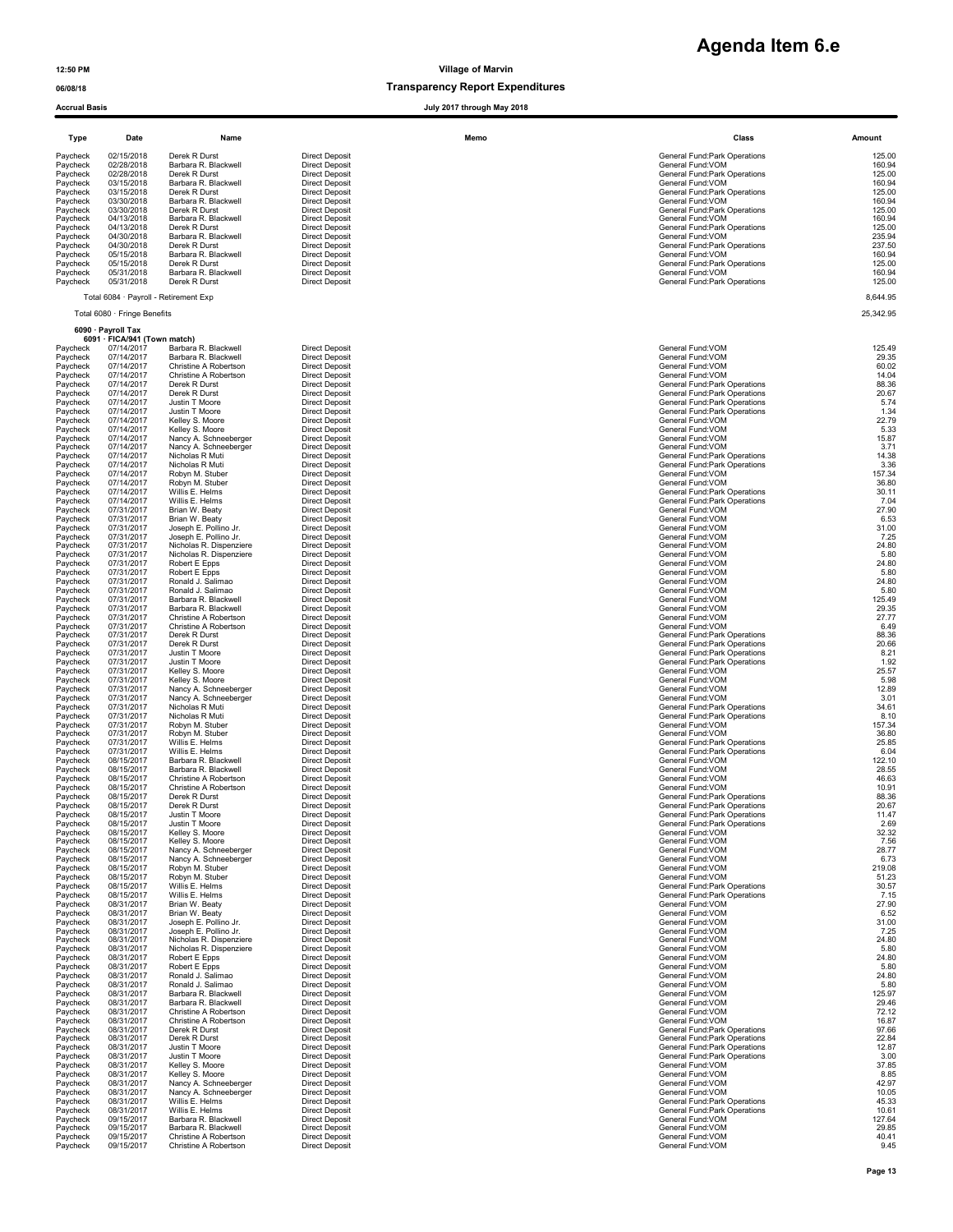# Agenda Item 6.e

12:50 PM **Village of Marvin**

06/08/18 **Transparency Report Expenditures**

Accrual Basis **July 2017 through May 2018**

| Type | Date | Name | | Memo | Class | Amount |
|---|---|---|---|---|---|---|
| Paycheck | 02/15/2018 | Derek R Durst | Direct Deposit | | General Fund:Park Operations | 125.00 |
| Paycheck | 02/28/2018 | Barbara R. Blackwell | Direct Deposit | | General Fund:VOM | 160.94 |
| Paycheck | 02/28/2018 | Derek R Durst | Direct Deposit | | General Fund:Park Operations | 125.00 |
| Paycheck | 03/15/2018 | Barbara R. Blackwell | Direct Deposit | | General Fund:VOM | 160.94 |
| Paycheck | 03/15/2018 | Derek R Durst | Direct Deposit | | General Fund:Park Operations | 125.00 |
| Paycheck | 03/30/2018 | Barbara R. Blackwell | Direct Deposit | | General Fund:VOM | 160.94 |
| Paycheck | 03/30/2018 | Derek R Durst | Direct Deposit | | General Fund:Park Operations | 125.00 |
| Paycheck | 04/13/2018 | Barbara R. Blackwell | Direct Deposit | | General Fund:VOM | 160.94 |
| Paycheck | 04/13/2018 | Derek R Durst | Direct Deposit | | General Fund:Park Operations | 125.00 |
| Paycheck | 04/30/2018 | Barbara R. Blackwell | Direct Deposit | | General Fund:VOM | 235.94 |
| Paycheck | 04/30/2018 | Derek R Durst | Direct Deposit | | General Fund:Park Operations | 237.50 |
| Paycheck | 05/15/2018 | Barbara R. Blackwell | Direct Deposit | | General Fund:VOM | 160.94 |
| Paycheck | 05/15/2018 | Derek R Durst | Direct Deposit | | General Fund:Park Operations | 125.00 |
| Paycheck | 05/31/2018 | Barbara R. Blackwell | Direct Deposit | | General Fund:VOM | 160.94 |
| Paycheck | 05/31/2018 | Derek R Durst | Direct Deposit | | General Fund:Park Operations | 125.00 |
| Total 6084 · Payroll - Retirement Exp | | | | | | 8,644.95 |
| Total 6080 · Fringe Benefits | | | | | | 25,342.95 |
| 6090 · Payroll Tax | | | | | | |
| 6091 · FICA/941 (Town match) | | | | | | |
| Paycheck | 07/14/2017 | Barbara R. Blackwell | Direct Deposit | | General Fund:VOM | 125.49 |
| Paycheck | 07/14/2017 | Barbara R. Blackwell | Direct Deposit | | General Fund:VOM | 29.35 |
| Paycheck | 07/14/2017 | Christine A Robertson | Direct Deposit | | General Fund:VOM | 60.02 |
| Paycheck | 07/14/2017 | Christine A Robertson | Direct Deposit | | General Fund:VOM | 14.04 |
| Paycheck | 07/14/2017 | Derek R Durst | Direct Deposit | | General Fund:Park Operations | 88.36 |
| Paycheck | 07/14/2017 | Derek R Durst | Direct Deposit | | General Fund:Park Operations | 20.67 |
| Paycheck | 07/14/2017 | Justin T Moore | Direct Deposit | | General Fund:Park Operations | 5.74 |
| Paycheck | 07/14/2017 | Justin T Moore | Direct Deposit | | General Fund:Park Operations | 1.34 |
| Paycheck | 07/14/2017 | Kelley S. Moore | Direct Deposit | | General Fund:VOM | 22.79 |
| Paycheck | 07/14/2017 | Kelley S. Moore | Direct Deposit | | General Fund:VOM | 5.33 |
| Paycheck | 07/14/2017 | Nancy A. Schneeberger | Direct Deposit | | General Fund:VOM | 15.87 |
| Paycheck | 07/14/2017 | Nancy A. Schneeberger | Direct Deposit | | General Fund:VOM | 3.71 |
| Paycheck | 07/14/2017 | Nicholas R Muti | Direct Deposit | | General Fund:Park Operations | 14.38 |
| Paycheck | 07/14/2017 | Nicholas R Muti | Direct Deposit | | General Fund:Park Operations | 3.36 |
| Paycheck | 07/14/2017 | Robyn M. Stuber | Direct Deposit | | General Fund:VOM | 157.34 |
| Paycheck | 07/14/2017 | Robyn M. Stuber | Direct Deposit | | General Fund:VOM | 36.80 |
| Paycheck | 07/14/2017 | Willis E. Helms | Direct Deposit | | General Fund:Park Operations | 30.11 |
| Paycheck | 07/14/2017 | Willis E. Helms | Direct Deposit | | General Fund:Park Operations | 7.04 |
| Paycheck | 07/31/2017 | Brian W. Beaty | Direct Deposit | | General Fund:VOM | 27.90 |
| Paycheck | 07/31/2017 | Brian W. Beaty | Direct Deposit | | General Fund:VOM | 6.53 |
| Paycheck | 07/31/2017 | Joseph E. Pollino Jr. | Direct Deposit | | General Fund:VOM | 31.00 |
| Paycheck | 07/31/2017 | Joseph E. Pollino Jr. | Direct Deposit | | General Fund:VOM | 7.25 |
| Paycheck | 07/31/2017 | Nicholas R. Dispenziere | Direct Deposit | | General Fund:VOM | 24.80 |
| Paycheck | 07/31/2017 | Nicholas R. Dispenziere | Direct Deposit | | General Fund:VOM | 5.80 |
| Paycheck | 07/31/2017 | Robert E Epps | Direct Deposit | | General Fund:VOM | 24.80 |
| Paycheck | 07/31/2017 | Robert E Epps | Direct Deposit | | General Fund:VOM | 5.80 |
| Paycheck | 07/31/2017 | Ronald J. Salimao | Direct Deposit | | General Fund:VOM | 24.80 |
| Paycheck | 07/31/2017 | Ronald J. Salimao | Direct Deposit | | General Fund:VOM | 5.80 |
| Paycheck | 07/31/2017 | Barbara R. Blackwell | Direct Deposit | | General Fund:VOM | 125.49 |
| Paycheck | 07/31/2017 | Barbara R. Blackwell | Direct Deposit | | General Fund:VOM | 29.35 |
| Paycheck | 07/31/2017 | Christine A Robertson | Direct Deposit | | General Fund:VOM | 27.77 |
| Paycheck | 07/31/2017 | Christine A Robertson | Direct Deposit | | General Fund:VOM | 6.49 |
| Paycheck | 07/31/2017 | Derek R Durst | Direct Deposit | | General Fund:Park Operations | 88.36 |
| Paycheck | 07/31/2017 | Derek R Durst | Direct Deposit | | General Fund:Park Operations | 20.66 |
| Paycheck | 07/31/2017 | Justin T Moore | Direct Deposit | | General Fund:Park Operations | 8.21 |
| Paycheck | 07/31/2017 | Justin T Moore | Direct Deposit | | General Fund:Park Operations | 1.92 |
| Paycheck | 07/31/2017 | Kelley S. Moore | Direct Deposit | | General Fund:VOM | 25.57 |
| Paycheck | 07/31/2017 | Kelley S. Moore | Direct Deposit | | General Fund:VOM | 5.98 |
| Paycheck | 07/31/2017 | Nancy A. Schneeberger | Direct Deposit | | General Fund:VOM | 12.89 |
| Paycheck | 07/31/2017 | Nancy A. Schneeberger | Direct Deposit | | General Fund:VOM | 3.01 |
| Paycheck | 07/31/2017 | Nicholas R Muti | Direct Deposit | | General Fund:Park Operations | 34.61 |
| Paycheck | 07/31/2017 | Nicholas R Muti | Direct Deposit | | General Fund:Park Operations | 8.10 |
| Paycheck | 07/31/2017 | Robyn M. Stuber | Direct Deposit | | General Fund:VOM | 157.34 |
| Paycheck | 07/31/2017 | Robyn M. Stuber | Direct Deposit | | General Fund:VOM | 36.80 |
| Paycheck | 07/31/2017 | Willis E. Helms | Direct Deposit | | General Fund:Park Operations | 25.85 |
| Paycheck | 07/31/2017 | Willis E. Helms | Direct Deposit | | General Fund:Park Operations | 6.04 |
| Paycheck | 08/15/2017 | Barbara R. Blackwell | Direct Deposit | | General Fund:VOM | 122.10 |
| Paycheck | 08/15/2017 | Barbara R. Blackwell | Direct Deposit | | General Fund:VOM | 28.55 |
| Paycheck | 08/15/2017 | Christine A Robertson | Direct Deposit | | General Fund:VOM | 46.63 |
| Paycheck | 08/15/2017 | Christine A Robertson | Direct Deposit | | General Fund:VOM | 10.91 |
| Paycheck | 08/15/2017 | Derek R Durst | Direct Deposit | | General Fund:Park Operations | 88.36 |
| Paycheck | 08/15/2017 | Derek R Durst | Direct Deposit | | General Fund:Park Operations | 20.67 |
| Paycheck | 08/15/2017 | Justin T Moore | Direct Deposit | | General Fund:Park Operations | 11.47 |
| Paycheck | 08/15/2017 | Justin T Moore | Direct Deposit | | General Fund:Park Operations | 2.69 |
| Paycheck | 08/15/2017 | Kelley S. Moore | Direct Deposit | | General Fund:VOM | 32.32 |
| Paycheck | 08/15/2017 | Kelley S. Moore | Direct Deposit | | General Fund:VOM | 7.56 |
| Paycheck | 08/15/2017 | Nancy A. Schneeberger | Direct Deposit | | General Fund:VOM | 28.77 |
| Paycheck | 08/15/2017 | Nancy A. Schneeberger | Direct Deposit | | General Fund:VOM | 6.73 |
| Paycheck | 08/15/2017 | Robyn M. Stuber | Direct Deposit | | General Fund:VOM | 219.08 |
| Paycheck | 08/15/2017 | Robyn M. Stuber | Direct Deposit | | General Fund:VOM | 51.23 |
| Paycheck | 08/15/2017 | Willis E. Helms | Direct Deposit | | General Fund:Park Operations | 30.57 |
| Paycheck | 08/15/2017 | Willis E. Helms | Direct Deposit | | General Fund:Park Operations | 7.15 |
| Paycheck | 08/31/2017 | Brian W. Beaty | Direct Deposit | | General Fund:VOM | 27.90 |
| Paycheck | 08/31/2017 | Brian W. Beaty | Direct Deposit | | General Fund:VOM | 6.52 |
| Paycheck | 08/31/2017 | Joseph E. Pollino Jr. | Direct Deposit | | General Fund:VOM | 31.00 |
| Paycheck | 08/31/2017 | Joseph E. Pollino Jr. | Direct Deposit | | General Fund:VOM | 7.25 |
| Paycheck | 08/31/2017 | Nicholas R. Dispenziere | Direct Deposit | | General Fund:VOM | 24.80 |
| Paycheck | 08/31/2017 | Nicholas R. Dispenziere | Direct Deposit | | General Fund:VOM | 5.80 |
| Paycheck | 08/31/2017 | Robert E Epps | Direct Deposit | | General Fund:VOM | 24.80 |
| Paycheck | 08/31/2017 | Robert E Epps | Direct Deposit | | General Fund:VOM | 5.80 |
| Paycheck | 08/31/2017 | Ronald J. Salimao | Direct Deposit | | General Fund:VOM | 24.80 |
| Paycheck | 08/31/2017 | Ronald J. Salimao | Direct Deposit | | General Fund:VOM | 5.80 |
| Paycheck | 08/31/2017 | Barbara R. Blackwell | Direct Deposit | | General Fund:VOM | 125.97 |
| Paycheck | 08/31/2017 | Barbara R. Blackwell | Direct Deposit | | General Fund:VOM | 29.46 |
| Paycheck | 08/31/2017 | Christine A Robertson | Direct Deposit | | General Fund:VOM | 72.12 |
| Paycheck | 08/31/2017 | Christine A Robertson | Direct Deposit | | General Fund:VOM | 16.87 |
| Paycheck | 08/31/2017 | Derek R Durst | Direct Deposit | | General Fund:Park Operations | 97.66 |
| Paycheck | 08/31/2017 | Derek R Durst | Direct Deposit | | General Fund:Park Operations | 22.84 |
| Paycheck | 08/31/2017 | Justin T Moore | Direct Deposit | | General Fund:Park Operations | 12.87 |
| Paycheck | 08/31/2017 | Justin T Moore | Direct Deposit | | General Fund:Park Operations | 3.00 |
| Paycheck | 08/31/2017 | Kelley S. Moore | Direct Deposit | | General Fund:VOM | 37.85 |
| Paycheck | 08/31/2017 | Kelley S. Moore | Direct Deposit | | General Fund:VOM | 8.85 |
| Paycheck | 08/31/2017 | Nancy A. Schneeberger | Direct Deposit | | General Fund:VOM | 42.97 |
| Paycheck | 08/31/2017 | Nancy A. Schneeberger | Direct Deposit | | General Fund:VOM | 10.05 |
| Paycheck | 08/31/2017 | Willis E. Helms | Direct Deposit | | General Fund:Park Operations | 45.33 |
| Paycheck | 08/31/2017 | Willis E. Helms | Direct Deposit | | General Fund:Park Operations | 10.61 |
| Paycheck | 09/15/2017 | Barbara R. Blackwell | Direct Deposit | | General Fund:VOM | 127.64 |
| Paycheck | 09/15/2017 | Barbara R. Blackwell | Direct Deposit | | General Fund:VOM | 29.85 |
| Paycheck | 09/15/2017 | Christine A Robertson | Direct Deposit | | General Fund:VOM | 40.41 |
| Paycheck | 09/15/2017 | Christine A Robertson | Direct Deposit | | General Fund:VOM | 9.45 |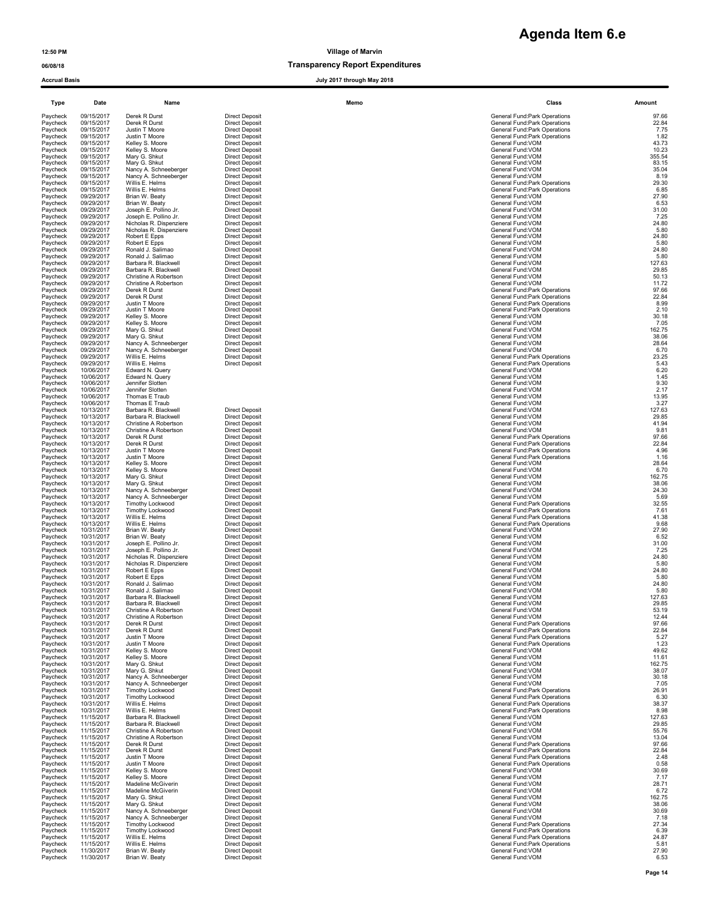# Agenda Item 6.e

12:50 PM

06/08/18

Accrual Basis

**Village of Marvin**

**Transparency Report Expenditures**

**July 2017 through May 2018**

| Type | Date | Name | | Memo | Class | Amount |
|---|---|---|---|---|---|---|
| Paycheck | 09/15/2017 | Derek R Durst | Direct Deposit | | General Fund:Park Operations | 97.66 |
| Paycheck | 09/15/2017 | Derek R Durst | Direct Deposit | | General Fund:Park Operations | 22.84 |
| Paycheck | 09/15/2017 | Justin T Moore | Direct Deposit | | General Fund:Park Operations | 7.75 |
| Paycheck | 09/15/2017 | Justin T Moore | Direct Deposit | | General Fund:Park Operations | 1.82 |
| Paycheck | 09/15/2017 | Kelley S. Moore | Direct Deposit | | General Fund:VOM | 43.73 |
| Paycheck | 09/15/2017 | Kelley S. Moore | Direct Deposit | | General Fund:VOM | 10.23 |
| Paycheck | 09/15/2017 | Mary G. Shkut | Direct Deposit | | General Fund:VOM | 355.54 |
| Paycheck | 09/15/2017 | Mary G. Shkut | Direct Deposit | | General Fund:VOM | 83.15 |
| Paycheck | 09/15/2017 | Nancy A. Schneeberger | Direct Deposit | | General Fund:VOM | 35.04 |
| Paycheck | 09/15/2017 | Nancy A. Schneeberger | Direct Deposit | | General Fund:VOM | 8.19 |
| Paycheck | 09/15/2017 | Willis E. Helms | Direct Deposit | | General Fund:Park Operations | 29.30 |
| Paycheck | 09/15/2017 | Willis E. Helms | Direct Deposit | | General Fund:Park Operations | 6.85 |
| Paycheck | 09/29/2017 | Brian W. Beaty | Direct Deposit | | General Fund:VOM | 27.90 |
| Paycheck | 09/29/2017 | Brian W. Beaty | Direct Deposit | | General Fund:VOM | 6.53 |
| Paycheck | 09/29/2017 | Joseph E. Pollino Jr. | Direct Deposit | | General Fund:VOM | 31.00 |
| Paycheck | 09/29/2017 | Joseph E. Pollino Jr. | Direct Deposit | | General Fund:VOM | 7.25 |
| Paycheck | 09/29/2017 | Nicholas R. Dispenziere | Direct Deposit | | General Fund:VOM | 24.80 |
| Paycheck | 09/29/2017 | Nicholas R. Dispenziere | Direct Deposit | | General Fund:VOM | 5.80 |
| Paycheck | 09/29/2017 | Robert E Epps | Direct Deposit | | General Fund:VOM | 24.80 |
| Paycheck | 09/29/2017 | Robert E Epps | Direct Deposit | | General Fund:VOM | 5.80 |
| Paycheck | 09/29/2017 | Ronald J. Salimao | Direct Deposit | | General Fund:VOM | 24.80 |
| Paycheck | 09/29/2017 | Ronald J. Salimao | Direct Deposit | | General Fund:VOM | 5.80 |
| Paycheck | 09/29/2017 | Barbara R. Blackwell | Direct Deposit | | General Fund:VOM | 127.63 |
| Paycheck | 09/29/2017 | Barbara R. Blackwell | Direct Deposit | | General Fund:VOM | 29.85 |
| Paycheck | 09/29/2017 | Christine A Robertson | Direct Deposit | | General Fund:VOM | 50.13 |
| Paycheck | 09/29/2017 | Christine A Robertson | Direct Deposit | | General Fund:VOM | 11.72 |
| Paycheck | 09/29/2017 | Derek R Durst | Direct Deposit | | General Fund:Park Operations | 97.66 |
| Paycheck | 09/29/2017 | Derek R Durst | Direct Deposit | | General Fund:Park Operations | 22.84 |
| Paycheck | 09/29/2017 | Justin T Moore | Direct Deposit | | General Fund:Park Operations | 8.99 |
| Paycheck | 09/29/2017 | Justin T Moore | Direct Deposit | | General Fund:Park Operations | 2.10 |
| Paycheck | 09/29/2017 | Kelley S. Moore | Direct Deposit | | General Fund:VOM | 30.18 |
| Paycheck | 09/29/2017 | Kelley S. Moore | Direct Deposit | | General Fund:VOM | 7.05 |
| Paycheck | 09/29/2017 | Mary G. Shkut | Direct Deposit | | General Fund:VOM | 162.75 |
| Paycheck | 09/29/2017 | Mary G. Shkut | Direct Deposit | | General Fund:VOM | 38.06 |
| Paycheck | 09/29/2017 | Nancy A. Schneeberger | Direct Deposit | | General Fund:VOM | 28.64 |
| Paycheck | 09/29/2017 | Nancy A. Schneeberger | Direct Deposit | | General Fund:VOM | 6.70 |
| Paycheck | 09/29/2017 | Willis E. Helms | Direct Deposit | | General Fund:Park Operations | 23.25 |
| Paycheck | 09/29/2017 | Willis E. Helms | Direct Deposit | | General Fund:Park Operations | 5.43 |
| Paycheck | 10/06/2017 | Edward N. Query | | | General Fund:VOM | 6.20 |
| Paycheck | 10/06/2017 | Edward N. Query | | | General Fund:VOM | 1.45 |
| Paycheck | 10/06/2017 | Jennifer Slotten | | | General Fund:VOM | 9.30 |
| Paycheck | 10/06/2017 | Jennifer Slotten | | | General Fund:VOM | 2.17 |
| Paycheck | 10/06/2017 | Thomas E Traub | | | General Fund:VOM | 13.95 |
| Paycheck | 10/06/2017 | Thomas E Traub | | | General Fund:VOM | 3.27 |
| Paycheck | 10/13/2017 | Barbara R. Blackwell | Direct Deposit | | General Fund:VOM | 127.63 |
| Paycheck | 10/13/2017 | Barbara R. Blackwell | Direct Deposit | | General Fund:VOM | 29.85 |
| Paycheck | 10/13/2017 | Christine A Robertson | Direct Deposit | | General Fund:VOM | 41.94 |
| Paycheck | 10/13/2017 | Christine A Robertson | Direct Deposit | | General Fund:VOM | 9.81 |
| Paycheck | 10/13/2017 | Derek R Durst | Direct Deposit | | General Fund:Park Operations | 97.66 |
| Paycheck | 10/13/2017 | Derek R Durst | Direct Deposit | | General Fund:Park Operations | 22.84 |
| Paycheck | 10/13/2017 | Justin T Moore | Direct Deposit | | General Fund:Park Operations | 4.96 |
| Paycheck | 10/13/2017 | Justin T Moore | Direct Deposit | | General Fund:Park Operations | 1.16 |
| Paycheck | 10/13/2017 | Kelley S. Moore | Direct Deposit | | General Fund:VOM | 28.64 |
| Paycheck | 10/13/2017 | Kelley S. Moore | Direct Deposit | | General Fund:VOM | 6.70 |
| Paycheck | 10/13/2017 | Mary G. Shkut | Direct Deposit | | General Fund:VOM | 162.75 |
| Paycheck | 10/13/2017 | Mary G. Shkut | Direct Deposit | | General Fund:VOM | 38.06 |
| Paycheck | 10/13/2017 | Nancy A. Schneeberger | Direct Deposit | | General Fund:VOM | 24.30 |
| Paycheck | 10/13/2017 | Nancy A. Schneeberger | Direct Deposit | | General Fund:VOM | 5.69 |
| Paycheck | 10/13/2017 | Timothy Lockwood | Direct Deposit | | General Fund:Park Operations | 32.55 |
| Paycheck | 10/13/2017 | Timothy Lockwood | Direct Deposit | | General Fund:Park Operations | 7.61 |
| Paycheck | 10/13/2017 | Willis E. Helms | Direct Deposit | | General Fund:Park Operations | 41.38 |
| Paycheck | 10/13/2017 | Willis E. Helms | Direct Deposit | | General Fund:Park Operations | 9.68 |
| Paycheck | 10/31/2017 | Brian W. Beaty | Direct Deposit | | General Fund:VOM | 27.90 |
| Paycheck | 10/31/2017 | Brian W. Beaty | Direct Deposit | | General Fund:VOM | 6.52 |
| Paycheck | 10/31/2017 | Joseph E. Pollino Jr. | Direct Deposit | | General Fund:VOM | 31.00 |
| Paycheck | 10/31/2017 | Joseph E. Pollino Jr. | Direct Deposit | | General Fund:VOM | 7.25 |
| Paycheck | 10/31/2017 | Nicholas R. Dispenziere | Direct Deposit | | General Fund:VOM | 24.80 |
| Paycheck | 10/31/2017 | Nicholas R. Dispenziere | Direct Deposit | | General Fund:VOM | 5.80 |
| Paycheck | 10/31/2017 | Robert E Epps | Direct Deposit | | General Fund:VOM | 24.80 |
| Paycheck | 10/31/2017 | Robert E Epps | Direct Deposit | | General Fund:VOM | 5.80 |
| Paycheck | 10/31/2017 | Ronald J. Salimao | Direct Deposit | | General Fund:VOM | 24.80 |
| Paycheck | 10/31/2017 | Ronald J. Salimao | Direct Deposit | | General Fund:VOM | 5.80 |
| Paycheck | 10/31/2017 | Barbara R. Blackwell | Direct Deposit | | General Fund:VOM | 127.63 |
| Paycheck | 10/31/2017 | Barbara R. Blackwell | Direct Deposit | | General Fund:VOM | 29.85 |
| Paycheck | 10/31/2017 | Christine A Robertson | Direct Deposit | | General Fund:VOM | 53.19 |
| Paycheck | 10/31/2017 | Christine A Robertson | Direct Deposit | | General Fund:VOM | 12.44 |
| Paycheck | 10/31/2017 | Derek R Durst | Direct Deposit | | General Fund:Park Operations | 97.66 |
| Paycheck | 10/31/2017 | Derek R Durst | Direct Deposit | | General Fund:Park Operations | 22.84 |
| Paycheck | 10/31/2017 | Justin T Moore | Direct Deposit | | General Fund:Park Operations | 5.27 |
| Paycheck | 10/31/2017 | Justin T Moore | Direct Deposit | | General Fund:Park Operations | 1.23 |
| Paycheck | 10/31/2017 | Kelley S. Moore | Direct Deposit | | General Fund:VOM | 49.62 |
| Paycheck | 10/31/2017 | Kelley S. Moore | Direct Deposit | | General Fund:VOM | 11.61 |
| Paycheck | 10/31/2017 | Mary G. Shkut | Direct Deposit | | General Fund:VOM | 162.75 |
| Paycheck | 10/31/2017 | Mary G. Shkut | Direct Deposit | | General Fund:VOM | 38.07 |
| Paycheck | 10/31/2017 | Nancy A. Schneeberger | Direct Deposit | | General Fund:VOM | 30.18 |
| Paycheck | 10/31/2017 | Nancy A. Schneeberger | Direct Deposit | | General Fund:VOM | 7.05 |
| Paycheck | 10/31/2017 | Timothy Lockwood | Direct Deposit | | General Fund:Park Operations | 26.91 |
| Paycheck | 10/31/2017 | Timothy Lockwood | Direct Deposit | | General Fund:Park Operations | 6.30 |
| Paycheck | 10/31/2017 | Willis E. Helms | Direct Deposit | | General Fund:Park Operations | 38.37 |
| Paycheck | 10/31/2017 | Willis E. Helms | Direct Deposit | | General Fund:Park Operations | 8.98 |
| Paycheck | 11/15/2017 | Barbara R. Blackwell | Direct Deposit | | General Fund:VOM | 127.63 |
| Paycheck | 11/15/2017 | Barbara R. Blackwell | Direct Deposit | | General Fund:VOM | 29.85 |
| Paycheck | 11/15/2017 | Christine A Robertson | Direct Deposit | | General Fund:VOM | 55.76 |
| Paycheck | 11/15/2017 | Christine A Robertson | Direct Deposit | | General Fund:VOM | 13.04 |
| Paycheck | 11/15/2017 | Derek R Durst | Direct Deposit | | General Fund:Park Operations | 97.66 |
| Paycheck | 11/15/2017 | Derek R Durst | Direct Deposit | | General Fund:Park Operations | 22.84 |
| Paycheck | 11/15/2017 | Justin T Moore | Direct Deposit | | General Fund:Park Operations | 2.48 |
| Paycheck | 11/15/2017 | Justin T Moore | Direct Deposit | | General Fund:Park Operations | 0.58 |
| Paycheck | 11/15/2017 | Kelley S. Moore | Direct Deposit | | General Fund:VOM | 30.69 |
| Paycheck | 11/15/2017 | Kelley S. Moore | Direct Deposit | | General Fund:VOM | 7.17 |
| Paycheck | 11/15/2017 | Madeline McGiverin | Direct Deposit | | General Fund:VOM | 28.71 |
| Paycheck | 11/15/2017 | Madeline McGiverin | Direct Deposit | | General Fund:VOM | 6.72 |
| Paycheck | 11/15/2017 | Mary G. Shkut | Direct Deposit | | General Fund:VOM | 162.75 |
| Paycheck | 11/15/2017 | Mary G. Shkut | Direct Deposit | | General Fund:VOM | 38.06 |
| Paycheck | 11/15/2017 | Nancy A. Schneeberger | Direct Deposit | | General Fund:VOM | 30.69 |
| Paycheck | 11/15/2017 | Nancy A. Schneeberger | Direct Deposit | | General Fund:VOM | 7.18 |
| Paycheck | 11/15/2017 | Timothy Lockwood | Direct Deposit | | General Fund:Park Operations | 27.34 |
| Paycheck | 11/15/2017 | Timothy Lockwood | Direct Deposit | | General Fund:Park Operations | 6.39 |
| Paycheck | 11/15/2017 | Willis E. Helms | Direct Deposit | | General Fund:Park Operations | 24.87 |
| Paycheck | 11/15/2017 | Willis E. Helms | Direct Deposit | | General Fund:Park Operations | 5.81 |
| Paycheck | 11/30/2017 | Brian W. Beaty | Direct Deposit | | General Fund:VOM | 27.90 |
| Paycheck | 11/30/2017 | Brian W. Beaty | Direct Deposit | | General Fund:VOM | 6.53 |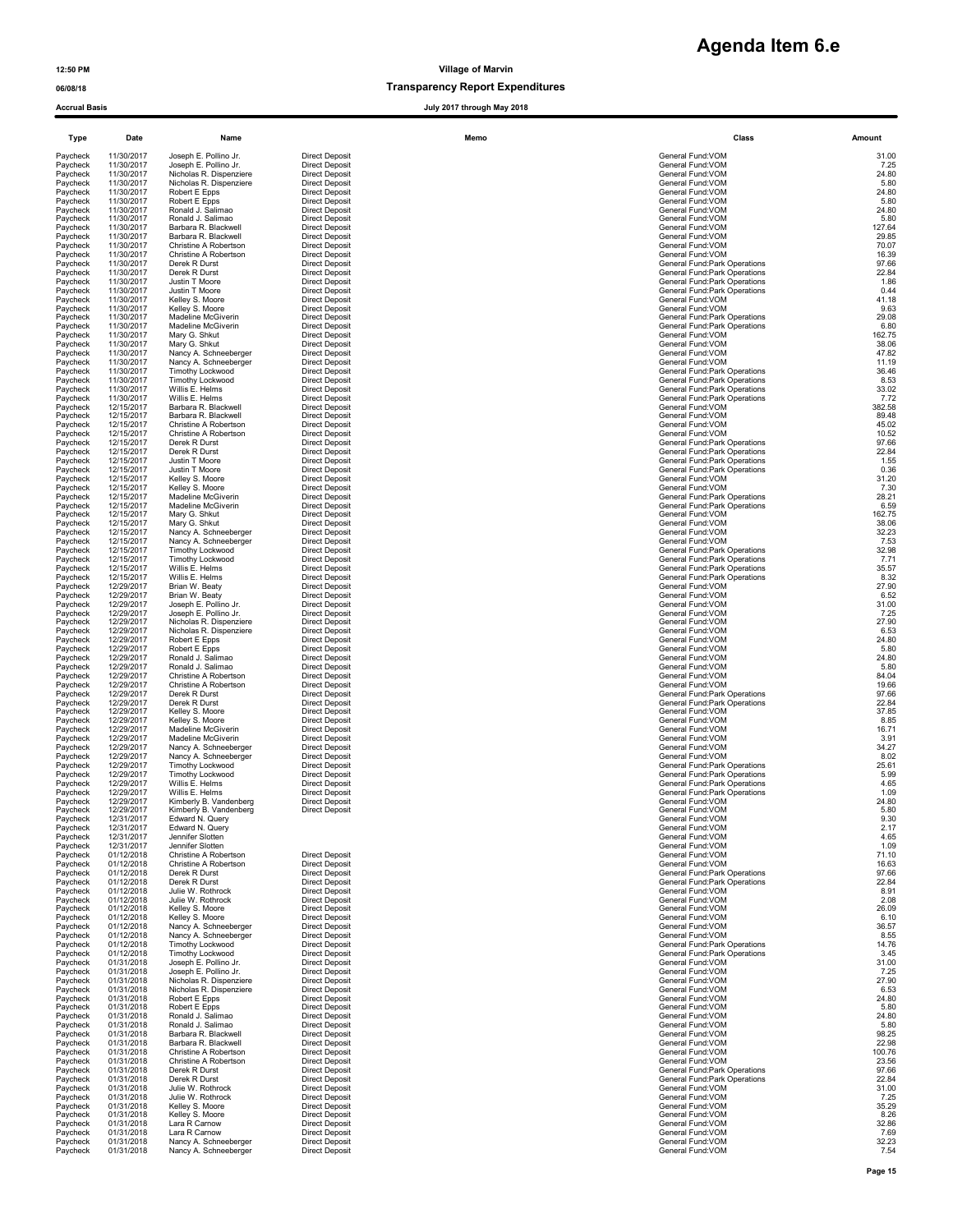# Agenda Item 6.e

12:50 PM
06/08/18
Accrual Basis

**Village of Marvin**
**Transparency Report Expenditures**
**July 2017 through May 2018**

| Type | Date | Name | | Memo | Class | Amount |
|---|---|---|---|---|---|---|
| Paycheck | 11/30/2017 | Joseph E. Pollino Jr. | Direct Deposit | | General Fund:VOM | 31.00 |
| Paycheck | 11/30/2017 | Joseph E. Pollino Jr. | Direct Deposit | | General Fund:VOM | 7.25 |
| Paycheck | 11/30/2017 | Nicholas R. Dispenziere | Direct Deposit | | General Fund:VOM | 24.80 |
| Paycheck | 11/30/2017 | Nicholas R. Dispenziere | Direct Deposit | | General Fund:VOM | 5.80 |
| Paycheck | 11/30/2017 | Robert E Epps | Direct Deposit | | General Fund:VOM | 24.80 |
| Paycheck | 11/30/2017 | Robert E Epps | Direct Deposit | | General Fund:VOM | 5.80 |
| Paycheck | 11/30/2017 | Ronald J. Salimao | Direct Deposit | | General Fund:VOM | 24.80 |
| Paycheck | 11/30/2017 | Ronald J. Salimao | Direct Deposit | | General Fund:VOM | 5.80 |
| Paycheck | 11/30/2017 | Barbara R. Blackwell | Direct Deposit | | General Fund:VOM | 127.64 |
| Paycheck | 11/30/2017 | Barbara R. Blackwell | Direct Deposit | | General Fund:VOM | 29.85 |
| Paycheck | 11/30/2017 | Christine A Robertson | Direct Deposit | | General Fund:VOM | 70.07 |
| Paycheck | 11/30/2017 | Christine A Robertson | Direct Deposit | | General Fund:VOM | 16.39 |
| Paycheck | 11/30/2017 | Derek R Durst | Direct Deposit | | General Fund:Park Operations | 97.66 |
| Paycheck | 11/30/2017 | Derek R Durst | Direct Deposit | | General Fund:Park Operations | 22.84 |
| Paycheck | 11/30/2017 | Justin T Moore | Direct Deposit | | General Fund:Park Operations | 1.86 |
| Paycheck | 11/30/2017 | Justin T Moore | Direct Deposit | | General Fund:Park Operations | 0.44 |
| Paycheck | 11/30/2017 | Kelley S. Moore | Direct Deposit | | General Fund:VOM | 41.18 |
| Paycheck | 11/30/2017 | Kelley S. Moore | Direct Deposit | | General Fund:VOM | 9.63 |
| Paycheck | 11/30/2017 | Madeline McGiverin | Direct Deposit | | General Fund:Park Operations | 29.08 |
| Paycheck | 11/30/2017 | Madeline McGiverin | Direct Deposit | | General Fund:Park Operations | 6.80 |
| Paycheck | 11/30/2017 | Mary G. Shkut | Direct Deposit | | General Fund:VOM | 162.75 |
| Paycheck | 11/30/2017 | Mary G. Shkut | Direct Deposit | | General Fund:VOM | 38.06 |
| Paycheck | 11/30/2017 | Nancy A. Schneeberger | Direct Deposit | | General Fund:VOM | 47.82 |
| Paycheck | 11/30/2017 | Nancy A. Schneeberger | Direct Deposit | | General Fund:VOM | 11.19 |
| Paycheck | 11/30/2017 | Timothy Lockwood | Direct Deposit | | General Fund:Park Operations | 36.46 |
| Paycheck | 11/30/2017 | Timothy Lockwood | Direct Deposit | | General Fund:Park Operations | 8.53 |
| Paycheck | 11/30/2017 | Willis E. Helms | Direct Deposit | | General Fund:Park Operations | 33.02 |
| Paycheck | 11/30/2017 | Willis E. Helms | Direct Deposit | | General Fund:Park Operations | 7.72 |
| Paycheck | 12/15/2017 | Barbara R. Blackwell | Direct Deposit | | General Fund:VOM | 382.58 |
| Paycheck | 12/15/2017 | Barbara R. Blackwell | Direct Deposit | | General Fund:VOM | 89.48 |
| Paycheck | 12/15/2017 | Christine A Robertson | Direct Deposit | | General Fund:VOM | 45.02 |
| Paycheck | 12/15/2017 | Christine A Robertson | Direct Deposit | | General Fund:VOM | 10.52 |
| Paycheck | 12/15/2017 | Derek R Durst | Direct Deposit | | General Fund:Park Operations | 97.66 |
| Paycheck | 12/15/2017 | Derek R Durst | Direct Deposit | | General Fund:Park Operations | 22.84 |
| Paycheck | 12/15/2017 | Justin T Moore | Direct Deposit | | General Fund:Park Operations | 1.55 |
| Paycheck | 12/15/2017 | Justin T Moore | Direct Deposit | | General Fund:Park Operations | 0.36 |
| Paycheck | 12/15/2017 | Kelley S. Moore | Direct Deposit | | General Fund:VOM | 31.20 |
| Paycheck | 12/15/2017 | Kelley S. Moore | Direct Deposit | | General Fund:VOM | 7.30 |
| Paycheck | 12/15/2017 | Madeline McGiverin | Direct Deposit | | General Fund:Park Operations | 28.21 |
| Paycheck | 12/15/2017 | Madeline McGiverin | Direct Deposit | | General Fund:Park Operations | 6.59 |
| Paycheck | 12/15/2017 | Mary G. Shkut | Direct Deposit | | General Fund:VOM | 162.75 |
| Paycheck | 12/15/2017 | Mary G. Shkut | Direct Deposit | | General Fund:VOM | 38.06 |
| Paycheck | 12/15/2017 | Nancy A. Schneeberger | Direct Deposit | | General Fund:VOM | 32.23 |
| Paycheck | 12/15/2017 | Nancy A. Schneeberger | Direct Deposit | | General Fund:VOM | 7.53 |
| Paycheck | 12/15/2017 | Timothy Lockwood | Direct Deposit | | General Fund:Park Operations | 32.98 |
| Paycheck | 12/15/2017 | Timothy Lockwood | Direct Deposit | | General Fund:Park Operations | 7.71 |
| Paycheck | 12/15/2017 | Willis E. Helms | Direct Deposit | | General Fund:Park Operations | 35.57 |
| Paycheck | 12/15/2017 | Willis E. Helms | Direct Deposit | | General Fund:Park Operations | 8.32 |
| Paycheck | 12/29/2017 | Brian W. Beaty | Direct Deposit | | General Fund:VOM | 27.90 |
| Paycheck | 12/29/2017 | Brian W. Beaty | Direct Deposit | | General Fund:VOM | 6.52 |
| Paycheck | 12/29/2017 | Joseph E. Pollino Jr. | Direct Deposit | | General Fund:VOM | 31.00 |
| Paycheck | 12/29/2017 | Joseph E. Pollino Jr. | Direct Deposit | | General Fund:VOM | 7.25 |
| Paycheck | 12/29/2017 | Nicholas R. Dispenziere | Direct Deposit | | General Fund:VOM | 27.90 |
| Paycheck | 12/29/2017 | Nicholas R. Dispenziere | Direct Deposit | | General Fund:VOM | 6.53 |
| Paycheck | 12/29/2017 | Robert E Epps | Direct Deposit | | General Fund:VOM | 24.80 |
| Paycheck | 12/29/2017 | Robert E Epps | Direct Deposit | | General Fund:VOM | 5.80 |
| Paycheck | 12/29/2017 | Ronald J. Salimao | Direct Deposit | | General Fund:VOM | 24.80 |
| Paycheck | 12/29/2017 | Ronald J. Salimao | Direct Deposit | | General Fund:VOM | 5.80 |
| Paycheck | 12/29/2017 | Christine A Robertson | Direct Deposit | | General Fund:VOM | 84.04 |
| Paycheck | 12/29/2017 | Christine A Robertson | Direct Deposit | | General Fund:VOM | 19.66 |
| Paycheck | 12/29/2017 | Derek R Durst | Direct Deposit | | General Fund:Park Operations | 97.66 |
| Paycheck | 12/29/2017 | Derek R Durst | Direct Deposit | | General Fund:Park Operations | 22.84 |
| Paycheck | 12/29/2017 | Kelley S. Moore | Direct Deposit | | General Fund:VOM | 37.85 |
| Paycheck | 12/29/2017 | Kelley S. Moore | Direct Deposit | | General Fund:VOM | 8.85 |
| Paycheck | 12/29/2017 | Madeline McGiverin | Direct Deposit | | General Fund:VOM | 16.71 |
| Paycheck | 12/29/2017 | Madeline McGiverin | Direct Deposit | | General Fund:VOM | 3.91 |
| Paycheck | 12/29/2017 | Nancy A. Schneeberger | Direct Deposit | | General Fund:VOM | 34.27 |
| Paycheck | 12/29/2017 | Nancy A. Schneeberger | Direct Deposit | | General Fund:VOM | 8.02 |
| Paycheck | 12/29/2017 | Timothy Lockwood | Direct Deposit | | General Fund:Park Operations | 25.61 |
| Paycheck | 12/29/2017 | Timothy Lockwood | Direct Deposit | | General Fund:Park Operations | 5.99 |
| Paycheck | 12/29/2017 | Willis E. Helms | Direct Deposit | | General Fund:Park Operations | 4.65 |
| Paycheck | 12/29/2017 | Willis E. Helms | Direct Deposit | | General Fund:Park Operations | 1.09 |
| Paycheck | 12/29/2017 | Kimberly B. Vandenberg | Direct Deposit | | General Fund:VOM | 24.80 |
| Paycheck | 12/29/2017 | Kimberly B. Vandenberg | Direct Deposit | | General Fund:VOM | 5.80 |
| Paycheck | 12/31/2017 | Edward N. Query | | | General Fund:VOM | 9.30 |
| Paycheck | 12/31/2017 | Edward N. Query | | | General Fund:VOM | 2.17 |
| Paycheck | 12/31/2017 | Jennifer Slotten | | | General Fund:VOM | 4.65 |
| Paycheck | 12/31/2017 | Jennifer Slotten | | | General Fund:VOM | 1.09 |
| Paycheck | 01/12/2018 | Christine A Robertson | Direct Deposit | | General Fund:VOM | 71.10 |
| Paycheck | 01/12/2018 | Christine A Robertson | Direct Deposit | | General Fund:VOM | 16.63 |
| Paycheck | 01/12/2018 | Derek R Durst | Direct Deposit | | General Fund:Park Operations | 97.66 |
| Paycheck | 01/12/2018 | Derek R Durst | Direct Deposit | | General Fund:Park Operations | 22.84 |
| Paycheck | 01/12/2018 | Julie W. Rothrock | Direct Deposit | | General Fund:VOM | 8.91 |
| Paycheck | 01/12/2018 | Julie W. Rothrock | Direct Deposit | | General Fund:VOM | 2.08 |
| Paycheck | 01/12/2018 | Kelley S. Moore | Direct Deposit | | General Fund:VOM | 26.09 |
| Paycheck | 01/12/2018 | Kelley S. Moore | Direct Deposit | | General Fund:VOM | 6.10 |
| Paycheck | 01/12/2018 | Nancy A. Schneeberger | Direct Deposit | | General Fund:VOM | 36.57 |
| Paycheck | 01/12/2018 | Nancy A. Schneeberger | Direct Deposit | | General Fund:VOM | 8.55 |
| Paycheck | 01/12/2018 | Timothy Lockwood | Direct Deposit | | General Fund:Park Operations | 14.76 |
| Paycheck | 01/12/2018 | Timothy Lockwood | Direct Deposit | | General Fund:Park Operations | 3.45 |
| Paycheck | 01/31/2018 | Joseph E. Pollino Jr. | Direct Deposit | | General Fund:VOM | 31.00 |
| Paycheck | 01/31/2018 | Joseph E. Pollino Jr. | Direct Deposit | | General Fund:VOM | 7.25 |
| Paycheck | 01/31/2018 | Nicholas R. Dispenziere | Direct Deposit | | General Fund:VOM | 27.90 |
| Paycheck | 01/31/2018 | Nicholas R. Dispenziere | Direct Deposit | | General Fund:VOM | 6.53 |
| Paycheck | 01/31/2018 | Robert E Epps | Direct Deposit | | General Fund:VOM | 24.80 |
| Paycheck | 01/31/2018 | Robert E Epps | Direct Deposit | | General Fund:VOM | 5.80 |
| Paycheck | 01/31/2018 | Ronald J. Salimao | Direct Deposit | | General Fund:VOM | 24.80 |
| Paycheck | 01/31/2018 | Ronald J. Salimao | Direct Deposit | | General Fund:VOM | 5.80 |
| Paycheck | 01/31/2018 | Barbara R. Blackwell | Direct Deposit | | General Fund:VOM | 98.25 |
| Paycheck | 01/31/2018 | Barbara R. Blackwell | Direct Deposit | | General Fund:VOM | 22.98 |
| Paycheck | 01/31/2018 | Christine A Robertson | Direct Deposit | | General Fund:VOM | 100.76 |
| Paycheck | 01/31/2018 | Christine A Robertson | Direct Deposit | | General Fund:VOM | 23.56 |
| Paycheck | 01/31/2018 | Derek R Durst | Direct Deposit | | General Fund:Park Operations | 97.66 |
| Paycheck | 01/31/2018 | Derek R Durst | Direct Deposit | | General Fund:Park Operations | 22.84 |
| Paycheck | 01/31/2018 | Julie W. Rothrock | Direct Deposit | | General Fund:VOM | 31.00 |
| Paycheck | 01/31/2018 | Julie W. Rothrock | Direct Deposit | | General Fund:VOM | 7.25 |
| Paycheck | 01/31/2018 | Kelley S. Moore | Direct Deposit | | General Fund:VOM | 35.29 |
| Paycheck | 01/31/2018 | Kelley S. Moore | Direct Deposit | | General Fund:VOM | 8.26 |
| Paycheck | 01/31/2018 | Lara R Carnow | Direct Deposit | | General Fund:VOM | 32.86 |
| Paycheck | 01/31/2018 | Lara R Carnow | Direct Deposit | | General Fund:VOM | 7.69 |
| Paycheck | 01/31/2018 | Nancy A. Schneeberger | Direct Deposit | | General Fund:VOM | 32.23 |
| Paycheck | 01/31/2018 | Nancy A. Schneeberger | Direct Deposit | | General Fund:VOM | 7.54 |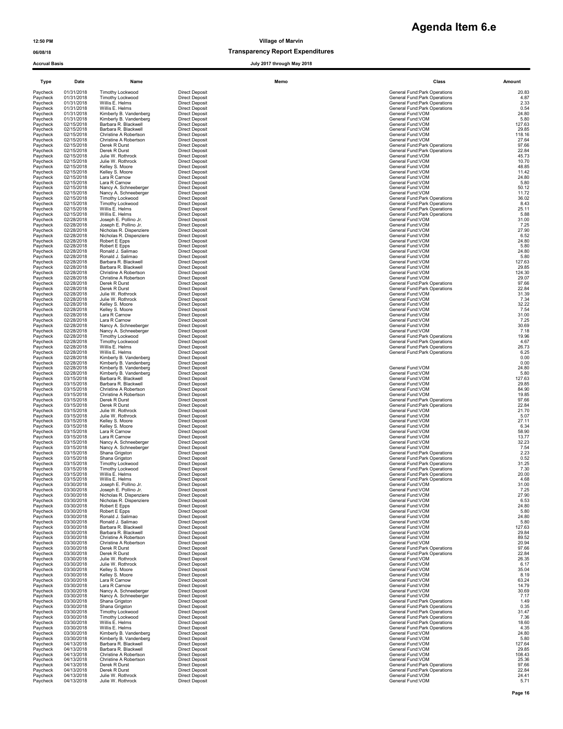# Agenda Item 6.e

12:50 PM **Village of Marvin**

06/08/18 **Transparency Report Expenditures**

**Accrual Basis** **July 2017 through May 2018**

| Type | Date | Name | | Memo | Class | Amount |
|---|---|---|---|---|---|---|
| Paycheck | 01/31/2018 | Timothy Lockwood | Direct Deposit | | General Fund:Park Operations | 20.83 |
| Paycheck | 01/31/2018 | Timothy Lockwood | Direct Deposit | | General Fund:Park Operations | 4.87 |
| Paycheck | 01/31/2018 | Willis E. Helms | Direct Deposit | | General Fund:Park Operations | 2.33 |
| Paycheck | 01/31/2018 | Willis E. Helms | Direct Deposit | | General Fund:Park Operations | 0.54 |
| Paycheck | 01/31/2018 | Kimberly B. Vandenberg | Direct Deposit | | General Fund:VOM | 24.80 |
| Paycheck | 01/31/2018 | Kimberly B. Vandenberg | Direct Deposit | | General Fund:VOM | 5.80 |
| Paycheck | 02/15/2018 | Barbara R. Blackwell | Direct Deposit | | General Fund:VOM | 127.63 |
| Paycheck | 02/15/2018 | Barbara R. Blackwell | Direct Deposit | | General Fund:VOM | 29.85 |
| Paycheck | 02/15/2018 | Christine A Robertson | Direct Deposit | | General Fund:VOM | 118.16 |
| Paycheck | 02/15/2018 | Christine A Robertson | Direct Deposit | | General Fund:VOM | 27.64 |
| Paycheck | 02/15/2018 | Derek R Durst | Direct Deposit | | General Fund:Park Operations | 97.66 |
| Paycheck | 02/15/2018 | Derek R Durst | Direct Deposit | | General Fund:Park Operations | 22.84 |
| Paycheck | 02/15/2018 | Julie W. Rothrock | Direct Deposit | | General Fund:VOM | 45.73 |
| Paycheck | 02/15/2018 | Julie W. Rothrock | Direct Deposit | | General Fund:VOM | 10.70 |
| Paycheck | 02/15/2018 | Kelley S. Moore | Direct Deposit | | General Fund:VOM | 48.85 |
| Paycheck | 02/15/2018 | Kelley S. Moore | Direct Deposit | | General Fund:VOM | 11.42 |
| Paycheck | 02/15/2018 | Lara R Carnow | Direct Deposit | | General Fund:VOM | 24.80 |
| Paycheck | 02/15/2018 | Lara R Carnow | Direct Deposit | | General Fund:VOM | 5.80 |
| Paycheck | 02/15/2018 | Nancy A. Schneeberger | Direct Deposit | | General Fund:VOM | 50.12 |
| Paycheck | 02/15/2018 | Nancy A. Schneeberger | Direct Deposit | | General Fund:VOM | 11.72 |
| Paycheck | 02/15/2018 | Timothy Lockwood | Direct Deposit | | General Fund:Park Operations | 36.02 |
| Paycheck | 02/15/2018 | Timothy Lockwood | Direct Deposit | | General Fund:Park Operations | 8.43 |
| Paycheck | 02/15/2018 | Willis E. Helms | Direct Deposit | | General Fund:Park Operations | 25.11 |
| Paycheck | 02/15/2018 | Willis E. Helms | Direct Deposit | | General Fund:Park Operations | 5.88 |
| Paycheck | 02/28/2018 | Joseph E. Pollino Jr. | Direct Deposit | | General Fund:VOM | 31.00 |
| Paycheck | 02/28/2018 | Joseph E. Pollino Jr. | Direct Deposit | | General Fund:VOM | 7.25 |
| Paycheck | 02/28/2018 | Nicholas R. Dispenziere | Direct Deposit | | General Fund:VOM | 27.90 |
| Paycheck | 02/28/2018 | Nicholas R. Dispenziere | Direct Deposit | | General Fund:VOM | 6.52 |
| Paycheck | 02/28/2018 | Robert E Epps | Direct Deposit | | General Fund:VOM | 24.80 |
| Paycheck | 02/28/2018 | Robert E Epps | Direct Deposit | | General Fund:VOM | 5.80 |
| Paycheck | 02/28/2018 | Ronald J. Salimao | Direct Deposit | | General Fund:VOM | 24.80 |
| Paycheck | 02/28/2018 | Ronald J. Salimao | Direct Deposit | | General Fund:VOM | 5.80 |
| Paycheck | 02/28/2018 | Barbara R. Blackwell | Direct Deposit | | General Fund:VOM | 127.63 |
| Paycheck | 02/28/2018 | Barbara R. Blackwell | Direct Deposit | | General Fund:VOM | 29.85 |
| Paycheck | 02/28/2018 | Christine A Robertson | Direct Deposit | | General Fund:VOM | 124.30 |
| Paycheck | 02/28/2018 | Christine A Robertson | Direct Deposit | | General Fund:VOM | 29.07 |
| Paycheck | 02/28/2018 | Derek R Durst | Direct Deposit | | General Fund:Park Operations | 97.66 |
| Paycheck | 02/28/2018 | Derek R Durst | Direct Deposit | | General Fund:Park Operations | 22.84 |
| Paycheck | 02/28/2018 | Julie W. Rothrock | Direct Deposit | | General Fund:VOM | 31.39 |
| Paycheck | 02/28/2018 | Julie W. Rothrock | Direct Deposit | | General Fund:VOM | 7.34 |
| Paycheck | 02/28/2018 | Kelley S. Moore | Direct Deposit | | General Fund:VOM | 32.22 |
| Paycheck | 02/28/2018 | Kelley S. Moore | Direct Deposit | | General Fund:VOM | 7.54 |
| Paycheck | 02/28/2018 | Lara R Carnow | Direct Deposit | | General Fund:VOM | 31.00 |
| Paycheck | 02/28/2018 | Lara R Carnow | Direct Deposit | | General Fund:VOM | 7.25 |
| Paycheck | 02/28/2018 | Nancy A. Schneeberger | Direct Deposit | | General Fund:VOM | 30.69 |
| Paycheck | 02/28/2018 | Nancy A. Schneeberger | Direct Deposit | | General Fund:VOM | 7.18 |
| Paycheck | 02/28/2018 | Timothy Lockwood | Direct Deposit | | General Fund:Park Operations | 19.96 |
| Paycheck | 02/28/2018 | Timothy Lockwood | Direct Deposit | | General Fund:Park Operations | 4.67 |
| Paycheck | 02/28/2018 | Willis E. Helms | Direct Deposit | | General Fund:Park Operations | 26.73 |
| Paycheck | 02/28/2018 | Willis E. Helms | Direct Deposit | | General Fund:Park Operations | 6.25 |
| Paycheck | 02/28/2018 | Kimberly B. Vandenberg | Direct Deposit | | | 0.00 |
| Paycheck | 02/28/2018 | Kimberly B. Vandenberg | Direct Deposit | | | 0.00 |
| Paycheck | 02/28/2018 | Kimberly B. Vandenberg | Direct Deposit | | General Fund:VOM | 24.80 |
| Paycheck | 02/28/2018 | Kimberly B. Vandenberg | Direct Deposit | | General Fund:VOM | 5.80 |
| Paycheck | 03/15/2018 | Barbara R. Blackwell | Direct Deposit | | General Fund:VOM | 127.63 |
| Paycheck | 03/15/2018 | Barbara R. Blackwell | Direct Deposit | | General Fund:VOM | 29.85 |
| Paycheck | 03/15/2018 | Christine A Robertson | Direct Deposit | | General Fund:VOM | 84.90 |
| Paycheck | 03/15/2018 | Christine A Robertson | Direct Deposit | | General Fund:VOM | 19.85 |
| Paycheck | 03/15/2018 | Derek R Durst | Direct Deposit | | General Fund:Park Operations | 97.66 |
| Paycheck | 03/15/2018 | Derek R Durst | Direct Deposit | | General Fund:Park Operations | 22.84 |
| Paycheck | 03/15/2018 | Julie W. Rothrock | Direct Deposit | | General Fund:VOM | 21.70 |
| Paycheck | 03/15/2018 | Julie W. Rothrock | Direct Deposit | | General Fund:VOM | 5.07 |
| Paycheck | 03/15/2018 | Kelley S. Moore | Direct Deposit | | General Fund:VOM | 27.11 |
| Paycheck | 03/15/2018 | Kelley S. Moore | Direct Deposit | | General Fund:VOM | 6.34 |
| Paycheck | 03/15/2018 | Lara R Carnow | Direct Deposit | | General Fund:VOM | 58.90 |
| Paycheck | 03/15/2018 | Lara R Carnow | Direct Deposit | | General Fund:VOM | 13.77 |
| Paycheck | 03/15/2018 | Nancy A. Schneeberger | Direct Deposit | | General Fund:VOM | 32.23 |
| Paycheck | 03/15/2018 | Nancy A. Schneeberger | Direct Deposit | | General Fund:VOM | 7.54 |
| Paycheck | 03/15/2018 | Shana Grigston | Direct Deposit | | General Fund:Park Operations | 2.23 |
| Paycheck | 03/15/2018 | Shana Grigston | Direct Deposit | | General Fund:Park Operations | 0.52 |
| Paycheck | 03/15/2018 | Timothy Lockwood | Direct Deposit | | General Fund:Park Operations | 31.25 |
| Paycheck | 03/15/2018 | Timothy Lockwood | Direct Deposit | | General Fund:Park Operations | 7.30 |
| Paycheck | 03/15/2018 | Willis E. Helms | Direct Deposit | | General Fund:Park Operations | 20.00 |
| Paycheck | 03/15/2018 | Willis E. Helms | Direct Deposit | | General Fund:Park Operations | 4.68 |
| Paycheck | 03/30/2018 | Joseph E. Pollino Jr. | Direct Deposit | | General Fund:VOM | 31.00 |
| Paycheck | 03/30/2018 | Joseph E. Pollino Jr. | Direct Deposit | | General Fund:VOM | 7.25 |
| Paycheck | 03/30/2018 | Nicholas R. Dispenziere | Direct Deposit | | General Fund:VOM | 27.90 |
| Paycheck | 03/30/2018 | Nicholas R. Dispenziere | Direct Deposit | | General Fund:VOM | 6.53 |
| Paycheck | 03/30/2018 | Robert E Epps | Direct Deposit | | General Fund:VOM | 24.80 |
| Paycheck | 03/30/2018 | Robert E Epps | Direct Deposit | | General Fund:VOM | 5.80 |
| Paycheck | 03/30/2018 | Ronald J. Salimao | Direct Deposit | | General Fund:VOM | 24.80 |
| Paycheck | 03/30/2018 | Ronald J. Salimao | Direct Deposit | | General Fund:VOM | 5.80 |
| Paycheck | 03/30/2018 | Barbara R. Blackwell | Direct Deposit | | General Fund:VOM | 127.63 |
| Paycheck | 03/30/2018 | Barbara R. Blackwell | Direct Deposit | | General Fund:VOM | 29.84 |
| Paycheck | 03/30/2018 | Christine A Robertson | Direct Deposit | | General Fund:VOM | 89.52 |
| Paycheck | 03/30/2018 | Christine A Robertson | Direct Deposit | | General Fund:VOM | 20.94 |
| Paycheck | 03/30/2018 | Derek R Durst | Direct Deposit | | General Fund:Park Operations | 97.66 |
| Paycheck | 03/30/2018 | Derek R Durst | Direct Deposit | | General Fund:Park Operations | 22.84 |
| Paycheck | 03/30/2018 | Julie W. Rothrock | Direct Deposit | | General Fund:VOM | 26.35 |
| Paycheck | 03/30/2018 | Julie W. Rothrock | Direct Deposit | | General Fund:VOM | 6.17 |
| Paycheck | 03/30/2018 | Kelley S. Moore | Direct Deposit | | General Fund:VOM | 35.04 |
| Paycheck | 03/30/2018 | Kelley S. Moore | Direct Deposit | | General Fund:VOM | 8.19 |
| Paycheck | 03/30/2018 | Lara R Carnow | Direct Deposit | | General Fund:VOM | 63.24 |
| Paycheck | 03/30/2018 | Lara R Carnow | Direct Deposit | | General Fund:VOM | 14.79 |
| Paycheck | 03/30/2018 | Nancy A. Schneeberger | Direct Deposit | | General Fund:VOM | 30.69 |
| Paycheck | 03/30/2018 | Nancy A. Schneeberger | Direct Deposit | | General Fund:VOM | 7.17 |
| Paycheck | 03/30/2018 | Shana Grigston | Direct Deposit | | General Fund:Park Operations | 1.49 |
| Paycheck | 03/30/2018 | Shana Grigston | Direct Deposit | | General Fund:Park Operations | 0.35 |
| Paycheck | 03/30/2018 | Timothy Lockwood | Direct Deposit | | General Fund:Park Operations | 31.47 |
| Paycheck | 03/30/2018 | Timothy Lockwood | Direct Deposit | | General Fund:Park Operations | 7.36 |
| Paycheck | 03/30/2018 | Willis E. Helms | Direct Deposit | | General Fund:Park Operations | 18.60 |
| Paycheck | 03/30/2018 | Willis E. Helms | Direct Deposit | | General Fund:Park Operations | 4.35 |
| Paycheck | 03/30/2018 | Kimberly B. Vandenberg | Direct Deposit | | General Fund:VOM | 24.80 |
| Paycheck | 03/30/2018 | Kimberly B. Vandenberg | Direct Deposit | | General Fund:VOM | 5.80 |
| Paycheck | 04/13/2018 | Barbara R. Blackwell | Direct Deposit | | General Fund:VOM | 127.64 |
| Paycheck | 04/13/2018 | Barbara R. Blackwell | Direct Deposit | | General Fund:VOM | 29.85 |
| Paycheck | 04/13/2018 | Christine A Robertson | Direct Deposit | | General Fund:VOM | 108.43 |
| Paycheck | 04/13/2018 | Christine A Robertson | Direct Deposit | | General Fund:VOM | 25.36 |
| Paycheck | 04/13/2018 | Derek R Durst | Direct Deposit | | General Fund:Park Operations | 97.66 |
| Paycheck | 04/13/2018 | Derek R Durst | Direct Deposit | | General Fund:Park Operations | 22.84 |
| Paycheck | 04/13/2018 | Julie W. Rothrock | Direct Deposit | | General Fund:VOM | 24.41 |
| Paycheck | 04/13/2018 | Julie W. Rothrock | Direct Deposit | | General Fund:VOM | 5.71 |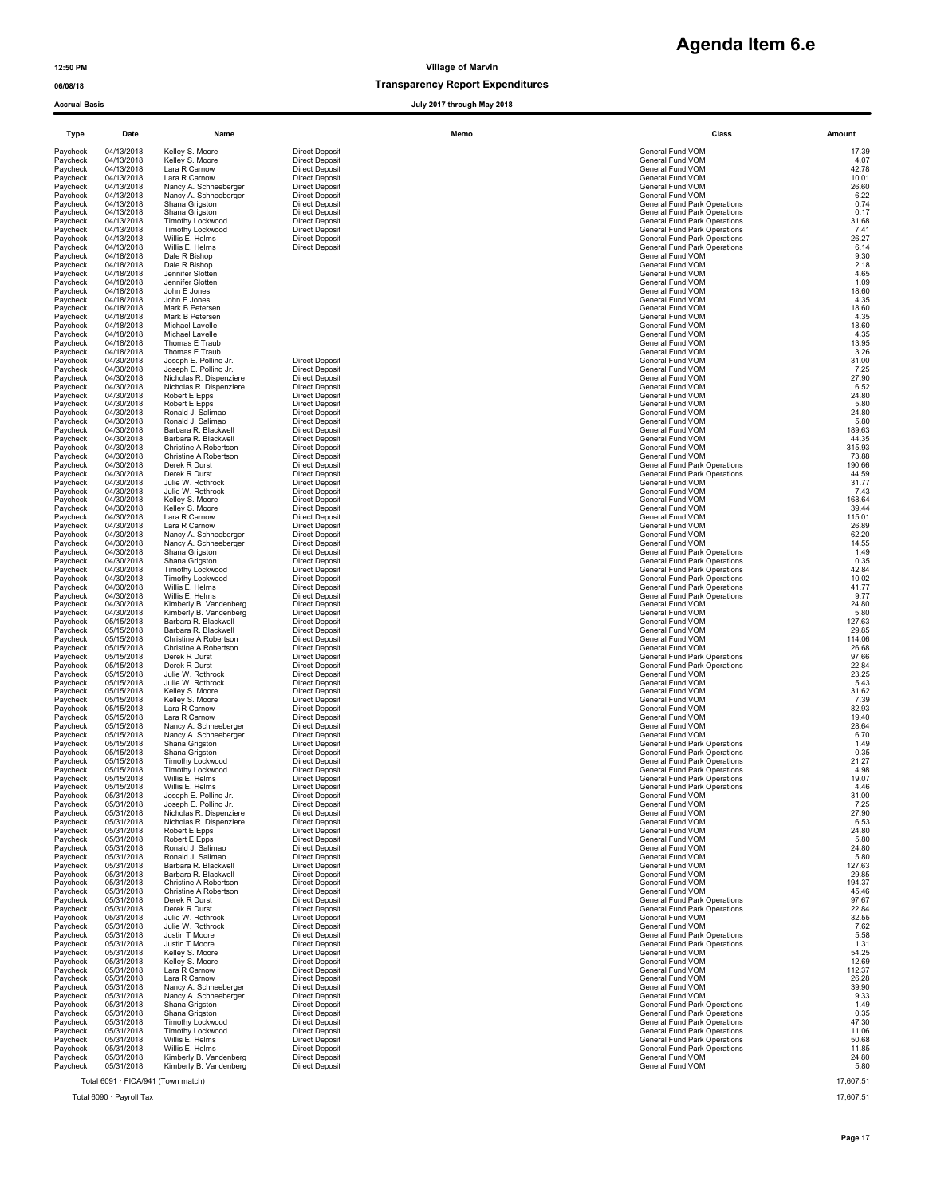# Agenda Item 6.e

12:50 PM **Village of Marvin**

06/08/18 **Transparency Report Expenditures**

**Accrual Basis** **July 2017 through May 2018**

| Type | Date | Name | | Memo | Class | Amount |
|---|---|---|---|---|---|---|
| Paycheck | 04/13/2018 | Kelley S. Moore | Direct Deposit | | General Fund:VOM | 17.39 |
| Paycheck | 04/13/2018 | Kelley S. Moore | Direct Deposit | | General Fund:VOM | 4.07 |
| Paycheck | 04/13/2018 | Lara R Carnow | Direct Deposit | | General Fund:VOM | 42.78 |
| Paycheck | 04/13/2018 | Lara R Carnow | Direct Deposit | | General Fund:VOM | 10.01 |
| Paycheck | 04/13/2018 | Nancy A. Schneeberger | Direct Deposit | | General Fund:VOM | 26.60 |
| Paycheck | 04/13/2018 | Nancy A. Schneeberger | Direct Deposit | | General Fund:VOM | 6.22 |
| Paycheck | 04/13/2018 | Shana Grigston | Direct Deposit | | General Fund:Park Operations | 0.74 |
| Paycheck | 04/13/2018 | Shana Grigston | Direct Deposit | | General Fund:Park Operations | 0.17 |
| Paycheck | 04/13/2018 | Timothy Lockwood | Direct Deposit | | General Fund:Park Operations | 31.68 |
| Paycheck | 04/13/2018 | Timothy Lockwood | Direct Deposit | | General Fund:Park Operations | 7.41 |
| Paycheck | 04/13/2018 | Willis E. Helms | Direct Deposit | | General Fund:Park Operations | 26.27 |
| Paycheck | 04/13/2018 | Willis E. Helms | Direct Deposit | | General Fund:Park Operations | 6.14 |
| Paycheck | 04/18/2018 | Dale R Bishop | | | General Fund:VOM | 9.30 |
| Paycheck | 04/18/2018 | Dale R Bishop | | | General Fund:VOM | 2.18 |
| Paycheck | 04/18/2018 | Jennifer Slotten | | | General Fund:VOM | 4.65 |
| Paycheck | 04/18/2018 | Jennifer Slotten | | | General Fund:VOM | 1.09 |
| Paycheck | 04/18/2018 | John E Jones | | | General Fund:VOM | 18.60 |
| Paycheck | 04/18/2018 | John E Jones | | | General Fund:VOM | 4.35 |
| Paycheck | 04/18/2018 | Mark B Petersen | | | General Fund:VOM | 18.60 |
| Paycheck | 04/18/2018 | Mark B Petersen | | | General Fund:VOM | 4.35 |
| Paycheck | 04/18/2018 | Michael Lavelle | | | General Fund:VOM | 18.60 |
| Paycheck | 04/18/2018 | Michael Lavelle | | | General Fund:VOM | 4.35 |
| Paycheck | 04/18/2018 | Thomas E Traub | | | General Fund:VOM | 13.95 |
| Paycheck | 04/18/2018 | Thomas E Traub | | | General Fund:VOM | 3.26 |
| Paycheck | 04/30/2018 | Joseph E. Pollino Jr. | Direct Deposit | | General Fund:VOM | 31.00 |
| Paycheck | 04/30/2018 | Joseph E. Pollino Jr. | Direct Deposit | | General Fund:VOM | 7.25 |
| Paycheck | 04/30/2018 | Nicholas R. Dispenziere | Direct Deposit | | General Fund:VOM | 27.90 |
| Paycheck | 04/30/2018 | Nicholas R. Dispenziere | Direct Deposit | | General Fund:VOM | 6.52 |
| Paycheck | 04/30/2018 | Robert E Epps | Direct Deposit | | General Fund:VOM | 24.80 |
| Paycheck | 04/30/2018 | Robert E Epps | Direct Deposit | | General Fund:VOM | 5.80 |
| Paycheck | 04/30/2018 | Ronald J. Salimao | Direct Deposit | | General Fund:VOM | 24.80 |
| Paycheck | 04/30/2018 | Ronald J. Salimao | Direct Deposit | | General Fund:VOM | 5.80 |
| Paycheck | 04/30/2018 | Barbara R. Blackwell | Direct Deposit | | General Fund:VOM | 189.63 |
| Paycheck | 04/30/2018 | Barbara R. Blackwell | Direct Deposit | | General Fund:VOM | 44.35 |
| Paycheck | 04/30/2018 | Christine A Robertson | Direct Deposit | | General Fund:VOM | 315.93 |
| Paycheck | 04/30/2018 | Christine A Robertson | Direct Deposit | | General Fund:VOM | 73.88 |
| Paycheck | 04/30/2018 | Derek R Durst | Direct Deposit | | General Fund:Park Operations | 190.66 |
| Paycheck | 04/30/2018 | Derek R Durst | Direct Deposit | | General Fund:Park Operations | 44.59 |
| Paycheck | 04/30/2018 | Julie W. Rothrock | Direct Deposit | | General Fund:VOM | 31.77 |
| Paycheck | 04/30/2018 | Julie W. Rothrock | Direct Deposit | | General Fund:VOM | 7.43 |
| Paycheck | 04/30/2018 | Kelley S. Moore | Direct Deposit | | General Fund:VOM | 168.64 |
| Paycheck | 04/30/2018 | Kelley S. Moore | Direct Deposit | | General Fund:VOM | 39.44 |
| Paycheck | 04/30/2018 | Lara R Carnow | Direct Deposit | | General Fund:VOM | 115.01 |
| Paycheck | 04/30/2018 | Lara R Carnow | Direct Deposit | | General Fund:VOM | 26.89 |
| Paycheck | 04/30/2018 | Nancy A. Schneeberger | Direct Deposit | | General Fund:VOM | 62.20 |
| Paycheck | 04/30/2018 | Nancy A. Schneeberger | Direct Deposit | | General Fund:VOM | 14.55 |
| Paycheck | 04/30/2018 | Shana Grigston | Direct Deposit | | General Fund:Park Operations | 1.49 |
| Paycheck | 04/30/2018 | Shana Grigston | Direct Deposit | | General Fund:Park Operations | 0.35 |
| Paycheck | 04/30/2018 | Timothy Lockwood | Direct Deposit | | General Fund:Park Operations | 42.84 |
| Paycheck | 04/30/2018 | Timothy Lockwood | Direct Deposit | | General Fund:Park Operations | 10.02 |
| Paycheck | 04/30/2018 | Willis E. Helms | Direct Deposit | | General Fund:Park Operations | 41.77 |
| Paycheck | 04/30/2018 | Willis E. Helms | Direct Deposit | | General Fund:Park Operations | 9.77 |
| Paycheck | 04/30/2018 | Kimberly B. Vandenberg | Direct Deposit | | General Fund:VOM | 24.80 |
| Paycheck | 04/30/2018 | Kimberly B. Vandenberg | Direct Deposit | | General Fund:VOM | 5.80 |
| Paycheck | 05/15/2018 | Barbara R. Blackwell | Direct Deposit | | General Fund:VOM | 127.63 |
| Paycheck | 05/15/2018 | Barbara R. Blackwell | Direct Deposit | | General Fund:VOM | 29.85 |
| Paycheck | 05/15/2018 | Christine A Robertson | Direct Deposit | | General Fund:VOM | 114.06 |
| Paycheck | 05/15/2018 | Christine A Robertson | Direct Deposit | | General Fund:VOM | 26.68 |
| Paycheck | 05/15/2018 | Derek R Durst | Direct Deposit | | General Fund:Park Operations | 97.66 |
| Paycheck | 05/15/2018 | Derek R Durst | Direct Deposit | | General Fund:Park Operations | 22.84 |
| Paycheck | 05/15/2018 | Julie W. Rothrock | Direct Deposit | | General Fund:VOM | 23.25 |
| Paycheck | 05/15/2018 | Julie W. Rothrock | Direct Deposit | | General Fund:VOM | 5.43 |
| Paycheck | 05/15/2018 | Kelley S. Moore | Direct Deposit | | General Fund:VOM | 31.62 |
| Paycheck | 05/15/2018 | Kelley S. Moore | Direct Deposit | | General Fund:VOM | 7.39 |
| Paycheck | 05/15/2018 | Lara R Carnow | Direct Deposit | | General Fund:VOM | 82.93 |
| Paycheck | 05/15/2018 | Lara R Carnow | Direct Deposit | | General Fund:VOM | 19.40 |
| Paycheck | 05/15/2018 | Nancy A. Schneeberger | Direct Deposit | | General Fund:VOM | 28.64 |
| Paycheck | 05/15/2018 | Nancy A. Schneeberger | Direct Deposit | | General Fund:VOM | 6.70 |
| Paycheck | 05/15/2018 | Shana Grigston | Direct Deposit | | General Fund:Park Operations | 1.49 |
| Paycheck | 05/15/2018 | Shana Grigston | Direct Deposit | | General Fund:Park Operations | 0.35 |
| Paycheck | 05/15/2018 | Timothy Lockwood | Direct Deposit | | General Fund:Park Operations | 21.27 |
| Paycheck | 05/15/2018 | Timothy Lockwood | Direct Deposit | | General Fund:Park Operations | 4.98 |
| Paycheck | 05/15/2018 | Willis E. Helms | Direct Deposit | | General Fund:Park Operations | 19.07 |
| Paycheck | 05/15/2018 | Willis E. Helms | Direct Deposit | | General Fund:Park Operations | 4.46 |
| Paycheck | 05/31/2018 | Joseph E. Pollino Jr. | Direct Deposit | | General Fund:VOM | 31.00 |
| Paycheck | 05/31/2018 | Joseph E. Pollino Jr. | Direct Deposit | | General Fund:VOM | 7.25 |
| Paycheck | 05/31/2018 | Nicholas R. Dispenziere | Direct Deposit | | General Fund:VOM | 27.90 |
| Paycheck | 05/31/2018 | Nicholas R. Dispenziere | Direct Deposit | | General Fund:VOM | 6.53 |
| Paycheck | 05/31/2018 | Robert E Epps | Direct Deposit | | General Fund:VOM | 24.80 |
| Paycheck | 05/31/2018 | Robert E Epps | Direct Deposit | | General Fund:VOM | 5.80 |
| Paycheck | 05/31/2018 | Ronald J. Salimao | Direct Deposit | | General Fund:VOM | 24.80 |
| Paycheck | 05/31/2018 | Ronald J. Salimao | Direct Deposit | | General Fund:VOM | 5.80 |
| Paycheck | 05/31/2018 | Barbara R. Blackwell | Direct Deposit | | General Fund:VOM | 127.63 |
| Paycheck | 05/31/2018 | Barbara R. Blackwell | Direct Deposit | | General Fund:VOM | 29.85 |
| Paycheck | 05/31/2018 | Christine A Robertson | Direct Deposit | | General Fund:VOM | 194.37 |
| Paycheck | 05/31/2018 | Christine A Robertson | Direct Deposit | | General Fund:VOM | 45.46 |
| Paycheck | 05/31/2018 | Derek R Durst | Direct Deposit | | General Fund:Park Operations | 97.67 |
| Paycheck | 05/31/2018 | Derek R Durst | Direct Deposit | | General Fund:Park Operations | 22.84 |
| Paycheck | 05/31/2018 | Julie W. Rothrock | Direct Deposit | | General Fund:VOM | 32.55 |
| Paycheck | 05/31/2018 | Julie W. Rothrock | Direct Deposit | | General Fund:VOM | 7.62 |
| Paycheck | 05/31/2018 | Justin T Moore | Direct Deposit | | General Fund:Park Operations | 5.58 |
| Paycheck | 05/31/2018 | Justin T Moore | Direct Deposit | | General Fund:Park Operations | 1.31 |
| Paycheck | 05/31/2018 | Kelley S. Moore | Direct Deposit | | General Fund:VOM | 54.25 |
| Paycheck | 05/31/2018 | Kelley S. Moore | Direct Deposit | | General Fund:VOM | 12.69 |
| Paycheck | 05/31/2018 | Lara R Carnow | Direct Deposit | | General Fund:VOM | 112.37 |
| Paycheck | 05/31/2018 | Lara R Carnow | Direct Deposit | | General Fund:VOM | 26.28 |
| Paycheck | 05/31/2018 | Nancy A. Schneeberger | Direct Deposit | | General Fund:VOM | 39.90 |
| Paycheck | 05/31/2018 | Nancy A. Schneeberger | Direct Deposit | | General Fund:VOM | 9.33 |
| Paycheck | 05/31/2018 | Shana Grigston | Direct Deposit | | General Fund:Park Operations | 1.49 |
| Paycheck | 05/31/2018 | Shana Grigston | Direct Deposit | | General Fund:Park Operations | 0.35 |
| Paycheck | 05/31/2018 | Timothy Lockwood | Direct Deposit | | General Fund:Park Operations | 47.30 |
| Paycheck | 05/31/2018 | Timothy Lockwood | Direct Deposit | | General Fund:Park Operations | 11.06 |
| Paycheck | 05/31/2018 | Willis E. Helms | Direct Deposit | | General Fund:Park Operations | 50.68 |
| Paycheck | 05/31/2018 | Willis E. Helms | Direct Deposit | | General Fund:Park Operations | 11.85 |
| Paycheck | 05/31/2018 | Kimberly B. Vandenberg | Direct Deposit | | General Fund:VOM | 24.80 |
| Paycheck | 05/31/2018 | Kimberly B. Vandenberg | Direct Deposit | | General Fund:VOM | 5.80 |
| Total 6091 · FICA/941 (Town match) | | | | | | 17,607.51 |
| Total 6090 · Payroll Tax | | | | | | 17,607.51 |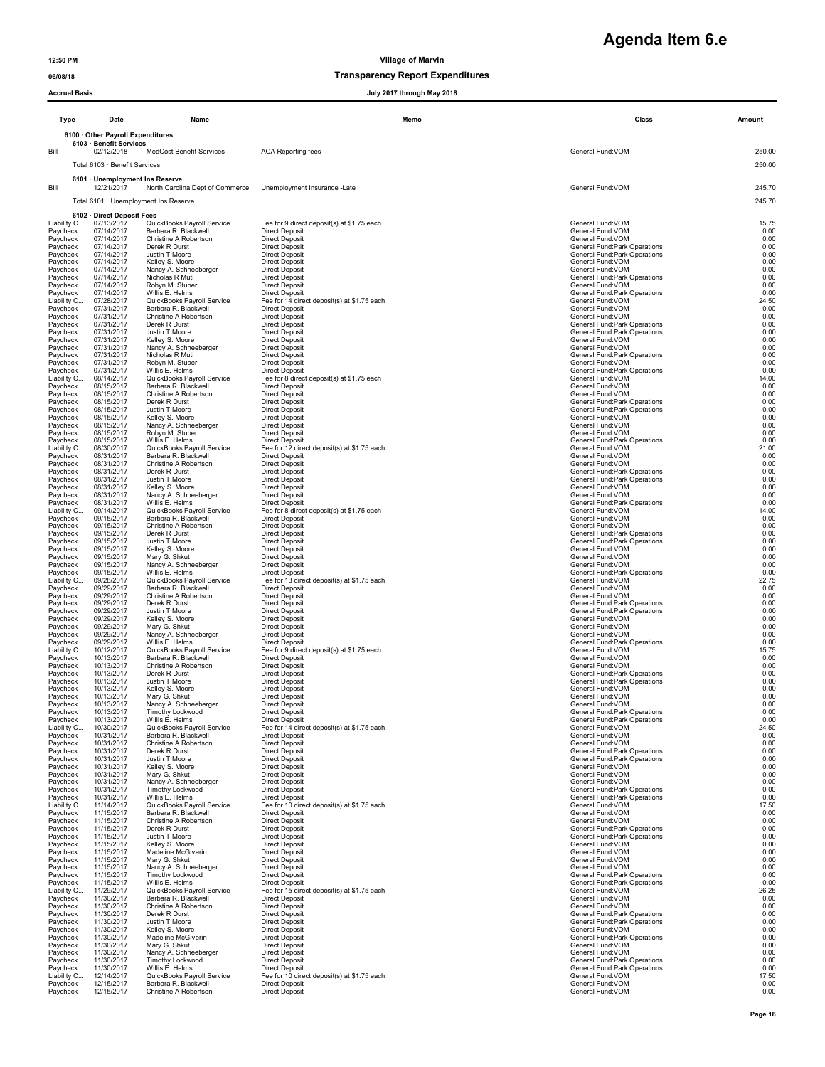# Agenda Item 6.e

**Village of Marvin**

**Transparency Report Expenditures**

**July 2017 through May 2018**

12:50 PM
06/08/18
Accrual Basis

| Type | Date | Name | Memo | Class | Amount |
|---|---|---|---|---|---|
| **6100 · Other Payroll Expenditures** | | | | | |
| **6103 · Benefit Services** | | | | | |
| Bill | 02/12/2018 | MedCost Benefit Services | ACA Reporting fees | General Fund:VOM | 250.00 |
| Total 6103 · Benefit Services | | | | | 250.00 |
| **6101 · Unemployment Ins Reserve** | | | | | |
| Bill | 12/21/2017 | North Carolina Dept of Commerce | Unemployment Insurance -Late | General Fund:VOM | 245.70 |
| Total 6101 · Unemployment Ins Reserve | | | | | 245.70 |
| **6102 · Direct Deposit Fees** | | | | | |
| Liability C... | 07/13/2017 | QuickBooks Payroll Service | Fee for 9 direct deposit(s) at $1.75 each | General Fund:VOM | 15.75 |
| Paycheck | 07/14/2017 | Barbara R. Blackwell | Direct Deposit | General Fund:VOM | 0.00 |
| Paycheck | 07/14/2017 | Christine A Robertson | Direct Deposit | General Fund:VOM | 0.00 |
| Paycheck | 07/14/2017 | Derek R Durst | Direct Deposit | General Fund:Park Operations | 0.00 |
| Paycheck | 07/14/2017 | Justin T Moore | Direct Deposit | General Fund:Park Operations | 0.00 |
| Paycheck | 07/14/2017 | Kelley S. Moore | Direct Deposit | General Fund:VOM | 0.00 |
| Paycheck | 07/14/2017 | Nancy A. Schneeberger | Direct Deposit | General Fund:VOM | 0.00 |
| Paycheck | 07/14/2017 | Nicholas R Muti | Direct Deposit | General Fund:Park Operations | 0.00 |
| Paycheck | 07/14/2017 | Robyn M. Stuber | Direct Deposit | General Fund:VOM | 0.00 |
| Paycheck | 07/14/2017 | Willis E. Helms | Direct Deposit | General Fund:Park Operations | 0.00 |
| Liability C... | 07/28/2017 | QuickBooks Payroll Service | Fee for 14 direct deposit(s) at $1.75 each | General Fund:VOM | 24.50 |
| Paycheck | 07/31/2017 | Barbara R. Blackwell | Direct Deposit | General Fund:VOM | 0.00 |
| Paycheck | 07/31/2017 | Christine A Robertson | Direct Deposit | General Fund:VOM | 0.00 |
| Paycheck | 07/31/2017 | Derek R Durst | Direct Deposit | General Fund:Park Operations | 0.00 |
| Paycheck | 07/31/2017 | Justin T Moore | Direct Deposit | General Fund:Park Operations | 0.00 |
| Paycheck | 07/31/2017 | Kelley S. Moore | Direct Deposit | General Fund:VOM | 0.00 |
| Paycheck | 07/31/2017 | Nancy A. Schneeberger | Direct Deposit | General Fund:VOM | 0.00 |
| Paycheck | 07/31/2017 | Nicholas R Muti | Direct Deposit | General Fund:Park Operations | 0.00 |
| Paycheck | 07/31/2017 | Robyn M. Stuber | Direct Deposit | General Fund:VOM | 0.00 |
| Paycheck | 07/31/2017 | Willis E. Helms | Direct Deposit | General Fund:Park Operations | 0.00 |
| Liability C... | 08/14/2017 | QuickBooks Payroll Service | Fee for 8 direct deposit(s) at $1.75 each | General Fund:VOM | 14.00 |
| Paycheck | 08/15/2017 | Barbara R. Blackwell | Direct Deposit | General Fund:VOM | 0.00 |
| Paycheck | 08/15/2017 | Christine A Robertson | Direct Deposit | General Fund:VOM | 0.00 |
| Paycheck | 08/15/2017 | Derek R Durst | Direct Deposit | General Fund:Park Operations | 0.00 |
| Paycheck | 08/15/2017 | Justin T Moore | Direct Deposit | General Fund:Park Operations | 0.00 |
| Paycheck | 08/15/2017 | Kelley S. Moore | Direct Deposit | General Fund:VOM | 0.00 |
| Paycheck | 08/15/2017 | Nancy A. Schneeberger | Direct Deposit | General Fund:VOM | 0.00 |
| Paycheck | 08/15/2017 | Robyn M. Stuber | Direct Deposit | General Fund:VOM | 0.00 |
| Paycheck | 08/15/2017 | Willis E. Helms | Direct Deposit | General Fund:Park Operations | 0.00 |
| Liability C... | 08/30/2017 | QuickBooks Payroll Service | Fee for 12 direct deposit(s) at $1.75 each | General Fund:VOM | 21.00 |
| Paycheck | 08/31/2017 | Barbara R. Blackwell | Direct Deposit | General Fund:VOM | 0.00 |
| Paycheck | 08/31/2017 | Christine A Robertson | Direct Deposit | General Fund:VOM | 0.00 |
| Paycheck | 08/31/2017 | Derek R Durst | Direct Deposit | General Fund:Park Operations | 0.00 |
| Paycheck | 08/31/2017 | Justin T Moore | Direct Deposit | General Fund:Park Operations | 0.00 |
| Paycheck | 08/31/2017 | Kelley S. Moore | Direct Deposit | General Fund:VOM | 0.00 |
| Paycheck | 08/31/2017 | Nancy A. Schneeberger | Direct Deposit | General Fund:VOM | 0.00 |
| Paycheck | 08/31/2017 | Willis E. Helms | Direct Deposit | General Fund:Park Operations | 0.00 |
| Liability C... | 09/14/2017 | QuickBooks Payroll Service | Fee for 8 direct deposit(s) at $1.75 each | General Fund:VOM | 14.00 |
| Paycheck | 09/15/2017 | Barbara R. Blackwell | Direct Deposit | General Fund:VOM | 0.00 |
| Paycheck | 09/15/2017 | Christine A Robertson | Direct Deposit | General Fund:VOM | 0.00 |
| Paycheck | 09/15/2017 | Derek R Durst | Direct Deposit | General Fund:Park Operations | 0.00 |
| Paycheck | 09/15/2017 | Justin T Moore | Direct Deposit | General Fund:Park Operations | 0.00 |
| Paycheck | 09/15/2017 | Kelley S. Moore | Direct Deposit | General Fund:VOM | 0.00 |
| Paycheck | 09/15/2017 | Mary G. Shkut | Direct Deposit | General Fund:VOM | 0.00 |
| Paycheck | 09/15/2017 | Nancy A. Schneeberger | Direct Deposit | General Fund:VOM | 0.00 |
| Paycheck | 09/15/2017 | Willis E. Helms | Direct Deposit | General Fund:Park Operations | 0.00 |
| Liability C... | 09/28/2017 | QuickBooks Payroll Service | Fee for 13 direct deposit(s) at $1.75 each | General Fund:VOM | 22.75 |
| Paycheck | 09/29/2017 | Barbara R. Blackwell | Direct Deposit | General Fund:VOM | 0.00 |
| Paycheck | 09/29/2017 | Christine A Robertson | Direct Deposit | General Fund:VOM | 0.00 |
| Paycheck | 09/29/2017 | Derek R Durst | Direct Deposit | General Fund:Park Operations | 0.00 |
| Paycheck | 09/29/2017 | Justin T Moore | Direct Deposit | General Fund:Park Operations | 0.00 |
| Paycheck | 09/29/2017 | Kelley S. Moore | Direct Deposit | General Fund:VOM | 0.00 |
| Paycheck | 09/29/2017 | Mary G. Shkut | Direct Deposit | General Fund:VOM | 0.00 |
| Paycheck | 09/29/2017 | Nancy A. Schneeberger | Direct Deposit | General Fund:VOM | 0.00 |
| Paycheck | 09/29/2017 | Willis E. Helms | Direct Deposit | General Fund:Park Operations | 0.00 |
| Liability C... | 10/12/2017 | QuickBooks Payroll Service | Fee for 9 direct deposit(s) at $1.75 each | General Fund:VOM | 15.75 |
| Paycheck | 10/13/2017 | Barbara R. Blackwell | Direct Deposit | General Fund:VOM | 0.00 |
| Paycheck | 10/13/2017 | Christine A Robertson | Direct Deposit | General Fund:VOM | 0.00 |
| Paycheck | 10/13/2017 | Derek R Durst | Direct Deposit | General Fund:Park Operations | 0.00 |
| Paycheck | 10/13/2017 | Justin T Moore | Direct Deposit | General Fund:Park Operations | 0.00 |
| Paycheck | 10/13/2017 | Kelley S. Moore | Direct Deposit | General Fund:VOM | 0.00 |
| Paycheck | 10/13/2017 | Mary G. Shkut | Direct Deposit | General Fund:VOM | 0.00 |
| Paycheck | 10/13/2017 | Nancy A. Schneeberger | Direct Deposit | General Fund:VOM | 0.00 |
| Paycheck | 10/13/2017 | Timothy Lockwood | Direct Deposit | General Fund:Park Operations | 0.00 |
| Paycheck | 10/13/2017 | Willis E. Helms | Direct Deposit | General Fund:Park Operations | 0.00 |
| Liability C... | 10/30/2017 | QuickBooks Payroll Service | Fee for 14 direct deposit(s) at $1.75 each | General Fund:VOM | 24.50 |
| Paycheck | 10/31/2017 | Barbara R. Blackwell | Direct Deposit | General Fund:VOM | 0.00 |
| Paycheck | 10/31/2017 | Christine A Robertson | Direct Deposit | General Fund:VOM | 0.00 |
| Paycheck | 10/31/2017 | Derek R Durst | Direct Deposit | General Fund:Park Operations | 0.00 |
| Paycheck | 10/31/2017 | Justin T Moore | Direct Deposit | General Fund:Park Operations | 0.00 |
| Paycheck | 10/31/2017 | Kelley S. Moore | Direct Deposit | General Fund:VOM | 0.00 |
| Paycheck | 10/31/2017 | Mary G. Shkut | Direct Deposit | General Fund:VOM | 0.00 |
| Paycheck | 10/31/2017 | Nancy A. Schneeberger | Direct Deposit | General Fund:VOM | 0.00 |
| Paycheck | 10/31/2017 | Timothy Lockwood | Direct Deposit | General Fund:Park Operations | 0.00 |
| Paycheck | 10/31/2017 | Willis E. Helms | Direct Deposit | General Fund:Park Operations | 0.00 |
| Liability C... | 11/14/2017 | QuickBooks Payroll Service | Fee for 10 direct deposit(s) at $1.75 each | General Fund:VOM | 17.50 |
| Paycheck | 11/15/2017 | Barbara R. Blackwell | Direct Deposit | General Fund:VOM | 0.00 |
| Paycheck | 11/15/2017 | Christine A Robertson | Direct Deposit | General Fund:VOM | 0.00 |
| Paycheck | 11/15/2017 | Derek R Durst | Direct Deposit | General Fund:Park Operations | 0.00 |
| Paycheck | 11/15/2017 | Justin T Moore | Direct Deposit | General Fund:Park Operations | 0.00 |
| Paycheck | 11/15/2017 | Kelley S. Moore | Direct Deposit | General Fund:VOM | 0.00 |
| Paycheck | 11/15/2017 | Madeline McGiverin | Direct Deposit | General Fund:VOM | 0.00 |
| Paycheck | 11/15/2017 | Mary G. Shkut | Direct Deposit | General Fund:VOM | 0.00 |
| Paycheck | 11/15/2017 | Nancy A. Schneeberger | Direct Deposit | General Fund:VOM | 0.00 |
| Paycheck | 11/15/2017 | Timothy Lockwood | Direct Deposit | General Fund:Park Operations | 0.00 |
| Paycheck | 11/15/2017 | Willis E. Helms | Direct Deposit | General Fund:Park Operations | 0.00 |
| Liability C... | 11/29/2017 | QuickBooks Payroll Service | Fee for 15 direct deposit(s) at $1.75 each | General Fund:VOM | 26.25 |
| Paycheck | 11/30/2017 | Barbara R. Blackwell | Direct Deposit | General Fund:VOM | 0.00 |
| Paycheck | 11/30/2017 | Christine A Robertson | Direct Deposit | General Fund:VOM | 0.00 |
| Paycheck | 11/30/2017 | Derek R Durst | Direct Deposit | General Fund:Park Operations | 0.00 |
| Paycheck | 11/30/2017 | Justin T Moore | Direct Deposit | General Fund:Park Operations | 0.00 |
| Paycheck | 11/30/2017 | Kelley S. Moore | Direct Deposit | General Fund:VOM | 0.00 |
| Paycheck | 11/30/2017 | Madeline McGiverin | Direct Deposit | General Fund:Park Operations | 0.00 |
| Paycheck | 11/30/2017 | Mary G. Shkut | Direct Deposit | General Fund:VOM | 0.00 |
| Paycheck | 11/30/2017 | Nancy A. Schneeberger | Direct Deposit | General Fund:VOM | 0.00 |
| Paycheck | 11/30/2017 | Timothy Lockwood | Direct Deposit | General Fund:Park Operations | 0.00 |
| Paycheck | 11/30/2017 | Willis E. Helms | Direct Deposit | General Fund:Park Operations | 0.00 |
| Liability C... | 12/14/2017 | QuickBooks Payroll Service | Fee for 10 direct deposit(s) at $1.75 each | General Fund:VOM | 17.50 |
| Paycheck | 12/15/2017 | Barbara R. Blackwell | Direct Deposit | General Fund:VOM | 0.00 |
| Paycheck | 12/15/2017 | Christine A Robertson | Direct Deposit | General Fund:VOM | 0.00 |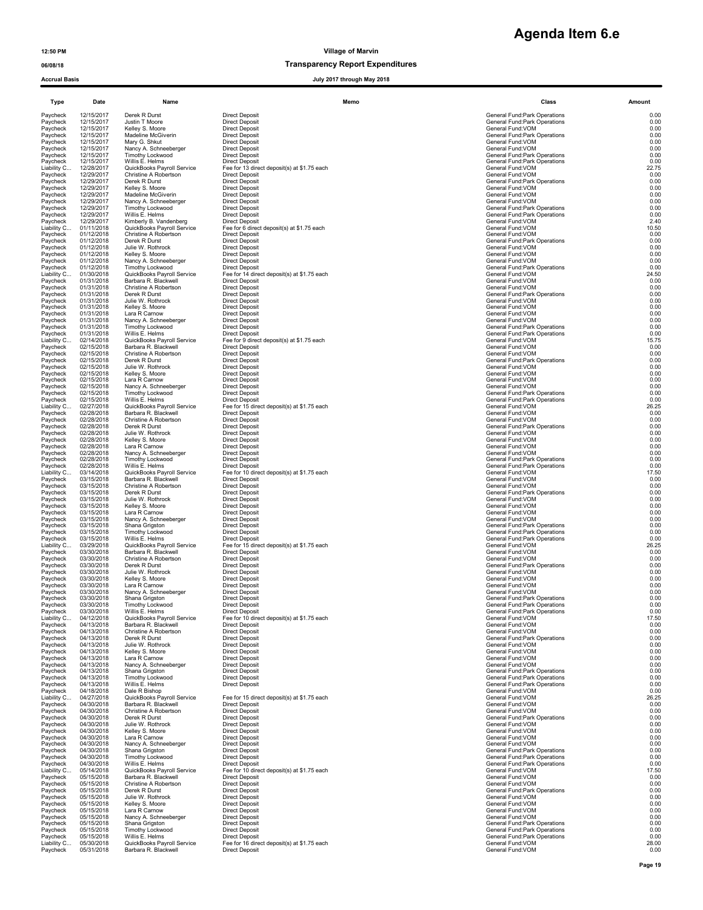# Agenda Item 6.e

12:50 PM

06/08/18

Accrual Basis

**Village of Marvin**

**Transparency Report Expenditures**

**July 2017 through May 2018**

| Type | Date | Name | Memo | Class | Amount |
|---|---|---|---|---|---|
| Paycheck | 12/15/2017 | Derek R Durst | Direct Deposit | General Fund:Park Operations | 0.00 |
| Paycheck | 12/15/2017 | Justin T Moore | Direct Deposit | General Fund:Park Operations | 0.00 |
| Paycheck | 12/15/2017 | Kelley S. Moore | Direct Deposit | General Fund:VOM | 0.00 |
| Paycheck | 12/15/2017 | Madeline McGiverin | Direct Deposit | General Fund:Park Operations | 0.00 |
| Paycheck | 12/15/2017 | Mary G. Shkut | Direct Deposit | General Fund:VOM | 0.00 |
| Paycheck | 12/15/2017 | Nancy A. Schneeberger | Direct Deposit | General Fund:VOM | 0.00 |
| Paycheck | 12/15/2017 | Timothy Lockwood | Direct Deposit | General Fund:Park Operations | 0.00 |
| Paycheck | 12/15/2017 | Willis E. Helms | Direct Deposit | General Fund:Park Operations | 0.00 |
| Liability C... | 12/28/2017 | QuickBooks Payroll Service | Fee for 13 direct deposit(s) at $1.75 each | General Fund:VOM | 22.75 |
| Paycheck | 12/29/2017 | Christine A Robertson | Direct Deposit | General Fund:VOM | 0.00 |
| Paycheck | 12/29/2017 | Derek R Durst | Direct Deposit | General Fund:Park Operations | 0.00 |
| Paycheck | 12/29/2017 | Kelley S. Moore | Direct Deposit | General Fund:VOM | 0.00 |
| Paycheck | 12/29/2017 | Madeline McGiverin | Direct Deposit | General Fund:VOM | 0.00 |
| Paycheck | 12/29/2017 | Nancy A. Schneeberger | Direct Deposit | General Fund:VOM | 0.00 |
| Paycheck | 12/29/2017 | Timothy Lockwood | Direct Deposit | General Fund:Park Operations | 0.00 |
| Paycheck | 12/29/2017 | Willis E. Helms | Direct Deposit | General Fund:Park Operations | 0.00 |
| Paycheck | 12/29/2017 | Kimberly B. Vandenberg | Direct Deposit | General Fund:VOM | 2.40 |
| Liability C... | 01/11/2018 | QuickBooks Payroll Service | Fee for 6 direct deposit(s) at $1.75 each | General Fund:VOM | 10.50 |
| Paycheck | 01/12/2018 | Christine A Robertson | Direct Deposit | General Fund:VOM | 0.00 |
| Paycheck | 01/12/2018 | Derek R Durst | Direct Deposit | General Fund:Park Operations | 0.00 |
| Paycheck | 01/12/2018 | Julie W. Rothrock | Direct Deposit | General Fund:VOM | 0.00 |
| Paycheck | 01/12/2018 | Kelley S. Moore | Direct Deposit | General Fund:VOM | 0.00 |
| Paycheck | 01/12/2018 | Nancy A. Schneeberger | Direct Deposit | General Fund:VOM | 0.00 |
| Paycheck | 01/12/2018 | Timothy Lockwood | Direct Deposit | General Fund:Park Operations | 0.00 |
| Liability C... | 01/30/2018 | QuickBooks Payroll Service | Fee for 14 direct deposit(s) at $1.75 each | General Fund:VOM | 24.50 |
| Paycheck | 01/31/2018 | Barbara R. Blackwell | Direct Deposit | General Fund:VOM | 0.00 |
| Paycheck | 01/31/2018 | Christine A Robertson | Direct Deposit | General Fund:VOM | 0.00 |
| Paycheck | 01/31/2018 | Derek R Durst | Direct Deposit | General Fund:Park Operations | 0.00 |
| Paycheck | 01/31/2018 | Julie W. Rothrock | Direct Deposit | General Fund:VOM | 0.00 |
| Paycheck | 01/31/2018 | Kelley S. Moore | Direct Deposit | General Fund:VOM | 0.00 |
| Paycheck | 01/31/2018 | Lara R Carnow | Direct Deposit | General Fund:VOM | 0.00 |
| Paycheck | 01/31/2018 | Nancy A. Schneeberger | Direct Deposit | General Fund:VOM | 0.00 |
| Paycheck | 01/31/2018 | Timothy Lockwood | Direct Deposit | General Fund:Park Operations | 0.00 |
| Paycheck | 01/31/2018 | Willis E. Helms | Direct Deposit | General Fund:Park Operations | 0.00 |
| Liability C... | 02/14/2018 | QuickBooks Payroll Service | Fee for 9 direct deposit(s) at $1.75 each | General Fund:VOM | 15.75 |
| Paycheck | 02/15/2018 | Barbara R. Blackwell | Direct Deposit | General Fund:VOM | 0.00 |
| Paycheck | 02/15/2018 | Christine A Robertson | Direct Deposit | General Fund:VOM | 0.00 |
| Paycheck | 02/15/2018 | Derek R Durst | Direct Deposit | General Fund:Park Operations | 0.00 |
| Paycheck | 02/15/2018 | Julie W. Rothrock | Direct Deposit | General Fund:VOM | 0.00 |
| Paycheck | 02/15/2018 | Kelley S. Moore | Direct Deposit | General Fund:VOM | 0.00 |
| Paycheck | 02/15/2018 | Lara R Carnow | Direct Deposit | General Fund:VOM | 0.00 |
| Paycheck | 02/15/2018 | Nancy A. Schneeberger | Direct Deposit | General Fund:VOM | 0.00 |
| Paycheck | 02/15/2018 | Timothy Lockwood | Direct Deposit | General Fund:Park Operations | 0.00 |
| Paycheck | 02/15/2018 | Willis E. Helms | Direct Deposit | General Fund:Park Operations | 0.00 |
| Liability C... | 02/27/2018 | QuickBooks Payroll Service | Fee for 15 direct deposit(s) at $1.75 each | General Fund:VOM | 26.25 |
| Paycheck | 02/28/2018 | Barbara R. Blackwell | Direct Deposit | General Fund:VOM | 0.00 |
| Paycheck | 02/28/2018 | Christine A Robertson | Direct Deposit | General Fund:VOM | 0.00 |
| Paycheck | 02/28/2018 | Derek R Durst | Direct Deposit | General Fund:Park Operations | 0.00 |
| Paycheck | 02/28/2018 | Julie W. Rothrock | Direct Deposit | General Fund:VOM | 0.00 |
| Paycheck | 02/28/2018 | Kelley S. Moore | Direct Deposit | General Fund:VOM | 0.00 |
| Paycheck | 02/28/2018 | Lara R Carnow | Direct Deposit | General Fund:VOM | 0.00 |
| Paycheck | 02/28/2018 | Nancy A. Schneeberger | Direct Deposit | General Fund:VOM | 0.00 |
| Paycheck | 02/28/2018 | Timothy Lockwood | Direct Deposit | General Fund:Park Operations | 0.00 |
| Paycheck | 02/28/2018 | Willis E. Helms | Direct Deposit | General Fund:Park Operations | 0.00 |
| Liability C... | 03/14/2018 | QuickBooks Payroll Service | Fee for 10 direct deposit(s) at $1.75 each | General Fund:VOM | 17.50 |
| Paycheck | 03/15/2018 | Barbara R. Blackwell | Direct Deposit | General Fund:VOM | 0.00 |
| Paycheck | 03/15/2018 | Christine A Robertson | Direct Deposit | General Fund:VOM | 0.00 |
| Paycheck | 03/15/2018 | Derek R Durst | Direct Deposit | General Fund:Park Operations | 0.00 |
| Paycheck | 03/15/2018 | Julie W. Rothrock | Direct Deposit | General Fund:VOM | 0.00 |
| Paycheck | 03/15/2018 | Kelley S. Moore | Direct Deposit | General Fund:VOM | 0.00 |
| Paycheck | 03/15/2018 | Lara R Carnow | Direct Deposit | General Fund:VOM | 0.00 |
| Paycheck | 03/15/2018 | Nancy A. Schneeberger | Direct Deposit | General Fund:VOM | 0.00 |
| Paycheck | 03/15/2018 | Shana Grigston | Direct Deposit | General Fund:Park Operations | 0.00 |
| Paycheck | 03/15/2018 | Timothy Lockwood | Direct Deposit | General Fund:Park Operations | 0.00 |
| Paycheck | 03/15/2018 | Willis E. Helms | Direct Deposit | General Fund:Park Operations | 0.00 |
| Liability C... | 03/29/2018 | QuickBooks Payroll Service | Fee for 15 direct deposit(s) at $1.75 each | General Fund:VOM | 26.25 |
| Paycheck | 03/30/2018 | Barbara R. Blackwell | Direct Deposit | General Fund:VOM | 0.00 |
| Paycheck | 03/30/2018 | Christine A Robertson | Direct Deposit | General Fund:VOM | 0.00 |
| Paycheck | 03/30/2018 | Derek R Durst | Direct Deposit | General Fund:Park Operations | 0.00 |
| Paycheck | 03/30/2018 | Julie W. Rothrock | Direct Deposit | General Fund:VOM | 0.00 |
| Paycheck | 03/30/2018 | Kelley S. Moore | Direct Deposit | General Fund:VOM | 0.00 |
| Paycheck | 03/30/2018 | Lara R Carnow | Direct Deposit | General Fund:VOM | 0.00 |
| Paycheck | 03/30/2018 | Nancy A. Schneeberger | Direct Deposit | General Fund:VOM | 0.00 |
| Paycheck | 03/30/2018 | Shana Grigston | Direct Deposit | General Fund:Park Operations | 0.00 |
| Paycheck | 03/30/2018 | Timothy Lockwood | Direct Deposit | General Fund:Park Operations | 0.00 |
| Paycheck | 03/30/2018 | Willis E. Helms | Direct Deposit | General Fund:Park Operations | 0.00 |
| Liability C... | 04/12/2018 | QuickBooks Payroll Service | Fee for 10 direct deposit(s) at $1.75 each | General Fund:VOM | 17.50 |
| Paycheck | 04/13/2018 | Barbara R. Blackwell | Direct Deposit | General Fund:VOM | 0.00 |
| Paycheck | 04/13/2018 | Christine A Robertson | Direct Deposit | General Fund:VOM | 0.00 |
| Paycheck | 04/13/2018 | Derek R Durst | Direct Deposit | General Fund:Park Operations | 0.00 |
| Paycheck | 04/13/2018 | Julie W. Rothrock | Direct Deposit | General Fund:VOM | 0.00 |
| Paycheck | 04/13/2018 | Kelley S. Moore | Direct Deposit | General Fund:VOM | 0.00 |
| Paycheck | 04/13/2018 | Lara R Carnow | Direct Deposit | General Fund:VOM | 0.00 |
| Paycheck | 04/13/2018 | Nancy A. Schneeberger | Direct Deposit | General Fund:VOM | 0.00 |
| Paycheck | 04/13/2018 | Shana Grigston | Direct Deposit | General Fund:Park Operations | 0.00 |
| Paycheck | 04/13/2018 | Timothy Lockwood | Direct Deposit | General Fund:Park Operations | 0.00 |
| Paycheck | 04/13/2018 | Willis E. Helms | Direct Deposit | General Fund:Park Operations | 0.00 |
| Paycheck | 04/18/2018 | Dale R Bishop | | General Fund:VOM | 0.00 |
| Liability C... | 04/27/2018 | QuickBooks Payroll Service | Fee for 15 direct deposit(s) at $1.75 each | General Fund:VOM | 26.25 |
| Paycheck | 04/30/2018 | Barbara R. Blackwell | Direct Deposit | General Fund:VOM | 0.00 |
| Paycheck | 04/30/2018 | Christine A Robertson | Direct Deposit | General Fund:VOM | 0.00 |
| Paycheck | 04/30/2018 | Derek R Durst | Direct Deposit | General Fund:Park Operations | 0.00 |
| Paycheck | 04/30/2018 | Julie W. Rothrock | Direct Deposit | General Fund:VOM | 0.00 |
| Paycheck | 04/30/2018 | Kelley S. Moore | Direct Deposit | General Fund:VOM | 0.00 |
| Paycheck | 04/30/2018 | Lara R Carnow | Direct Deposit | General Fund:VOM | 0.00 |
| Paycheck | 04/30/2018 | Nancy A. Schneeberger | Direct Deposit | General Fund:VOM | 0.00 |
| Paycheck | 04/30/2018 | Shana Grigston | Direct Deposit | General Fund:Park Operations | 0.00 |
| Paycheck | 04/30/2018 | Timothy Lockwood | Direct Deposit | General Fund:Park Operations | 0.00 |
| Paycheck | 04/30/2018 | Willis E. Helms | Direct Deposit | General Fund:Park Operations | 0.00 |
| Liability C... | 05/14/2018 | QuickBooks Payroll Service | Fee for 10 direct deposit(s) at $1.75 each | General Fund:VOM | 17.50 |
| Paycheck | 05/15/2018 | Barbara R. Blackwell | Direct Deposit | General Fund:VOM | 0.00 |
| Paycheck | 05/15/2018 | Christine A Robertson | Direct Deposit | General Fund:VOM | 0.00 |
| Paycheck | 05/15/2018 | Derek R Durst | Direct Deposit | General Fund:Park Operations | 0.00 |
| Paycheck | 05/15/2018 | Julie W. Rothrock | Direct Deposit | General Fund:VOM | 0.00 |
| Paycheck | 05/15/2018 | Kelley S. Moore | Direct Deposit | General Fund:VOM | 0.00 |
| Paycheck | 05/15/2018 | Lara R Carnow | Direct Deposit | General Fund:VOM | 0.00 |
| Paycheck | 05/15/2018 | Nancy A. Schneeberger | Direct Deposit | General Fund:VOM | 0.00 |
| Paycheck | 05/15/2018 | Shana Grigston | Direct Deposit | General Fund:Park Operations | 0.00 |
| Paycheck | 05/15/2018 | Timothy Lockwood | Direct Deposit | General Fund:Park Operations | 0.00 |
| Paycheck | 05/15/2018 | Willis E. Helms | Direct Deposit | General Fund:Park Operations | 0.00 |
| Liability C... | 05/30/2018 | QuickBooks Payroll Service | Fee for 16 direct deposit(s) at $1.75 each | General Fund:VOM | 28.00 |
| Paycheck | 05/31/2018 | Barbara R. Blackwell | Direct Deposit | General Fund:VOM | 0.00 |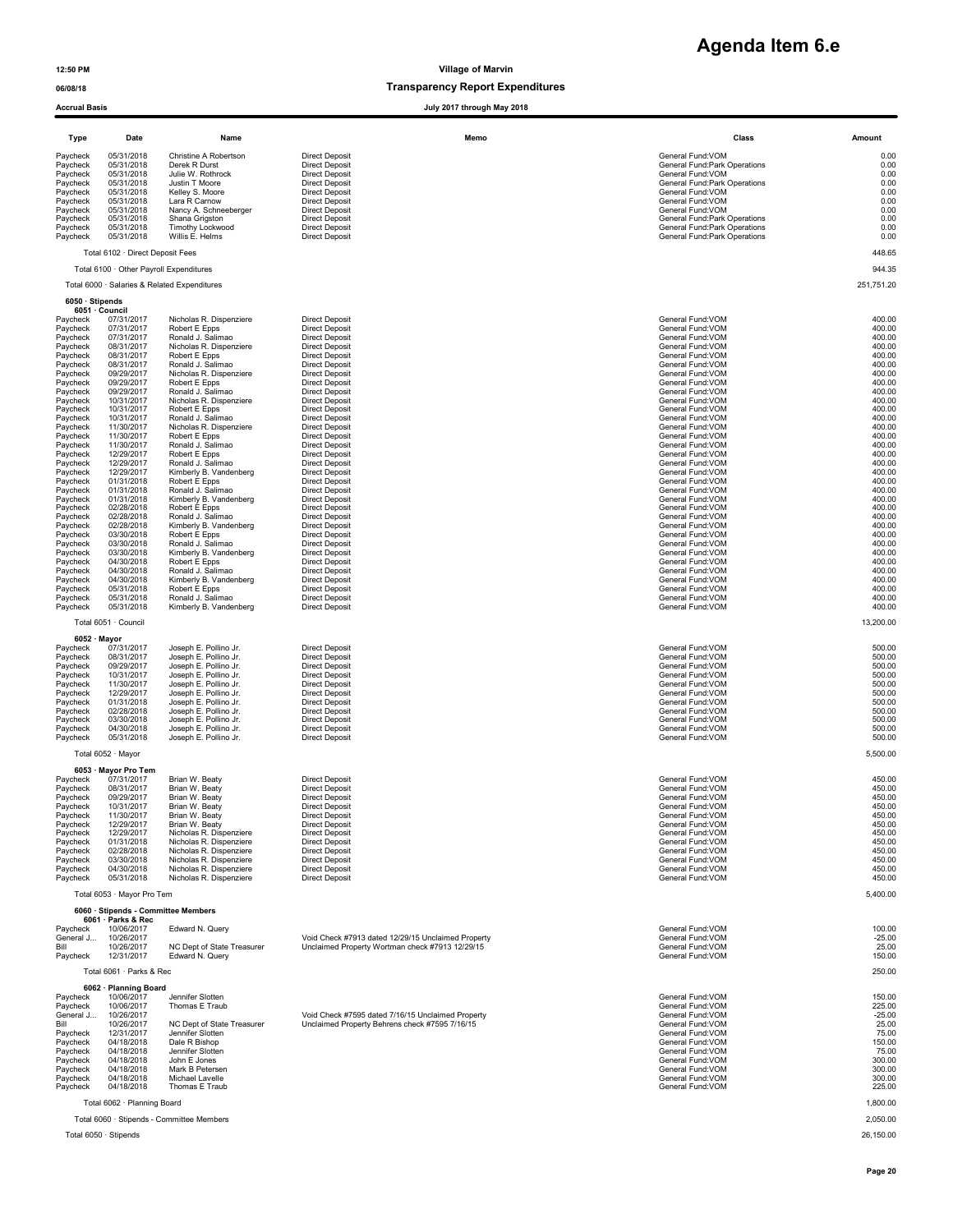# Agenda Item 6.e

12:50 PM
06/08/18
Accrual Basis

**Village of Marvin**
**Transparency Report Expenditures**
**July 2017 through May 2018**

| Type | Date | Name | Memo | Class | Amount |
|---|---|---|---|---|---|
| Paycheck | 05/31/2018 | Christine A Robertson | Direct Deposit | General Fund:VOM | 0.00 |
| Paycheck | 05/31/2018 | Derek R Durst | Direct Deposit | General Fund:Park Operations | 0.00 |
| Paycheck | 05/31/2018 | Julie W. Rothrock | Direct Deposit | General Fund:VOM | 0.00 |
| Paycheck | 05/31/2018 | Justin T Moore | Direct Deposit | General Fund:Park Operations | 0.00 |
| Paycheck | 05/31/2018 | Kelley S. Moore | Direct Deposit | General Fund:VOM | 0.00 |
| Paycheck | 05/31/2018 | Lara R Carnow | Direct Deposit | General Fund:VOM | 0.00 |
| Paycheck | 05/31/2018 | Nancy A. Schneeberger | Direct Deposit | General Fund:VOM | 0.00 |
| Paycheck | 05/31/2018 | Shana Grigston | Direct Deposit | General Fund:Park Operations | 0.00 |
| Paycheck | 05/31/2018 | Timothy Lockwood | Direct Deposit | General Fund:Park Operations | 0.00 |
| Paycheck | 05/31/2018 | Willis E. Helms | Direct Deposit | General Fund:Park Operations | 0.00 |
| Total 6102 · Direct Deposit Fees | | | | | 448.65 |
| Total 6100 · Other Payroll Expenditures | | | | | 944.35 |
| Total 6000 · Salaries & Related Expenditures | | | | | 251,751.20 |
| **6050 · Stipends** | | | | | |
| **6051 · Council** | | | | | |
| Paycheck | 07/31/2017 | Nicholas R. Dispenziere | Direct Deposit | General Fund:VOM | 400.00 |
| Paycheck | 07/31/2017 | Robert E Epps | Direct Deposit | General Fund:VOM | 400.00 |
| Paycheck | 07/31/2017 | Ronald J. Salimao | Direct Deposit | General Fund:VOM | 400.00 |
| Paycheck | 08/31/2017 | Nicholas R. Dispenziere | Direct Deposit | General Fund:VOM | 400.00 |
| Paycheck | 08/31/2017 | Robert E Epps | Direct Deposit | General Fund:VOM | 400.00 |
| Paycheck | 08/31/2017 | Ronald J. Salimao | Direct Deposit | General Fund:VOM | 400.00 |
| Paycheck | 09/29/2017 | Nicholas R. Dispenziere | Direct Deposit | General Fund:VOM | 400.00 |
| Paycheck | 09/29/2017 | Robert E Epps | Direct Deposit | General Fund:VOM | 400.00 |
| Paycheck | 09/29/2017 | Ronald J. Salimao | Direct Deposit | General Fund:VOM | 400.00 |
| Paycheck | 10/31/2017 | Nicholas R. Dispenziere | Direct Deposit | General Fund:VOM | 400.00 |
| Paycheck | 10/31/2017 | Robert E Epps | Direct Deposit | General Fund:VOM | 400.00 |
| Paycheck | 10/31/2017 | Ronald J. Salimao | Direct Deposit | General Fund:VOM | 400.00 |
| Paycheck | 11/30/2017 | Nicholas R. Dispenziere | Direct Deposit | General Fund:VOM | 400.00 |
| Paycheck | 11/30/2017 | Robert E Epps | Direct Deposit | General Fund:VOM | 400.00 |
| Paycheck | 11/30/2017 | Ronald J. Salimao | Direct Deposit | General Fund:VOM | 400.00 |
| Paycheck | 12/29/2017 | Robert E Epps | Direct Deposit | General Fund:VOM | 400.00 |
| Paycheck | 12/29/2017 | Ronald J. Salimao | Direct Deposit | General Fund:VOM | 400.00 |
| Paycheck | 12/29/2017 | Kimberly B. Vandenberg | Direct Deposit | General Fund:VOM | 400.00 |
| Paycheck | 01/31/2018 | Robert E Epps | Direct Deposit | General Fund:VOM | 400.00 |
| Paycheck | 01/31/2018 | Ronald J. Salimao | Direct Deposit | General Fund:VOM | 400.00 |
| Paycheck | 01/31/2018 | Kimberly B. Vandenberg | Direct Deposit | General Fund:VOM | 400.00 |
| Paycheck | 02/28/2018 | Robert E Epps | Direct Deposit | General Fund:VOM | 400.00 |
| Paycheck | 02/28/2018 | Ronald J. Salimao | Direct Deposit | General Fund:VOM | 400.00 |
| Paycheck | 02/28/2018 | Kimberly B. Vandenberg | Direct Deposit | General Fund:VOM | 400.00 |
| Paycheck | 03/30/2018 | Robert E Epps | Direct Deposit | General Fund:VOM | 400.00 |
| Paycheck | 03/30/2018 | Ronald J. Salimao | Direct Deposit | General Fund:VOM | 400.00 |
| Paycheck | 03/30/2018 | Kimberly B. Vandenberg | Direct Deposit | General Fund:VOM | 400.00 |
| Paycheck | 04/30/2018 | Robert E Epps | Direct Deposit | General Fund:VOM | 400.00 |
| Paycheck | 04/30/2018 | Ronald J. Salimao | Direct Deposit | General Fund:VOM | 400.00 |
| Paycheck | 04/30/2018 | Kimberly B. Vandenberg | Direct Deposit | General Fund:VOM | 400.00 |
| Paycheck | 05/31/2018 | Robert E Epps | Direct Deposit | General Fund:VOM | 400.00 |
| Paycheck | 05/31/2018 | Ronald J. Salimao | Direct Deposit | General Fund:VOM | 400.00 |
| Paycheck | 05/31/2018 | Kimberly B. Vandenberg | Direct Deposit | General Fund:VOM | 400.00 |
| Total 6051 · Council | | | | | 13,200.00 |
| **6052 · Mayor** | | | | | |
| Paycheck | 07/31/2017 | Joseph E. Pollino Jr. | Direct Deposit | General Fund:VOM | 500.00 |
| Paycheck | 08/31/2017 | Joseph E. Pollino Jr. | Direct Deposit | General Fund:VOM | 500.00 |
| Paycheck | 09/29/2017 | Joseph E. Pollino Jr. | Direct Deposit | General Fund:VOM | 500.00 |
| Paycheck | 10/31/2017 | Joseph E. Pollino Jr. | Direct Deposit | General Fund:VOM | 500.00 |
| Paycheck | 11/30/2017 | Joseph E. Pollino Jr. | Direct Deposit | General Fund:VOM | 500.00 |
| Paycheck | 12/29/2017 | Joseph E. Pollino Jr. | Direct Deposit | General Fund:VOM | 500.00 |
| Paycheck | 01/31/2018 | Joseph E. Pollino Jr. | Direct Deposit | General Fund:VOM | 500.00 |
| Paycheck | 02/28/2018 | Joseph E. Pollino Jr. | Direct Deposit | General Fund:VOM | 500.00 |
| Paycheck | 03/30/2018 | Joseph E. Pollino Jr. | Direct Deposit | General Fund:VOM | 500.00 |
| Paycheck | 04/30/2018 | Joseph E. Pollino Jr. | Direct Deposit | General Fund:VOM | 500.00 |
| Paycheck | 05/31/2018 | Joseph E. Pollino Jr. | Direct Deposit | General Fund:VOM | 500.00 |
| Total 6052 · Mayor | | | | | 5,500.00 |
| **6053 · Mayor Pro Tem** | | | | | |
| Paycheck | 07/31/2017 | Brian W. Beaty | Direct Deposit | General Fund:VOM | 450.00 |
| Paycheck | 08/31/2017 | Brian W. Beaty | Direct Deposit | General Fund:VOM | 450.00 |
| Paycheck | 09/29/2017 | Brian W. Beaty | Direct Deposit | General Fund:VOM | 450.00 |
| Paycheck | 10/31/2017 | Brian W. Beaty | Direct Deposit | General Fund:VOM | 450.00 |
| Paycheck | 11/30/2017 | Brian W. Beaty | Direct Deposit | General Fund:VOM | 450.00 |
| Paycheck | 12/29/2017 | Brian W. Beaty | Direct Deposit | General Fund:VOM | 450.00 |
| Paycheck | 12/29/2017 | Nicholas R. Dispenziere | Direct Deposit | General Fund:VOM | 450.00 |
| Paycheck | 01/31/2018 | Nicholas R. Dispenziere | Direct Deposit | General Fund:VOM | 450.00 |
| Paycheck | 02/28/2018 | Nicholas R. Dispenziere | Direct Deposit | General Fund:VOM | 450.00 |
| Paycheck | 03/30/2018 | Nicholas R. Dispenziere | Direct Deposit | General Fund:VOM | 450.00 |
| Paycheck | 04/30/2018 | Nicholas R. Dispenziere | Direct Deposit | General Fund:VOM | 450.00 |
| Paycheck | 05/31/2018 | Nicholas R. Dispenziere | Direct Deposit | General Fund:VOM | 450.00 |
| Total 6053 · Mayor Pro Tem | | | | | 5,400.00 |
| **6060 · Stipends - Committee Members** | | | | | |
| **6061 · Parks & Rec** | | | | | |
| Paycheck | 10/06/2017 | Edward N. Query | | General Fund:VOM | 100.00 |
| General J... | 10/26/2017 | | Void Check #7913 dated 12/29/15 Unclaimed Property | General Fund:VOM | -25.00 |
| Bill | 10/26/2017 | NC Dept of State Treasurer | Unclaimed Property Wortman check #7913 12/29/15 | General Fund:VOM | 25.00 |
| Paycheck | 12/31/2017 | Edward N. Query | | General Fund:VOM | 150.00 |
| Total 6061 · Parks & Rec | | | | | 250.00 |
| **6062 · Planning Board** | | | | | |
| Paycheck | 10/06/2017 | Jennifer Slotten | | General Fund:VOM | 150.00 |
| Paycheck | 10/06/2017 | Thomas E Traub | | General Fund:VOM | 225.00 |
| General J... | 10/26/2017 | | Void Check #7595 dated 7/16/15 Unclaimed Property | General Fund:VOM | -25.00 |
| Bill | 10/26/2017 | NC Dept of State Treasurer | Unclaimed Property Behrens check #7595 7/16/15 | General Fund:VOM | 25.00 |
| Paycheck | 12/31/2017 | Jennifer Slotten | | General Fund:VOM | 75.00 |
| Paycheck | 04/18/2018 | Dale R Bishop | | General Fund:VOM | 150.00 |
| Paycheck | 04/18/2018 | Jennifer Slotten | | General Fund:VOM | 75.00 |
| Paycheck | 04/18/2018 | John E Jones | | General Fund:VOM | 300.00 |
| Paycheck | 04/18/2018 | Mark B Petersen | | General Fund:VOM | 300.00 |
| Paycheck | 04/18/2018 | Michael Lavelle | | General Fund:VOM | 300.00 |
| Paycheck | 04/18/2018 | Thomas E Traub | | General Fund:VOM | 225.00 |
| Total 6062 · Planning Board | | | | | 1,800.00 |
| Total 6060 · Stipends - Committee Members | | | | | 2,050.00 |
| Total 6050 · Stipends | | | | | 26,150.00 |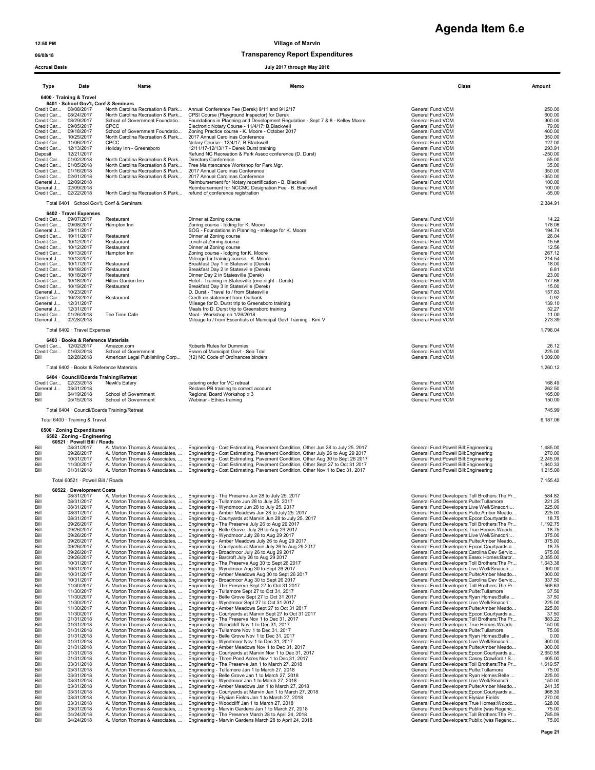# Agenda Item 6.e

12:50 PM **Village of Marvin**

06/08/18 **Transparency Report Expenditures**

Accrual Basis **July 2017 through May 2018**

| Type | Date | Name | Memo | Class | Amount |
|---|---|---|---|---|---|
| **6400 · Training & Travel** | | | | | |
| **6401 · School Gov't, Conf & Seminars** | | | | | |
| Credit Car... | 08/08/2017 | North Carolina Recreation & Park... | Annual Conference Fee (Derek) 9/11 and 9/12/17 | General Fund:VOM | 250.00 |
| Credit Car... | 08/24/2017 | North Carolina Recreation & Park... | CPSI Course (Playground Inspector) for Derek | General Fund:VOM | 600.00 |
| Credit Car... | 08/29/2017 | School of Government Foundatio... | Foundations in Planning and Development Regulation - Sept 7 & 8 - Kelley Moore | General Fund:VOM | 300.00 |
| Credit Car... | 09/05/2017 | CPCC | Electronic Notary Course - 11/4/17; B.Blackwell | General Fund:VOM | 79.00 |
| Credit Car... | 09/18/2017 | School of Government Foundatio... | Zoning Practice course - K. Moore - October 2017 | General Fund:VOM | 400.00 |
| Credit Car... | 10/25/2017 | North Carolina Recreation & Park... | 2017 Annual Carolinas Conference | General Fund:VOM | 350.00 |
| Credit Car... | 11/06/2017 | CPCC | Notary Course - 12/4/17; B.Blackwell | General Fund:VOM | 127.00 |
| Credit Car... | 12/13/2017 | Holiday Inn - Greensboro | 12/11/17-12/13/17 - Derek Durst training | General Fund:VOM | 293.91 |
| Deposit | 12/21/2017 | | Refund NC Recreation & Park Assoc conference (D. Durst) | General Fund:VOM | -250.00 |
| Credit Car... | 01/02/2018 | North Carolina Recreation & Park... | Directors Conference | General Fund:VOM | 55.00 |
| Credit Car... | 01/05/2018 | North Carolina Recreation & Park... | Tree Maintenance Workshop for Park Mgr. | General Fund:VOM | 35.00 |
| Credit Car... | 01/16/2018 | North Carolina Recreation & Park... | 2017 Annual Carolinas Conference | General Fund:VOM | 350.00 |
| Credit Car... | 02/01/2018 | North Carolina Recreation & Park... | 2017 Annual Carolinas Conference | General Fund:VOM | -350.00 |
| General J... | 02/09/2018 | | Reimbursement for Notary recertification - B. Blackwell | General Fund:VOM | 100.00 |
| General J... | 02/09/2018 | | Reimbursement for NCCMC Designation Fee - B. Blackwell | General Fund:VOM | 100.00 |
| Credit Car... | 02/22/2018 | North Carolina Recreation & Park... | refund of conference registration | General Fund:VOM | -55.00 |
| Total 6401 · School Gov't, Conf & Seminars | | | | | 2,384.91 |
| **6402 · Travel Expenses** | | | | | |
| Credit Car... | 09/07/2017 | Restaurant | Dinner at Zoning course | General Fund:VOM | 14.22 |
| Credit Car... | 09/08/2017 | Hampton Inn | Zoning course - loding for K. Moore | General Fund:VOM | 178.08 |
| General J... | 09/11/2017 | | SOG - Foundations in Planning - mileage for K. Moore | General Fund:VOM | 194.74 |
| Credit Car... | 10/11/2017 | Restaurant | Dinner at Zoning course | General Fund:VOM | 26.04 |
| Credit Car... | 10/12/2017 | Restaurant | Lunch at Zoning course | General Fund:VOM | 15.58 |
| Credit Car... | 10/12/2017 | Restaurant | Dinner at Zoning course | General Fund:VOM | 12.56 |
| Credit Car... | 10/13/2017 | Hampton Inn | Zoning course - lodging for K. Moore | General Fund:VOM | 267.12 |
| General J... | 10/13/2017 | | Mileage for training course - K. Moore | General Fund:VOM | 214.54 |
| Credit Car... | 10/17/2017 | Restaurant | Breakfast Day 1 in Statesville (Derek) | General Fund:VOM | 18.00 |
| Credit Car... | 10/18/2017 | Restaurant | Breakfast Day 2 in Statesville (Derek) | General Fund:VOM | 6.81 |
| Credit Car... | 10/18/2017 | Restaurant | Dinner Day 2 in Statesville (Derek) | General Fund:VOM | 23.00 |
| Credit Car... | 10/18/2017 | Hilton Garden Inn | Hotel - Training in Statesville (one night - Derek) | General Fund:VOM | 177.68 |
| Credit Car... | 10/19/2017 | Restaurant | Breakfast Day 3 in Statesville (Derek) | General Fund:VOM | 15.00 |
| General J... | 10/23/2017 | | D. Durst - Travel to / from Statesville | General Fund:VOM | 157.83 |
| Credit Car... | 10/23/2017 | Restaurant | Credti on statement from Outback | General Fund:VOM | -0.92 |
| General J... | 12/31/2017 | | Mileage for D. Durst trip to Greensboro training | General Fund:VOM | 139.10 |
| General J... | 12/31/2017 | | Meals fro D. Durst trip to Greensboro training | General Fund:VOM | 52.27 |
| Credit Car... | 01/26/2018 | Tee Time Cafe | Meal - Workshop on 1/26/2018 | General Fund:VOM | 11.00 |
| General J... | 02/28/2018 | | Mileage to / from Essentials of Municipal Govt Training - Kim V | General Fund:VOM | 273.39 |
| Total 6402 · Travel Expenses | | | | | 1,796.04 |
| **6403 · Books & Reference Materials** | | | | | |
| Credit Car... | 12/02/2017 | Amazon.com | Roberts Rules for Dummies | General Fund:VOM | 26.12 |
| Credit Car... | 01/03/2018 | School of Government | Essen of Municipal Govt - Sea Trail | General Fund:VOM | 225.00 |
| Bill | 02/28/2018 | American Legal Publishiing Corp... | (12) NC Code of Ordinances binders | General Fund:VOM | 1,009.00 |
| Total 6403 · Books & Reference Materials | | | | | 1,260.12 |
| **6404 · Council/Boards Training/Retreat** | | | | | |
| Credit Car... | 02/23/2018 | Newk's Eatery | catering order for VC retreat | General Fund:VOM | 168.49 |
| General J... | 03/31/2018 | | Reclass PB training to correct account | General Fund:VOM | 262.50 |
| Bill | 04/19/2018 | School of Government | Regional Board Workshop x 3 | General Fund:VOM | 165.00 |
| Bill | 05/15/2018 | School of Government | Webinar - Ethics training | General Fund:VOM | 150.00 |
| Total 6404 · Council/Boards Training/Retreat | | | | | 745.99 |
| Total 6400 · Training & Travel | | | | | 6,187.06 |
| **6500 · Zoning Expenditures** | | | | | |
| **6502 · Zoning - Engineering** | | | | | |
| **60521 · Powell Bill / Roads** | | | | | |
| Bill | 08/31/2017 | A. Morton Thomas & Associates, ... | Engineering - Cost Estimating, Pavement Condition, Other Jun 28 to July 25. 2017 | General Fund:Powell Bill:Engineering | 1,485.00 |
| Bill | 09/26/2017 | A. Morton Thomas & Associates, ... | Engineering - Cost Estimating, Pavement Condition, Other July 26 to Aug 29 2017 | General Fund:Powell Bill:Engineering | 270.00 |
| Bill | 10/31/2017 | A. Morton Thomas & Associates, ... | Engineering - Cost Estimating, Pavement Condition, Other Aug 30 to Sept 26 2017 | General Fund:Powell Bill:Engineering | 2,245.09 |
| Bill | 11/30/2017 | A. Morton Thomas & Associates, ... | Engineering - Cost Estimating, Pavement Condition, Other Sept 27 to Oct 31 2017 | General Fund:Powell Bill:Engineering | 1,940.33 |
| Bill | 01/31/2018 | A. Morton Thomas & Associates, ... | Engineering - Cost Estimating, Pavement Condition, Other Nov 1 to Dec 31, 2017 | General Fund:Powell Bill:Engineering | 1,215.00 |
| Total 60521 · Powell Bill / Roads | | | | | 7,155.42 |
| **60522 · Development Costs** | | | | | |
| Bill | 08/31/2017 | A. Morton Thomas & Associates, ... | Engineering - The Preserve Jun 28 to July 25. 2017 | General Fund:Developers:Toll Brothers:The Pr... | 584.82 |
| Bill | 08/31/2017 | A. Morton Thomas & Associates, ... | Engineering - Tullamore Jun 28 to July 25. 2017 | General Fund:Developers:Pulte:Tullamore | 221.25 |
| Bill | 08/31/2017 | A. Morton Thomas & Associates, ... | Engineering - Wyndmoor Jun 28 to July 25. 2017 | General Fund:Developers:Live Well/Sinacori:... | 225.00 |
| Bill | 08/31/2017 | A. Morton Thomas & Associates, ... | Engineering - Amber Meadows Jun 28 to July 25. 2017 | General Fund:Developers:Pulte:Amber Meado... | 225.00 |
| Bill | 08/31/2017 | A. Morton Thomas & Associates, ... | Engineering - Courtyards at Marvin Jun 28 to July 25. 2017 | General Fund:Developers:Epcon:Courtyards a... | 18.75 |
| Bill | 09/26/2017 | A. Morton Thomas & Associates, ... | Engineering - The Preserve July 26 to Aug 29 2017 | General Fund:Developers:Toll Brothers:The Pr... | 1,192.75 |
| Bill | 09/26/2017 | A. Morton Thomas & Associates, ... | Engineering - Belle Grove July 26 to Aug 29 2017 | General Fund:Developers:True Homes:Woodc... | 18.75 |
| Bill | 09/26/2017 | A. Morton Thomas & Associates, ... | Engineering - Wyndmoor July 26 to Aug 29 2017 | General Fund:Developers:Live Well/Sinacori:... | 375.00 |
| Bill | 09/26/2017 | A. Morton Thomas & Associates, ... | Engineering - Amber Meadows July 26 to Aug 29 2017 | General Fund:Developers:Pulte:Amber Meado... | 375.00 |
| Bill | 09/26/2017 | A. Morton Thomas & Associates, ... | Engineering - Courtyards at Marvin July 26 to Aug 29 2017 | General Fund:Developers:Epcon:Courtyards a... | 18.75 |
| Bill | 09/26/2017 | A. Morton Thomas & Associates, ... | Engineering - Broadmoor July 26 to Aug 29 2017 | General Fund:Developers:Carolina Dev Servic... | 675.00 |
| Bill | 09/26/2017 | A. Morton Thomas & Associates, ... | Engineering - Barcroft July 26 to Aug 29 2017 | General Fund:Developers:Essex Homes:Barcr... | 2,055.00 |
| Bill | 10/31/2017 | A. Morton Thomas & Associates, ... | Engineering - The Preserve Aug 30 to Sept 26 2017 | General Fund:Developers:Toll Brothers:The Pr... | 1,643.38 |
| Bill | 10/31/2017 | A. Morton Thomas & Associates, ... | Engineering - Wyndmoor Aug 30 to Sept 26 2017 | General Fund:Developers:Live Well/Sinacori:... | 300.00 |
| Bill | 10/31/2017 | A. Morton Thomas & Associates, ... | Engineering - Amber Meadows Aug 30 to Sept 26 2017 | General Fund:Developers:Pulte:Amber Meado... | 300.00 |
| Bill | 10/31/2017 | A. Morton Thomas & Associates, ... | Engineering - Broadmoor Aug 30 to Sept 26 2017 | General Fund:Developers:Carolina Dev Servic... | 337.50 |
| Bill | 11/30/2017 | A. Morton Thomas & Associates, ... | Engineering - The Preserve Sept 27 to Oct 31 2017 | General Fund:Developers:Toll Brothers:The Pr... | 566.63 |
| Bill | 11/30/2017 | A. Morton Thomas & Associates, ... | Engineering - Tullamore Sept 27 to Oct 31, 2017 | General Fund:Developers:Pulte:Tullamore | 37.50 |
| Bill | 11/30/2017 | A. Morton Thomas & Associates, ... | Engineering - Belle Grove Sept 27 to Oct 31 2017 | General Fund:Developers:Ryan Homes:Belle ... | 37.50 |
| Bill | 11/30/2017 | A. Morton Thomas & Associates, ... | Engineering - Wyndmoor Sept 27 to Oct 31 2017 | General Fund:Developers:Live Well/Sinacori:... | 225.00 |
| Bill | 11/30/2017 | A. Morton Thomas & Associates, ... | Engineering - Amber Meadows Sept 27 to Oct 31 2017 | General Fund:Developers:Pulte:Amber Meado... | 225.00 |
| Bill | 11/30/2017 | A. Morton Thomas & Associates, ... | Engineering - Courtyards at Marvin Sept 27 to Oct 31 2017 | General Fund:Developers:Epcon:Courtyards a... | 37.50 |
| Bill | 01/31/2018 | A. Morton Thomas & Associates, ... | Engineering - The Preserve Nov 1 to Dec 31, 2017 | General Fund:Developers:Toll Brothers:The Pr... | 883.22 |
| Bill | 01/31/2018 | A. Morton Thomas & Associates, ... | Engineering - Woodcliff Nov 1 to Dec 31, 2017 | General Fund:Developers:True Homes:Woodc... | 150.00 |
| Bill | 01/31/2018 | A. Morton Thomas & Associates, ... | Engineering - Tullamore Nov 1 to Dec 31, 2017 | General Fund:Developers:Pulte:Tullamore | 75.00 |
| Bill | 01/31/2018 | A. Morton Thomas & Associates, ... | Engineering - Belle Grove Nov 1 to Dec 31, 2017 | General Fund:Developers:Ryan Homes:Belle ... | 0.00 |
| Bill | 01/31/2018 | A. Morton Thomas & Associates, ... | Engineering - Wyndmoor Nov 1 to Dec 31, 2017 | General Fund:Developers:Live Well/Sinacori:... | 300.00 |
| Bill | 01/31/2018 | A. Morton Thomas & Associates, ... | Engineering - Amber Meadows Nov 1 to Dec 31, 2017 | General Fund:Developers:Pulte:Amber Meado... | 300.00 |
| Bill | 01/31/2018 | A. Morton Thomas & Associates, ... | Engineering - Courtyards at Marvin Nov 1 to Dec 31, 2017 | General Fund:Developers:Epcon:Courtyards a... | 2,650.58 |
| Bill | 01/31/2018 | A. Morton Thomas & Associates, ... | Engineering - Three Pond Acres Nov 1 to Dec 31, 2017 | General Fund:Developers:Casey Crawford / S... | 405.00 |
| Bill | 03/31/2018 | A. Morton Thomas & Associates, ... | Engineering - The Preserve Jan 1 to March 27, 2018 | General Fund:Developers:Toll Brothers:The Pr... | 1,619.57 |
| Bill | 03/31/2018 | A. Morton Thomas & Associates, ... | Engineering - Tullamore Jan 1 to March 27, 2018 | General Fund:Developers:Pulte:Tullamore | 75.00 |
| Bill | 03/31/2018 | A. Morton Thomas & Associates, ... | Engineering - Belle Grove Jan 1 to March 27, 2018 | General Fund:Developers:Ryan Homes:Belle ... | 225.00 |
| Bill | 03/31/2018 | A. Morton Thomas & Associates, ... | Engineering - Wyndmoor Jan 1 to March 27, 2018 | General Fund:Developers:Live Well/Sinacori:... | 150.00 |
| Bill | 03/31/2018 | A. Morton Thomas & Associates, ... | Engineering - Amber Meadows Jan 1 to March 27, 2018 | General Fund:Developers:Pulte:Amber Meado... | 241.35 |
| Bill | 03/31/2018 | A. Morton Thomas & Associates, ... | Engineering - Courtyards at Marvin Jan 1 to March 27, 2018 | General Fund:Developers:Epcon:Courtyards a... | 968.39 |
| Bill | 03/31/2018 | A. Morton Thomas & Associates, ... | Engineering - Elysian Fields Jan 1 to March 27, 2018 | General Fund:Developers:Elysian Fields | 270.00 |
| Bill | 03/31/2018 | A. Morton Thomas & Associates, ... | Engineering - Woodcliff Jan 1 to March 27, 2018 | General Fund:Developers:True Homes:Woodc... | 628.06 |
| Bill | 03/31/2018 | A. Morton Thomas & Associates, ... | Engineering - Marvin Gardens Jan 1 to March 27, 2018 | General Fund:Developers:Publix (was Regenc... | 75.00 |
| Bill | 04/24/2018 | A. Morton Thomas & Associates, ... | Engineering - The Preserve March 28 to April 24, 2018 | General Fund:Developers:Toll Brothers:The Pr... | 785.09 |
| Bill | 04/24/2018 | A. Morton Thomas & Associates, ... | Engineering - Marvin Gardens March 28 to April 24, 2018 | General Fund:Developers:Publix (was Regenc... | 75.00 |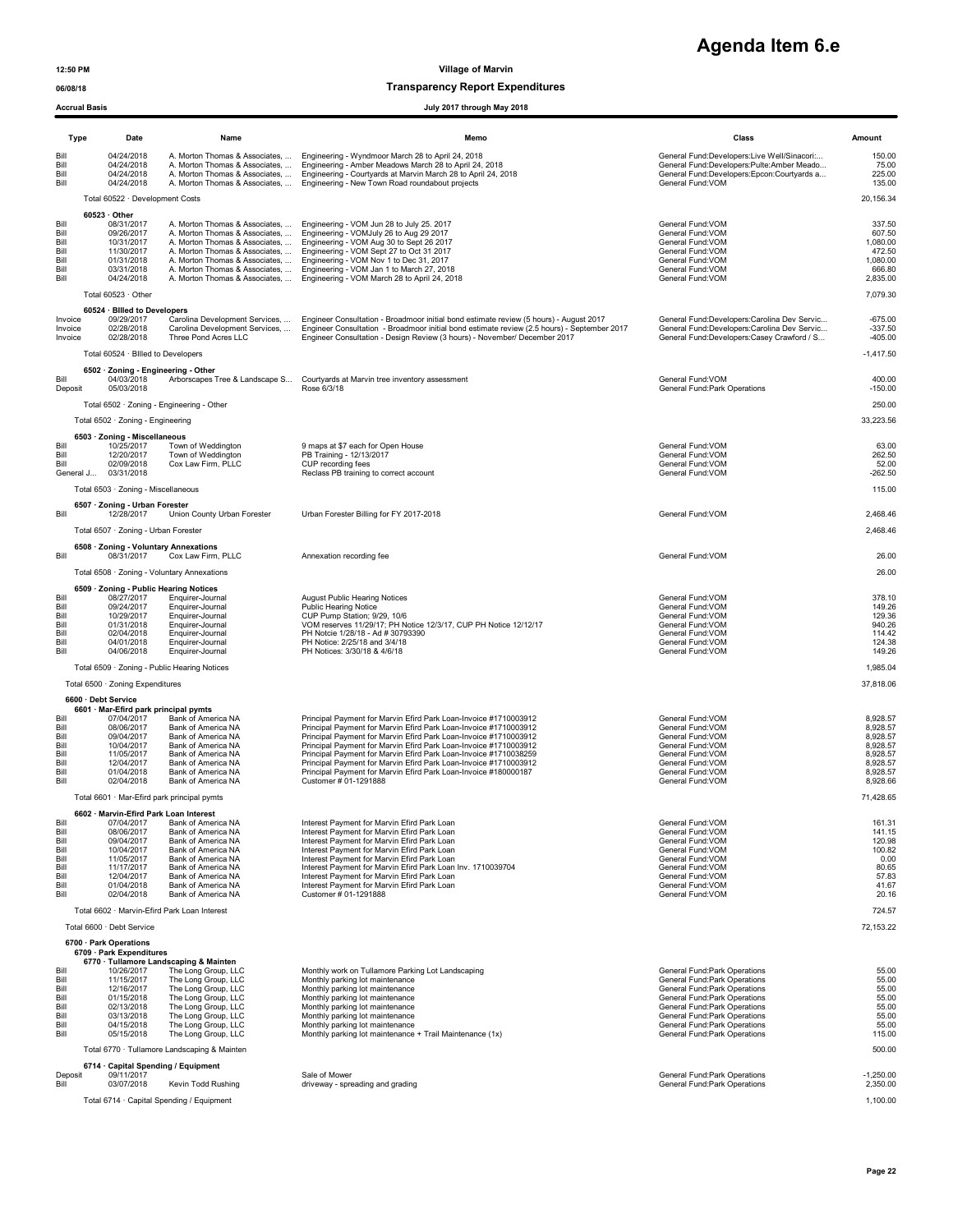# Agenda Item 6.e

12:50 PM
06/08/18
Accrual Basis

**Village of Marvin**
**Transparency Report Expenditures**
**July 2017 through May 2018**

| Type | Date | Name | Memo | Class | Amount |
|---|---|---|---|---|---|
| Bill | 04/24/2018 | A. Morton Thomas & Associates, ... | Engineering - Wyndmoor March 28 to April 24, 2018 | General Fund:Developers:Live Well/Sinacori:... | 150.00 |
| Bill | 04/24/2018 | A. Morton Thomas & Associates, ... | Engineering - Amber Meadows March 28 to April 24, 2018 | General Fund:Developers:Pulte:Amber Meado... | 75.00 |
| Bill | 04/24/2018 | A. Morton Thomas & Associates, ... | Engineering - Courtyards at Marvin March 28 to April 24, 2018 | General Fund:Developers:Epcon:Courtyards a... | 225.00 |
| Bill | 04/24/2018 | A. Morton Thomas & Associates, ... | Engineering - New Town Road roundabout projects | General Fund:VOM | 135.00 |
| Total 60522 · Development Costs | | | | | 20,156.34 |
| 60523 · Other | | | | | |
| Bill | 08/31/2017 | A. Morton Thomas & Associates, ... | Engineering - VOM Jun 28 to July 25. 2017 | General Fund:VOM | 337.50 |
| Bill | 09/26/2017 | A. Morton Thomas & Associates, ... | Engineering - VOMJuly 26 to Aug 29 2017 | General Fund:VOM | 607.50 |
| Bill | 10/31/2017 | A. Morton Thomas & Associates, ... | Engineering - VOM Aug 30 to Sept 26 2017 | General Fund:VOM | 1,080.00 |
| Bill | 11/30/2017 | A. Morton Thomas & Associates, ... | Engineering - VOM Sept 27 to Oct 31 2017 | General Fund:VOM | 472.50 |
| Bill | 01/31/2018 | A. Morton Thomas & Associates, ... | Engineering - VOM Nov 1 to Dec 31, 2017 | General Fund:VOM | 1,080.00 |
| Bill | 03/31/2018 | A. Morton Thomas & Associates, ... | Engineering - VOM Jan 1 to March 27, 2018 | General Fund:VOM | 666.80 |
| Bill | 04/24/2018 | A. Morton Thomas & Associates, ... | Engineering - VOM March 28 to April 24, 2018 | General Fund:VOM | 2,835.00 |
| Total 60523 · Other | | | | | 7,079.30 |
| 60524 · Billed to Developers | | | | | |
| Invoice | 09/29/2017 | Carolina Development Services, ... | Engineer Consultation - Broadmoor initial bond estimate review (5 hours) - August 2017 | General Fund:Developers:Carolina Dev Servic... | -675.00 |
| Invoice | 02/28/2018 | Carolina Development Services, ... | Engineer Consultation - Broadmoor initial bond estimate review (2.5 hours) - September 2017 | General Fund:Developers:Carolina Dev Servic... | -337.50 |
| Invoice | 02/28/2018 | Three Pond Acres LLC | Engineer Consultation - Design Review (3 hours) - November/ December 2017 | General Fund:Developers:Casey Crawford / S... | -405.00 |
| Total 60524 · Billed to Developers | | | | | -1,417.50 |
| 6502 · Zoning - Engineering - Other | | | | | |
| Bill | 04/03/2018 | Arborscapes Tree & Landscape S... | Courtyards at Marvin tree inventory assessment | General Fund:VOM | 400.00 |
| Deposit | 05/03/2018 | | Rose 6/3/18 | General Fund:Park Operations | -150.00 |
| Total 6502 · Zoning - Engineering - Other | | | | | 250.00 |
| Total 6502 · Zoning - Engineering | | | | | 33,223.56 |
| 6503 · Zoning - Miscellaneous | | | | | |
| Bill | 10/25/2017 | Town of Weddington | 9 maps at $7 each for Open House | General Fund:VOM | 63.00 |
| Bill | 12/20/2017 | Town of Weddington | PB Training - 12/13/2017 | General Fund:VOM | 262.50 |
| Bill | 02/09/2018 | Cox Law Firm, PLLC | CUP recording fees | General Fund:VOM | 52.00 |
| General J... | 03/31/2018 | | Reclass PB training to correct account | General Fund:VOM | -262.50 |
| Total 6503 · Zoning - Miscellaneous | | | | | 115.00 |
| 6507 · Zoning - Urban Forester | | | | | |
| Bill | 12/28/2017 | Union County Urban Forester | Urban Forester Billing for FY 2017-2018 | General Fund:VOM | 2,468.46 |
| Total 6507 · Zoning - Urban Forester | | | | | 2,468.46 |
| 6508 · Zoning - Voluntary Annexations | | | | | |
| Bill | 08/31/2017 | Cox Law Firm, PLLC | Annexation recording fee | General Fund:VOM | 26.00 |
| Total 6508 · Zoning - Voluntary Annexations | | | | | 26.00 |
| 6509 · Zoning - Public Hearing Notices | | | | | |
| Bill | 08/27/2017 | Enquirer-Journal | August Public Hearing Notices | General Fund:VOM | 378.10 |
| Bill | 09/24/2017 | Enquirer-Journal | Public Hearing Notice | General Fund:VOM | 149.26 |
| Bill | 10/29/2017 | Enquirer-Journal | CUP Pump Station; 9/29, 10/6 | General Fund:VOM | 129.36 |
| Bill | 01/31/2018 | Enquirer-Journal | VOM reserves 11/29/17; PH Notice 12/3/17, CUP PH Notice 12/12/17 | General Fund:VOM | 940.26 |
| Bill | 02/04/2018 | Enquirer-Journal | PH Notcie 1/28/18 - Ad # 30793390 | General Fund:VOM | 114.42 |
| Bill | 04/01/2018 | Enquirer-Journal | PH Notice: 2/25/18 and 3/4/18 | General Fund:VOM | 124.38 |
| Bill | 04/06/2018 | Enquirer-Journal | PH Notices: 3/30/18 & 4/6/18 | General Fund:VOM | 149.26 |
| Total 6509 · Zoning - Public Hearing Notices | | | | | 1,985.04 |
| Total 6500 · Zoning Expenditures | | | | | 37,818.06 |
| 6600 · Debt Service | | | | | |
| 6601 · Mar-Efird park principal pymts | | | | | |
| Bill | 07/04/2017 | Bank of America NA | Principal Payment for Marvin Efird Park Loan-Invoice #1710003912 | General Fund:VOM | 8,928.57 |
| Bill | 08/06/2017 | Bank of America NA | Principal Payment for Marvin Efird Park Loan-Invoice #1710003912 | General Fund:VOM | 8,928.57 |
| Bill | 09/04/2017 | Bank of America NA | Principal Payment for Marvin Efird Park Loan-Invoice #1710003912 | General Fund:VOM | 8,928.57 |
| Bill | 10/04/2017 | Bank of America NA | Principal Payment for Marvin Efird Park Loan-Invoice #1710003912 | General Fund:VOM | 8,928.57 |
| Bill | 11/05/2017 | Bank of America NA | Principal Payment for Marvin Efird Park Loan-Invoice #1710038259 | General Fund:VOM | 8,928.57 |
| Bill | 12/04/2017 | Bank of America NA | Principal Payment for Marvin Efird Park Loan-Invoice #1710003912 | General Fund:VOM | 8,928.57 |
| Bill | 01/04/2018 | Bank of America NA | Principal Payment for Marvin Efird Park Loan-Invoice #180000187 | General Fund:VOM | 8,928.57 |
| Bill | 02/04/2018 | Bank of America NA | Customer # 01-1291888 | General Fund:VOM | 8,928.66 |
| Total 6601 · Mar-Efird park principal pymts | | | | | 71,428.65 |
| 6602 · Marvin-Efird Park Loan Interest | | | | | |
| Bill | 07/04/2017 | Bank of America NA | Interest Payment for Marvin Efird Park Loan | General Fund:VOM | 161.31 |
| Bill | 08/06/2017 | Bank of America NA | Interest Payment for Marvin Efird Park Loan | General Fund:VOM | 141.15 |
| Bill | 09/04/2017 | Bank of America NA | Interest Payment for Marvin Efird Park Loan | General Fund:VOM | 120.98 |
| Bill | 10/04/2017 | Bank of America NA | Interest Payment for Marvin Efird Park Loan | General Fund:VOM | 100.82 |
| Bill | 11/05/2017 | Bank of America NA | Interest Payment for Marvin Efird Park Loan | General Fund:VOM | 0.00 |
| Bill | 11/17/2017 | Bank of America NA | Interest Payment for Marvin Efird Park Loan Inv. 1710039704 | General Fund:VOM | 80.65 |
| Bill | 12/04/2017 | Bank of America NA | Interest Payment for Marvin Efird Park Loan | General Fund:VOM | 57.83 |
| Bill | 01/04/2018 | Bank of America NA | Interest Payment for Marvin Efird Park Loan | General Fund:VOM | 41.67 |
| Bill | 02/04/2018 | Bank of America NA | Customer # 01-1291888 | General Fund:VOM | 20.16 |
| Total 6602 · Marvin-Efird Park Loan Interest | | | | | 724.57 |
| Total 6600 · Debt Service | | | | | 72,153.22 |
| 6700 · Park Operations | | | | | |
| 6709 · Park Expenditures | | | | | |
| 6770 · Tullamore Landscaping & Mainten | | | | | |
| Bill | 10/26/2017 | The Long Group, LLC | Monthly work on Tullamore Parking Lot Landscaping | General Fund:Park Operations | 55.00 |
| Bill | 11/15/2017 | The Long Group, LLC | Monthly parking lot maintenance | General Fund:Park Operations | 55.00 |
| Bill | 12/16/2017 | The Long Group, LLC | Monthly parking lot maintenance | General Fund:Park Operations | 55.00 |
| Bill | 01/15/2018 | The Long Group, LLC | Monthly parking lot maintenance | General Fund:Park Operations | 55.00 |
| Bill | 02/13/2018 | The Long Group, LLC | Monthly parking lot maintenance | General Fund:Park Operations | 55.00 |
| Bill | 03/13/2018 | The Long Group, LLC | Monthly parking lot maintenance | General Fund:Park Operations | 55.00 |
| Bill | 04/15/2018 | The Long Group, LLC | Monthly parking lot maintenance | General Fund:Park Operations | 55.00 |
| Bill | 05/15/2018 | The Long Group, LLC | Monthly parking lot maintenance + Trail Maintenance (1x) | General Fund:Park Operations | 115.00 |
| Total 6770 · Tullamore Landscaping & Mainten | | | | | 500.00 |
| 6714 · Capital Spending / Equipment | | | | | |
| Deposit | 09/11/2017 | | Sale of Mower | General Fund:Park Operations | -1,250.00 |
| Bill | 03/07/2018 | Kevin Todd Rushing | driveway - spreading and grading | General Fund:Park Operations | 2,350.00 |
| Total 6714 · Capital Spending / Equipment | | | | | 1,100.00 |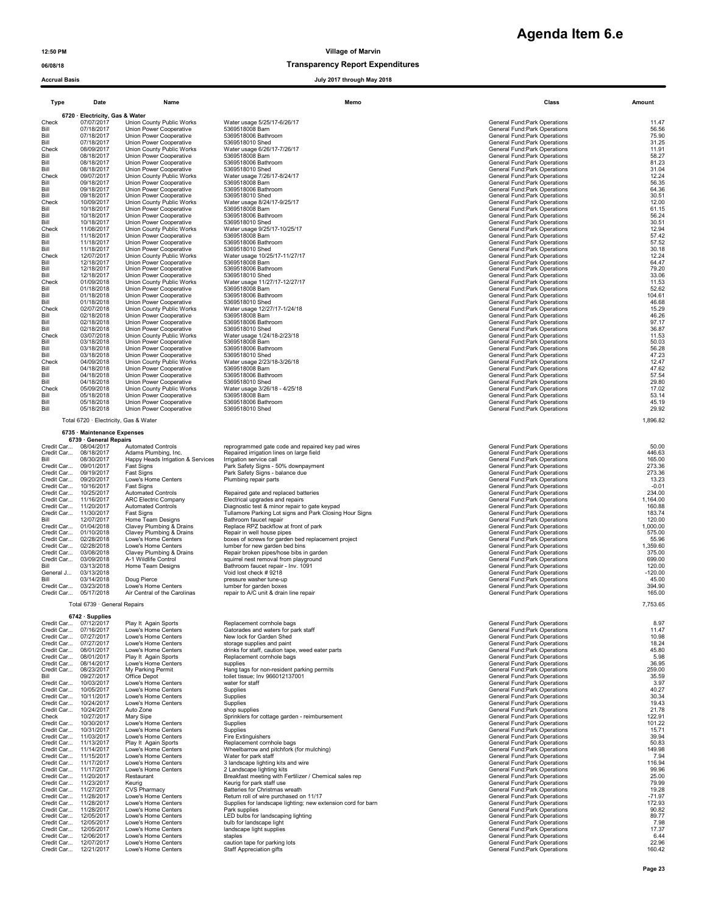# Agenda Item 6.e

12:50 PM

06/08/18

Accrual Basis

**Village of Marvin**

**Transparency Report Expenditures**

**July 2017 through May 2018**

| Type | Date | Name | Memo | Class | Amount |
|---|---|---|---|---|---|
| **6720 · Electricity, Gas & Water** | | | | | |
| Check | 07/07/2017 | Union County Public Works | Water usage 5/25/17-6/26/17 | General Fund:Park Operations | 11.47 |
| Bill | 07/18/2017 | Union Power Cooperative | 5369518008 Barn | General Fund:Park Operations | 56.56 |
| Bill | 07/18/2017 | Union Power Cooperative | 5369518006 Bathroom | General Fund:Park Operations | 75.90 |
| Bill | 07/18/2017 | Union Power Cooperative | 5369518010 Shed | General Fund:Park Operations | 31.25 |
| Check | 08/09/2017 | Union County Public Works | Water usage 6/26/17-7/26/17 | General Fund:Park Operations | 11.91 |
| Bill | 08/18/2017 | Union Power Cooperative | 5369518008 Barn | General Fund:Park Operations | 58.27 |
| Bill | 08/18/2017 | Union Power Cooperative | 5369518006 Bathroom | General Fund:Park Operations | 81.23 |
| Bill | 08/18/2017 | Union Power Cooperative | 5369518010 Shed | General Fund:Park Operations | 31.04 |
| Check | 09/07/2017 | Union County Public Works | Water usage 7/26/17-8/24/17 | General Fund:Park Operations | 12.24 |
| Bill | 09/18/2017 | Union Power Cooperative | 5369518008 Barn | General Fund:Park Operations | 56.35 |
| Bill | 09/18/2017 | Union Power Cooperative | 5369518006 Bathroom | General Fund:Park Operations | 64.36 |
| Bill | 09/18/2017 | Union Power Cooperative | 5369518010 Shed | General Fund:Park Operations | 30.51 |
| Check | 10/09/2017 | Union County Public Works | Water usage 8/24/17-9/25/17 | General Fund:Park Operations | 12.00 |
| Bill | 10/18/2017 | Union Power Cooperative | 5369518008 Barn | General Fund:Park Operations | 61.15 |
| Bill | 10/18/2017 | Union Power Cooperative | 5369518006 Bathroom | General Fund:Park Operations | 56.24 |
| Bill | 10/18/2017 | Union Power Cooperative | 5369518010 Shed | General Fund:Park Operations | 30.51 |
| Check | 11/08/2017 | Union County Public Works | Water usage 9/25/17-10/25/17 | General Fund:Park Operations | 12.94 |
| Bill | 11/18/2017 | Union Power Cooperative | 5369518008 Barn | General Fund:Park Operations | 57.42 |
| Bill | 11/18/2017 | Union Power Cooperative | 5369518006 Bathroom | General Fund:Park Operations | 57.52 |
| Bill | 11/18/2017 | Union Power Cooperative | 5369518010 Shed | General Fund:Park Operations | 30.18 |
| Check | 12/07/2017 | Union County Public Works | Water usage 10/25/17-11/27/17 | General Fund:Park Operations | 12.24 |
| Bill | 12/18/2017 | Union Power Cooperative | 5369518008 Barn | General Fund:Park Operations | 64.47 |
| Bill | 12/18/2017 | Union Power Cooperative | 5369518006 Bathroom | General Fund:Park Operations | 79.20 |
| Bill | 12/18/2017 | Union Power Cooperative | 5369518010 Shed | General Fund:Park Operations | 33.06 |
| Check | 01/09/2018 | Union County Public Works | Water usage 11/27/17-12/27/17 | General Fund:Park Operations | 11.53 |
| Bill | 01/18/2018 | Union Power Cooperative | 5369518008 Barn | General Fund:Park Operations | 52.62 |
| Bill | 01/18/2018 | Union Power Cooperative | 5369518006 Bathroom | General Fund:Park Operations | 104.61 |
| Bill | 01/18/2018 | Union Power Cooperative | 5369518010 Shed | General Fund:Park Operations | 46.68 |
| Check | 02/07/2018 | Union County Public Works | Water usage 12/27/17-1/24/18 | General Fund:Park Operations | 15.29 |
| Bill | 02/18/2018 | Union Power Cooperative | 5369518008 Barn | General Fund:Park Operations | 46.26 |
| Bill | 02/18/2018 | Union Power Cooperative | 5369518006 Bathroom | General Fund:Park Operations | 97.17 |
| Bill | 02/18/2018 | Union Power Cooperative | 5369518010 Shed | General Fund:Park Operations | 36.87 |
| Check | 03/07/2018 | Union County Public Works | Water usage 1/24/18-2/23/18 | General Fund:Park Operations | 11.53 |
| Bill | 03/18/2018 | Union Power Cooperative | 5369518008 Barn | General Fund:Park Operations | 50.03 |
| Bill | 03/18/2018 | Union Power Cooperative | 5369518006 Bathroom | General Fund:Park Operations | 56.28 |
| Bill | 03/18/2018 | Union Power Cooperative | 5369518010 Shed | General Fund:Park Operations | 47.23 |
| Check | 04/09/2018 | Union County Public Works | Water usage 2/23/18-3/26/18 | General Fund:Park Operations | 12.47 |
| Bill | 04/18/2018 | Union Power Cooperative | 5369518008 Barn | General Fund:Park Operations | 47.62 |
| Bill | 04/18/2018 | Union Power Cooperative | 5369518006 Bathroom | General Fund:Park Operations | 57.54 |
| Bill | 04/18/2018 | Union Power Cooperative | 5369518010 Shed | General Fund:Park Operations | 29.80 |
| Check | 05/09/2018 | Union County Public Works | Water usage 3/26/18 - 4/25/18 | General Fund:Park Operations | 17.02 |
| Bill | 05/18/2018 | Union Power Cooperative | 5369518008 Barn | General Fund:Park Operations | 53.14 |
| Bill | 05/18/2018 | Union Power Cooperative | 5369518006 Bathroom | General Fund:Park Operations | 45.19 |
| Bill | 05/18/2018 | Union Power Cooperative | 5369518010 Shed | General Fund:Park Operations | 29.92 |
| Total 6720 · Electricity, Gas & Water | | | | | 1,896.82 |
| **6735 · Maintenance Expenses** | | | | | |
| **6739 · General Repairs** | | | | | |
| Credit Car... | 08/04/2017 | Automated Controls | reprogrammed gate code and repaired key pad wires | General Fund:Park Operations | 50.00 |
| Credit Car... | 08/18/2017 | Adams Plumbing, Inc. | Repaired irrigation lines on large field | General Fund:Park Operations | 446.63 |
| Bill | 08/30/2017 | Happy Heads Irrigation & Services | Irrigation service call | General Fund:Park Operations | 165.00 |
| Credit Car... | 09/01/2017 | Fast Signs | Park Safety Signs - 50% downpayment | General Fund:Park Operations | 273.36 |
| Credit Car... | 09/19/2017 | Fast Signs | Park Safety Signs - balance due | General Fund:Park Operations | 273.36 |
| Credit Car... | 09/20/2017 | Lowe's Home Centers | Plumbing repair parts | General Fund:Park Operations | 13.23 |
| Credit Car... | 10/16/2017 | Fast Signs | | General Fund:Park Operations | -0.01 |
| Credit Car... | 10/25/2017 | Automated Controls | Repaired gate and replaced batteries | General Fund:Park Operations | 234.00 |
| Credit Car... | 11/16/2017 | ARC Electric Company | Electrical upgrades and repairs | General Fund:Park Operations | 1,164.00 |
| Credit Car... | 11/20/2017 | Automated Controls | Diagnostic test & minor repair to gate keypad | General Fund:Park Operations | 160.88 |
| Credit Car... | 11/30/2017 | Fast Signs | Tullamore Parking Lot signs and Park Closing Hour Signs | General Fund:Park Operations | 183.74 |
| Bill | 12/07/2017 | Home Team Designs | Bathroom faucet repair | General Fund:Park Operations | 120.00 |
| Credit Car... | 01/04/2018 | Clavey Plumbing & Drains | Replace RPZ backflow at front of park | General Fund:Park Operations | 1,000.00 |
| Credit Car... | 01/10/2018 | Clavey Plumbing & Drains | Repair in well house pipes | General Fund:Park Operations | 575.00 |
| Credit Car... | 02/28/2018 | Lowe's Home Centers | boxes of screws for garden bed replacement project | General Fund:Park Operations | 55.96 |
| Credit Car... | 02/28/2018 | Lowe's Home Centers | lumber for new garden bed bins | General Fund:Park Operations | 1,359.60 |
| Credit Car... | 03/08/2018 | Clavey Plumbing & Drains | Repair broken pipes/hose bibs in garden | General Fund:Park Operations | 375.00 |
| Credit Car... | 03/09/2018 | A-1 Wildlife Control | squirrel nest removal from playground | General Fund:Park Operations | 699.00 |
| Bill | 03/13/2018 | Home Team Designs | Bathroom faucet repair - Inv. 1091 | General Fund:Park Operations | 120.00 |
| General J... | 03/13/2018 | | Void lost check # 9218 | General Fund:Park Operations | -120.00 |
| Bill | 03/14/2018 | Doug Pierce | pressure washer tune-up | General Fund:Park Operations | 45.00 |
| Credit Car... | 03/23/2018 | Lowe's Home Centers | lumber for garden boxes | General Fund:Park Operations | 394.90 |
| Credit Car... | 05/17/2018 | Air Central of the Carolinas | repair to A/C unit & drain line repair | General Fund:Park Operations | 165.00 |
| Total 6739 · General Repairs | | | | | 7,753.65 |
| **6742 · Supplies** | | | | | |
| Credit Car... | 07/12/2017 | Play It Again Sports | Replacement cornhole bags | General Fund:Park Operations | 8.97 |
| Credit Car... | 07/16/2017 | Lowe's Home Centers | Gatorades and waters for park staff | General Fund:Park Operations | 11.47 |
| Credit Car... | 07/27/2017 | Lowe's Home Centers | New lock for Garden Shed | General Fund:Park Operations | 10.98 |
| Credit Car... | 07/27/2017 | Lowe's Home Centers | storage supplies and paint | General Fund:Park Operations | 18.24 |
| Credit Car... | 08/01/2017 | Lowe's Home Centers | drinks for staff, caution tape, weed eater parts | General Fund:Park Operations | 45.80 |
| Credit Car... | 08/01/2017 | Play It Again Sports | Replacement cornhole bags | General Fund:Park Operations | 5.98 |
| Credit Car... | 08/14/2017 | Lowe's Home Centers | supplies | General Fund:Park Operations | 36.95 |
| Credit Car... | 08/23/2017 | My Parking Permit | Hang tags for non-resident parking permits | General Fund:Park Operations | 259.00 |
| Bill | 09/27/2017 | Office Depot | toilet tissue; Inv 966012137001 | General Fund:Park Operations | 35.59 |
| Credit Car... | 10/03/2017 | Lowe's Home Centers | water for staff | General Fund:Park Operations | 3.97 |
| Credit Car... | 10/05/2017 | Lowe's Home Centers | Supplies | General Fund:Park Operations | 40.27 |
| Credit Car... | 10/11/2017 | Lowe's Home Centers | Supplies | General Fund:Park Operations | 30.34 |
| Credit Car... | 10/24/2017 | Lowe's Home Centers | Supplies | General Fund:Park Operations | 19.43 |
| Credit Car... | 10/24/2017 | Auto Zone | shop supplies | General Fund:Park Operations | 21.78 |
| Check | 10/27/2017 | Mary Sipe | Sprinklers for cottage garden - reimbursement | General Fund:Park Operations | 122.91 |
| Credit Car... | 10/30/2017 | Lowe's Home Centers | Supplies | General Fund:Park Operations | 101.22 |
| Credit Car... | 10/31/2017 | Lowe's Home Centers | Supplies | General Fund:Park Operations | 15.71 |
| Credit Car... | 11/03/2017 | Lowe's Home Centers | Fire Extinguishers | General Fund:Park Operations | 39.94 |
| Credit Car... | 11/13/2017 | Play It Again Sports | Replacement cornhole bags | General Fund:Park Operations | 50.83 |
| Credit Car... | 11/14/2017 | Lowe's Home Centers | Wheelbarrow and pitchfork (for mulching) | General Fund:Park Operations | 149.98 |
| Credit Car... | 11/15/2017 | Lowe's Home Centers | Water for park staff | General Fund:Park Operations | 7.94 |
| Credit Car... | 11/17/2017 | Lowe's Home Centers | 3 landscape lighting kits and wire | General Fund:Park Operations | 116.94 |
| Credit Car... | 11/17/2017 | Lowe's Home Centers | 2 Landscape lighting kits | General Fund:Park Operations | 99.96 |
| Credit Car... | 11/20/2017 | Restaurant | Breakfast meeting with Fertilizer / Chemical sales rep | General Fund:Park Operations | 25.00 |
| Credit Car... | 11/23/2017 | Keurig | Keurig for park staff use | General Fund:Park Operations | 79.99 |
| Credit Car... | 11/27/2017 | CVS Pharmacy | Batteries for Christmas wreath | General Fund:Park Operations | 19.28 |
| Credit Car... | 11/28/2017 | Lowe's Home Centers | Return roll of wire purchased on 11/17 | General Fund:Park Operations | -71.97 |
| Credit Car... | 11/28/2017 | Lowe's Home Centers | Supplies for landscape lighting; new extension cord for barn | General Fund:Park Operations | 172.93 |
| Credit Car... | 11/28/2017 | Lowe's Home Centers | Park supplies | General Fund:Park Operations | 90.82 |
| Credit Car... | 12/05/2017 | Lowe's Home Centers | LED bulbs for landscaping lighting | General Fund:Park Operations | 89.77 |
| Credit Car... | 12/05/2017 | Lowe's Home Centers | bulb for landscape light | General Fund:Park Operations | 7.98 |
| Credit Car... | 12/05/2017 | Lowe's Home Centers | landscape light supplies | General Fund:Park Operations | 17.37 |
| Credit Car... | 12/06/2017 | Lowe's Home Centers | staples | General Fund:Park Operations | 6.44 |
| Credit Car... | 12/07/2017 | Lowe's Home Centers | caution tape for parking lots | General Fund:Park Operations | 22.96 |
| Credit Car... | 12/21/2017 | Lowe's Home Centers | Staff Appreciation gifts | General Fund:Park Operations | 160.42 |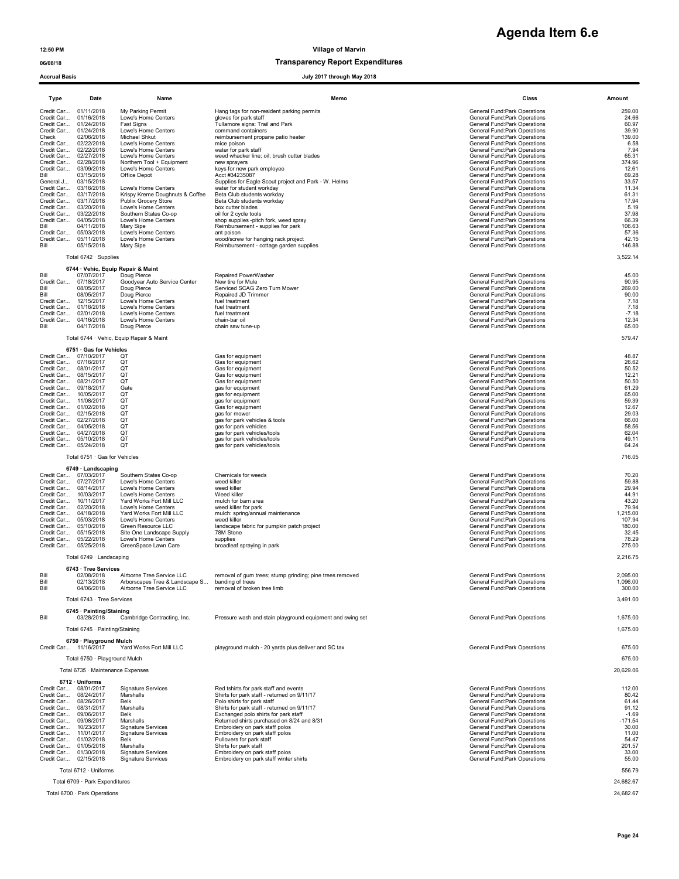# Agenda Item 6.e

12:50 PM
06/08/18
Accrual Basis

**Village of Marvin**
**Transparency Report Expenditures**
**July 2017 through May 2018**

| Type | Date | Name | Memo | Class | Amount |
|---|---|---|---|---|---|
| Credit Car... | 01/11/2018 | My Parking Permit | Hang tags for non-resident parking permits | General Fund:Park Operations | 259.00 |
| Credit Car... | 01/16/2018 | Lowe's Home Centers | gloves for park staff | General Fund:Park Operations | 24.66 |
| Credit Car... | 01/24/2018 | Fast Signs | Tullamore signs: Trail and Park | General Fund:Park Operations | 60.97 |
| Credit Car... | 01/24/2018 | Lowe's Home Centers | command containers | General Fund:Park Operations | 39.90 |
| Check | 02/06/2018 | Michael Shkut | reimbursement propane patio heater | General Fund:Park Operations | 139.00 |
| Credit Car... | 02/22/2018 | Lowe's Home Centers | mice poison | General Fund:Park Operations | 6.58 |
| Credit Car... | 02/22/2018 | Lowe's Home Centers | water for park staff | General Fund:Park Operations | 7.94 |
| Credit Car... | 02/27/2018 | Lowe's Home Centers | weed whacker line; oil; brush cutter blades | General Fund:Park Operations | 65.31 |
| Credit Car... | 02/28/2018 | Northern Tool + Equipment | new sprayers | General Fund:Park Operations | 374.96 |
| Credit Car... | 03/09/2018 | Lowe's Home Centers | keys for new park employee | General Fund:Park Operations | 12.61 |
| Bill | 03/15/2018 | Office Depot | Acct #34235087 | General Fund:Park Operations | 69.28 |
| General J... | 03/15/2018 | | Supplies for Eagle Scout project and Park - W. Helms | General Fund:Park Operations | 33.57 |
| Credit Car... | 03/16/2018 | Lowe's Home Centers | water for student workday | General Fund:Park Operations | 11.34 |
| Credit Car... | 03/17/2018 | Krispy Kreme Doughnuts & Coffee | Beta Club students workday | General Fund:Park Operations | 61.31 |
| Credit Car... | 03/17/2018 | Publix Grocery Store | Beta Club students workday | General Fund:Park Operations | 17.94 |
| Credit Car... | 03/20/2018 | Lowe's Home Centers | box cutter blades | General Fund:Park Operations | 5.19 |
| Credit Car... | 03/22/2018 | Southern States Co-op | oil for 2 cycle tools | General Fund:Park Operations | 37.98 |
| Credit Car... | 04/05/2018 | Lowe's Home Centers | shop supplies -pitch fork, weed spray | General Fund:Park Operations | 66.39 |
| Bill | 04/11/2018 | Mary Sipe | Reimbursement - supplies for park | General Fund:Park Operations | 106.63 |
| Credit Car... | 05/03/2018 | Lowe's Home Centers | ant poison | General Fund:Park Operations | 57.36 |
| Credit Car... | 05/11/2018 | Lowe's Home Centers | wood/screw for hanging rack project | General Fund:Park Operations | 42.15 |
| Bill | 05/15/2018 | Mary Sipe | Reimbursement - cottage garden supplies | General Fund:Park Operations | 146.88 |
| Total 6742 · Supplies | | | | | 3,522.14 |
| 6744 · Vehic, Equip Repair & Maint | | | | | |
| Bill | 07/07/2017 | Doug Pierce | Repaired PowerWasher | General Fund:Park Operations | 45.00 |
| Credit Car... | 07/18/2017 | Goodyear Auto Service Center | New tire for Mule | General Fund:Park Operations | 90.95 |
| Bill | 08/05/2017 | Doug Pierce | Serviced SCAG Zero Turn Mower | General Fund:Park Operations | 269.00 |
| Bill | 08/05/2017 | Doug Pierce | Repaired JD Trimmer | General Fund:Park Operations | 90.00 |
| Credit Car... | 12/15/2017 | Lowe's Home Centers | fuel treatment | General Fund:Park Operations | 7.18 |
| Credit Car... | 01/16/2018 | Lowe's Home Centers | fuel treatment | General Fund:Park Operations | 7.18 |
| Credit Car... | 02/01/2018 | Lowe's Home Centers | fuel treatment | General Fund:Park Operations | -7.18 |
| Credit Car... | 04/16/2018 | Lowe's Home Centers | chain-bar oil | General Fund:Park Operations | 12.34 |
| Bill | 04/17/2018 | Doug Pierce | chain saw tune-up | General Fund:Park Operations | 65.00 |
| Total 6744 · Vehic, Equip Repair & Maint | | | | | 579.47 |
| 6751 · Gas for Vehicles | | | | | |
| Credit Car... | 07/10/2017 | QT | Gas for equipment | General Fund:Park Operations | 48.87 |
| Credit Car... | 07/16/2017 | QT | Gas for equipment | General Fund:Park Operations | 26.62 |
| Credit Car... | 08/01/2017 | QT | Gas for equipment | General Fund:Park Operations | 50.52 |
| Credit Car... | 08/15/2017 | QT | Gas for equipment | General Fund:Park Operations | 12.21 |
| Credit Car... | 08/21/2017 | QT | Gas for equipment | General Fund:Park Operations | 50.50 |
| Credit Car... | 09/18/2017 | Gate | gas for equipment | General Fund:Park Operations | 61.29 |
| Credit Car... | 10/05/2017 | QT | gas for equipment | General Fund:Park Operations | 65.00 |
| Credit Car... | 11/08/2017 | QT | gas for equipment | General Fund:Park Operations | 59.39 |
| Credit Car... | 01/02/2018 | QT | Gas for equipment | General Fund:Park Operations | 12.67 |
| Credit Car... | 02/15/2018 | QT | gas for mower | General Fund:Park Operations | 29.03 |
| Credit Car... | 02/27/2018 | QT | gas for park vehicles & tools | General Fund:Park Operations | 66.00 |
| Credit Car... | 04/05/2018 | QT | gas for park vehicles | General Fund:Park Operations | 58.56 |
| Credit Car... | 04/27/2018 | QT | gas for park vehicles/tools | General Fund:Park Operations | 62.04 |
| Credit Car... | 05/10/2018 | QT | gas for park vehicles/tools | General Fund:Park Operations | 49.11 |
| Credit Car... | 05/24/2018 | QT | gas for park vehicles/tools | General Fund:Park Operations | 64.24 |
| Total 6751 · Gas for Vehicles | | | | | 716.05 |
| 6749 · Landscaping | | | | | |
| Credit Car... | 07/03/2017 | Southern States Co-op | Chemicals for weeds | General Fund:Park Operations | 70.20 |
| Credit Car... | 07/27/2017 | Lowe's Home Centers | weed killer | General Fund:Park Operations | 59.88 |
| Credit Car... | 08/14/2017 | Lowe's Home Centers | weed killer | General Fund:Park Operations | 29.94 |
| Credit Car... | 10/03/2017 | Lowe's Home Centers | Weed killer | General Fund:Park Operations | 44.91 |
| Credit Car... | 10/11/2017 | Yard Works Fort Mill LLC | mulch for barn area | General Fund:Park Operations | 43.20 |
| Credit Car... | 02/20/2018 | Lowe's Home Centers | weed killer for park | General Fund:Park Operations | 79.94 |
| Credit Car... | 04/18/2018 | Yard Works Fort Mill LLC | mulch: spring/annual maintenance | General Fund:Park Operations | 1,215.00 |
| Credit Car... | 05/03/2018 | Lowe's Home Centers | weed killer | General Fund:Park Operations | 107.94 |
| Credit Car... | 05/10/2018 | Green Resource LLC | landscape fabric for pumpkin patch project | General Fund:Park Operations | 180.00 |
| Credit Car... | 05/15/2018 | Site One Landscape Supply | 78M Stone | General Fund:Park Operations | 32.45 |
| Credit Car... | 05/22/2018 | Lowe's Home Centers | supplies | General Fund:Park Operations | 78.29 |
| Credit Car... | 05/25/2018 | GreenSpace Lawn Care | broadleaf spraying in park | General Fund:Park Operations | 275.00 |
| Total 6749 · Landscaping | | | | | 2,216.75 |
| 6743 · Tree Services | | | | | |
| Bill | 02/08/2018 | Airborne Tree Service LLC | removal of gum trees; stump grinding; pine trees removed | General Fund:Park Operations | 2,095.00 |
| Bill | 02/13/2018 | Arborscapes Tree & Landscape S... | banding of trees | General Fund:Park Operations | 1,096.00 |
| Bill | 04/06/2018 | Airborne Tree Service LLC | removal of broken tree limb | General Fund:Park Operations | 300.00 |
| Total 6743 · Tree Services | | | | | 3,491.00 |
| 6745 · Painting/Staining | | | | | |
| Bill | 03/28/2018 | Cambridge Contracting, Inc. | Pressure wash and stain playground equipment and swing set | General Fund:Park Operations | 1,675.00 |
| Total 6745 · Painting/Staining | | | | | 1,675.00 |
| 6750 · Playground Mulch | | | | | |
| Credit Car... | 11/16/2017 | Yard Works Fort Mill LLC | playground mulch - 20 yards plus deliver and SC tax | General Fund:Park Operations | 675.00 |
| Total 6750 · Playground Mulch | | | | | 675.00 |
| Total 6735 · Maintenance Expenses | | | | | 20,629.06 |
| 6712 · Uniforms | | | | | |
| Credit Car... | 08/01/2017 | Signature Services | Red tshirts for park staff and events | General Fund:Park Operations | 112.00 |
| Credit Car... | 08/24/2017 | Marshalls | Shirts for park staff - returned on 9/11/17 | General Fund:Park Operations | 80.42 |
| Credit Car... | 08/26/2017 | Belk | Polo shirts for park staff | General Fund:Park Operations | 61.44 |
| Credit Car... | 08/31/2017 | Marshalls | Shirts for park staff - returned on 9/11/17 | General Fund:Park Operations | 91.12 |
| Credit Car... | 09/06/2017 | Belk | Exchanged polo shirts for park staff | General Fund:Park Operations | -1.69 |
| Credit Car... | 09/08/2017 | Marshalls | Returned shirts purchased on 8/24 and 8/31 | General Fund:Park Operations | -171.54 |
| Credit Car... | 10/23/2017 | Signature Services | Embroidery on park staff polos | General Fund:Park Operations | 30.00 |
| Credit Car... | 11/01/2017 | Signature Services | Embroidery on park staff polos | General Fund:Park Operations | 11.00 |
| Credit Car... | 01/02/2018 | Belk | Pullovers for park staff | General Fund:Park Operations | 54.47 |
| Credit Car... | 01/05/2018 | Marshalls | Shirts for park staff | General Fund:Park Operations | 201.57 |
| Credit Car... | 01/30/2018 | Signature Services | Embroidery on park staff polos | General Fund:Park Operations | 33.00 |
| Credit Car... | 02/15/2018 | Signature Services | Embroidery on park staff winter shirts | General Fund:Park Operations | 55.00 |
| Total 6712 · Uniforms | | | | | 556.79 |
| Total 6709 · Park Expenditures | | | | | 24,682.67 |
| Total 6700 · Park Operations | | | | | 24,682.67 |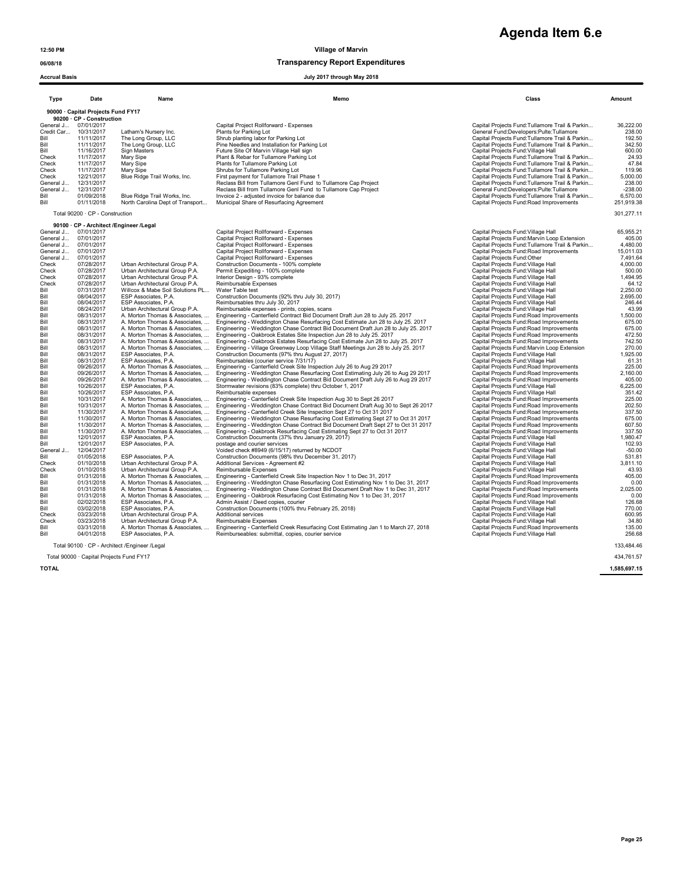# Agenda Item 6.e

12:50 PM — Village of Marvin

06/08/18 — **Transparency Report Expenditures**

Accrual Basis — July 2017 through May 2018

| Type | Date | Name | Memo | Class | Amount |
|---|---|---|---|---|---|
| **90000 · Capital Projects Fund FY17** | | | | | |
| **90200 · CP - Construction** | | | | | |
| General J... | 07/01/2017 | | Capital Project Rollforward - Expenses | Capital Projects Fund:Tullamore Trail & Parkin... | 36,222.00 |
| Credit Car... | 10/31/2017 | Latham's Nursery Inc. | Plants for Parking Lot | General Fund:Developers:Pulte:Tullamore | 238.00 |
| Bill | 11/11/2017 | The Long Group, LLC | Shrub planting labor for Parking Lot | Capital Projects Fund:Tullamore Trail & Parkin... | 192.50 |
| Bill | 11/11/2017 | The Long Group, LLC | Pine Needles and Installation for Parking Lot | Capital Projects Fund:Tullamore Trail & Parkin... | 342.50 |
| Bill | 11/16/2017 | Sign Masters | Future Site Of Marvin Village Hall sign | Capital Projects Fund:Village Hall | 600.00 |
| Check | 11/17/2017 | Mary Sipe | Plant & Rebar for Tullamore Parking Lot | Capital Projects Fund:Tullamore Trail & Parkin... | 24.93 |
| Check | 11/17/2017 | Mary Sipe | Plants for Tullamore Parking Lot | Capital Projects Fund:Tullamore Trail & Parkin... | 47.84 |
| Check | 11/17/2017 | Mary Sipe | Shrubs for Tullamore Parking Lot | Capital Projects Fund:Tullamore Trail & Parkin... | 119.96 |
| Check | 12/21/2017 | Blue Ridge Trail Works, Inc. | First payment for Tullamore Trail Phase 1 | Capital Projects Fund:Tullamore Trail & Parkin... | 5,000.00 |
| General J... | 12/31/2017 | | Reclass Bill from Tullamore Genl Fund to Tullamore Cap Project | Capital Projects Fund:Tullamore Trail & Parkin... | 238.00 |
| General J... | 12/31/2017 | | Reclass Bill from Tullamore Genl Fund to Tullamore Cap Project | General Fund:Developers:Pulte:Tullamore | -238.00 |
| Bill | 01/09/2018 | Blue Ridge Trail Works, Inc. | Invoice 2 - adjusted invoice for balance due | Capital Projects Fund:Tullamore Trail & Parkin... | 6,570.00 |
| Bill | 01/11/2018 | North Carolina Dept of Transport... | Municipal Share of Resurfacing Agreement | Capital Projects Fund:Road Improvements | 251,919.38 |
| Total 90200 · CP - Construction | | | | | 301,277.11 |
| **90100 · CP - Architect /Engineer /Legal** | | | | | |
| General J... | 07/01/2017 | | Capital Project Rollforward - Expenses | Capital Projects Fund:Village Hall | 65,955.21 |
| General J... | 07/01/2017 | | Capital Project Rollforward - Expenses | Capital Projects Fund:Marvin Loop Extension | 405.00 |
| General J... | 07/01/2017 | | Capital Project Rollforward - Expenses | Capital Projects Fund:Tullamore Trail & Parkin... | 4,480.00 |
| General J... | 07/01/2017 | | Capital Project Rollforward - Expenses | Capital Projects Fund:Road Improvements | 15,011.03 |
| General J... | 07/01/2017 | | Capital Project Rollforward - Expenses | Capital Projects Fund:Other | 7,491.64 |
| Check | 07/28/2017 | Urban Architectural Group P.A. | Construction Documents - 100% complete | Capital Projects Fund:Village Hall | 4,000.00 |
| Check | 07/28/2017 | Urban Architectural Group P.A. | Permit Expediting - 100% complete | Capital Projects Fund:Village Hall | 500.00 |
| Check | 07/28/2017 | Urban Architectural Group P.A. | Interior Design - 93% complete | Capital Projects Fund:Village Hall | 1,494.95 |
| Check | 07/28/2017 | Urban Architectural Group P.A. | Reimbursable Expenses | Capital Projects Fund:Village Hall | 64.12 |
| Bill | 07/31/2017 | Willcox & Mabe Soil Solutions PL... | Water Table test | Capital Projects Fund:Village Hall | 2,250.00 |
| Bill | 08/04/2017 | ESP Associates, P.A. | Construction Documents (92% thru July 30, 2017) | Capital Projects Fund:Village Hall | 2,695.00 |
| Bill | 08/04/2017 | ESP Associates, P.A. | Reimbursables thru July 30, 2017 | Capital Projects Fund:Village Hall | 246.44 |
| Bill | 08/24/2017 | Urban Architectural Group P.A. | Reimbursable expenses - prints, copies, scans | Capital Projects Fund:Village Hall | 43.99 |
| Bill | 08/31/2017 | A. Morton Thomas & Associates, ... | Engineering - Canterfield Contract Bid Document Draft Jun 28 to July 25. 2017 | Capital Projects Fund:Road Improvements | 1,500.00 |
| Bill | 08/31/2017 | A. Morton Thomas & Associates, ... | Engineering - Weddington Chase Resurfacing Cost Estimate Jun 28 to July 25. 2017 | Capital Projects Fund:Road Improvements | 675.00 |
| Bill | 08/31/2017 | A. Morton Thomas & Associates, ... | Engineering - Weddington Chase Contract Bid Document Draft Jun 28 to July 25. 2017 | Capital Projects Fund:Road Improvements | 675.00 |
| Bill | 08/31/2017 | A. Morton Thomas & Associates, ... | Engineering - Oakbrook Estates Site Inspection Jun 28 to July 25. 2017 | Capital Projects Fund:Road Improvements | 472.50 |
| Bill | 08/31/2017 | A. Morton Thomas & Associates, ... | Engineering - Oakbrook Estates Resurfacing Cost Estimate Jun 28 to July 25. 2017 | Capital Projects Fund:Road Improvements | 742.50 |
| Bill | 08/31/2017 | A. Morton Thomas & Associates, ... | Engineering - Village Greenway Loop Village Staff Meetings Jun 28 to July 25. 2017 | Capital Projects Fund:Marvin Loop Extension | 270.00 |
| Bill | 08/31/2017 | ESP Associates, P.A. | Construction Documents (97% thru August 27, 2017) | Capital Projects Fund:Village Hall | 1,925.00 |
| Bill | 08/31/2017 | ESP Associates, P.A. | Reimbursables (courier service 7/31/17) | Capital Projects Fund:Village Hall | 61.31 |
| Bill | 09/26/2017 | A. Morton Thomas & Associates, ... | Engineering - Canterfield Creek Site Inspection July 26 to Aug 29 2017 | Capital Projects Fund:Road Improvements | 225.00 |
| Bill | 09/26/2017 | A. Morton Thomas & Associates, ... | Engineering - Weddington Chase Resurfacing Cost Estimating July 26 to Aug 29 2017 | Capital Projects Fund:Road Improvements | 2,160.00 |
| Bill | 09/26/2017 | A. Morton Thomas & Associates, ... | Engineering - Weddington Chase Contract Bid Document Draft July 26 to Aug 29 2017 | Capital Projects Fund:Road Improvements | 405.00 |
| Bill | 10/26/2017 | ESP Associates, P.A. | Stormwater revisions (83% complete) thru October 1, 2017 | Capital Projects Fund:Village Hall | 6,225.00 |
| Bill | 10/26/2017 | ESP Associates, P.A. | Reimbursable expenses | Capital Projects Fund:Village Hall | 351.42 |
| Bill | 10/31/2017 | A. Morton Thomas & Associates, ... | Engineering - Canterfield Creek Site Inspection Aug 30 to Sept 26 2017 | Capital Projects Fund:Road Improvements | 225.00 |
| Bill | 10/31/2017 | A. Morton Thomas & Associates, ... | Engineering - Weddington Chase Contract Bid Document Draft Aug 30 to Sept 26 2017 | Capital Projects Fund:Road Improvements | 202.50 |
| Bill | 11/30/2017 | A. Morton Thomas & Associates, ... | Engineering - Canterfield Creek Site Inspection Sept 27 to Oct 31 2017 | Capital Projects Fund:Road Improvements | 337.50 |
| Bill | 11/30/2017 | A. Morton Thomas & Associates, ... | Engineering - Weddington Chase Resurfacing Cost Estimating Sept 27 to Oct 31 2017 | Capital Projects Fund:Road Improvements | 675.00 |
| Bill | 11/30/2017 | A. Morton Thomas & Associates, ... | Engineering - Weddington Chase Contract Bid Document Draft Sept 27 to Oct 31 2017 | Capital Projects Fund:Road Improvements | 607.50 |
| Bill | 11/30/2017 | A. Morton Thomas & Associates, ... | Engineering - Oakbrook Resurfacing Cost Estimating Sept 27 to Oct 31 2017 | Capital Projects Fund:Road Improvements | 337.50 |
| Bill | 12/01/2017 | ESP Associates, P.A. | Construction Documents (37% thru January 29, 2017) | Capital Projects Fund:Village Hall | 1,980.47 |
| Bill | 12/01/2017 | ESP Associates, P.A. | postage and courier services | Capital Projects Fund:Village Hall | 102.93 |
| General J... | 12/04/2017 | | Voided check #8949 (6/15/17) returned by NCDOT | Capital Projects Fund:Village Hall | -50.00 |
| Bill | 01/05/2018 | ESP Associates, P.A. | Construction Documents (98% thru December 31, 2017) | Capital Projects Fund:Village Hall | 531.81 |
| Check | 01/10/2018 | Urban Architectural Group P.A. | Additional Services - Agreement #2 | Capital Projects Fund:Village Hall | 3,811.10 |
| Check | 01/10/2018 | Urban Architectural Group P.A. | Reimbursable Expenses | Capital Projects Fund:Village Hall | 43.93 |
| Bill | 01/31/2018 | A. Morton Thomas & Associates, ... | Engineering - Canterfield Creek Site Inspection Nov 1 to Dec 31, 2017 | Capital Projects Fund:Road Improvements | 405.00 |
| Bill | 01/31/2018 | A. Morton Thomas & Associates, ... | Engineering - Weddington Chase Resurfacing Cost Estimating Nov 1 to Dec 31, 2017 | Capital Projects Fund:Road Improvements | 0.00 |
| Bill | 01/31/2018 | A. Morton Thomas & Associates, ... | Engineering - Weddington Chase Contract Bid Document Draft Nov 1 to Dec 31, 2017 | Capital Projects Fund:Road Improvements | 2,025.00 |
| Bill | 01/31/2018 | A. Morton Thomas & Associates, ... | Engineering - Oakbrook Resurfacing Cost Estimating Nov 1 to Dec 31, 2017 | Capital Projects Fund:Road Improvements | 0.00 |
| Bill | 02/02/2018 | ESP Associates, P.A. | Admin Assist / Deed copies, courier | Capital Projects Fund:Village Hall | 126.68 |
| Bill | 03/02/2018 | ESP Associates, P.A. | Construction Documents (100% thru February 25, 2018) | Capital Projects Fund:Village Hall | 770.00 |
| Check | 03/23/2018 | Urban Architectural Group P.A. | Additional services | Capital Projects Fund:Village Hall | 600.95 |
| Check | 03/23/2018 | Urban Architectural Group P.A. | Reimbursable Expenses | Capital Projects Fund:Village Hall | 34.80 |
| Bill | 03/31/2018 | A. Morton Thomas & Associates, ... | Engineering - Canterfield Creek Resurfacing Cost Estimating Jan 1 to March 27, 2018 | Capital Projects Fund:Road Improvements | 135.00 |
| Bill | 04/01/2018 | ESP Associates, P.A. | Reimburseables: submittal, copies, courier service | Capital Projects Fund:Village Hall | 256.68 |
| Total 90100 · CP - Architect /Engineer /Legal | | | | | 133,484.46 |
| Total 90000 · Capital Projects Fund FY17 | | | | | 434,761.57 |
| **TOTAL** | | | | | **1,585,697.15** |